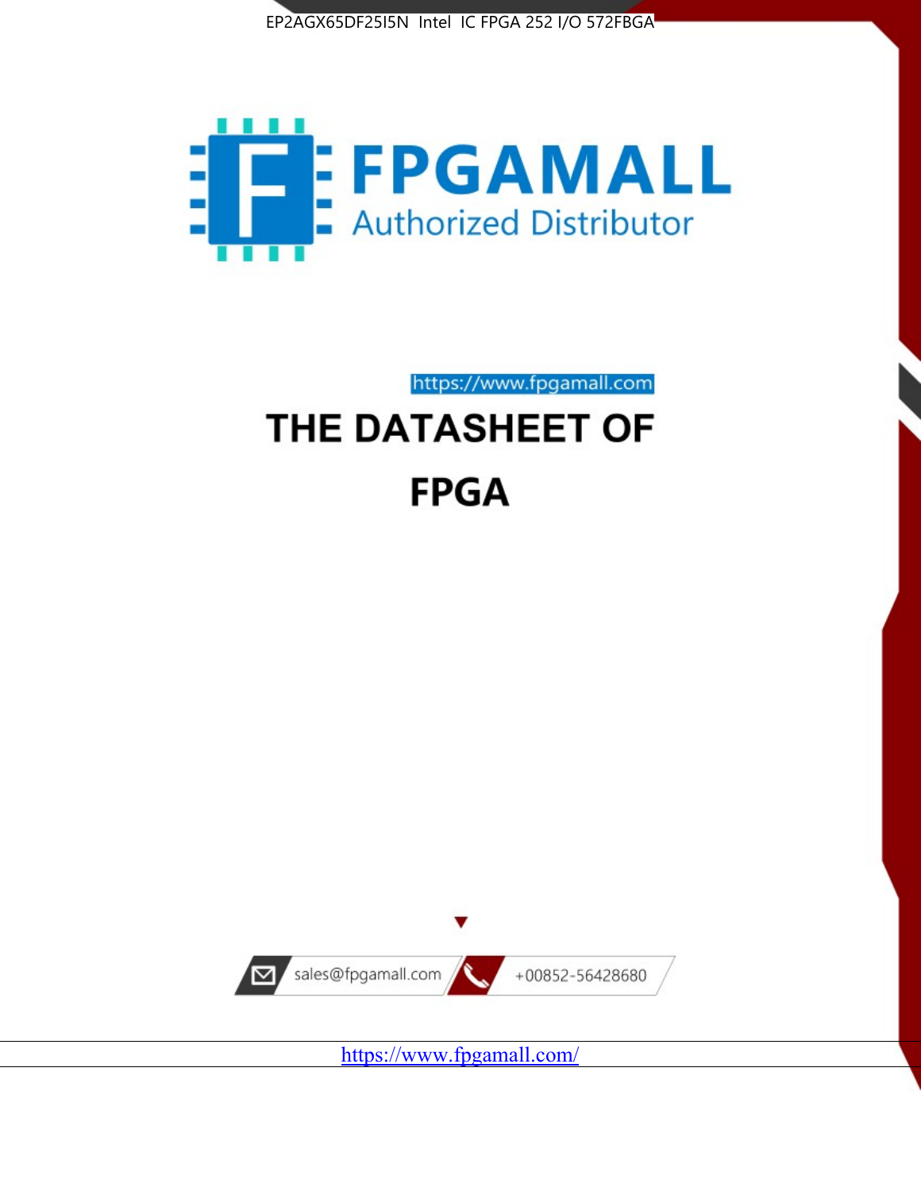EP2AGX65DF25I5N Intel IC FPGA 252 I/O 572FBGA

FPGAMALL

Authorized Distributor

https://www.fpgamall.com

# THE DATASHEET OF

# FPGA

sales@fpgamall.com

+00852-56428680

https://www.fpgamall.com/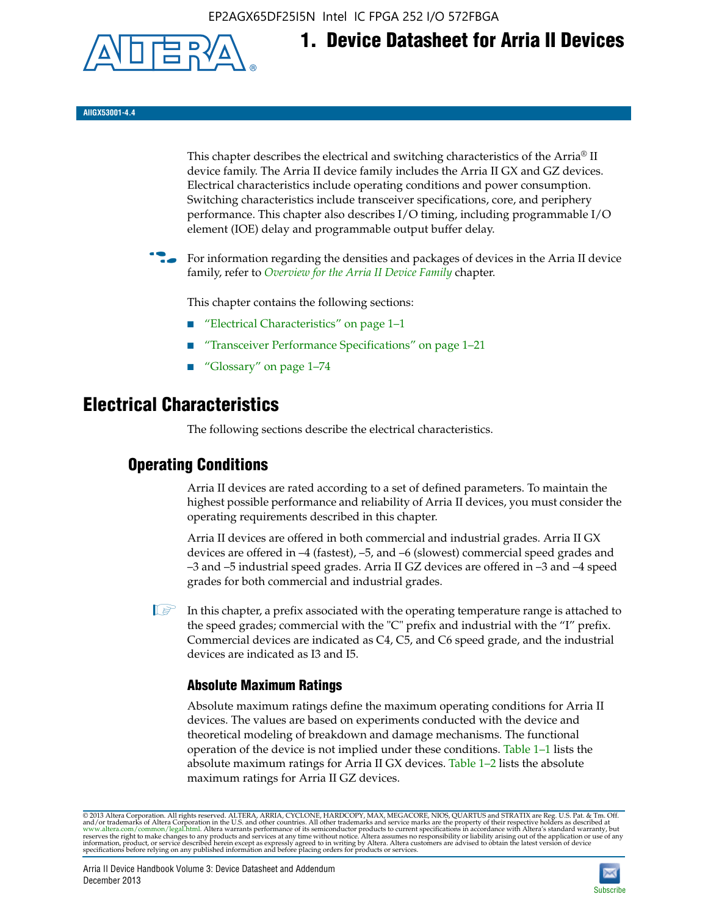# 1. Device Datasheet for Arria II Devices

AIIGX53001-4.4

This chapter describes the electrical and switching characteristics of the Arria® II device family. The Arria II device family includes the Arria II GX and GZ devices. Electrical characteristics include operating conditions and power consumption. Switching characteristics include transceiver specifications, core, and periphery performance. This chapter also describes I/O timing, including programmable I/O element (IOE) delay and programmable output buffer delay.

For information regarding the densities and packages of devices in the Arria II device family, refer to *Overview for the Arria II Device Family* chapter.

This chapter contains the following sections:

- "Electrical Characteristics" on page 1–1
- "Transceiver Performance Specifications" on page 1–21
- "Glossary" on page 1–74

# Electrical Characteristics

The following sections describe the electrical characteristics.

## Operating Conditions

Arria II devices are rated according to a set of defined parameters. To maintain the highest possible performance and reliability of Arria II devices, you must consider the operating requirements described in this chapter.

Arria II devices are offered in both commercial and industrial grades. Arria II GX devices are offered in –4 (fastest), –5, and –6 (slowest) commercial speed grades and –3 and –5 industrial speed grades. Arria II GZ devices are offered in –3 and –4 speed grades for both commercial and industrial grades.

In this chapter, a prefix associated with the operating temperature range is attached to the speed grades; commercial with the "C" prefix and industrial with the "I" prefix. Commercial devices are indicated as C4, C5, and C6 speed grade, and the industrial devices are indicated as I3 and I5.

### Absolute Maximum Ratings

Absolute maximum ratings define the maximum operating conditions for Arria II devices. The values are based on experiments conducted with the device and theoretical modeling of breakdown and damage mechanisms. The functional operation of the device is not implied under these conditions. Table 1–1 lists the absolute maximum ratings for Arria II GX devices. Table 1–2 lists the absolute maximum ratings for Arria II GZ devices.

© 2013 Altera Corporation. All rights reserved. ALTERA, ARRIA, CYCLONE, HARDCOPY, MAX, MEGACORE, NIOS, QUARTUS and STRATIX are Reg. U.S. Pat. & Tm. Off. and/or trademarks of Altera Corporation in the U.S. and other countries. All other trademarks and service marks are the property of their respective holders as described at www.altera.com/common/legal.html. Altera warrants performance of its semiconductor products to current specifications in accordance with Altera's standard warranty, but reserves the right to make changes to any products and services at any time without notice. Altera assumes no responsibility or liability arising out of the application or use of any information, product, or service described herein except as expressly agreed to in writing by Altera. Altera customers are advised to obtain the latest version of device specifications before relying on any published information and before placing orders for products or services.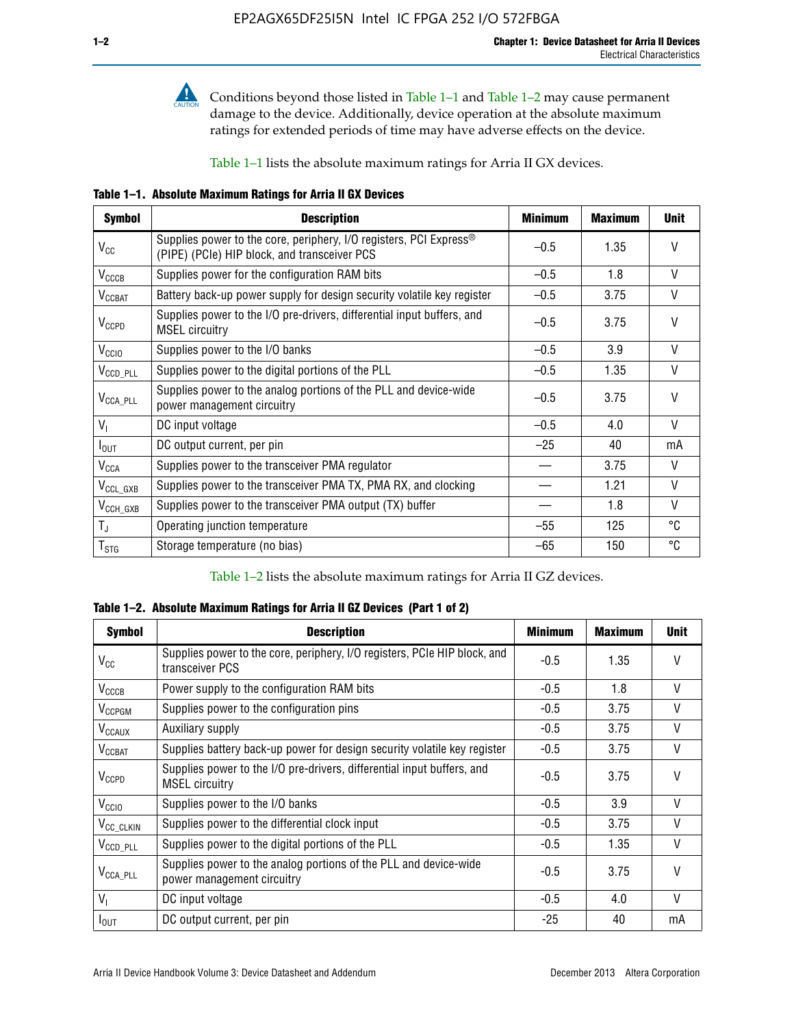Conditions beyond those listed in Table 1–1 and Table 1–2 may cause permanent damage to the device. Additionally, device operation at the absolute maximum ratings for extended periods of time may have adverse effects on the device.

Table 1–1 lists the absolute maximum ratings for Arria II GX devices.

**Table 1–1. Absolute Maximum Ratings for Arria II GX Devices**

| Symbol | Description | Minimum | Maximum | Unit |
|---|---|---|---|---|
| $V_{CC}$ | Supplies power to the core, periphery, I/O registers, PCI Express® (PIPE) (PCIe) HIP block, and transceiver PCS | –0.5 | 1.35 | V |
| $V_{CCCB}$ | Supplies power for the configuration RAM bits | –0.5 | 1.8 | V |
| $V_{CCBAT}$ | Battery back-up power supply for design security volatile key register | –0.5 | 3.75 | V |
| $V_{CCPD}$ | Supplies power to the I/O pre-drivers, differential input buffers, and MSEL circuitry | –0.5 | 3.75 | V |
| $V_{CCIO}$ | Supplies power to the I/O banks | –0.5 | 3.9 | V |
| $V_{CCD\_PLL}$ | Supplies power to the digital portions of the PLL | –0.5 | 1.35 | V |
| $V_{CCA\_PLL}$ | Supplies power to the analog portions of the PLL and device-wide power management circuitry | –0.5 | 3.75 | V |
| $V_I$ | DC input voltage | –0.5 | 4.0 | V |
| $I_{OUT}$ | DC output current, per pin | –25 | 40 | mA |
| $V_{CCA}$ | Supplies power to the transceiver PMA regulator | — | 3.75 | V |
| $V_{CCL\_GXB}$ | Supplies power to the transceiver PMA TX, PMA RX, and clocking | — | 1.21 | V |
| $V_{CCH\_GXB}$ | Supplies power to the transceiver PMA output (TX) buffer | — | 1.8 | V |
| $T_J$ | Operating junction temperature | –55 | 125 | °C |
| $T_{STG}$ | Storage temperature (no bias) | –65 | 150 | °C |

Table 1–2 lists the absolute maximum ratings for Arria II GZ devices.

**Table 1–2. Absolute Maximum Ratings for Arria II GZ Devices (Part 1 of 2)**

| Symbol | Description | Minimum | Maximum | Unit |
|---|---|---|---|---|
| $V_{CC}$ | Supplies power to the core, periphery, I/O registers, PCIe HIP block, and transceiver PCS | -0.5 | 1.35 | V |
| $V_{CCCB}$ | Power supply to the configuration RAM bits | -0.5 | 1.8 | V |
| $V_{CCPGM}$ | Supplies power to the configuration pins | -0.5 | 3.75 | V |
| $V_{CCAUX}$ | Auxiliary supply | -0.5 | 3.75 | V |
| $V_{CCBAT}$ | Supplies battery back-up power for design security volatile key register | -0.5 | 3.75 | V |
| $V_{CCPD}$ | Supplies power to the I/O pre-drivers, differential input buffers, and MSEL circuitry | -0.5 | 3.75 | V |
| $V_{CCIO}$ | Supplies power to the I/O banks | -0.5 | 3.9 | V |
| $V_{CC\_CLKIN}$ | Supplies power to the differential clock input | -0.5 | 3.75 | V |
| $V_{CCD\_PLL}$ | Supplies power to the digital portions of the PLL | -0.5 | 1.35 | V |
| $V_{CCA\_PLL}$ | Supplies power to the analog portions of the PLL and device-wide power management circuitry | -0.5 | 3.75 | V |
| $V_I$ | DC input voltage | -0.5 | 4.0 | V |
| $I_{OUT}$ | DC output current, per pin | -25 | 40 | mA |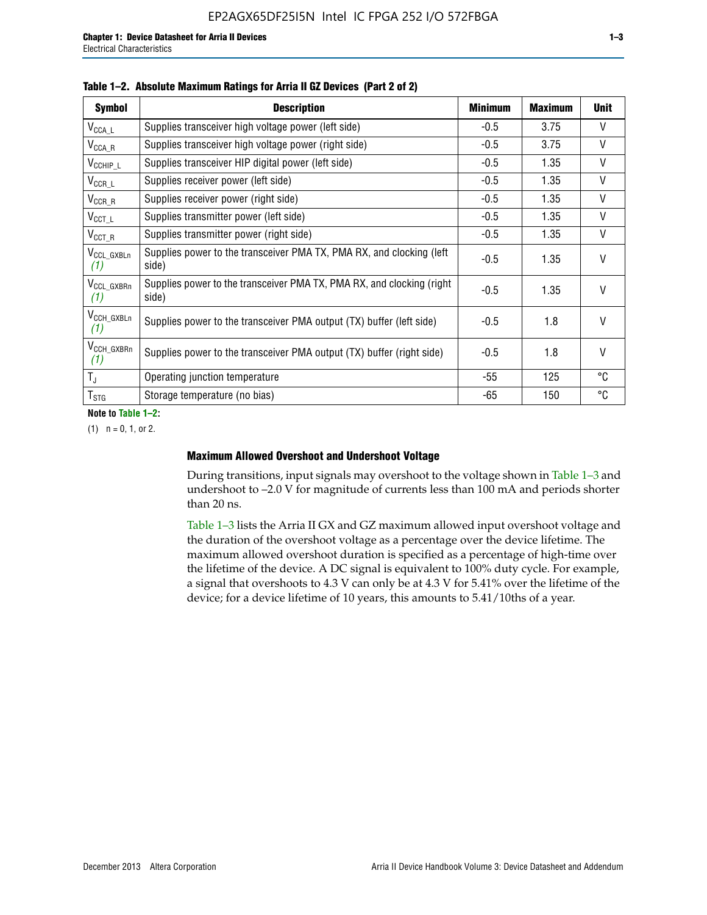**Table 1–2. Absolute Maximum Ratings for Arria II GZ Devices (Part 2 of 2)**

| Symbol | Description | Minimum | Maximum | Unit |
|---|---|---|---|---|
| $V_{CCA\_L}$ | Supplies transceiver high voltage power (left side) | -0.5 | 3.75 | V |
| $V_{CCA\_R}$ | Supplies transceiver high voltage power (right side) | -0.5 | 3.75 | V |
| $V_{CCHIP\_L}$ | Supplies transceiver HIP digital power (left side) | -0.5 | 1.35 | V |
| $V_{CCR\_L}$ | Supplies receiver power (left side) | -0.5 | 1.35 | V |
| $V_{CCR\_R}$ | Supplies receiver power (right side) | -0.5 | 1.35 | V |
| $V_{CCT\_L}$ | Supplies transmitter power (left side) | -0.5 | 1.35 | V |
| $V_{CCT\_R}$ | Supplies transmitter power (right side) | -0.5 | 1.35 | V |
| $V_{CCL\_GXBLn}$ *(1)* | Supplies power to the transceiver PMA TX, PMA RX, and clocking (left side) | -0.5 | 1.35 | V |
| $V_{CCL\_GXBRn}$ *(1)* | Supplies power to the transceiver PMA TX, PMA RX, and clocking (right side) | -0.5 | 1.35 | V |
| $V_{CCH\_GXBLn}$ *(1)* | Supplies power to the transceiver PMA output (TX) buffer (left side) | -0.5 | 1.8 | V |
| $V_{CCH\_GXBRn}$ *(1)* | Supplies power to the transceiver PMA output (TX) buffer (right side) | -0.5 | 1.8 | V |
| $T_J$ | Operating junction temperature | -55 | 125 | °C |
| $T_{STG}$ | Storage temperature (no bias) | -65 | 150 | °C |

**Note to Table 1–2:**

(1) n = 0, 1, or 2.

### Maximum Allowed Overshoot and Undershoot Voltage

During transitions, input signals may overshoot to the voltage shown in Table 1–3 and undershoot to –2.0 V for magnitude of currents less than 100 mA and periods shorter than 20 ns.

Table 1–3 lists the Arria II GX and GZ maximum allowed input overshoot voltage and the duration of the overshoot voltage as a percentage over the device lifetime. The maximum allowed overshoot duration is specified as a percentage of high-time over the lifetime of the device. A DC signal is equivalent to 100% duty cycle. For example, a signal that overshoots to 4.3 V can only be at 4.3 V for 5.41% over the lifetime of the device; for a device lifetime of 10 years, this amounts to 5.41/10ths of a year.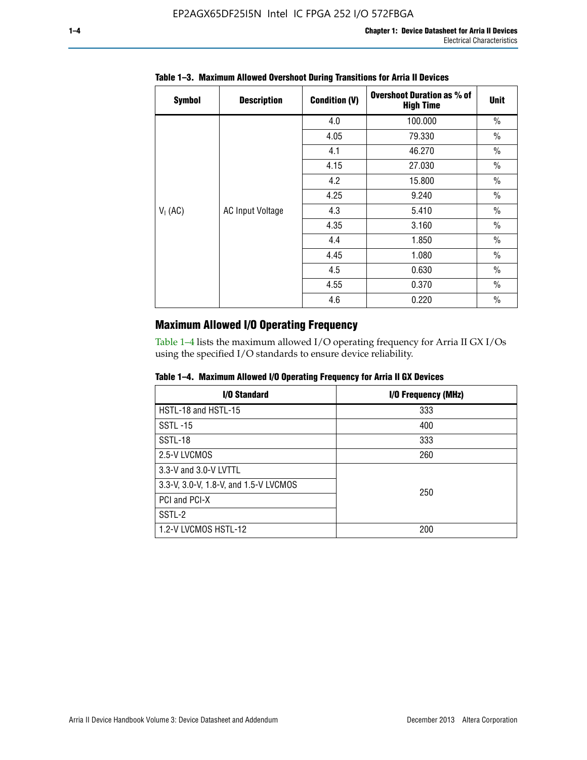**Table 1–3. Maximum Allowed Overshoot During Transitions for Arria II Devices**

| Symbol | Description | Condition (V) | Overshoot Duration as % of High Time | Unit |
|---|---|---|---|---|
| $V_I$ (AC) | AC Input Voltage | 4.0 | 100.000 | % |
| | | 4.05 | 79.330 | % |
| | | 4.1 | 46.270 | % |
| | | 4.15 | 27.030 | % |
| | | 4.2 | 15.800 | % |
| | | 4.25 | 9.240 | % |
| | | 4.3 | 5.410 | % |
| | | 4.35 | 3.160 | % |
| | | 4.4 | 1.850 | % |
| | | 4.45 | 1.080 | % |
| | | 4.5 | 0.630 | % |
| | | 4.55 | 0.370 | % |
| | | 4.6 | 0.220 | % |

## Maximum Allowed I/O Operating Frequency

Table 1–4 lists the maximum allowed I/O operating frequency for Arria II GX I/Os using the specified I/O standards to ensure device reliability.

**Table 1–4. Maximum Allowed I/O Operating Frequency for Arria II GX Devices**

| I/O Standard | I/O Frequency (MHz) |
|---|---|
| HSTL-18 and HSTL-15 | 333 |
| SSTL -15 | 400 |
| SSTL-18 | 333 |
| 2.5-V LVCMOS | 260 |
| 3.3-V and 3.0-V LVTTL | 250 |
| 3.3-V, 3.0-V, 1.8-V, and 1.5-V LVCMOS | |
| PCI and PCI-X | |
| SSTL-2 | |
| 1.2-V LVCMOS HSTL-12 | 200 |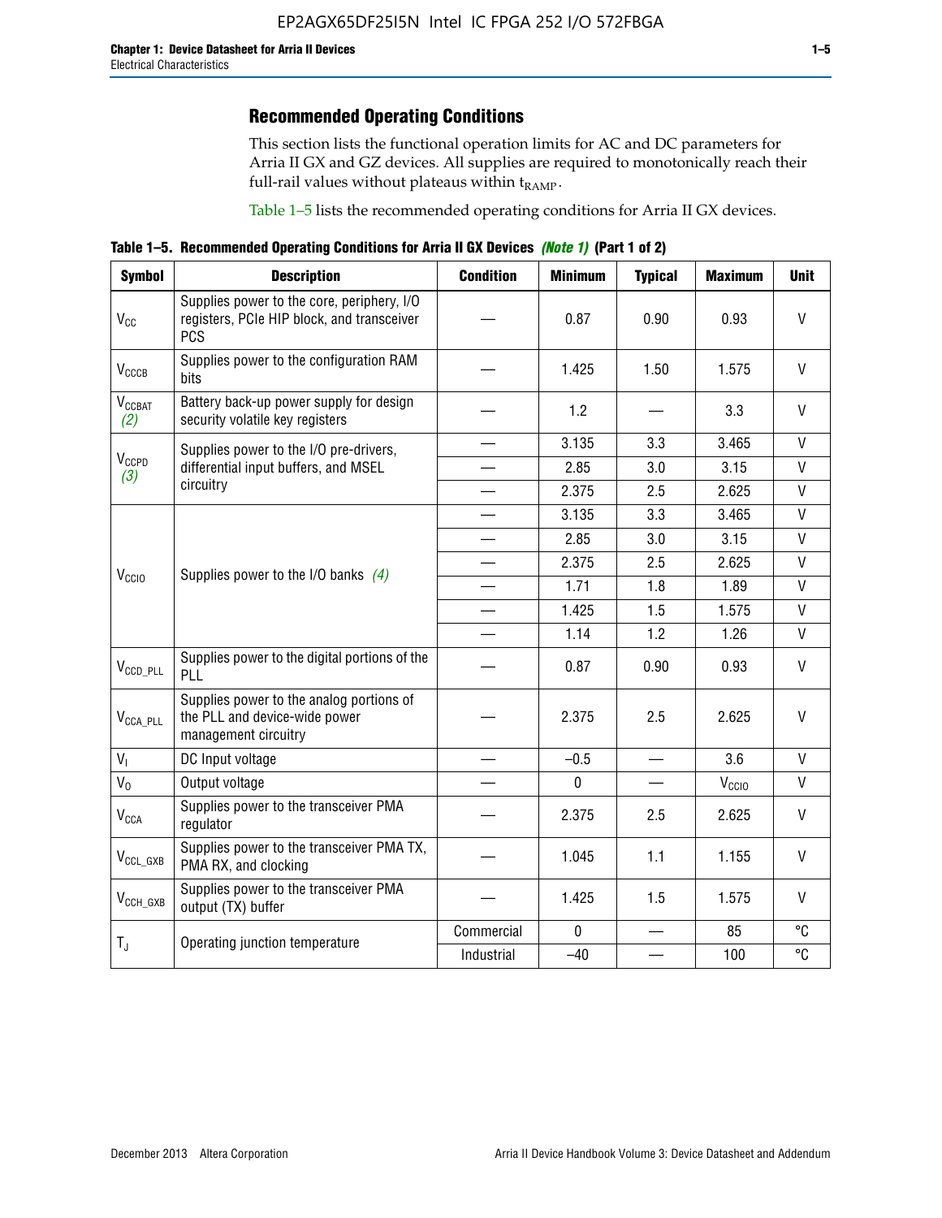## Recommended Operating Conditions

This section lists the functional operation limits for AC and DC parameters for Arria II GX and GZ devices. All supplies are required to monotonically reach their full-rail values without plateaus within $t_{RAMP}$.

Table 1–5 lists the recommended operating conditions for Arria II GX devices.

**Table 1–5. Recommended Operating Conditions for Arria II GX Devices** ***(Note 1)*** **(Part 1 of 2)**

| Symbol | Description | Condition | Minimum | Typical | Maximum | Unit |
|---|---|---|---|---|---|---|
| $V_{CC}$ | Supplies power to the core, periphery, I/O registers, PCIe HIP block, and transceiver PCS | — | 0.87 | 0.90 | 0.93 | V |
| $V_{CCCB}$ | Supplies power to the configuration RAM bits | — | 1.425 | 1.50 | 1.575 | V |
| $V_{CCBAT}$ *(2)* | Battery back-up power supply for design security volatile key registers | — | 1.2 | — | 3.3 | V |
| $V_{CCPD}$ *(3)* | Supplies power to the I/O pre-drivers, differential input buffers, and MSEL circuitry | — | 3.135 | 3.3 | 3.465 | V |
| | | — | 2.85 | 3.0 | 3.15 | V |
| | | — | 2.375 | 2.5 | 2.625 | V |
| $V_{CCIO}$ | Supplies power to the I/O banks *(4)* | — | 3.135 | 3.3 | 3.465 | V |
| | | — | 2.85 | 3.0 | 3.15 | V |
| | | — | 2.375 | 2.5 | 2.625 | V |
| | | — | 1.71 | 1.8 | 1.89 | V |
| | | — | 1.425 | 1.5 | 1.575 | V |
| | | — | 1.14 | 1.2 | 1.26 | V |
| $V_{CCD\_PLL}$ | Supplies power to the digital portions of the PLL | — | 0.87 | 0.90 | 0.93 | V |
| $V_{CCA\_PLL}$ | Supplies power to the analog portions of the PLL and device-wide power management circuitry | — | 2.375 | 2.5 | 2.625 | V |
| $V_I$ | DC Input voltage | — | –0.5 | — | 3.6 | V |
| $V_O$ | Output voltage | — | 0 | — | $V_{CCIO}$ | V |
| $V_{CCA}$ | Supplies power to the transceiver PMA regulator | — | 2.375 | 2.5 | 2.625 | V |
| $V_{CCL\_GXB}$ | Supplies power to the transceiver PMA TX, PMA RX, and clocking | — | 1.045 | 1.1 | 1.155 | V |
| $V_{CCH\_GXB}$ | Supplies power to the transceiver PMA output (TX) buffer | — | 1.425 | 1.5 | 1.575 | V |
| $T_J$ | Operating junction temperature | Commercial | 0 | — | 85 | °C |
| | | Industrial | –40 | — | 100 | °C |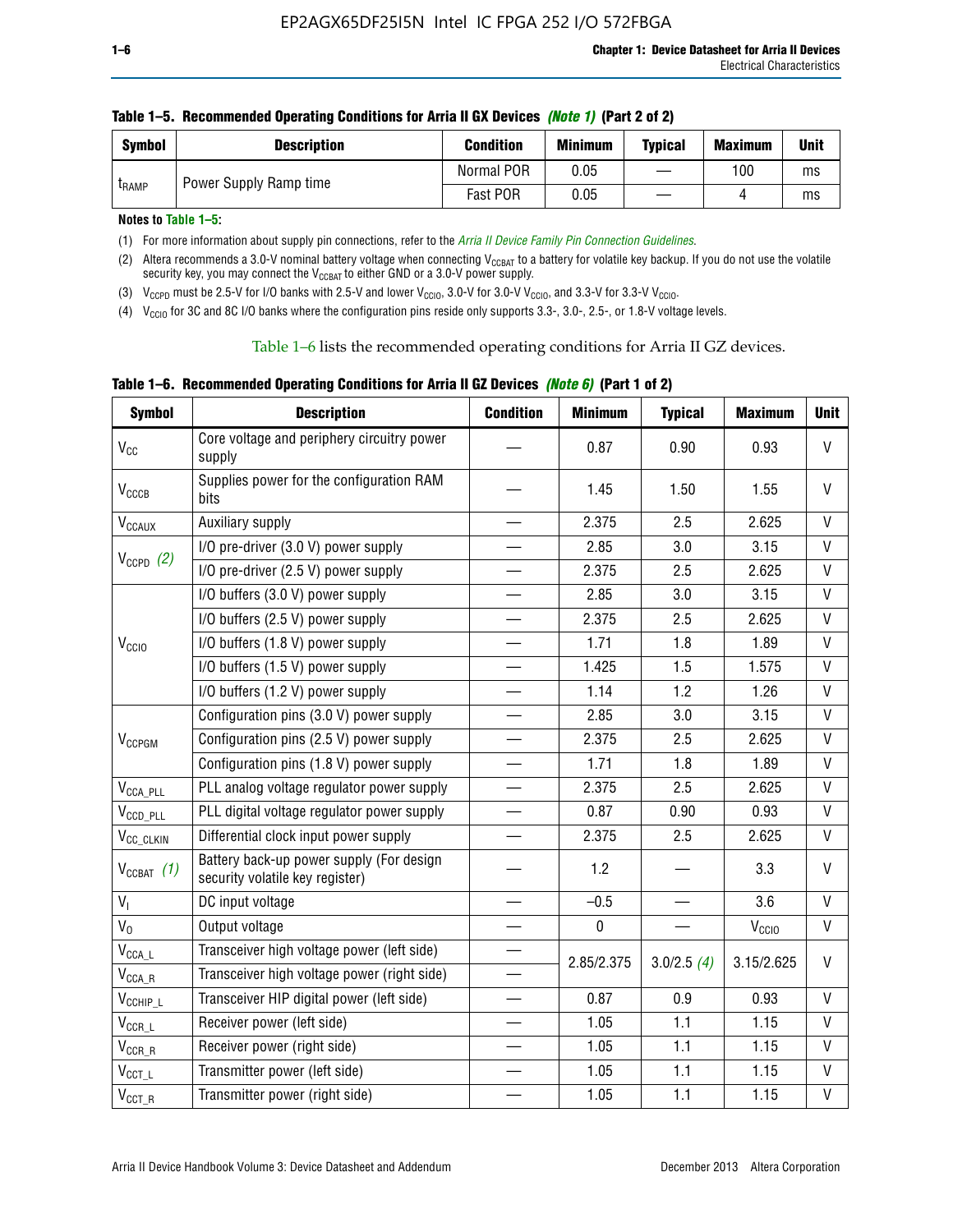**Table 1–5. Recommended Operating Conditions for Arria II GX Devices *(Note 1)* (Part 2 of 2)**

| Symbol | Description | Condition | Minimum | Typical | Maximum | Unit |
|---|---|---|---|---|---|---|
| $t_{RAMP}$ | Power Supply Ramp time | Normal POR | 0.05 | — | 100 | ms |
| | | Fast POR | 0.05 | — | 4 | ms |

**Notes to Table 1–5:**

(1) For more information about supply pin connections, refer to the *Arria II Device Family Pin Connection Guidelines*.

(2) Altera recommends a 3.0-V nominal battery voltage when connecting $V_{CCBAT}$ to a battery for volatile key backup. If you do not use the volatile security key, you may connect the $V_{CCBAT}$ to either GND or a 3.0-V power supply.

(3) $V_{CCPD}$ must be 2.5-V for I/O banks with 2.5-V and lower $V_{CCIO}$, 3.0-V for 3.0-V $V_{CCIO}$, and 3.3-V for 3.3-V $V_{CCIO}$.

(4) $V_{CCIO}$ for 3C and 8C I/O banks where the configuration pins reside only supports 3.3-, 3.0-, 2.5-, or 1.8-V voltage levels.

Table 1–6 lists the recommended operating conditions for Arria II GZ devices.

**Table 1–6. Recommended Operating Conditions for Arria II GZ Devices *(Note 6)* (Part 1 of 2)**

| Symbol | Description | Condition | Minimum | Typical | Maximum | Unit |
|---|---|---|---|---|---|---|
| $V_{CC}$ | Core voltage and periphery circuitry power supply | — | 0.87 | 0.90 | 0.93 | V |
| $V_{CCCB}$ | Supplies power for the configuration RAM bits | — | 1.45 | 1.50 | 1.55 | V |
| $V_{CCAUX}$ | Auxiliary supply | — | 2.375 | 2.5 | 2.625 | V |
| $V_{CCPD}$ *(2)* | I/O pre-driver (3.0 V) power supply | — | 2.85 | 3.0 | 3.15 | V |
| | I/O pre-driver (2.5 V) power supply | — | 2.375 | 2.5 | 2.625 | V |
| $V_{CCIO}$ | I/O buffers (3.0 V) power supply | — | 2.85 | 3.0 | 3.15 | V |
| | I/O buffers (2.5 V) power supply | — | 2.375 | 2.5 | 2.625 | V |
| | I/O buffers (1.8 V) power supply | — | 1.71 | 1.8 | 1.89 | V |
| | I/O buffers (1.5 V) power supply | — | 1.425 | 1.5 | 1.575 | V |
| | I/O buffers (1.2 V) power supply | — | 1.14 | 1.2 | 1.26 | V |
| $V_{CCPGM}$ | Configuration pins (3.0 V) power supply | — | 2.85 | 3.0 | 3.15 | V |
| | Configuration pins (2.5 V) power supply | — | 2.375 | 2.5 | 2.625 | V |
| | Configuration pins (1.8 V) power supply | — | 1.71 | 1.8 | 1.89 | V |
| $V_{CCA\_PLL}$ | PLL analog voltage regulator power supply | — | 2.375 | 2.5 | 2.625 | V |
| $V_{CCD\_PLL}$ | PLL digital voltage regulator power supply | — | 0.87 | 0.90 | 0.93 | V |
| $V_{CC\_CLKIN}$ | Differential clock input power supply | — | 2.375 | 2.5 | 2.625 | V |
| $V_{CCBAT}$ *(1)* | Battery back-up power supply (For design security volatile key register) | — | 1.2 | — | 3.3 | V |
| $V_I$ | DC input voltage | — | –0.5 | — | 3.6 | V |
| $V_O$ | Output voltage | — | 0 | — | $V_{CCIO}$ | V |
| $V_{CCA\_L}$ | Transceiver high voltage power (left side) | — | 2.85/2.375 | 3.0/2.5 *(4)* | 3.15/2.625 | V |
| $V_{CCA\_R}$ | Transceiver high voltage power (right side) | — | | | | |
| $V_{CCHIP\_L}$ | Transceiver HIP digital power (left side) | — | 0.87 | 0.9 | 0.93 | V |
| $V_{CCR\_L}$ | Receiver power (left side) | — | 1.05 | 1.1 | 1.15 | V |
| $V_{CCR\_R}$ | Receiver power (right side) | — | 1.05 | 1.1 | 1.15 | V |
| $V_{CCT\_L}$ | Transmitter power (left side) | — | 1.05 | 1.1 | 1.15 | V |
| $V_{CCT\_R}$ | Transmitter power (right side) | — | 1.05 | 1.1 | 1.15 | V |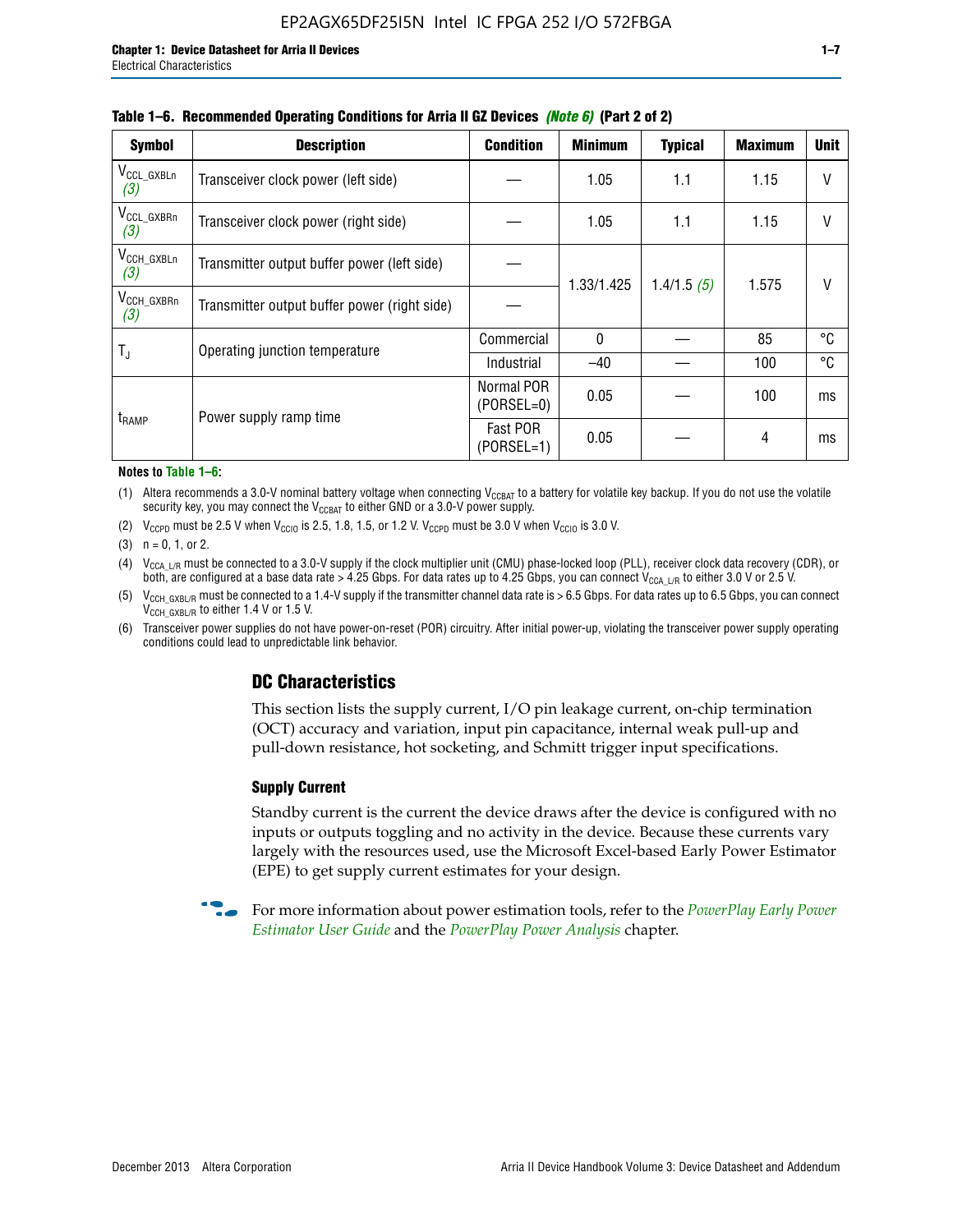**Table 1–6. Recommended Operating Conditions for Arria II GZ Devices** *(Note 6)* **(Part 2 of 2)**

| Symbol | Description | Condition | Minimum | Typical | Maximum | Unit |
|---|---|---|---|---|---|---|
| $V_{CCL\_GXBLn}$ *(3)* | Transceiver clock power (left side) | — | 1.05 | 1.1 | 1.15 | V |
| $V_{CCL\_GXBRn}$ *(3)* | Transceiver clock power (right side) | — | 1.05 | 1.1 | 1.15 | V |
| $V_{CCH\_GXBLn}$ *(3)* | Transmitter output buffer power (left side) | — | 1.33/1.425 | 1.4/1.5 *(5)* | 1.575 | V |
| $V_{CCH\_GXBRn}$ *(3)* | Transmitter output buffer power (right side) | — | | | | |
| $T_J$ | Operating junction temperature | Commercial | 0 | — | 85 | °C |
| | | Industrial | –40 | — | 100 | °C |
| $t_{RAMP}$ | Power supply ramp time | Normal POR (PORSEL=0) | 0.05 | — | 100 | ms |
| | | Fast POR (PORSEL=1) | 0.05 | — | 4 | ms |

**Notes to Table 1–6:**

(1) Altera recommends a 3.0-V nominal battery voltage when connecting $V_{CCBAT}$ to a battery for volatile key backup. If you do not use the volatile security key, you may connect the $V_{CCBAT}$ to either GND or a 3.0-V power supply.

(2) $V_{CCPD}$ must be 2.5 V when $V_{CCIO}$ is 2.5, 1.8, 1.5, or 1.2 V. $V_{CCPD}$ must be 3.0 V when $V_{CCIO}$ is 3.0 V.

(3) n = 0, 1, or 2.

(4) $V_{CCA\_L/R}$ must be connected to a 3.0-V supply if the clock multiplier unit (CMU) phase-locked loop (PLL), receiver clock data recovery (CDR), or both, are configured at a base data rate > 4.25 Gbps. For data rates up to 4.25 Gbps, you can connect $V_{CCA\_L/R}$ to either 3.0 V or 2.5 V.

(5) $V_{CCH\_GXBL/R}$ must be connected to a 1.4-V supply if the transmitter channel data rate is > 6.5 Gbps. For data rates up to 6.5 Gbps, you can connect $V_{CCH\_GXBL/R}$ to either 1.4 V or 1.5 V.

(6) Transceiver power supplies do not have power-on-reset (POR) circuitry. After initial power-up, violating the transceiver power supply operating conditions could lead to unpredictable link behavior.

## DC Characteristics

This section lists the supply current, I/O pin leakage current, on-chip termination (OCT) accuracy and variation, input pin capacitance, internal weak pull-up and pull-down resistance, hot socketing, and Schmitt trigger input specifications.

### Supply Current

Standby current is the current the device draws after the device is configured with no inputs or outputs toggling and no activity in the device. Because these currents vary largely with the resources used, use the Microsoft Excel-based Early Power Estimator (EPE) to get supply current estimates for your design.

For more information about power estimation tools, refer to the *PowerPlay Early Power Estimator User Guide* and the *PowerPlay Power Analysis* chapter.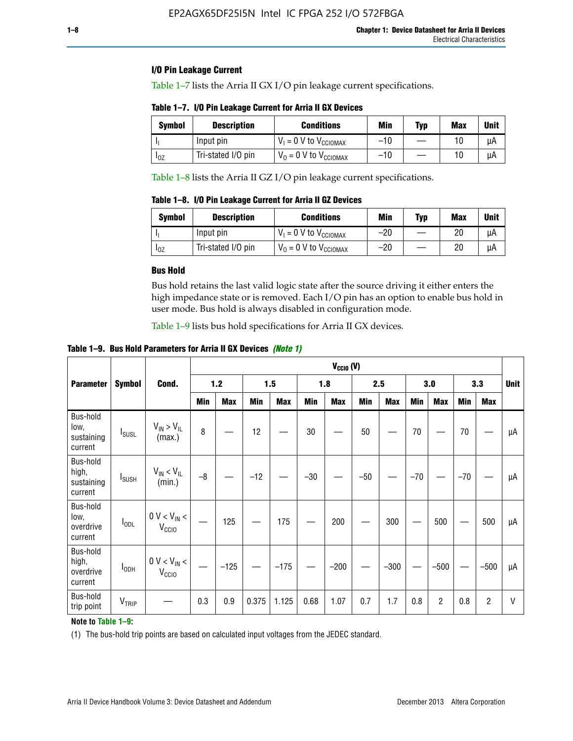### I/O Pin Leakage Current

Table 1–7 lists the Arria II GX I/O pin leakage current specifications.

**Table 1–7. I/O Pin Leakage Current for Arria II GX Devices**

| Symbol | Description | Conditions | Min | Typ | Max | Unit |
|---|---|---|---|---|---|---|
| $I_I$ | Input pin | $V_I$ = 0 V to $V_{CCIOMAX}$ | –10 | — | 10 | µA |
| $I_{OZ}$ | Tri-stated I/O pin | $V_O$ = 0 V to $V_{CCIOMAX}$ | –10 | — | 10 | µA |

Table 1–8 lists the Arria II GZ I/O pin leakage current specifications.

**Table 1–8. I/O Pin Leakage Current for Arria II GZ Devices**

| Symbol | Description | Conditions | Min | Typ | Max | Unit |
|---|---|---|---|---|---|---|
| $I_I$ | Input pin | $V_I$ = 0 V to $V_{CCIOMAX}$ | –20 | — | 20 | µA |
| $I_{OZ}$ | Tri-stated I/O pin | $V_O$ = 0 V to $V_{CCIOMAX}$ | –20 | — | 20 | µA |

### Bus Hold

Bus hold retains the last valid logic state after the source driving it either enters the high impedance state or is removed. Each I/O pin has an option to enable bus hold in user mode. Bus hold is always disabled in configuration mode.

Table 1–9 lists bus hold specifications for Arria II GX devices.

**Table 1–9. Bus Hold Parameters for Arria II GX Devices** *(Note 1)*

| Parameter | Symbol | Cond. | $V_{CCIO}$ (V) | | | | | | | | | | | | Unit |
|---|---|---|---|---|---|---|---|---|---|---|---|---|---|---|---|
| | | | 1.2 | | 1.5 | | 1.8 | | 2.5 | | 3.0 | | 3.3 | | |
| | | | Min | Max | Min | Max | Min | Max | Min | Max | Min | Max | Min | Max | |
| Bus-hold low, sustaining current | $I_{SUSL}$ | $V_{IN} > V_{IL}$ (max.) | 8 | — | 12 | — | 30 | — | 50 | — | 70 | — | 70 | — | µA |
| Bus-hold high, sustaining current | $I_{SUSH}$ | $V_{IN} < V_{IL}$ (min.) | –8 | — | –12 | — | –30 | — | –50 | — | –70 | — | –70 | — | µA |
| Bus-hold low, overdrive current | $I_{ODL}$ | 0 V < $V_{IN}$ < $V_{CCIO}$ | — | 125 | — | 175 | — | 200 | — | 300 | — | 500 | — | 500 | µA |
| Bus-hold high, overdrive current | $I_{ODH}$ | 0 V < $V_{IN}$ < $V_{CCIO}$ | — | –125 | — | –175 | — | –200 | — | –300 | — | –500 | — | –500 | µA |
| Bus-hold trip point | $V_{TRIP}$ | — | 0.3 | 0.9 | 0.375 | 1.125 | 0.68 | 1.07 | 0.7 | 1.7 | 0.8 | 2 | 0.8 | 2 | V |

**Note to Table 1–9:**

(1) The bus-hold trip points are based on calculated input voltages from the JEDEC standard.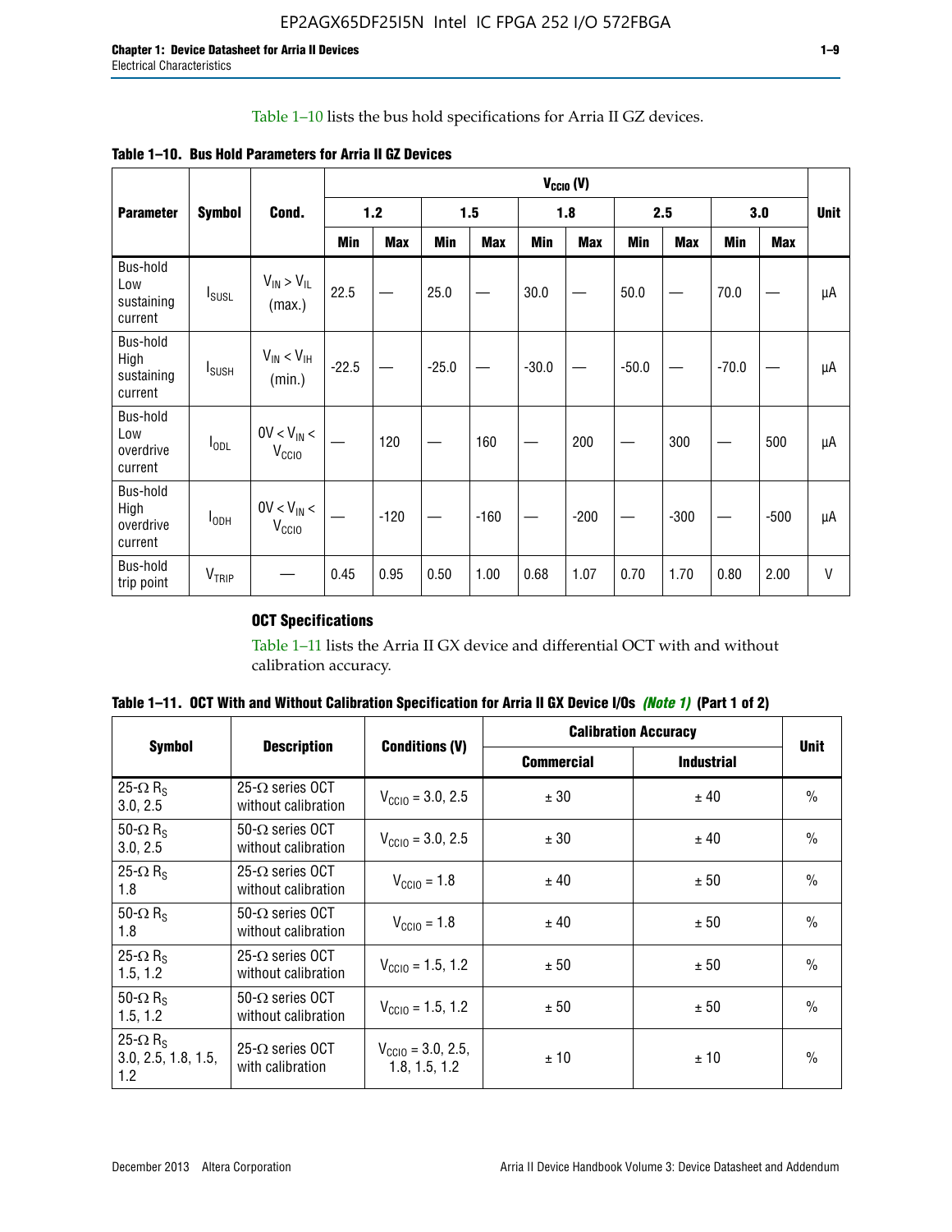Table 1–10 lists the bus hold specifications for Arria II GZ devices.

**Table 1–10. Bus Hold Parameters for Arria II GZ Devices**

| Parameter | Symbol | Cond. | $V_{CCIO}$ (V) | | | | | | | | | | Unit |
|---|---|---|---|---|---|---|---|---|---|---|---|---|---|
| | | | 1.2 | | 1.5 | | 1.8 | | 2.5 | | 3.0 | | |
| | | | Min | Max | Min | Max | Min | Max | Min | Max | Min | Max | |
| Bus-hold Low sustaining current | $I_{SUSL}$ | $V_{IN} > V_{IL}$ (max.) | 22.5 | — | 25.0 | — | 30.0 | — | 50.0 | — | 70.0 | — | µA |
| Bus-hold High sustaining current | $I_{SUSH}$ | $V_{IN} < V_{IH}$ (min.) | -22.5 | — | -25.0 | — | -30.0 | — | -50.0 | — | -70.0 | — | µA |
| Bus-hold Low overdrive current | $I_{ODL}$ | $0V < V_{IN} < V_{CCIO}$ | — | 120 | — | 160 | — | 200 | — | 300 | — | 500 | µA |
| Bus-hold High overdrive current | $I_{ODH}$ | $0V < V_{IN} < V_{CCIO}$ | — | -120 | — | -160 | — | -200 | — | -300 | — | -500 | µA |
| Bus-hold trip point | $V_{TRIP}$ | — | 0.45 | 0.95 | 0.50 | 1.00 | 0.68 | 1.07 | 0.70 | 1.70 | 0.80 | 2.00 | V |

### OCT Specifications

Table 1–11 lists the Arria II GX device and differential OCT with and without calibration accuracy.

**Table 1–11. OCT With and Without Calibration Specification for Arria II GX Device I/Os *(Note 1)* (Part 1 of 2)**

| Symbol | Description | Conditions (V) | Calibration Accuracy | | Unit |
|---|---|---|---|---|---|
| | | | Commercial | Industrial | |
| 25-Ω $R_S$ 3.0, 2.5 | 25-Ω series OCT without calibration | $V_{CCIO}$ = 3.0, 2.5 | ± 30 | ± 40 | % |
| 50-Ω $R_S$ 3.0, 2.5 | 50-Ω series OCT without calibration | $V_{CCIO}$ = 3.0, 2.5 | ± 30 | ± 40 | % |
| 25-Ω $R_S$ 1.8 | 25-Ω series OCT without calibration | $V_{CCIO}$ = 1.8 | ± 40 | ± 50 | % |
| 50-Ω $R_S$ 1.8 | 50-Ω series OCT without calibration | $V_{CCIO}$ = 1.8 | ± 40 | ± 50 | % |
| 25-Ω $R_S$ 1.5, 1.2 | 25-Ω series OCT without calibration | $V_{CCIO}$ = 1.5, 1.2 | ± 50 | ± 50 | % |
| 50-Ω $R_S$ 1.5, 1.2 | 50-Ω series OCT without calibration | $V_{CCIO}$ = 1.5, 1.2 | ± 50 | ± 50 | % |
| 25-Ω $R_S$ 3.0, 2.5, 1.8, 1.5, 1.2 | 25-Ω series OCT with calibration | $V_{CCIO}$ = 3.0, 2.5, 1.8, 1.5, 1.2 | ± 10 | ± 10 | % |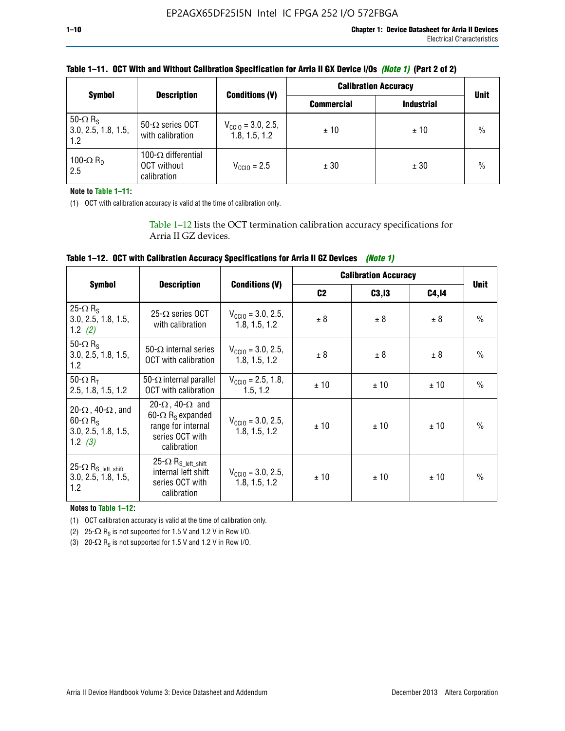**Table 1–11. OCT With and Without Calibration Specification for Arria II GX Device I/Os *(Note 1)* (Part 2 of 2)**

| Symbol | Description | Conditions (V) | Calibration Accuracy | | Unit |
|---|---|---|---|---|---|
| | | | Commercial | Industrial | |
| 50-Ω $R_S$ 3.0, 2.5, 1.8, 1.5, 1.2 | 50-Ω series OCT with calibration | $V_{CCIO}$ = 3.0, 2.5, 1.8, 1.5, 1.2 | ± 10 | ± 10 | % |
| 100-Ω $R_D$ 2.5 | 100-Ω differential OCT without calibration | $V_{CCIO}$ = 2.5 | ± 30 | ± 30 | % |

**Note to Table 1–11:**

(1) OCT with calibration accuracy is valid at the time of calibration only.

Table 1–12 lists the OCT termination calibration accuracy specifications for Arria II GZ devices.

**Table 1–12. OCT with Calibration Accuracy Specifications for Arria II GZ Devices *(Note 1)***

| Symbol | Description | Conditions (V) | Calibration Accuracy | | | Unit |
|---|---|---|---|---|---|---|
| | | | C2 | C3,I3 | C4,I4 | |
| 25-Ω $R_S$ 3.0, 2.5, 1.8, 1.5, 1.2 *(2)* | 25-Ω series OCT with calibration | $V_{CCIO}$ = 3.0, 2.5, 1.8, 1.5, 1.2 | ± 8 | ± 8 | ± 8 | % |
| 50-Ω $R_S$ 3.0, 2.5, 1.8, 1.5, 1.2 | 50-Ω internal series OCT with calibration | $V_{CCIO}$ = 3.0, 2.5, 1.8, 1.5, 1.2 | ± 8 | ± 8 | ± 8 | % |
| 50-Ω $R_T$ 2.5, 1.8, 1.5, 1.2 | 50-Ω internal parallel OCT with calibration | $V_{CCIO}$ = 2.5, 1.8, 1.5, 1.2 | ± 10 | ± 10 | ± 10 | % |
| 20-Ω, 40-Ω, and 60-Ω $R_S$ 3.0, 2.5, 1.8, 1.5, 1.2 *(3)* | 20-Ω, 40-Ω and 60-Ω $R_S$ expanded range for internal series OCT with calibration | $V_{CCIO}$ = 3.0, 2.5, 1.8, 1.5, 1.2 | ± 10 | ± 10 | ± 10 | % |
| 25-Ω $R_{S\_left\_shift}$ 3.0, 2.5, 1.8, 1.5, 1.2 | 25-Ω $R_{S\_left\_shift}$ internal left shift series OCT with calibration | $V_{CCIO}$ = 3.0, 2.5, 1.8, 1.5, 1.2 | ± 10 | ± 10 | ± 10 | % |

**Notes to Table 1–12:**

(1) OCT calibration accuracy is valid at the time of calibration only.

(2) 25-Ω $R_S$ is not supported for 1.5 V and 1.2 V in Row I/O.

(3) 20-Ω $R_S$ is not supported for 1.5 V and 1.2 V in Row I/O.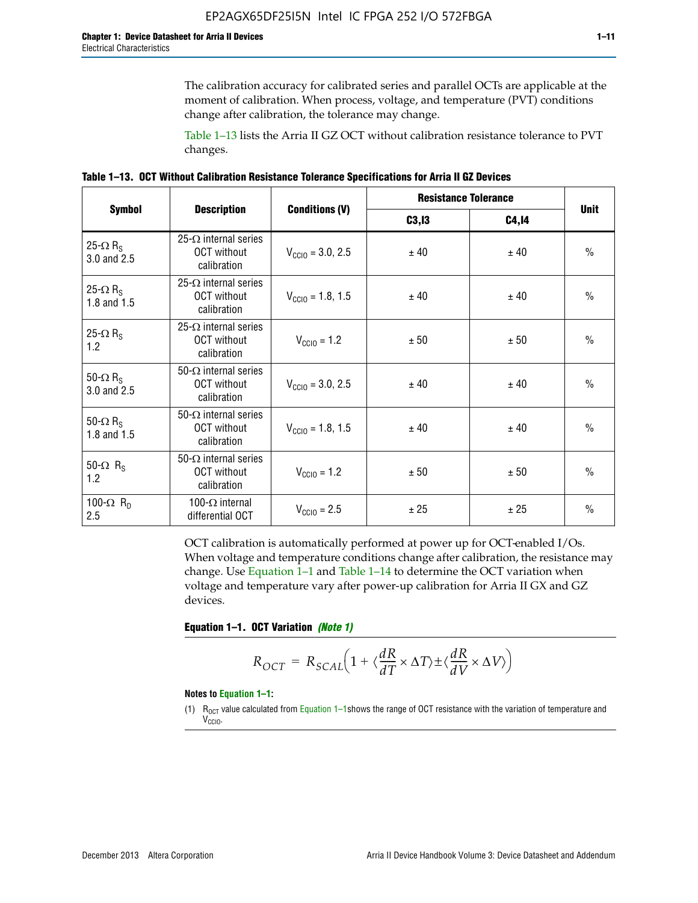The calibration accuracy for calibrated series and parallel OCTs are applicable at the moment of calibration. When process, voltage, and temperature (PVT) conditions change after calibration, the tolerance may change.

Table 1–13 lists the Arria II GZ OCT without calibration resistance tolerance to PVT changes.

**Table 1–13. OCT Without Calibration Resistance Tolerance Specifications for Arria II GZ Devices**

| Symbol | Description | Conditions (V) | Resistance Tolerance | | Unit |
|---|---|---|---|---|---|
| | | | C3,I3 | C4,I4 | |
| 25-Ω $R_S$ 3.0 and 2.5 | 25-Ω internal series OCT without calibration | $V_{CCIO}$ = 3.0, 2.5 | ± 40 | ± 40 | % |
| 25-Ω $R_S$ 1.8 and 1.5 | 25-Ω internal series OCT without calibration | $V_{CCIO}$ = 1.8, 1.5 | ± 40 | ± 40 | % |
| 25-Ω $R_S$ 1.2 | 25-Ω internal series OCT without calibration | $V_{CCIO}$ = 1.2 | ± 50 | ± 50 | % |
| 50-Ω $R_S$ 3.0 and 2.5 | 50-Ω internal series OCT without calibration | $V_{CCIO}$ = 3.0, 2.5 | ± 40 | ± 40 | % |
| 50-Ω $R_S$ 1.8 and 1.5 | 50-Ω internal series OCT without calibration | $V_{CCIO}$ = 1.8, 1.5 | ± 40 | ± 40 | % |
| 50-Ω $R_S$ 1.2 | 50-Ω internal series OCT without calibration | $V_{CCIO}$ = 1.2 | ± 50 | ± 50 | % |
| 100-Ω $R_D$ 2.5 | 100-Ω internal differential OCT | $V_{CCIO}$ = 2.5 | ± 25 | ± 25 | % |

OCT calibration is automatically performed at power up for OCT-enabled I/Os. When voltage and temperature conditions change after calibration, the resistance may change. Use Equation 1–1 and Table 1–14 to determine the OCT variation when voltage and temperature vary after power-up calibration for Arria II GX and GZ devices.

**Equation 1–1. OCT Variation** ***(Note 1)***

$$R_{OCT} = R_{SCAL}\left(1 + \langle\frac{dR}{dT} \times \Delta T\rangle \pm \langle\frac{dR}{dV} \times \Delta V\rangle\right)$$

**Notes to Equation 1–1:**

(1) $R_{OCT}$ value calculated from Equation 1–1shows the range of OCT resistance with the variation of temperature and $V_{CCIO}$.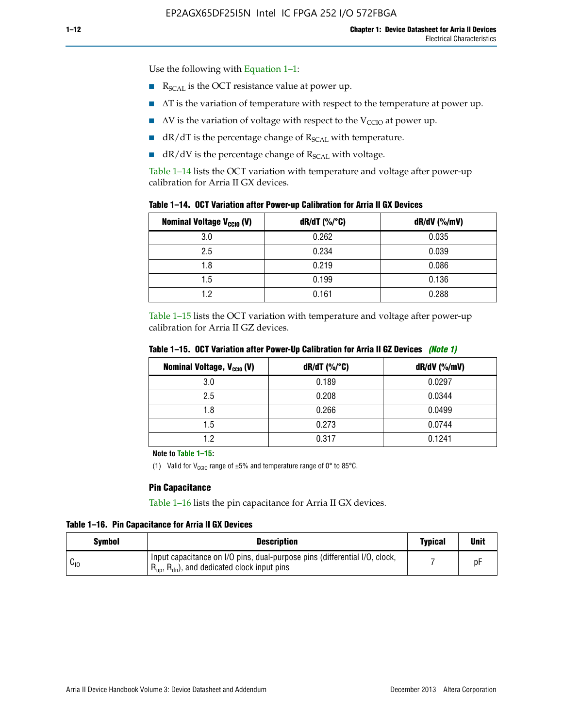Use the following with Equation 1–1:

- $R_{SCAL}$ is the OCT resistance value at power up.
- $\Delta T$ is the variation of temperature with respect to the temperature at power up.
- $\Delta V$ is the variation of voltage with respect to the $V_{CCIO}$ at power up.
- dR/dT is the percentage change of $R_{SCAL}$ with temperature.
- dR/dV is the percentage change of $R_{SCAL}$ with voltage.

Table 1–14 lists the OCT variation with temperature and voltage after power-up calibration for Arria II GX devices.

**Table 1–14. OCT Variation after Power-up Calibration for Arria II GX Devices**

| Nominal Voltage $V_{CCIO}$ (V) | dR/dT (%/°C) | dR/dV (%/mV) |
|---|---|---|
| 3.0 | 0.262 | 0.035 |
| 2.5 | 0.234 | 0.039 |
| 1.8 | 0.219 | 0.086 |
| 1.5 | 0.199 | 0.136 |
| 1.2 | 0.161 | 0.288 |

Table 1–15 lists the OCT variation with temperature and voltage after power-up calibration for Arria II GZ devices.

**Table 1–15. OCT Variation after Power-Up Calibration for Arria II GZ Devices** *(Note 1)*

| Nominal Voltage, $V_{CCIO}$ (V) | dR/dT (%/°C) | dR/dV (%/mV) |
|---|---|---|
| 3.0 | 0.189 | 0.0297 |
| 2.5 | 0.208 | 0.0344 |
| 1.8 | 0.266 | 0.0499 |
| 1.5 | 0.273 | 0.0744 |
| 1.2 | 0.317 | 0.1241 |

**Note to Table 1–15:**

(1) Valid for $V_{CCIO}$ range of ±5% and temperature range of 0° to 85°C.

### Pin Capacitance

Table 1–16 lists the pin capacitance for Arria II GX devices.

**Table 1–16. Pin Capacitance for Arria II GX Devices**

| Symbol | Description | Typical | Unit |
|---|---|---|---|
| $C_{IO}$ | Input capacitance on I/O pins, dual-purpose pins (differential I/O, clock, $R_{up}$, $R_{dn}$), and dedicated clock input pins | 7 | pF |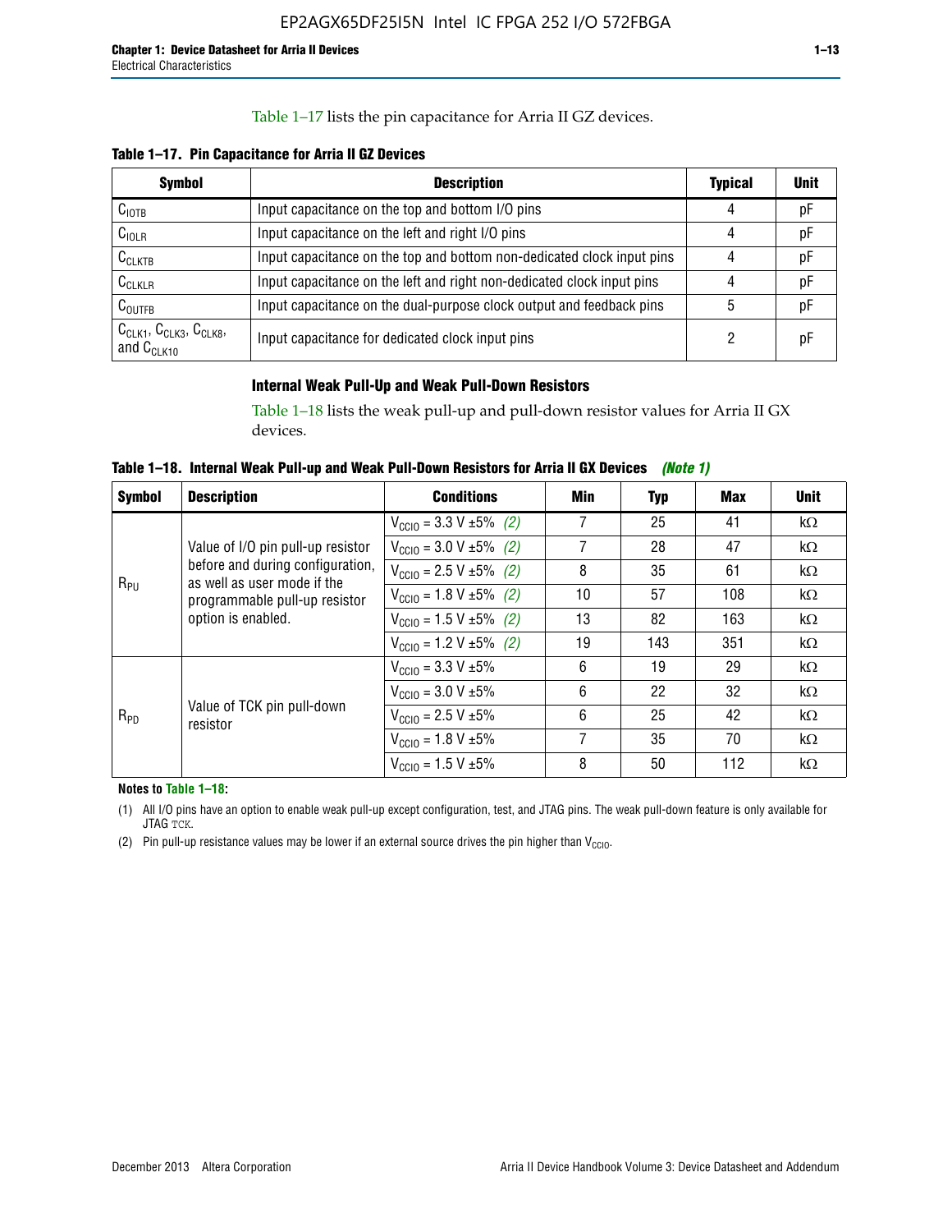Table 1–17 lists the pin capacitance for Arria II GZ devices.

**Table 1–17. Pin Capacitance for Arria II GZ Devices**

| Symbol | Description | Typical | Unit |
|---|---|---|---|
| $C_{IOTB}$ | Input capacitance on the top and bottom I/O pins | 4 | pF |
| $C_{IOLR}$ | Input capacitance on the left and right I/O pins | 4 | pF |
| $C_{CLKTB}$ | Input capacitance on the top and bottom non-dedicated clock input pins | 4 | pF |
| $C_{CLKLR}$ | Input capacitance on the left and right non-dedicated clock input pins | 4 | pF |
| $C_{OUTFB}$ | Input capacitance on the dual-purpose clock output and feedback pins | 5 | pF |
| $C_{CLK1}$, $C_{CLK3}$, $C_{CLK8}$, and $C_{CLK10}$ | Input capacitance for dedicated clock input pins | 2 | pF |

### Internal Weak Pull-Up and Weak Pull-Down Resistors

Table 1–18 lists the weak pull-up and pull-down resistor values for Arria II GX devices.

**Table 1–18. Internal Weak Pull-up and Weak Pull-Down Resistors for Arria II GX Devices** *(Note 1)*

| Symbol | Description | Conditions | Min | Typ | Max | Unit |
|---|---|---|---|---|---|---|
| $R_{PU}$ | Value of I/O pin pull-up resistor before and during configuration, as well as user mode if the programmable pull-up resistor option is enabled. | $V_{CCIO}$ = 3.3 V ±5% *(2)* | 7 | 25 | 41 | kΩ |
| | | $V_{CCIO}$ = 3.0 V ±5% *(2)* | 7 | 28 | 47 | kΩ |
| | | $V_{CCIO}$ = 2.5 V ±5% *(2)* | 8 | 35 | 61 | kΩ |
| | | $V_{CCIO}$ = 1.8 V ±5% *(2)* | 10 | 57 | 108 | kΩ |
| | | $V_{CCIO}$ = 1.5 V ±5% *(2)* | 13 | 82 | 163 | kΩ |
| | | $V_{CCIO}$ = 1.2 V ±5% *(2)* | 19 | 143 | 351 | kΩ |
| $R_{PD}$ | Value of TCK pin pull-down resistor | $V_{CCIO}$ = 3.3 V ±5% | 6 | 19 | 29 | kΩ |
| | | $V_{CCIO}$ = 3.0 V ±5% | 6 | 22 | 32 | kΩ |
| | | $V_{CCIO}$ = 2.5 V ±5% | 6 | 25 | 42 | kΩ |
| | | $V_{CCIO}$ = 1.8 V ±5% | 7 | 35 | 70 | kΩ |
| | | $V_{CCIO}$ = 1.5 V ±5% | 8 | 50 | 112 | kΩ |

**Notes to Table 1–18:**

(1) All I/O pins have an option to enable weak pull-up except configuration, test, and JTAG pins. The weak pull-down feature is only available for JTAG TCK.

(2) Pin pull-up resistance values may be lower if an external source drives the pin higher than $V_{CCIO}$.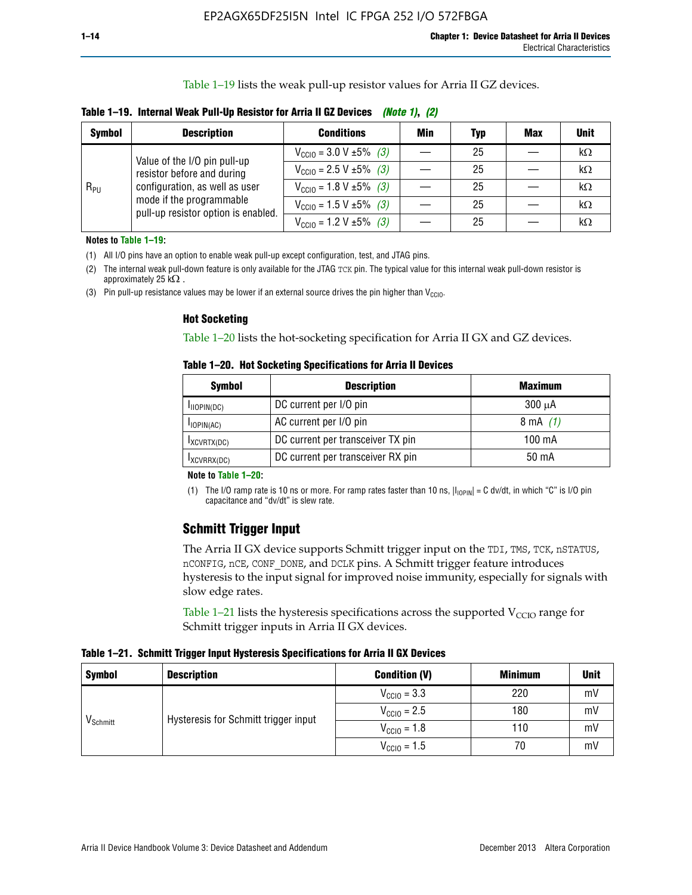Table 1–19 lists the weak pull-up resistor values for Arria II GZ devices.

**Table 1–19. Internal Weak Pull-Up Resistor for Arria II GZ Devices** *(Note 1)*, *(2)*

| Symbol | Description | Conditions | Min | Typ | Max | Unit |
|---|---|---|---|---|---|---|
| $R_{PU}$ | Value of the I/O pin pull-up resistor before and during configuration, as well as user mode if the programmable pull-up resistor option is enabled. | $V_{CCIO}$ = 3.0 V ±5% *(3)* | — | 25 | — | kΩ |
| | | $V_{CCIO}$ = 2.5 V ±5% *(3)* | — | 25 | — | kΩ |
| | | $V_{CCIO}$ = 1.8 V ±5% *(3)* | — | 25 | — | kΩ |
| | | $V_{CCIO}$ = 1.5 V ±5% *(3)* | — | 25 | — | kΩ |
| | | $V_{CCIO}$ = 1.2 V ±5% *(3)* | — | 25 | — | kΩ |

**Notes to Table 1–19:**

(1) All I/O pins have an option to enable weak pull-up except configuration, test, and JTAG pins.

(2) The internal weak pull-down feature is only available for the JTAG `TCK` pin. The typical value for this internal weak pull-down resistor is approximately 25 kΩ .

(3) Pin pull-up resistance values may be lower if an external source drives the pin higher than $V_{CCIO}$.

### Hot Socketing

Table 1–20 lists the hot-socketing specification for Arria II GX and GZ devices.

**Table 1–20. Hot Socketing Specifications for Arria II Devices**

| Symbol | Description | Maximum |
|---|---|---|
| $I_{IIOPIN(DC)}$ | DC current per I/O pin | 300 μA |
| $I_{IOPIN(AC)}$ | AC current per I/O pin | 8 mA *(1)* |
| $I_{XCVRTX(DC)}$ | DC current per transceiver TX pin | 100 mA |
| $I_{XCVRRX(DC)}$ | DC current per transceiver RX pin | 50 mA |

**Note to Table 1–20:**

(1) The I/O ramp rate is 10 ns or more. For ramp rates faster than 10 ns, $|I_{IOPIN}|$ = C dv/dt, in which "C" is I/O pin capacitance and "dv/dt" is slew rate.

## Schmitt Trigger Input

The Arria II GX device supports Schmitt trigger input on the `TDI`, `TMS`, `TCK`, `nSTATUS`, `nCONFIG`, `nCE`, `CONF_DONE`, and `DCLK` pins. A Schmitt trigger feature introduces hysteresis to the input signal for improved noise immunity, especially for signals with slow edge rates.

Table 1–21 lists the hysteresis specifications across the supported $V_{CCIO}$ range for Schmitt trigger inputs in Arria II GX devices.

**Table 1–21. Schmitt Trigger Input Hysteresis Specifications for Arria II GX Devices**

| Symbol | Description | Condition (V) | Minimum | Unit |
|---|---|---|---|---|
| $V_{Schmitt}$ | Hysteresis for Schmitt trigger input | $V_{CCIO}$ = 3.3 | 220 | mV |
| | | $V_{CCIO}$ = 2.5 | 180 | mV |
| | | $V_{CCIO}$ = 1.8 | 110 | mV |
| | | $V_{CCIO}$ = 1.5 | 70 | mV |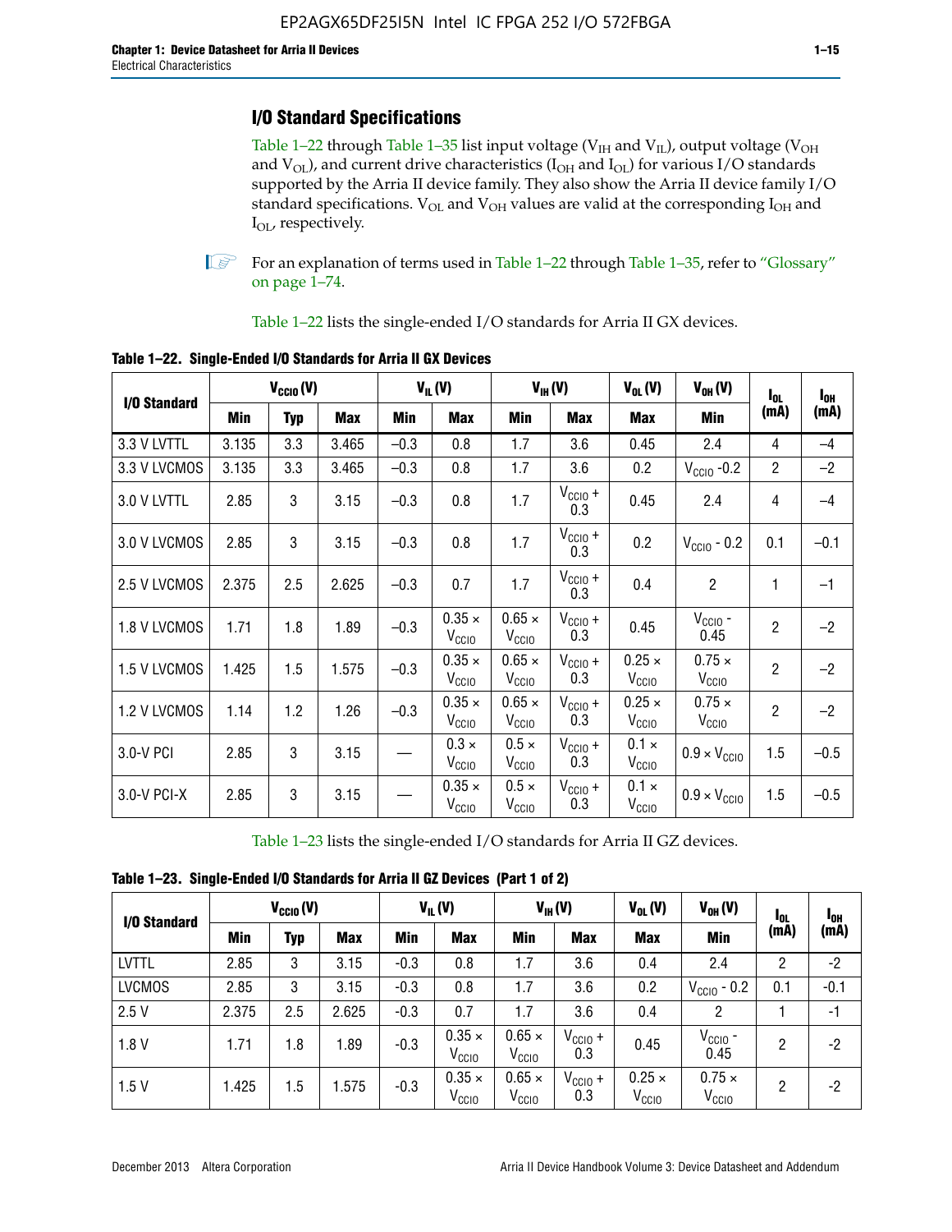## I/O Standard Specifications

Table 1–22 through Table 1–35 list input voltage ($V_{IH}$ and $V_{IL}$), output voltage ($V_{OH}$ and $V_{OL}$), and current drive characteristics ($I_{OH}$ and $I_{OL}$) for various I/O standards supported by the Arria II device family. They also show the Arria II device family I/O standard specifications. $V_{OL}$ and $V_{OH}$ values are valid at the corresponding $I_{OH}$ and $I_{OL}$, respectively.

For an explanation of terms used in Table 1–22 through Table 1–35, refer to "Glossary" on page 1–74.

Table 1–22 lists the single-ended I/O standards for Arria II GX devices.

**Table 1–22. Single-Ended I/O Standards for Arria II GX Devices**

| I/O Standard | $V_{CCIO}$ (V) | | | $V_{IL}$ (V) | | $V_{IH}$ (V) | | $V_{OL}$ (V) | $V_{OH}$ (V) | $I_{OL}$ (mA) | $I_{OH}$ (mA) |
|---|---|---|---|---|---|---|---|---|---|---|---|
| | Min | Typ | Max | Min | Max | Min | Max | Max | Min | | |
| 3.3 V LVTTL | 3.135 | 3.3 | 3.465 | –0.3 | 0.8 | 1.7 | 3.6 | 0.45 | 2.4 | 4 | –4 |
| 3.3 V LVCMOS | 3.135 | 3.3 | 3.465 | –0.3 | 0.8 | 1.7 | 3.6 | 0.2 | $V_{CCIO}$ -0.2 | 2 | –2 |
| 3.0 V LVTTL | 2.85 | 3 | 3.15 | –0.3 | 0.8 | 1.7 | $V_{CCIO}$ + 0.3 | 0.45 | 2.4 | 4 | –4 |
| 3.0 V LVCMOS | 2.85 | 3 | 3.15 | –0.3 | 0.8 | 1.7 | $V_{CCIO}$ + 0.3 | 0.2 | $V_{CCIO}$ - 0.2 | 0.1 | –0.1 |
| 2.5 V LVCMOS | 2.375 | 2.5 | 2.625 | –0.3 | 0.7 | 1.7 | $V_{CCIO}$ + 0.3 | 0.4 | 2 | 1 | –1 |
| 1.8 V LVCMOS | 1.71 | 1.8 | 1.89 | –0.3 | 0.35 × $V_{CCIO}$ | 0.65 × $V_{CCIO}$ | $V_{CCIO}$ + 0.3 | 0.45 | $V_{CCIO}$ - 0.45 | 2 | –2 |
| 1.5 V LVCMOS | 1.425 | 1.5 | 1.575 | –0.3 | 0.35 × $V_{CCIO}$ | 0.65 × $V_{CCIO}$ | $V_{CCIO}$ + 0.3 | 0.25 × $V_{CCIO}$ | 0.75 × $V_{CCIO}$ | 2 | –2 |
| 1.2 V LVCMOS | 1.14 | 1.2 | 1.26 | –0.3 | 0.35 × $V_{CCIO}$ | 0.65 × $V_{CCIO}$ | $V_{CCIO}$ + 0.3 | 0.25 × $V_{CCIO}$ | 0.75 × $V_{CCIO}$ | 2 | –2 |
| 3.0-V PCI | 2.85 | 3 | 3.15 | — | 0.3 × $V_{CCIO}$ | 0.5 × $V_{CCIO}$ | $V_{CCIO}$ + 0.3 | 0.1 × $V_{CCIO}$ | 0.9 × $V_{CCIO}$ | 1.5 | –0.5 |
| 3.0-V PCI-X | 2.85 | 3 | 3.15 | — | 0.35 × $V_{CCIO}$ | 0.5 × $V_{CCIO}$ | $V_{CCIO}$ + 0.3 | 0.1 × $V_{CCIO}$ | 0.9 × $V_{CCIO}$ | 1.5 | –0.5 |

Table 1–23 lists the single-ended I/O standards for Arria II GZ devices.

**Table 1–23. Single-Ended I/O Standards for Arria II GZ Devices (Part 1 of 2)**

| I/O Standard | $V_{CCIO}$ (V) | | | $V_{IL}$ (V) | | $V_{IH}$ (V) | | $V_{OL}$ (V) | $V_{OH}$ (V) | $I_{OL}$ (mA) | $I_{OH}$ (mA) |
|---|---|---|---|---|---|---|---|---|---|---|---|
| | Min | Typ | Max | Min | Max | Min | Max | Max | Min | | |
| LVTTL | 2.85 | 3 | 3.15 | -0.3 | 0.8 | 1.7 | 3.6 | 0.4 | 2.4 | 2 | -2 |
| LVCMOS | 2.85 | 3 | 3.15 | -0.3 | 0.8 | 1.7 | 3.6 | 0.2 | $V_{CCIO}$ - 0.2 | 0.1 | -0.1 |
| 2.5 V | 2.375 | 2.5 | 2.625 | -0.3 | 0.7 | 1.7 | 3.6 | 0.4 | 2 | 1 | -1 |
| 1.8 V | 1.71 | 1.8 | 1.89 | -0.3 | 0.35 × $V_{CCIO}$ | 0.65 × $V_{CCIO}$ | $V_{CCIO}$ + 0.3 | 0.45 | $V_{CCIO}$ - 0.45 | 2 | -2 |
| 1.5 V | 1.425 | 1.5 | 1.575 | -0.3 | 0.35 × $V_{CCIO}$ | 0.65 × $V_{CCIO}$ | $V_{CCIO}$ + 0.3 | 0.25 × $V_{CCIO}$ | 0.75 × $V_{CCIO}$ | 2 | -2 |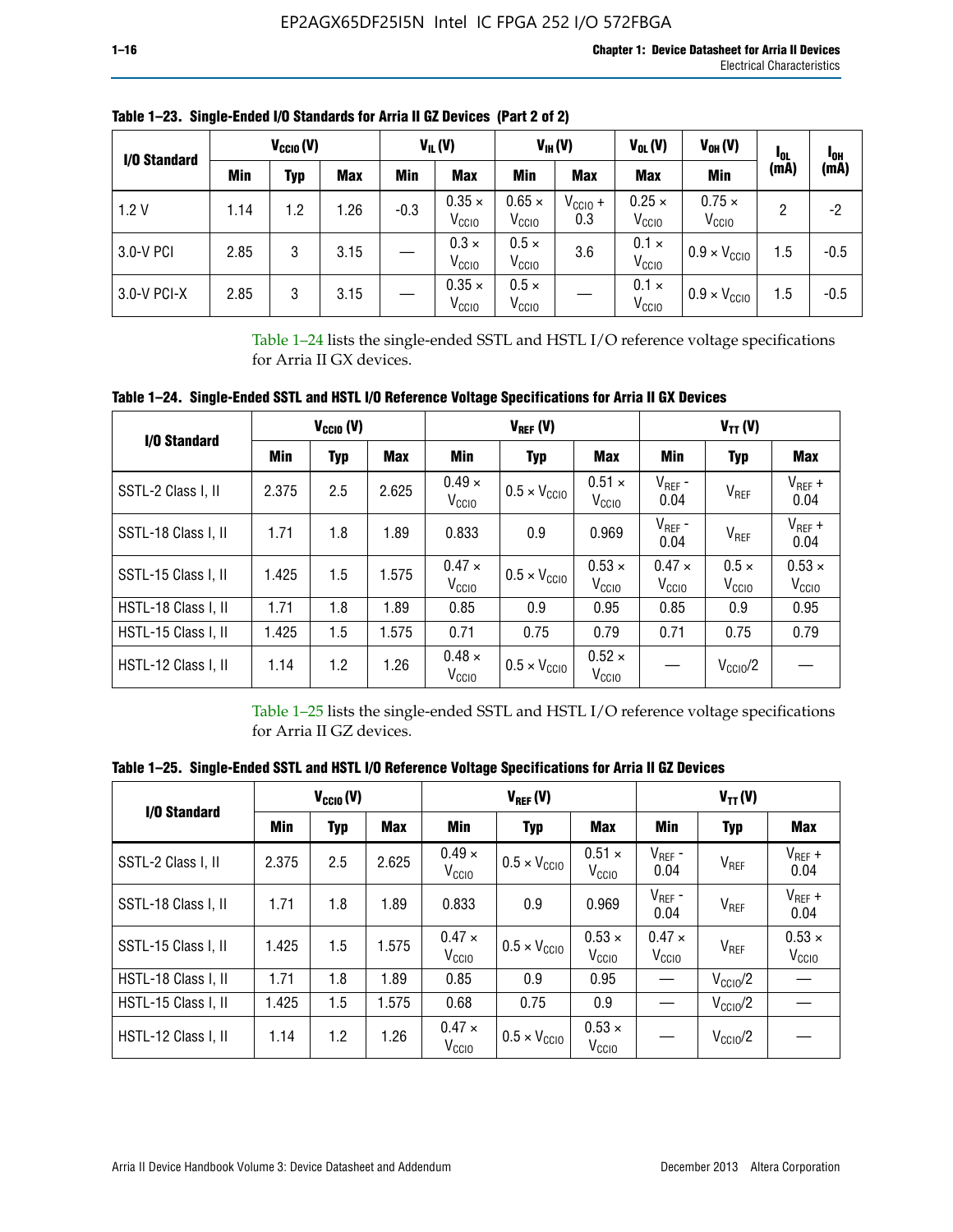**Table 1–23. Single-Ended I/O Standards for Arria II GZ Devices (Part 2 of 2)**

| I/O Standard | $V_{CCIO}$ (V) | | | $V_{IL}$ (V) | | $V_{IH}$ (V) | | $V_{OL}$ (V) | $V_{OH}$ (V) | $I_{OL}$ (mA) | $I_{OH}$ (mA) |
|---|---|---|---|---|---|---|---|---|---|---|---|
| | Min | Typ | Max | Min | Max | Min | Max | Max | Min | | |
| 1.2 V | 1.14 | 1.2 | 1.26 | -0.3 | $0.35 \times V_{CCIO}$ | $0.65 \times V_{CCIO}$ | $V_{CCIO} + 0.3$ | $0.25 \times V_{CCIO}$ | $0.75 \times V_{CCIO}$ | 2 | -2 |
| 3.0-V PCI | 2.85 | 3 | 3.15 | — | $0.3 \times V_{CCIO}$ | $0.5 \times V_{CCIO}$ | 3.6 | $0.1 \times V_{CCIO}$ | $0.9 \times V_{CCIO}$ | 1.5 | -0.5 |
| 3.0-V PCI-X | 2.85 | 3 | 3.15 | — | $0.35 \times V_{CCIO}$ | $0.5 \times V_{CCIO}$ | — | $0.1 \times V_{CCIO}$ | $0.9 \times V_{CCIO}$ | 1.5 | -0.5 |

Table 1–24 lists the single-ended SSTL and HSTL I/O reference voltage specifications for Arria II GX devices.

**Table 1–24. Single-Ended SSTL and HSTL I/O Reference Voltage Specifications for Arria II GX Devices**

| I/O Standard | $V_{CCIO}$ (V) | | | $V_{REF}$ (V) | | | $V_{TT}$ (V) | | |
|---|---|---|---|---|---|---|---|---|---|
| | Min | Typ | Max | Min | Typ | Max | Min | Typ | Max |
| SSTL-2 Class I, II | 2.375 | 2.5 | 2.625 | $0.49 \times V_{CCIO}$ | $0.5 \times V_{CCIO}$ | $0.51 \times V_{CCIO}$ | $V_{REF}$ - 0.04 | $V_{REF}$ | $V_{REF}$ + 0.04 |
| SSTL-18 Class I, II | 1.71 | 1.8 | 1.89 | 0.833 | 0.9 | 0.969 | $V_{REF}$ - 0.04 | $V_{REF}$ | $V_{REF}$ + 0.04 |
| SSTL-15 Class I, II | 1.425 | 1.5 | 1.575 | $0.47 \times V_{CCIO}$ | $0.5 \times V_{CCIO}$ | $0.53 \times V_{CCIO}$ | $0.47 \times V_{CCIO}$ | $0.5 \times V_{CCIO}$ | $0.53 \times V_{CCIO}$ |
| HSTL-18 Class I, II | 1.71 | 1.8 | 1.89 | 0.85 | 0.9 | 0.95 | 0.85 | 0.9 | 0.95 |
| HSTL-15 Class I, II | 1.425 | 1.5 | 1.575 | 0.71 | 0.75 | 0.79 | 0.71 | 0.75 | 0.79 |
| HSTL-12 Class I, II | 1.14 | 1.2 | 1.26 | $0.48 \times V_{CCIO}$ | $0.5 \times V_{CCIO}$ | $0.52 \times V_{CCIO}$ | — | $V_{CCIO}/2$ | — |

Table 1–25 lists the single-ended SSTL and HSTL I/O reference voltage specifications for Arria II GZ devices.

**Table 1–25. Single-Ended SSTL and HSTL I/O Reference Voltage Specifications for Arria II GZ Devices**

| I/O Standard | $V_{CCIO}$ (V) | | | $V_{REF}$ (V) | | | $V_{TT}$ (V) | | |
|---|---|---|---|---|---|---|---|---|---|
| | Min | Typ | Max | Min | Typ | Max | Min | Typ | Max |
| SSTL-2 Class I, II | 2.375 | 2.5 | 2.625 | $0.49 \times V_{CCIO}$ | $0.5 \times V_{CCIO}$ | $0.51 \times V_{CCIO}$ | $V_{REF}$ - 0.04 | $V_{REF}$ | $V_{REF}$ + 0.04 |
| SSTL-18 Class I, II | 1.71 | 1.8 | 1.89 | 0.833 | 0.9 | 0.969 | $V_{REF}$ - 0.04 | $V_{REF}$ | $V_{REF}$ + 0.04 |
| SSTL-15 Class I, II | 1.425 | 1.5 | 1.575 | $0.47 \times V_{CCIO}$ | $0.5 \times V_{CCIO}$ | $0.53 \times V_{CCIO}$ | $0.47 \times V_{CCIO}$ | $V_{REF}$ | $0.53 \times V_{CCIO}$ |
| HSTL-18 Class I, II | 1.71 | 1.8 | 1.89 | 0.85 | 0.9 | 0.95 | — | $V_{CCIO}/2$ | — |
| HSTL-15 Class I, II | 1.425 | 1.5 | 1.575 | 0.68 | 0.75 | 0.9 | — | $V_{CCIO}/2$ | — |
| HSTL-12 Class I, II | 1.14 | 1.2 | 1.26 | $0.47 \times V_{CCIO}$ | $0.5 \times V_{CCIO}$ | $0.53 \times V_{CCIO}$ | — | $V_{CCIO}/2$ | — |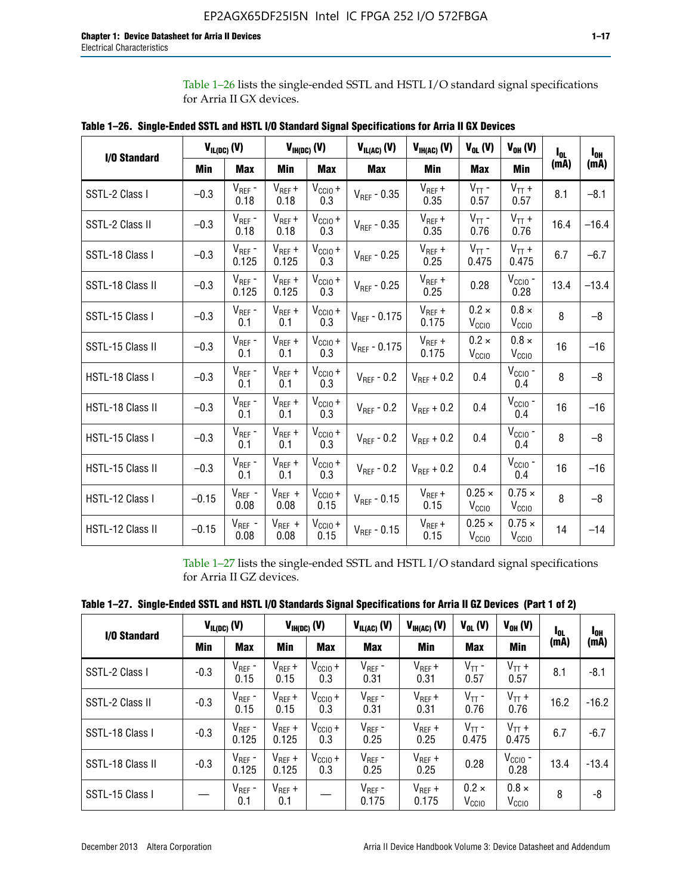Table 1–26 lists the single-ended SSTL and HSTL I/O standard signal specifications for Arria II GX devices.

**Table 1–26. Single-Ended SSTL and HSTL I/O Standard Signal Specifications for Arria II GX Devices**

| I/O Standard | $V_{IL(DC)}$ (V) | | $V_{IH(DC)}$ (V) | | $V_{IL(AC)}$ (V) | $V_{IH(AC)}$ (V) | $V_{OL}$ (V) | $V_{OH}$ (V) | $I_{OL}$ (mA) | $I_{OH}$ (mA) |
|---|---|---|---|---|---|---|---|---|---|---|
| | Min | Max | Min | Max | Max | Min | Max | Min | | |
| SSTL-2 Class I | –0.3 | $V_{REF}$ - 0.18 | $V_{REF}$ + 0.18 | $V_{CCIO}$ + 0.3 | $V_{REF}$ - 0.35 | $V_{REF}$ + 0.35 | $V_{TT}$ - 0.57 | $V_{TT}$ + 0.57 | 8.1 | –8.1 |
| SSTL-2 Class II | –0.3 | $V_{REF}$ - 0.18 | $V_{REF}$ + 0.18 | $V_{CCIO}$ + 0.3 | $V_{REF}$ - 0.35 | $V_{REF}$ + 0.35 | $V_{TT}$ - 0.76 | $V_{TT}$ + 0.76 | 16.4 | –16.4 |
| SSTL-18 Class I | –0.3 | $V_{REF}$ - 0.125 | $V_{REF}$ + 0.125 | $V_{CCIO}$ + 0.3 | $V_{REF}$ - 0.25 | $V_{REF}$ + 0.25 | $V_{TT}$ - 0.475 | $V_{TT}$ + 0.475 | 6.7 | –6.7 |
| SSTL-18 Class II | –0.3 | $V_{REF}$ - 0.125 | $V_{REF}$ + 0.125 | $V_{CCIO}$ + 0.3 | $V_{REF}$ - 0.25 | $V_{REF}$ + 0.25 | 0.28 | $V_{CCIO}$ - 0.28 | 13.4 | –13.4 |
| SSTL-15 Class I | –0.3 | $V_{REF}$ - 0.1 | $V_{REF}$ + 0.1 | $V_{CCIO}$ + 0.3 | $V_{REF}$ - 0.175 | $V_{REF}$ + 0.175 | 0.2 × $V_{CCIO}$ | 0.8 × $V_{CCIO}$ | 8 | –8 |
| SSTL-15 Class II | –0.3 | $V_{REF}$ - 0.1 | $V_{REF}$ + 0.1 | $V_{CCIO}$ + 0.3 | $V_{REF}$ - 0.175 | $V_{REF}$ + 0.175 | 0.2 × $V_{CCIO}$ | 0.8 × $V_{CCIO}$ | 16 | –16 |
| HSTL-18 Class I | –0.3 | $V_{REF}$ - 0.1 | $V_{REF}$ + 0.1 | $V_{CCIO}$ + 0.3 | $V_{REF}$ - 0.2 | $V_{REF}$ + 0.2 | 0.4 | $V_{CCIO}$ - 0.4 | 8 | –8 |
| HSTL-18 Class II | –0.3 | $V_{REF}$ - 0.1 | $V_{REF}$ + 0.1 | $V_{CCIO}$ + 0.3 | $V_{REF}$ - 0.2 | $V_{REF}$ + 0.2 | 0.4 | $V_{CCIO}$ - 0.4 | 16 | –16 |
| HSTL-15 Class I | –0.3 | $V_{REF}$ - 0.1 | $V_{REF}$ + 0.1 | $V_{CCIO}$ + 0.3 | $V_{REF}$ - 0.2 | $V_{REF}$ + 0.2 | 0.4 | $V_{CCIO}$ - 0.4 | 8 | –8 |
| HSTL-15 Class II | –0.3 | $V_{REF}$ - 0.1 | $V_{REF}$ + 0.1 | $V_{CCIO}$ + 0.3 | $V_{REF}$ - 0.2 | $V_{REF}$ + 0.2 | 0.4 | $V_{CCIO}$ - 0.4 | 16 | –16 |
| HSTL-12 Class I | –0.15 | $V_{REF}$ - 0.08 | $V_{REF}$ + 0.08 | $V_{CCIO}$ + 0.15 | $V_{REF}$ - 0.15 | $V_{REF}$ + 0.15 | 0.25 × $V_{CCIO}$ | 0.75 × $V_{CCIO}$ | 8 | –8 |
| HSTL-12 Class II | –0.15 | $V_{REF}$ - 0.08 | $V_{REF}$ + 0.08 | $V_{CCIO}$ + 0.15 | $V_{REF}$ - 0.15 | $V_{REF}$ + 0.15 | 0.25 × $V_{CCIO}$ | 0.75 × $V_{CCIO}$ | 14 | –14 |

Table 1–27 lists the single-ended SSTL and HSTL I/O standard signal specifications for Arria II GZ devices.

**Table 1–27. Single-Ended SSTL and HSTL I/O Standards Signal Specifications for Arria II GZ Devices (Part 1 of 2)**

| I/O Standard | $V_{IL(DC)}$ (V) | | $V_{IH(DC)}$ (V) | | $V_{IL(AC)}$ (V) | $V_{IH(AC)}$ (V) | $V_{OL}$ (V) | $V_{OH}$ (V) | $I_{OL}$ (mA) | $I_{OH}$ (mA) |
|---|---|---|---|---|---|---|---|---|---|---|
| | Min | Max | Min | Max | Max | Min | Max | Min | | |
| SSTL-2 Class I | -0.3 | $V_{REF}$ - 0.15 | $V_{REF}$ + 0.15 | $V_{CCIO}$ + 0.3 | $V_{REF}$ - 0.31 | $V_{REF}$ + 0.31 | $V_{TT}$ - 0.57 | $V_{TT}$ + 0.57 | 8.1 | -8.1 |
| SSTL-2 Class II | -0.3 | $V_{REF}$ - 0.15 | $V_{REF}$ + 0.15 | $V_{CCIO}$ + 0.3 | $V_{REF}$ - 0.31 | $V_{REF}$ + 0.31 | $V_{TT}$ - 0.76 | $V_{TT}$ + 0.76 | 16.2 | -16.2 |
| SSTL-18 Class I | -0.3 | $V_{REF}$ - 0.125 | $V_{REF}$ + 0.125 | $V_{CCIO}$ + 0.3 | $V_{REF}$ - 0.25 | $V_{REF}$ + 0.25 | $V_{TT}$ - 0.475 | $V_{TT}$ + 0.475 | 6.7 | -6.7 |
| SSTL-18 Class II | -0.3 | $V_{REF}$ - 0.125 | $V_{REF}$ + 0.125 | $V_{CCIO}$ + 0.3 | $V_{REF}$ - 0.25 | $V_{REF}$ + 0.25 | 0.28 | $V_{CCIO}$ - 0.28 | 13.4 | -13.4 |
| SSTL-15 Class I | — | $V_{REF}$ - 0.1 | $V_{REF}$ + 0.1 | — | $V_{REF}$ - 0.175 | $V_{REF}$ + 0.175 | 0.2 × $V_{CCIO}$ | 0.8 × $V_{CCIO}$ | 8 | -8 |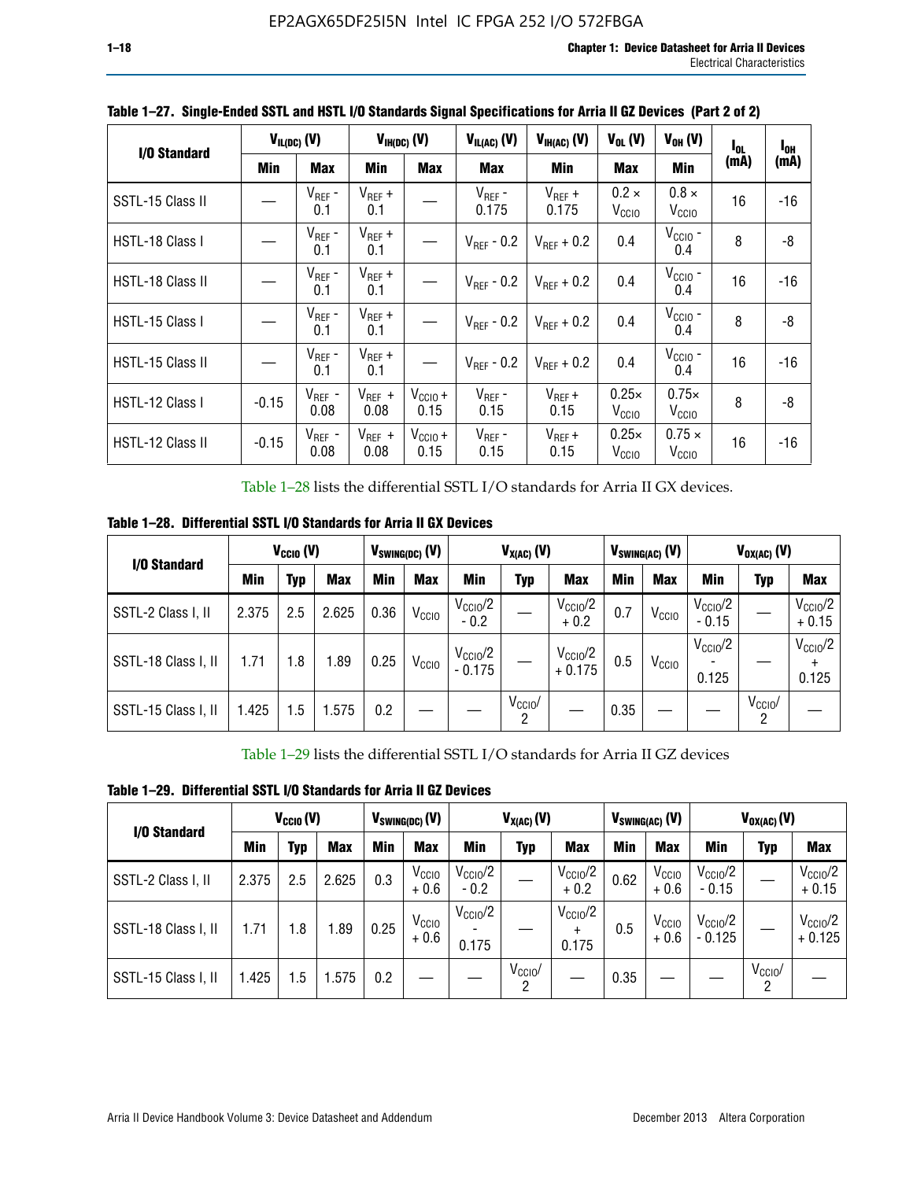**Table 1–27. Single-Ended SSTL and HSTL I/O Standards Signal Specifications for Arria II GZ Devices (Part 2 of 2)**

| I/O Standard | $V_{IL(DC)}$ (V) | | $V_{IH(DC)}$ (V) | | $V_{IL(AC)}$ (V) | $V_{IH(AC)}$ (V) | $V_{OL}$ (V) | $V_{OH}$ (V) | $I_{OL}$ (mA) | $I_{OH}$ (mA) |
|---|---|---|---|---|---|---|---|---|---|---|
| | Min | Max | Min | Max | Max | Min | Max | Min | | |
| SSTL-15 Class II | — | $V_{REF}$ - 0.1 | $V_{REF}$ + 0.1 | — | $V_{REF}$ - 0.175 | $V_{REF}$ + 0.175 | 0.2 × $V_{CCIO}$ | 0.8 × $V_{CCIO}$ | 16 | -16 |
| HSTL-18 Class I | — | $V_{REF}$ - 0.1 | $V_{REF}$ + 0.1 | — | $V_{REF}$ - 0.2 | $V_{REF}$ + 0.2 | 0.4 | $V_{CCIO}$ - 0.4 | 8 | -8 |
| HSTL-18 Class II | — | $V_{REF}$ - 0.1 | $V_{REF}$ + 0.1 | — | $V_{REF}$ - 0.2 | $V_{REF}$ + 0.2 | 0.4 | $V_{CCIO}$ - 0.4 | 16 | -16 |
| HSTL-15 Class I | — | $V_{REF}$ - 0.1 | $V_{REF}$ + 0.1 | — | $V_{REF}$ - 0.2 | $V_{REF}$ + 0.2 | 0.4 | $V_{CCIO}$ - 0.4 | 8 | -8 |
| HSTL-15 Class II | — | $V_{REF}$ - 0.1 | $V_{REF}$ + 0.1 | — | $V_{REF}$ - 0.2 | $V_{REF}$ + 0.2 | 0.4 | $V_{CCIO}$ - 0.4 | 16 | -16 |
| HSTL-12 Class I | -0.15 | $V_{REF}$ - 0.08 | $V_{REF}$ + 0.08 | $V_{CCIO}$ + 0.15 | $V_{REF}$ - 0.15 | $V_{REF}$ + 0.15 | 0.25× $V_{CCIO}$ | 0.75× $V_{CCIO}$ | 8 | -8 |
| HSTL-12 Class II | -0.15 | $V_{REF}$ - 0.08 | $V_{REF}$ + 0.08 | $V_{CCIO}$ + 0.15 | $V_{REF}$ - 0.15 | $V_{REF}$ + 0.15 | 0.25× $V_{CCIO}$ | 0.75 × $V_{CCIO}$ | 16 | -16 |

Table 1–28 lists the differential SSTL I/O standards for Arria II GX devices.

**Table 1–28. Differential SSTL I/O Standards for Arria II GX Devices**

| I/O Standard | $V_{CCIO}$ (V) | | | $V_{SWING(DC)}$ (V) | | $V_{X(AC)}$ (V) | | | $V_{SWING(AC)}$ (V) | | $V_{OX(AC)}$ (V) | | |
|---|---|---|---|---|---|---|---|---|---|---|---|---|---|
| | Min | Typ | Max | Min | Max | Min | Typ | Max | Min | Max | Min | Typ | Max |
| SSTL-2 Class I, II | 2.375 | 2.5 | 2.625 | 0.36 | $V_{CCIO}$ | $V_{CCIO}/2$ - 0.2 | — | $V_{CCIO}/2$ + 0.2 | 0.7 | $V_{CCIO}$ | $V_{CCIO}/2$ - 0.15 | — | $V_{CCIO}/2$ + 0.15 |
| SSTL-18 Class I, II | 1.71 | 1.8 | 1.89 | 0.25 | $V_{CCIO}$ | $V_{CCIO}/2$ - 0.175 | — | $V_{CCIO}/2$ + 0.175 | 0.5 | $V_{CCIO}$ | $V_{CCIO}/2$ - 0.125 | — | $V_{CCIO}/2$ + 0.125 |
| SSTL-15 Class I, II | 1.425 | 1.5 | 1.575 | 0.2 | — | — | $V_{CCIO}/2$ | — | 0.35 | — | — | $V_{CCIO}/2$ | — |

Table 1–29 lists the differential SSTL I/O standards for Arria II GZ devices

**Table 1–29. Differential SSTL I/O Standards for Arria II GZ Devices**

| I/O Standard | $V_{CCIO}$ (V) | | | $V_{SWING(DC)}$ (V) | | $V_{X(AC)}$ (V) | | | $V_{SWING(AC)}$ (V) | | $V_{OX(AC)}$ (V) | | |
|---|---|---|---|---|---|---|---|---|---|---|---|---|---|
| | Min | Typ | Max | Min | Max | Min | Typ | Max | Min | Max | Min | Typ | Max |
| SSTL-2 Class I, II | 2.375 | 2.5 | 2.625 | 0.3 | $V_{CCIO}$ + 0.6 | $V_{CCIO}/2$ - 0.2 | — | $V_{CCIO}/2$ + 0.2 | 0.62 | $V_{CCIO}$ + 0.6 | $V_{CCIO}/2$ - 0.15 | — | $V_{CCIO}/2$ + 0.15 |
| SSTL-18 Class I, II | 1.71 | 1.8 | 1.89 | 0.25 | $V_{CCIO}$ + 0.6 | $V_{CCIO}/2$ - 0.175 | — | $V_{CCIO}/2$ + 0.175 | 0.5 | $V_{CCIO}$ + 0.6 | $V_{CCIO}/2$ - 0.125 | — | $V_{CCIO}/2$ + 0.125 |
| SSTL-15 Class I, II | 1.425 | 1.5 | 1.575 | 0.2 | — | — | $V_{CCIO}/2$ | — | 0.35 | — | — | $V_{CCIO}/2$ | — |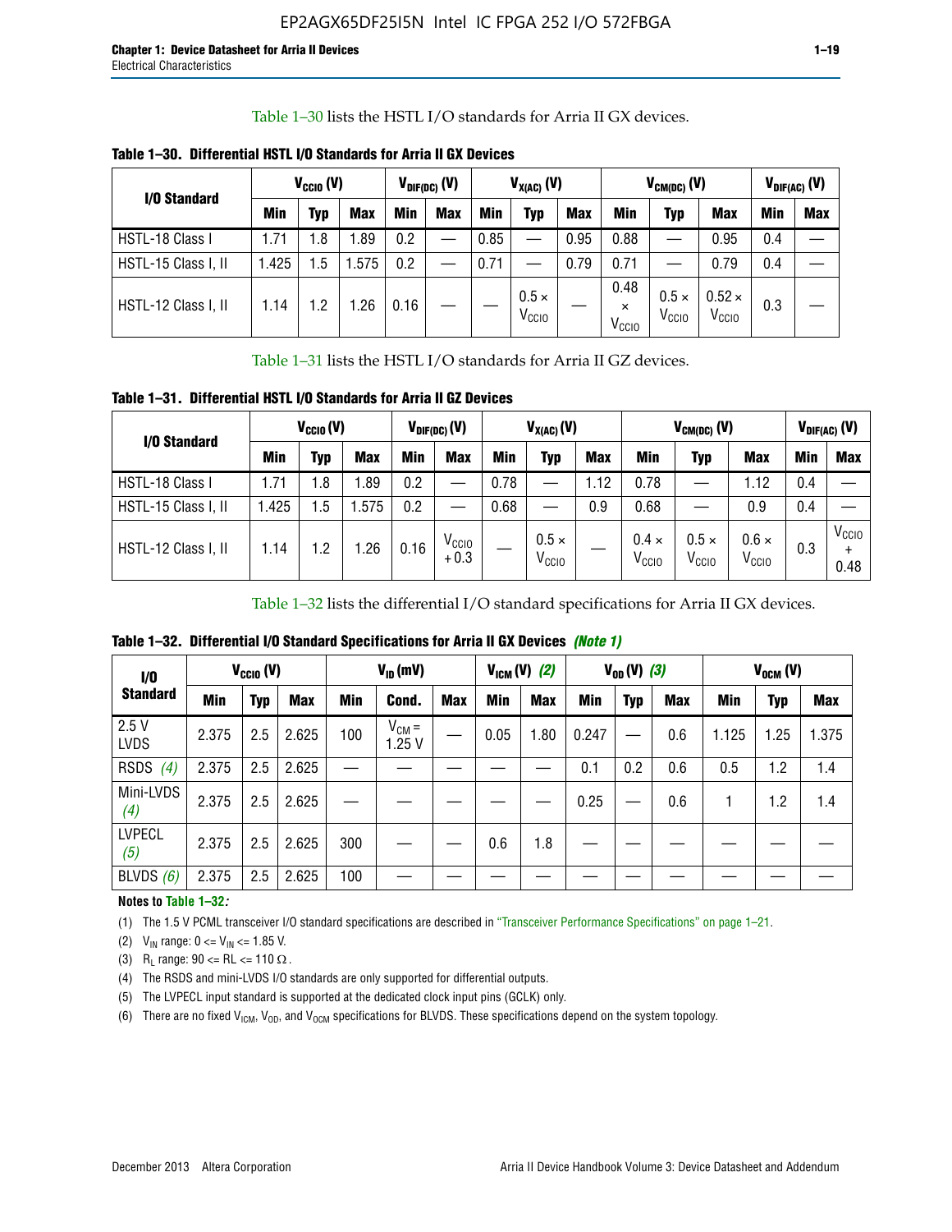Table 1–30 lists the HSTL I/O standards for Arria II GX devices.

**Table 1–30. Differential HSTL I/O Standards for Arria II GX Devices**

| I/O Standard | $V_{CCIO}$ (V) | | | $V_{DIF(DC)}$ (V) | | $V_{X(AC)}$ (V) | | | $V_{CM(DC)}$ (V) | | | $V_{DIF(AC)}$ (V) | |
|---|---|---|---|---|---|---|---|---|---|---|---|---|---|
| | Min | Typ | Max | Min | Max | Min | Typ | Max | Min | Typ | Max | Min | Max |
| HSTL-18 Class I | 1.71 | 1.8 | 1.89 | 0.2 | — | 0.85 | — | 0.95 | 0.88 | — | 0.95 | 0.4 | — |
| HSTL-15 Class I, II | 1.425 | 1.5 | 1.575 | 0.2 | — | 0.71 | — | 0.79 | 0.71 | — | 0.79 | 0.4 | — |
| HSTL-12 Class I, II | 1.14 | 1.2 | 1.26 | 0.16 | — | — | $0.5 \times V_{CCIO}$ | — | $0.48 \times V_{CCIO}$ | $0.5 \times V_{CCIO}$ | $0.52 \times V_{CCIO}$ | 0.3 | — |

Table 1–31 lists the HSTL I/O standards for Arria II GZ devices.

**Table 1–31. Differential HSTL I/O Standards for Arria II GZ Devices**

| I/O Standard | $V_{CCIO}$ (V) | | | $V_{DIF(DC)}$ (V) | | $V_{X(AC)}$ (V) | | | $V_{CM(DC)}$ (V) | | | $V_{DIF(AC)}$ (V) | |
|---|---|---|---|---|---|---|---|---|---|---|---|---|---|
| | Min | Typ | Max | Min | Max | Min | Typ | Max | Min | Typ | Max | Min | Max |
| HSTL-18 Class I | 1.71 | 1.8 | 1.89 | 0.2 | — | 0.78 | — | 1.12 | 0.78 | — | 1.12 | 0.4 | — |
| HSTL-15 Class I, II | 1.425 | 1.5 | 1.575 | 0.2 | — | 0.68 | — | 0.9 | 0.68 | — | 0.9 | 0.4 | — |
| HSTL-12 Class I, II | 1.14 | 1.2 | 1.26 | 0.16 | $V_{CCIO} + 0.3$ | — | $0.5 \times V_{CCIO}$ | — | $0.4 \times V_{CCIO}$ | $0.5 \times V_{CCIO}$ | $0.6 \times V_{CCIO}$ | 0.3 | $V_{CCIO} + 0.48$ |

Table 1–32 lists the differential I/O standard specifications for Arria II GX devices.

**Table 1–32. Differential I/O Standard Specifications for Arria II GX Devices** *(Note 1)*

| I/O Standard | $V_{CCIO}$ (V) | | | $V_{ID}$ (mV) | | | $V_{ICM}$ (V) *(2)* | | $V_{OD}$ (V) *(3)* | | | $V_{OCM}$ (V) | | |
|---|---|---|---|---|---|---|---|---|---|---|---|---|---|---|
| | Min | Typ | Max | Min | Cond. | Max | Min | Max | Min | Typ | Max | Min | Typ | Max |
| 2.5 V LVDS | 2.375 | 2.5 | 2.625 | 100 | $V_{CM}$ = 1.25 V | — | 0.05 | 1.80 | 0.247 | — | 0.6 | 1.125 | 1.25 | 1.375 |
| RSDS *(4)* | 2.375 | 2.5 | 2.625 | — | — | — | — | — | 0.1 | 0.2 | 0.6 | 0.5 | 1.2 | 1.4 |
| Mini-LVDS *(4)* | 2.375 | 2.5 | 2.625 | — | — | — | — | — | 0.25 | — | 0.6 | 1 | 1.2 | 1.4 |
| LVPECL *(5)* | 2.375 | 2.5 | 2.625 | 300 | — | — | 0.6 | 1.8 | — | — | — | — | — | — |
| BLVDS *(6)* | 2.375 | 2.5 | 2.625 | 100 | — | — | — | — | — | — | — | — | — | — |

**Notes to Table 1–32:**

(1) The 1.5 V PCML transceiver I/O standard specifications are described in "Transceiver Performance Specifications" on page 1–21.

(2) $V_{IN}$ range: 0 <= $V_{IN}$ <= 1.85 V.

(3) $R_L$ range: 90 <= RL <= 110 Ω.

(4) The RSDS and mini-LVDS I/O standards are only supported for differential outputs.

(5) The LVPECL input standard is supported at the dedicated clock input pins (GCLK) only.

(6) There are no fixed $V_{ICM}$, $V_{OD}$, and $V_{OCM}$ specifications for BLVDS. These specifications depend on the system topology.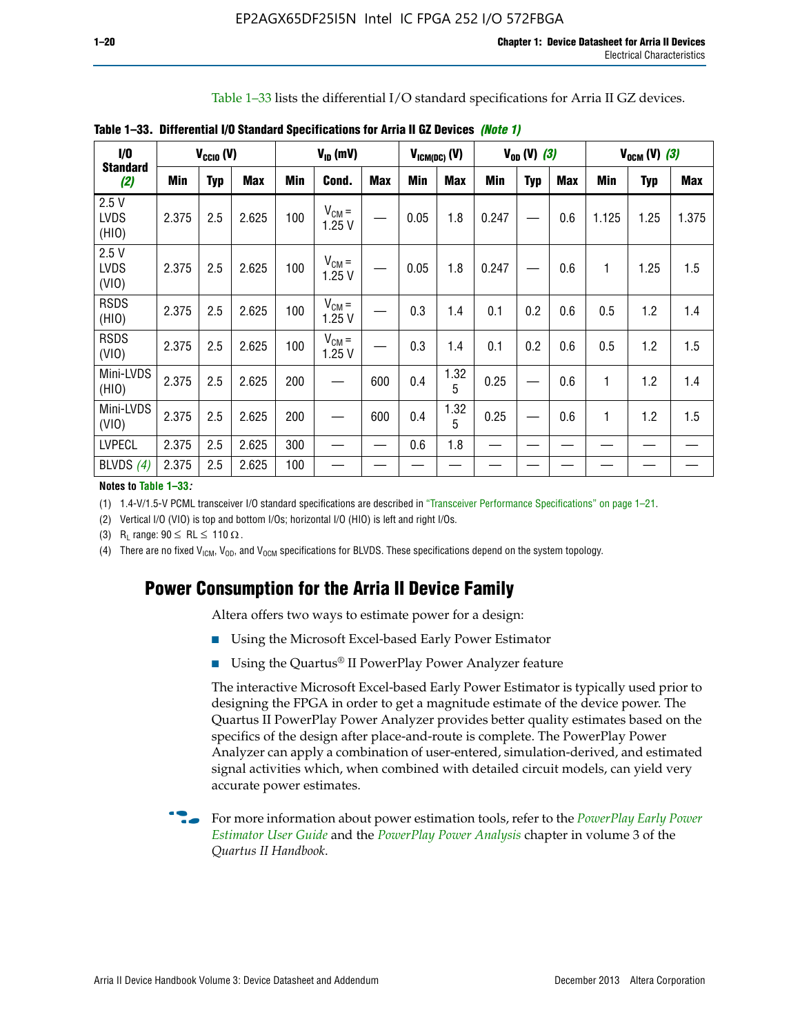Table 1–33 lists the differential I/O standard specifications for Arria II GZ devices.

**Table 1–33. Differential I/O Standard Specifications for Arria II GZ Devices** *(Note 1)*

| I/O Standard (2) | $V_{CCIO}$ (V) | | | $V_{ID}$ (mV) | | | $V_{ICM(DC)}$ (V) | | $V_{OD}$ (V) (3) | | | $V_{OCM}$ (V) (3) | | |
|---|---|---|---|---|---|---|---|---|---|---|---|---|---|---|
| | Min | Typ | Max | Min | Cond. | Max | Min | Max | Min | Typ | Max | Min | Typ | Max |
| 2.5 V LVDS (HIO) | 2.375 | 2.5 | 2.625 | 100 | $V_{CM}$ = 1.25 V | — | 0.05 | 1.8 | 0.247 | — | 0.6 | 1.125 | 1.25 | 1.375 |
| 2.5 V LVDS (VIO) | 2.375 | 2.5 | 2.625 | 100 | $V_{CM}$ = 1.25 V | — | 0.05 | 1.8 | 0.247 | — | 0.6 | 1 | 1.25 | 1.5 |
| RSDS (HIO) | 2.375 | 2.5 | 2.625 | 100 | $V_{CM}$ = 1.25 V | — | 0.3 | 1.4 | 0.1 | 0.2 | 0.6 | 0.5 | 1.2 | 1.4 |
| RSDS (VIO) | 2.375 | 2.5 | 2.625 | 100 | $V_{CM}$ = 1.25 V | — | 0.3 | 1.4 | 0.1 | 0.2 | 0.6 | 0.5 | 1.2 | 1.5 |
| Mini-LVDS (HIO) | 2.375 | 2.5 | 2.625 | 200 | — | 600 | 0.4 | 1.325 | 0.25 | — | 0.6 | 1 | 1.2 | 1.4 |
| Mini-LVDS (VIO) | 2.375 | 2.5 | 2.625 | 200 | — | 600 | 0.4 | 1.325 | 0.25 | — | 0.6 | 1 | 1.2 | 1.5 |
| LVPECL | 2.375 | 2.5 | 2.625 | 300 | — | — | 0.6 | 1.8 | — | — | — | — | — | — |
| BLVDS (4) | 2.375 | 2.5 | 2.625 | 100 | — | — | — | — | — | — | — | — | — | — |

**Notes to Table 1–33:**

(1) 1.4-V/1.5-V PCML transceiver I/O standard specifications are described in "Transceiver Performance Specifications" on page 1–21.

(2) Vertical I/O (VIO) is top and bottom I/Os; horizontal I/O (HIO) is left and right I/Os.

(3) $R_L$ range: $90 \leq RL \leq 110\ \Omega$.

(4) There are no fixed $V_{ICM}$, $V_{OD}$, and $V_{OCM}$ specifications for BLVDS. These specifications depend on the system topology.

## Power Consumption for the Arria II Device Family

Altera offers two ways to estimate power for a design:

- Using the Microsoft Excel-based Early Power Estimator
- Using the Quartus® II PowerPlay Power Analyzer feature

The interactive Microsoft Excel-based Early Power Estimator is typically used prior to designing the FPGA in order to get a magnitude estimate of the device power. The Quartus II PowerPlay Power Analyzer provides better quality estimates based on the specifics of the design after place-and-route is complete. The PowerPlay Power Analyzer can apply a combination of user-entered, simulation-derived, and estimated signal activities which, when combined with detailed circuit models, can yield very accurate power estimates.

For more information about power estimation tools, refer to the *PowerPlay Early Power Estimator User Guide* and the *PowerPlay Power Analysis* chapter in volume 3 of the *Quartus II Handbook*.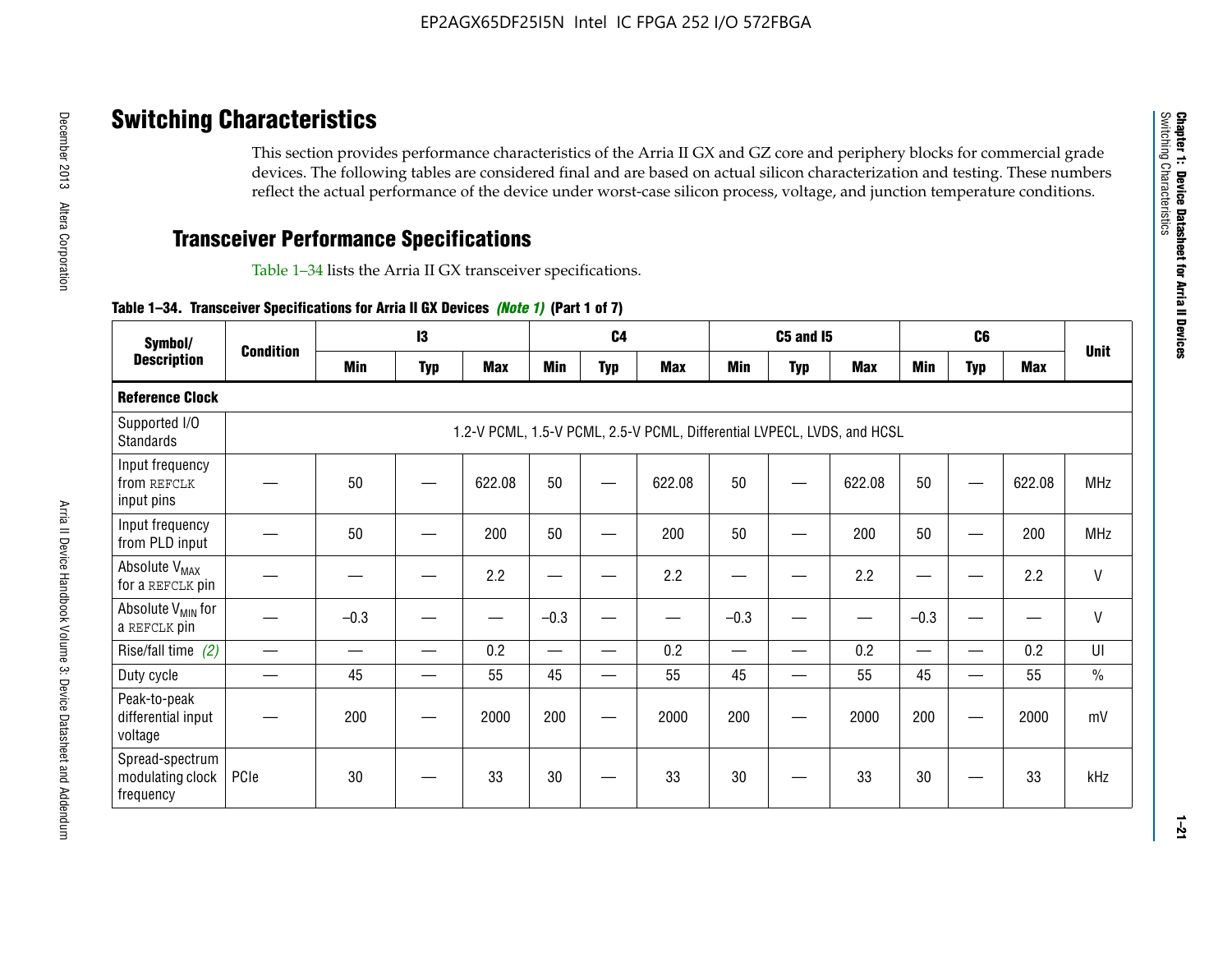# Switching Characteristics

This section provides performance characteristics of the Arria II GX and GZ core and periphery blocks for commercial grade devices. The following tables are considered final and are based on actual silicon characterization and testing. These numbers reflect the actual performance of the device under worst-case silicon process, voltage, and junction temperature conditions.

## Transceiver Performance Specifications

Table 1–34 lists the Arria II GX transceiver specifications.

**Table 1–34. Transceiver Specifications for Arria II GX Devices** *(Note 1)* **(Part 1 of 7)**

| Symbol/ Description | Condition | I3 | | | C4 | | | C5 and I5 | | | C6 | | | Unit |
|---|---|---|---|---|---|---|---|---|---|---|---|---|---|---|
| | | Min | Typ | Max | Min | Typ | Max | Min | Typ | Max | Min | Typ | Max | |
| **Reference Clock** | | | | | | | | | | | | | | |
| Supported I/O Standards | 1.2-V PCML, 1.5-V PCML, 2.5-V PCML, Differential LVPECL, LVDS, and HCSL | | | | | | | | | | | | | |
| Input frequency from REFCLK input pins | — | 50 | — | 622.08 | 50 | — | 622.08 | 50 | — | 622.08 | 50 | — | 622.08 | MHz |
| Input frequency from PLD input | — | 50 | — | 200 | 50 | — | 200 | 50 | — | 200 | 50 | — | 200 | MHz |
| Absolute $V_{MAX}$ for a REFCLK pin | — | — | — | 2.2 | — | — | 2.2 | — | — | 2.2 | — | — | 2.2 | V |
| Absolute $V_{MIN}$ for a REFCLK pin | — | –0.3 | — | — | –0.3 | — | — | –0.3 | — | — | –0.3 | — | — | V |
| Rise/fall time *(2)* | — | — | — | 0.2 | — | — | 0.2 | — | — | 0.2 | — | — | 0.2 | UI |
| Duty cycle | — | 45 | — | 55 | 45 | — | 55 | 45 | — | 55 | 45 | — | 55 | % |
| Peak-to-peak differential input voltage | — | 200 | — | 2000 | 200 | — | 2000 | 200 | — | 2000 | 200 | — | 2000 | mV |
| Spread-spectrum modulating clock frequency | PCIe | 30 | — | 33 | 30 | — | 33 | 30 | — | 33 | 30 | — | 33 | kHz |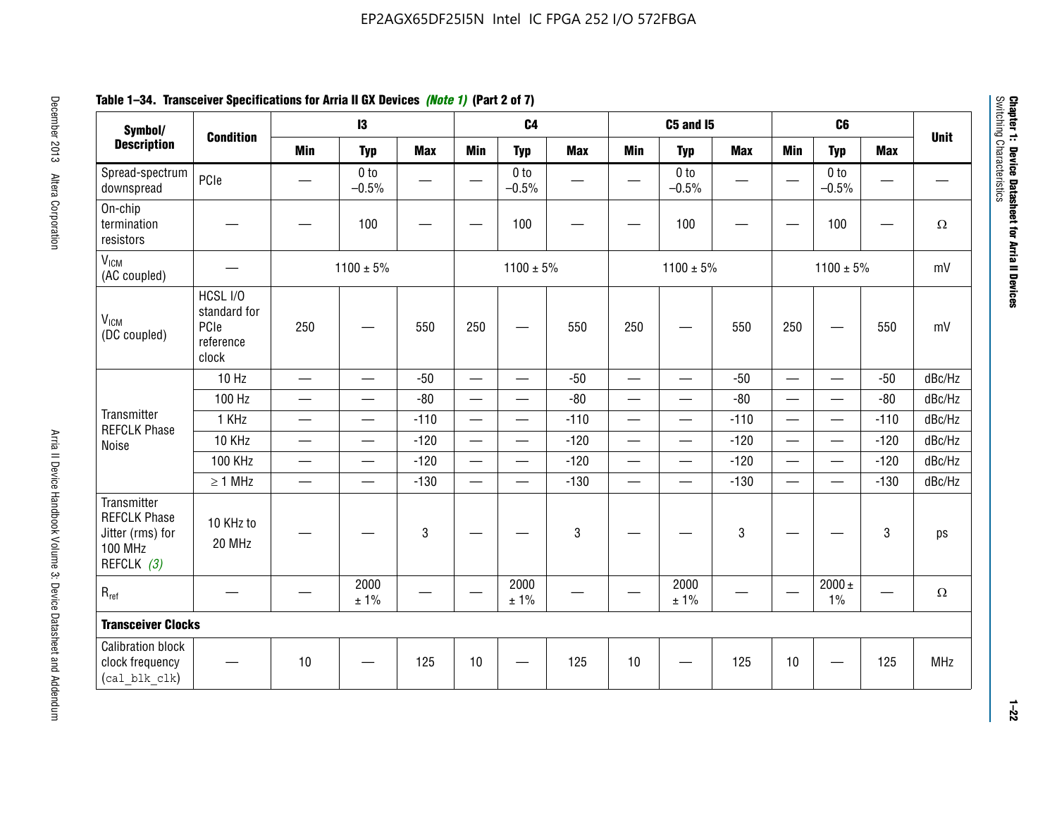**Table 1–34. Transceiver Specifications for Arria II GX Devices** *(Note 1)* **(Part 2 of 7)**

| Symbol/ Description | Condition | I3 | | | C4 | | | C5 and I5 | | | C6 | | | Unit |
|---|---|---|---|---|---|---|---|---|---|---|---|---|---|---|
| | | Min | Typ | Max | Min | Typ | Max | Min | Typ | Max | Min | Typ | Max | |
| Spread-spectrum downspread | PCIe | — | 0 to –0.5% | — | — | 0 to –0.5% | — | — | 0 to –0.5% | — | — | 0 to –0.5% | — | — |
| On-chip termination resistors | — | — | 100 | — | — | 100 | — | — | 100 | — | — | 100 | — | Ω |
| $V_{ICM}$ (AC coupled) | — | 1100 ± 5% | | | 1100 ± 5% | | | 1100 ± 5% | | | 1100 ± 5% | | | mV |
| $V_{ICM}$ (DC coupled) | HCSL I/O standard for PCIe reference clock | 250 | — | 550 | 250 | — | 550 | 250 | — | 550 | 250 | — | 550 | mV |
| Transmitter REFCLK Phase Noise | 10 Hz | — | — | -50 | — | — | -50 | — | — | -50 | — | — | -50 | dBc/Hz |
| | 100 Hz | — | — | -80 | — | — | -80 | — | — | -80 | — | — | -80 | dBc/Hz |
| | 1 KHz | — | — | -110 | — | — | -110 | — | — | -110 | — | — | -110 | dBc/Hz |
| | 10 KHz | — | — | -120 | — | — | -120 | — | — | -120 | — | — | -120 | dBc/Hz |
| | 100 KHz | — | — | -120 | — | — | -120 | — | — | -120 | — | — | -120 | dBc/Hz |
| | ≥ 1 MHz | — | — | -130 | — | — | -130 | — | — | -130 | — | — | -130 | dBc/Hz |
| Transmitter REFCLK Phase Jitter (rms) for 100 MHz REFCLK *(3)* | 10 KHz to 20 MHz | — | — | 3 | — | — | 3 | — | — | 3 | — | — | 3 | ps |
| $R_{ref}$ | — | — | 2000 ± 1% | — | — | 2000 ± 1% | — | — | 2000 ± 1% | — | — | 2000 ± 1% | — | Ω |
| **Transceiver Clocks** | | | | | | | | | | | | | | |
| Calibration block clock frequency (`cal_blk_clk`) | — | 10 | — | 125 | 10 | — | 125 | 10 | — | 125 | 10 | — | 125 | MHz |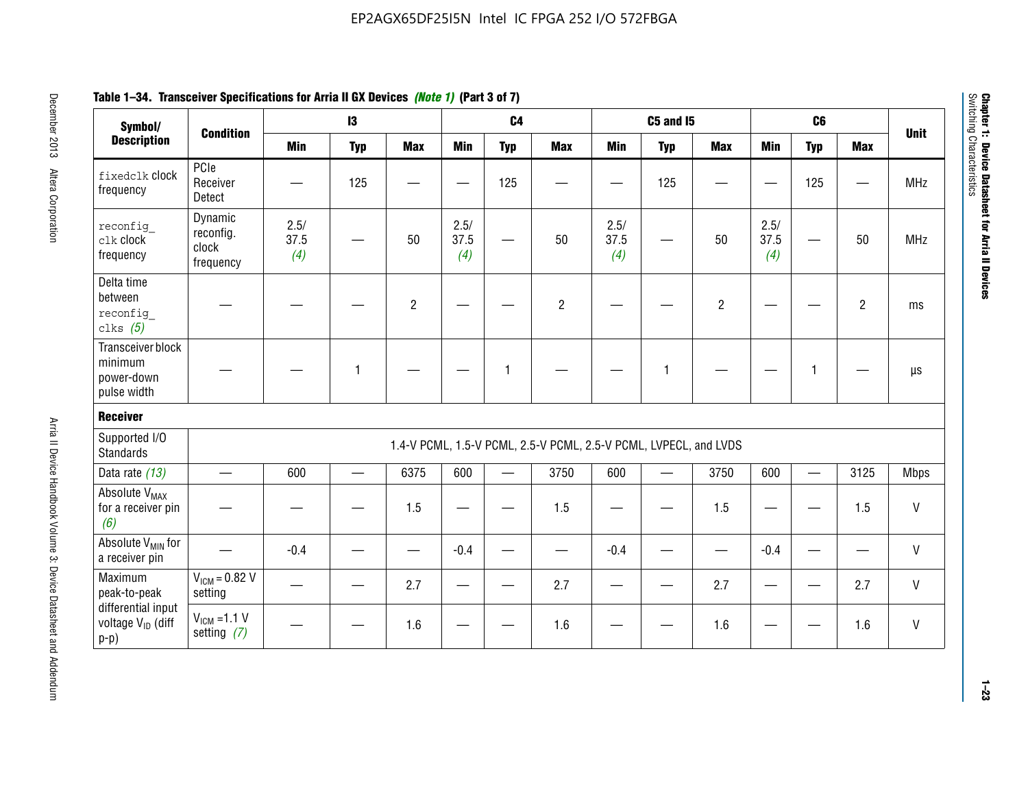**Table 1–34. Transceiver Specifications for Arria II GX Devices *(Note 1)* (Part 3 of 7)**

| Symbol/ Description | Condition | I3 | | | C4 | | | C5 and I5 | | | C6 | | | Unit |
|---|---|---|---|---|---|---|---|---|---|---|---|---|---|---|
| | | Min | Typ | Max | Min | Typ | Max | Min | Typ | Max | Min | Typ | Max | |
| `fixedclk` clock frequency | PCIe Receiver Detect | — | 125 | — | — | 125 | — | — | 125 | — | — | 125 | — | MHz |
| `reconfig_clk` clock frequency | Dynamic reconfig. clock frequency | 2.5/ 37.5 *(4)* | — | 50 | 2.5/ 37.5 *(4)* | — | 50 | 2.5/ 37.5 *(4)* | — | 50 | 2.5/ 37.5 *(4)* | — | 50 | MHz |
| Delta time between `reconfig_clks` *(5)* | — | — | — | 2 | — | — | 2 | — | — | 2 | — | — | 2 | ms |
| Transceiver block minimum power-down pulse width | — | — | 1 | — | — | 1 | — | — | 1 | — | — | 1 | — | µs |
| **Receiver** | | | | | | | | | | | | | | |
| Supported I/O Standards | 1.4-V PCML, 1.5-V PCML, 2.5-V PCML, 2.5-V PCML, LVPECL, and LVDS | | | | | | | | | | | | | |
| Data rate *(13)* | — | 600 | — | 6375 | 600 | — | 3750 | 600 | — | 3750 | 600 | — | 3125 | Mbps |
| Absolute $V_{MAX}$ for a receiver pin *(6)* | — | — | — | 1.5 | — | — | 1.5 | — | — | 1.5 | — | — | 1.5 | V |
| Absolute $V_{MIN}$ for a receiver pin | — | -0.4 | — | — | -0.4 | — | — | -0.4 | — | — | -0.4 | — | — | V |
| Maximum peak-to-peak differential input voltage $V_{ID}$ (diff p-p) | $V_{ICM}$ = 0.82 V setting | — | — | 2.7 | — | — | 2.7 | — | — | 2.7 | — | — | 2.7 | V |
| | $V_{ICM}$ =1.1 V setting *(7)* | — | — | 1.6 | — | — | 1.6 | — | — | 1.6 | — | — | 1.6 | V |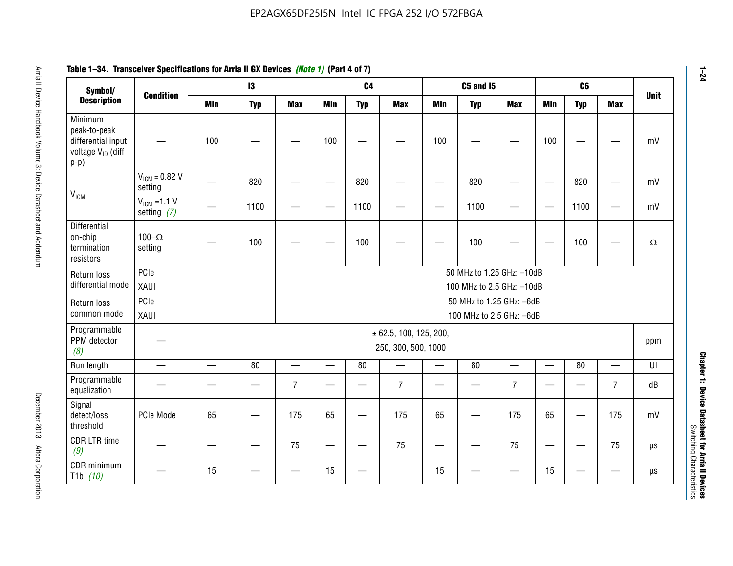**Table 1–34. Transceiver Specifications for Arria II GX Devices *(Note 1)* (Part 4 of 7)**

| Symbol/ Description | Condition | I3 | | | C4 | | | C5 and I5 | | | C6 | | | Unit |
|---|---|---|---|---|---|---|---|---|---|---|---|---|---|---|
| | | Min | Typ | Max | Min | Typ | Max | Min | Typ | Max | Min | Typ | Max | |
| Minimum peak-to-peak differential input voltage $V_{ID}$ (diff p-p) | — | 100 | — | — | 100 | — | — | 100 | — | — | 100 | — | — | mV |
| $V_{ICM}$ | $V_{ICM}$ = 0.82 V setting | — | 820 | — | — | 820 | — | — | 820 | — | — | 820 | — | mV |
| | $V_{ICM}$ =1.1 V setting *(7)* | — | 1100 | — | — | 1100 | — | — | 1100 | — | — | 1100 | — | mV |
| Differential on-chip termination resistors | 100–Ω setting | — | 100 | — | — | 100 | — | — | 100 | — | — | 100 | — | Ω |
| Return loss differential mode | PCIe | | | | 50 MHz to 1.25 GHz: –10dB | | | | | | | | | |
| | XAUI | | | | 100 MHz to 2.5 GHz: –10dB | | | | | | | | | |
| Return loss common mode | PCIe | | | | 50 MHz to 1.25 GHz: –6dB | | | | | | | | | |
| | XAUI | | | | 100 MHz to 2.5 GHz: –6dB | | | | | | | | | |
| Programmable PPM detector *(8)* | — | ± 62.5, 100, 125, 200, 250, 300, 500, 1000 | | | | | | | | | | | | ppm |
| Run length | — | — | 80 | — | — | 80 | — | — | 80 | — | — | 80 | — | UI |
| Programmable equalization | — | — | — | 7 | — | — | 7 | — | — | 7 | — | — | 7 | dB |
| Signal detect/loss threshold | PCIe Mode | 65 | — | 175 | 65 | — | 175 | 65 | — | 175 | 65 | — | 175 | mV |
| CDR LTR time *(9)* | — | — | — | 75 | — | — | 75 | — | — | 75 | — | — | 75 | µs |
| CDR minimum T1b *(10)* | — | 15 | — | — | 15 | — | | 15 | — | — | 15 | — | — | µs |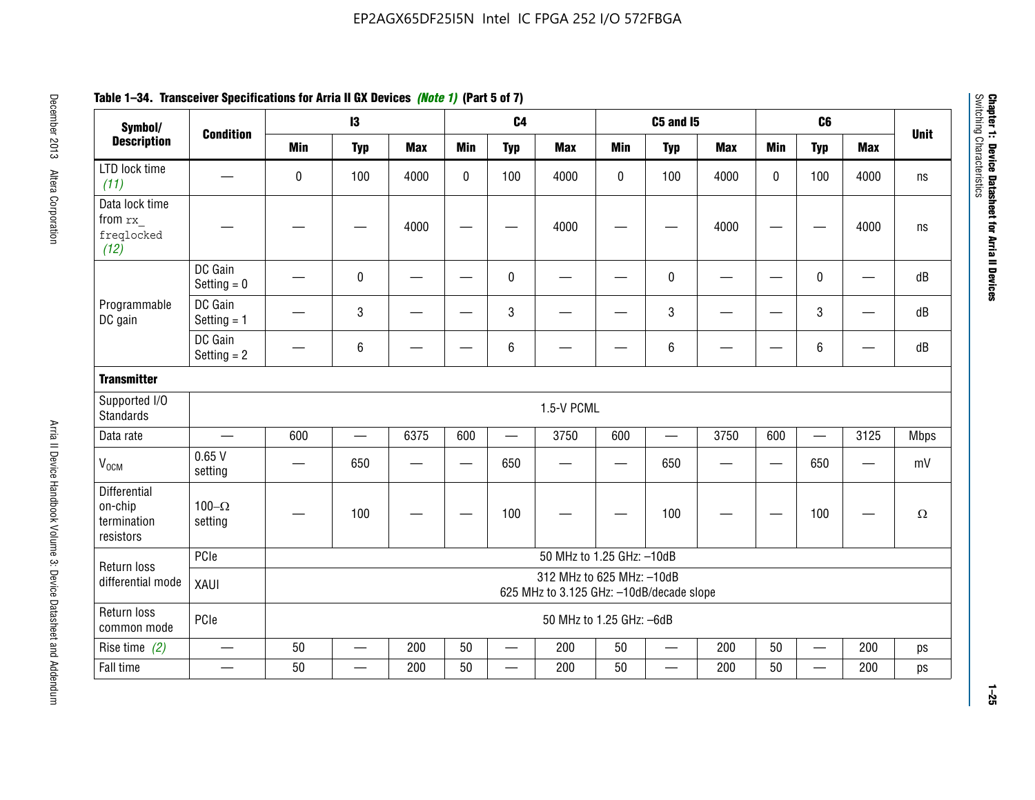**Table 1–34. Transceiver Specifications for Arria II GX Devices *(Note 1)* (Part 5 of 7)**

| Symbol/ Description | Condition | I3 | | | C4 | | | C5 and I5 | | | C6 | | | Unit |
|---|---|---|---|---|---|---|---|---|---|---|---|---|---|---|
| | | Min | Typ | Max | Min | Typ | Max | Min | Typ | Max | Min | Typ | Max | |
| LTD lock time *(11)* | — | 0 | 100 | 4000 | 0 | 100 | 4000 | 0 | 100 | 4000 | 0 | 100 | 4000 | ns |
| Data lock time from `rx_freqlocked` *(12)* | — | — | — | 4000 | — | — | 4000 | — | — | 4000 | — | — | 4000 | ns |
| Programmable DC gain | DC Gain Setting = 0 | — | 0 | — | — | 0 | — | — | 0 | — | — | 0 | — | dB |
| | DC Gain Setting = 1 | — | 3 | — | — | 3 | — | — | 3 | — | — | 3 | — | dB |
| | DC Gain Setting = 2 | — | 6 | — | — | 6 | — | — | 6 | — | — | 6 | — | dB |
| **Transmitter** | | | | | | | | | | | | | | |
| Supported I/O Standards | 1.5-V PCML | | | | | | | | | | | | | |
| Data rate | — | 600 | — | 6375 | 600 | — | 3750 | 600 | — | 3750 | 600 | — | 3125 | Mbps |
| $V_{OCM}$ | 0.65 V setting | — | 650 | — | — | 650 | — | — | 650 | — | — | 650 | — | mV |
| Differential on-chip termination resistors | 100–Ω setting | — | 100 | — | — | 100 | — | — | 100 | — | — | 100 | — | Ω |
| Return loss differential mode | PCIe | 50 MHz to 1.25 GHz: –10dB | | | | | | | | | | | | |
| | XAUI | 312 MHz to 625 MHz: –10dB<br>625 MHz to 3.125 GHz: –10dB/decade slope | | | | | | | | | | | | |
| Return loss common mode | PCIe | 50 MHz to 1.25 GHz: –6dB | | | | | | | | | | | | |
| Rise time *(2)* | — | 50 | — | 200 | 50 | — | 200 | 50 | — | 200 | 50 | — | 200 | ps |
| Fall time | — | 50 | — | 200 | 50 | — | 200 | 50 | — | 200 | 50 | — | 200 | ps |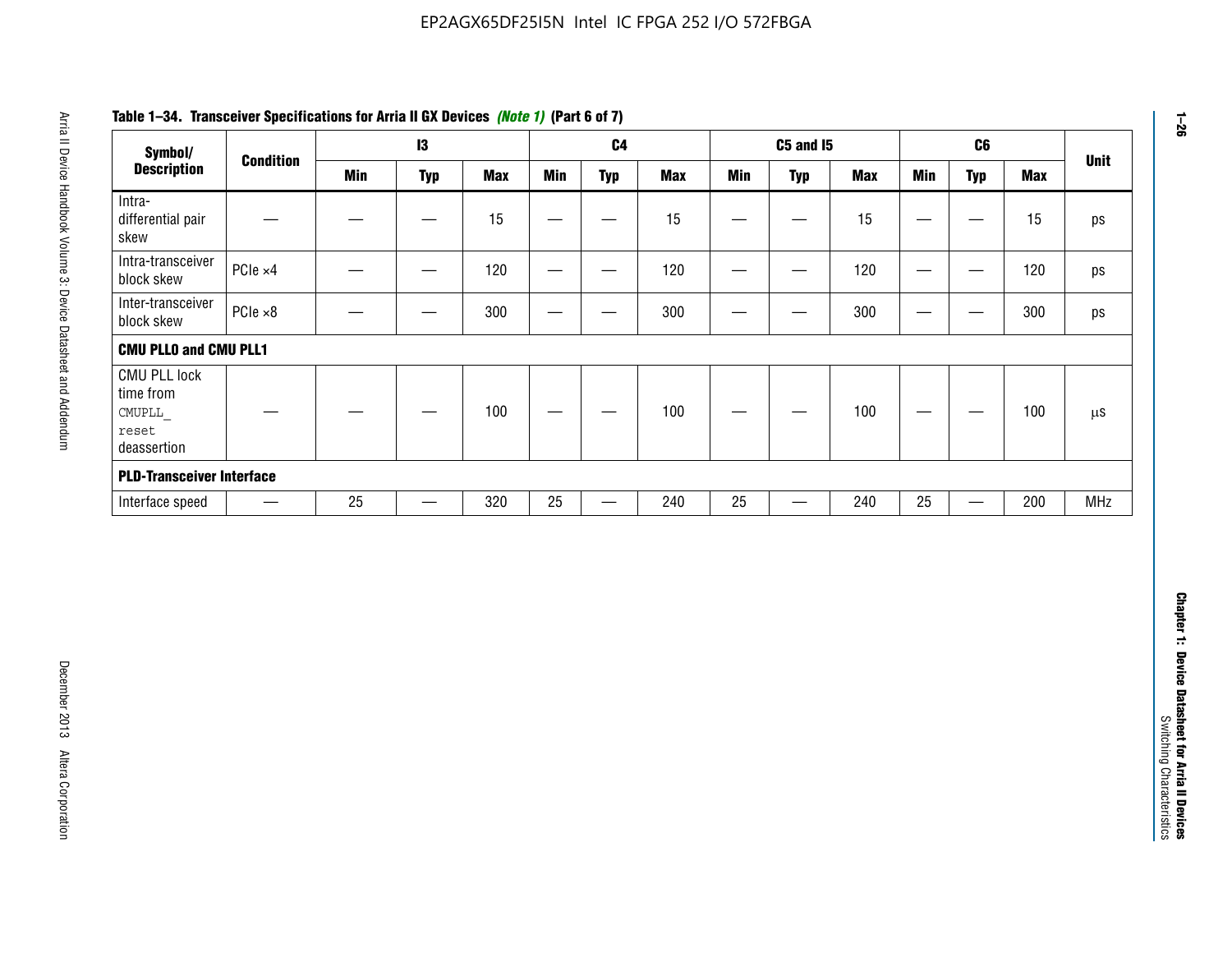**Table 1–34. Transceiver Specifications for Arria II GX Devices *(Note 1)* (Part 6 of 7)**

| Symbol/ Description | Condition | I3 | | | C4 | | | C5 and I5 | | | C6 | | | Unit |
|---|---|---|---|---|---|---|---|---|---|---|---|---|---|---|
| | | Min | Typ | Max | Min | Typ | Max | Min | Typ | Max | Min | Typ | Max | |
| Intra-differential pair skew | — | — | — | 15 | — | — | 15 | — | — | 15 | — | — | 15 | ps |
| Intra-transceiver block skew | PCIe ×4 | — | — | 120 | — | — | 120 | — | — | 120 | — | — | 120 | ps |
| Inter-transceiver block skew | PCIe ×8 | — | — | 300 | — | — | 300 | — | — | 300 | — | — | 300 | ps |
| **CMU PLL0 and CMU PLL1** | | | | | | | | | | | | | | |
| CMU PLL lock time from `CMUPLL_reset` deassertion | — | — | — | 100 | — | — | 100 | — | — | 100 | — | — | 100 | µs |
| **PLD-Transceiver Interface** | | | | | | | | | | | | | | |
| Interface speed | — | 25 | — | 320 | 25 | — | 240 | 25 | — | 240 | 25 | — | 200 | MHz |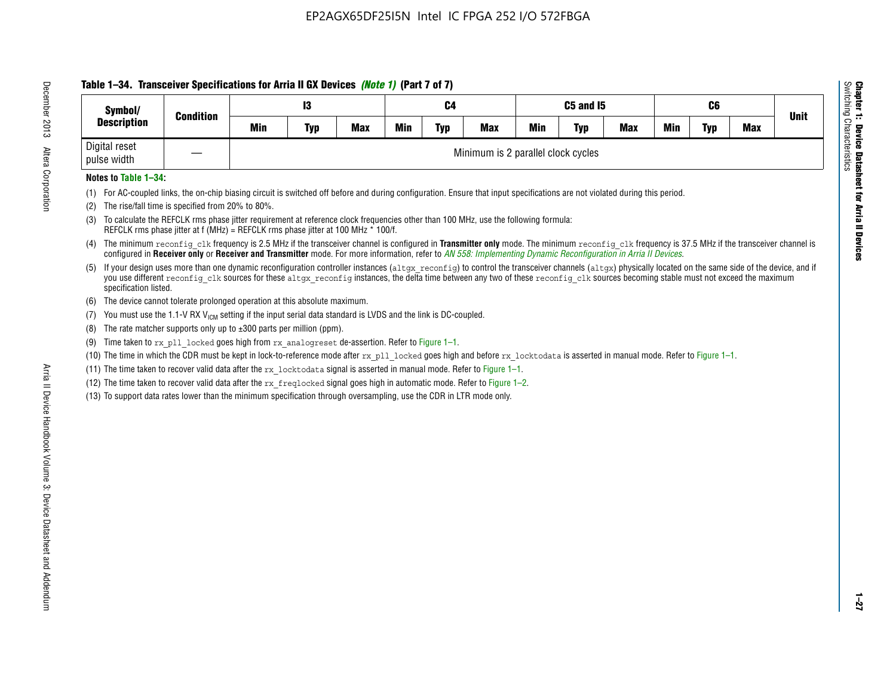**Table 1–34. Transceiver Specifications for Arria II GX Devices *(Note 1)* (Part 7 of 7)**

| Symbol/ Description | Condition | I3 | | | C4 | | | C5 and I5 | | | C6 | | | Unit |
|---|---|---|---|---|---|---|---|---|---|---|---|---|---|---|
| | | Min | Typ | Max | Min | Typ | Max | Min | Typ | Max | Min | Typ | Max | |
| Digital reset pulse width | — | Minimum is 2 parallel clock cycles | | | | | | | | | | | | |

**Notes to Table 1–34:**

(1) For AC-coupled links, the on-chip biasing circuit is switched off before and during configuration. Ensure that input specifications are not violated during this period.

(2) The rise/fall time is specified from 20% to 80%.

(3) To calculate the REFCLK rms phase jitter requirement at reference clock frequencies other than 100 MHz, use the following formula:
REFCLK rms phase jitter at f (MHz) = REFCLK rms phase jitter at 100 MHz * 100/f.

(4) The minimum `reconfig_clk` frequency is 2.5 MHz if the transceiver channel is configured in **Transmitter only** mode. The minimum `reconfig_clk` frequency is 37.5 MHz if the transceiver channel is configured in **Receiver only** or **Receiver and Transmitter** mode. For more information, refer to *AN 558: Implementing Dynamic Reconfiguration in Arria II Devices*.

(5) If your design uses more than one dynamic reconfiguration controller instances (`altgx_reconfig`) to control the transceiver channels (`altgx`) physically located on the same side of the device, and if you use different `reconfig_clk` sources for these `altgx_reconfig` instances, the delta time between any two of these `reconfig_clk` sources becoming stable must not exceed the maximum specification listed.

(6) The device cannot tolerate prolonged operation at this absolute maximum.

(7) You must use the 1.1-V RX $V_{ICM}$ setting if the input serial data standard is LVDS and the link is DC-coupled.

(8) The rate matcher supports only up to ±300 parts per million (ppm).

(9) Time taken to `rx_pll_locked` goes high from `rx_analogreset` de-assertion. Refer to Figure 1–1.

(10) The time in which the CDR must be kept in lock-to-reference mode after `rx_pll_locked` goes high and before `rx_locktodata` is asserted in manual mode. Refer to Figure 1–1.

(11) The time taken to recover valid data after the `rx_locktodata` signal is asserted in manual mode. Refer to Figure 1–1.

(12) The time taken to recover valid data after the `rx_freqlocked` signal goes high in automatic mode. Refer to Figure 1–2.

(13) To support data rates lower than the minimum specification through oversampling, use the CDR in LTR mode only.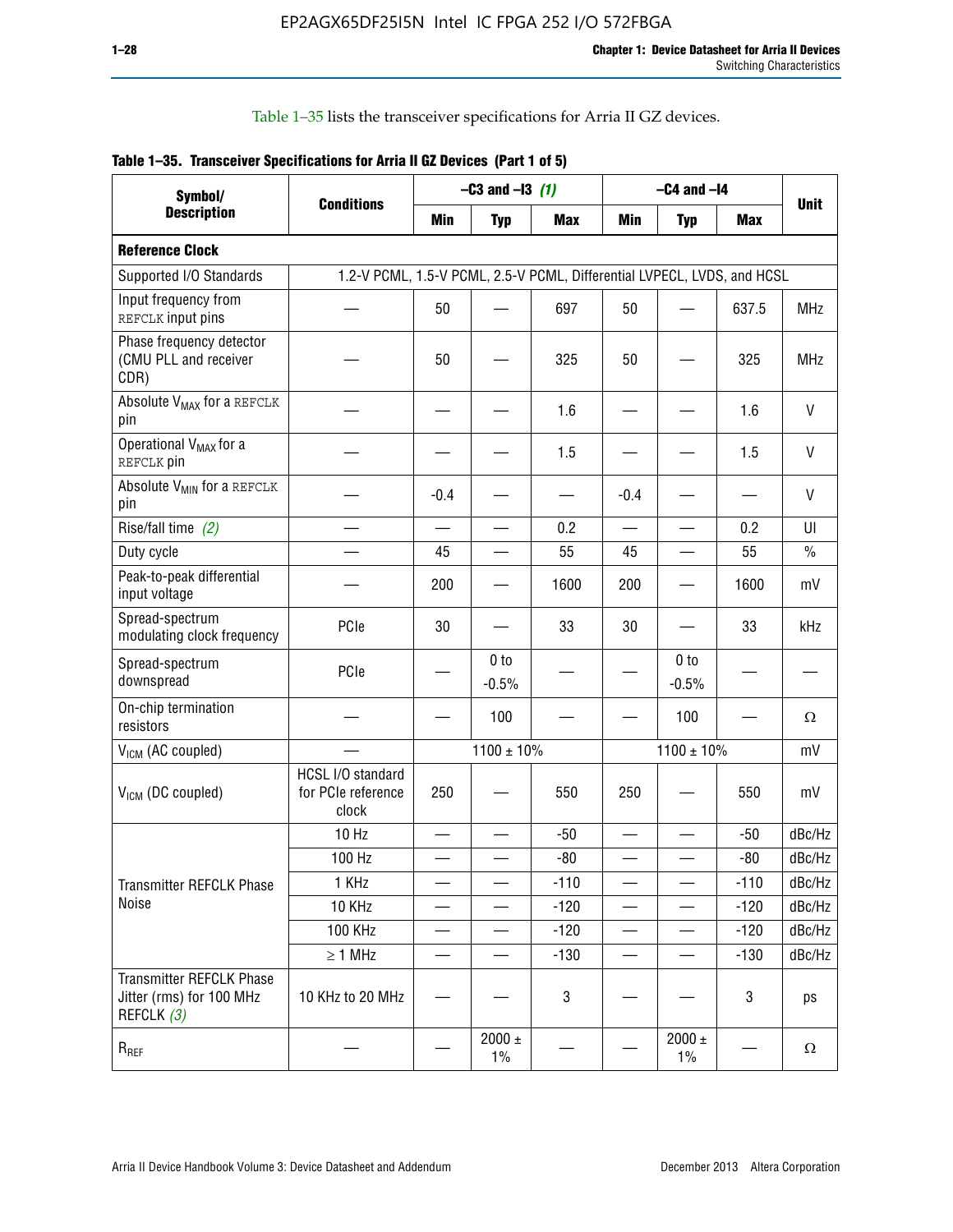Table 1–35 lists the transceiver specifications for Arria II GZ devices.

**Table 1–35. Transceiver Specifications for Arria II GZ Devices (Part 1 of 5)**

| Symbol/ Description | Conditions | –C3 and –I3 *(1)* | | | –C4 and –I4 | | | Unit |
|---|---|---|---|---|---|---|---|---|
| | | Min | Typ | Max | Min | Typ | Max | |
| **Reference Clock** | | | | | | | | |
| Supported I/O Standards | 1.2-V PCML, 1.5-V PCML, 2.5-V PCML, Differential LVPECL, LVDS, and HCSL | | | | | | | |
| Input frequency from REFCLK input pins | — | 50 | — | 697 | 50 | — | 637.5 | MHz |
| Phase frequency detector (CMU PLL and receiver CDR) | — | 50 | — | 325 | 50 | — | 325 | MHz |
| Absolute $V_{MAX}$ for a REFCLK pin | — | — | — | 1.6 | — | — | 1.6 | V |
| Operational $V_{MAX}$ for a REFCLK pin | — | — | — | 1.5 | — | — | 1.5 | V |
| Absolute $V_{MIN}$ for a REFCLK pin | — | -0.4 | — | — | -0.4 | — | — | V |
| Rise/fall time *(2)* | — | — | — | 0.2 | — | — | 0.2 | UI |
| Duty cycle | — | 45 | — | 55 | 45 | — | 55 | % |
| Peak-to-peak differential input voltage | — | 200 | — | 1600 | 200 | — | 1600 | mV |
| Spread-spectrum modulating clock frequency | PCIe | 30 | — | 33 | 30 | — | 33 | kHz |
| Spread-spectrum downspread | PCIe | — | 0 to -0.5% | — | — | 0 to -0.5% | — | — |
| On-chip termination resistors | — | — | 100 | — | — | 100 | — | Ω |
| $V_{ICM}$ (AC coupled) | — | 1100 ± 10% | | | 1100 ± 10% | | | mV |
| $V_{ICM}$ (DC coupled) | HCSL I/O standard for PCIe reference clock | 250 | — | 550 | 250 | — | 550 | mV |
| Transmitter REFCLK Phase Noise | 10 Hz | — | — | -50 | — | — | -50 | dBc/Hz |
| | 100 Hz | — | — | -80 | — | — | -80 | dBc/Hz |
| | 1 KHz | — | — | -110 | — | — | -110 | dBc/Hz |
| | 10 KHz | — | — | -120 | — | — | -120 | dBc/Hz |
| | 100 KHz | — | — | -120 | — | — | -120 | dBc/Hz |
| | ≥ 1 MHz | — | — | -130 | — | — | -130 | dBc/Hz |
| Transmitter REFCLK Phase Jitter (rms) for 100 MHz REFCLK *(3)* | 10 KHz to 20 MHz | — | — | 3 | — | — | 3 | ps |
| $R_{REF}$ | — | — | 2000 ± 1% | — | — | 2000 ± 1% | — | Ω |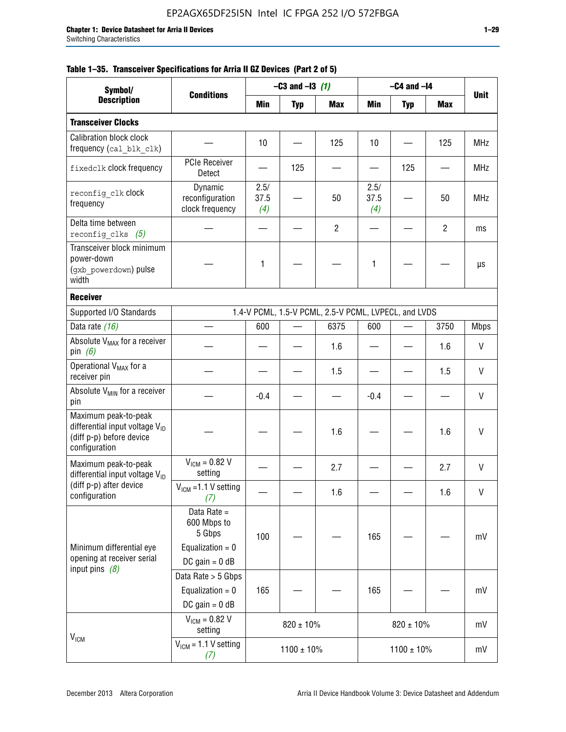**Table 1–35. Transceiver Specifications for Arria II GZ Devices (Part 2 of 5)**

| Symbol/ Description | Conditions | –C3 and –I3 *(1)* | | | –C4 and –I4 | | | Unit |
|---|---|---|---|---|---|---|---|---|
| | | Min | Typ | Max | Min | Typ | Max | |
| **Transceiver Clocks** | | | | | | | | |
| Calibration block clock frequency (`cal_blk_clk`) | — | 10 | — | 125 | 10 | — | 125 | MHz |
| `fixedclk` clock frequency | PCIe Receiver Detect | — | 125 | — | — | 125 | — | MHz |
| `reconfig_clk` clock frequency | Dynamic reconfiguration clock frequency | 2.5/ 37.5 *(4)* | — | 50 | 2.5/ 37.5 *(4)* | — | 50 | MHz |
| Delta time between `reconfig_clks` *(5)* | — | — | — | 2 | — | — | 2 | ms |
| Transceiver block minimum power-down (`gxb_powerdown`) pulse width | — | 1 | — | — | 1 | — | — | µs |
| **Receiver** | | | | | | | | |
| Supported I/O Standards | 1.4-V PCML, 1.5-V PCML, 2.5-V PCML, LVPECL, and LVDS | | | | | | | |
| Data rate *(16)* | — | 600 | — | 6375 | 600 | — | 3750 | Mbps |
| Absolute $V_{MAX}$ for a receiver pin *(6)* | — | — | — | 1.6 | — | — | 1.6 | V |
| Operational $V_{MAX}$ for a receiver pin | — | — | — | 1.5 | — | — | 1.5 | V |
| Absolute $V_{MIN}$ for a receiver pin | — | -0.4 | — | — | -0.4 | — | — | V |
| Maximum peak-to-peak differential input voltage $V_{ID}$ (diff p-p) before device configuration | — | — | — | 1.6 | — | — | 1.6 | V |
| Maximum peak-to-peak differential input voltage $V_{ID}$ (diff p-p) after device configuration | $V_{ICM}$ = 0.82 V setting | — | — | 2.7 | — | — | 2.7 | V |
| | $V_{ICM}$ =1.1 V setting *(7)* | — | — | 1.6 | — | — | 1.6 | V |
| Minimum differential eye opening at receiver serial input pins *(8)* | Data Rate = 600 Mbps to 5 Gbps; Equalization = 0; DC gain = 0 dB | 100 | — | — | 165 | — | — | mV |
| | Data Rate > 5 Gbps; Equalization = 0; DC gain = 0 dB | 165 | — | — | 165 | — | — | mV |
| $V_{ICM}$ | $V_{ICM}$ = 0.82 V setting | 820 ± 10% | | | 820 ± 10% | | | mV |
| | $V_{ICM}$ = 1.1 V setting *(7)* | 1100 ± 10% | | | 1100 ± 10% | | | mV |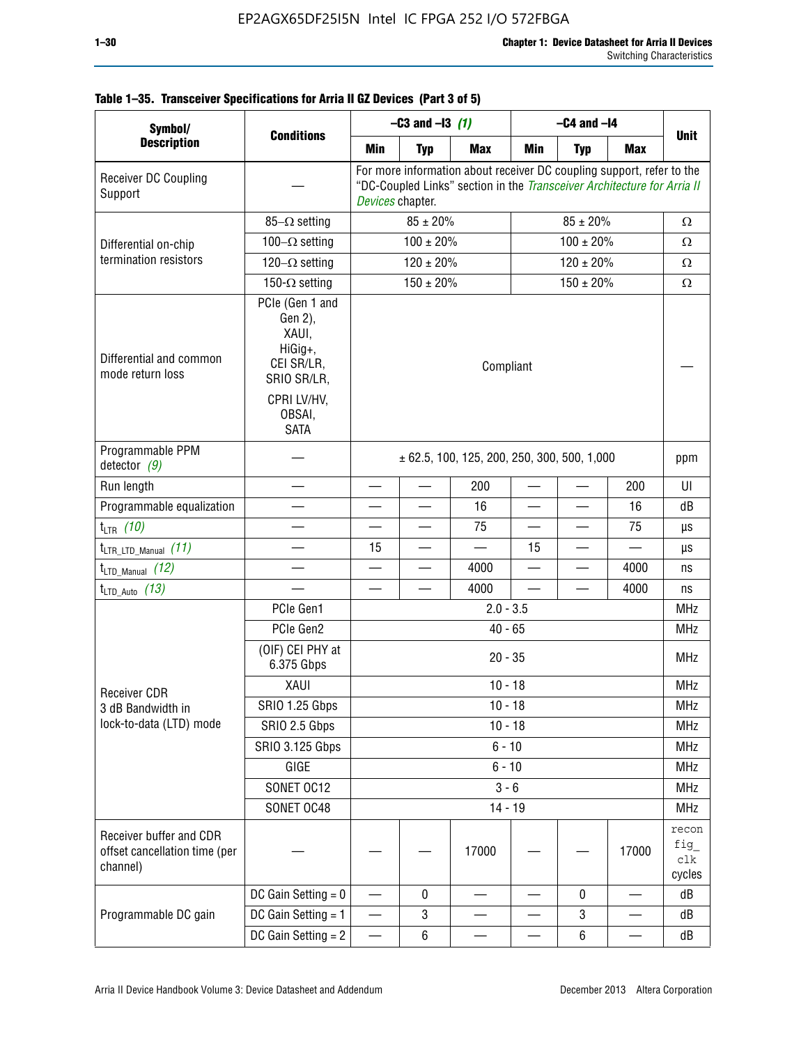**Table 1–35. Transceiver Specifications for Arria II GZ Devices (Part 3 of 5)**

| Symbol/ Description | Conditions | –C3 and –I3 *(1)* | | | –C4 and –I4 | | | Unit |
|---|---|---|---|---|---|---|---|---|
| | | Min | Typ | Max | Min | Typ | Max | |
| Receiver DC Coupling Support | — | For more information about receiver DC coupling support, refer to the "DC-Coupled Links" section in the *Transceiver Architecture for Arria II Devices* chapter. | | | | | | |
| Differential on-chip termination resistors | 85–Ω setting | 85 ± 20% | | | 85 ± 20% | | | Ω |
| | 100–Ω setting | 100 ± 20% | | | 100 ± 20% | | | Ω |
| | 120–Ω setting | 120 ± 20% | | | 120 ± 20% | | | Ω |
| | 150-Ω setting | 150 ± 20% | | | 150 ± 20% | | | Ω |
| Differential and common mode return loss | PCIe (Gen 1 and Gen 2), XAUI, HiGig+, CEI SR/LR, SRIO SR/LR, CPRI LV/HV, OBSAI, SATA | Compliant | | | | | | — |
| Programmable PPM detector *(9)* | — | ± 62.5, 100, 125, 200, 250, 300, 500, 1,000 | | | | | | ppm |
| Run length | — | — | — | 200 | — | — | 200 | UI |
| Programmable equalization | — | — | — | 16 | — | — | 16 | dB |
| $t_{LTR}$ *(10)* | — | — | — | 75 | — | — | 75 | µs |
| $t_{LTR\_LTD\_Manual}$ *(11)* | — | 15 | — | — | 15 | — | — | µs |
| $t_{LTD\_Manual}$ *(12)* | — | — | — | 4000 | — | — | 4000 | ns |
| $t_{LTD\_Auto}$ *(13)* | — | — | — | 4000 | — | — | 4000 | ns |
| Receiver CDR 3 dB Bandwidth in lock-to-data (LTD) mode | PCIe Gen1 | 2.0 - 3.5 | | | | | | MHz |
| | PCIe Gen2 | 40 - 65 | | | | | | MHz |
| | (OIF) CEI PHY at 6.375 Gbps | 20 - 35 | | | | | | MHz |
| | XAUI | 10 - 18 | | | | | | MHz |
| | SRIO 1.25 Gbps | 10 - 18 | | | | | | MHz |
| | SRIO 2.5 Gbps | 10 - 18 | | | | | | MHz |
| | SRIO 3.125 Gbps | 6 - 10 | | | | | | MHz |
| | GIGE | 6 - 10 | | | | | | MHz |
| | SONET OC12 | 3 - 6 | | | | | | MHz |
| | SONET OC48 | 14 - 19 | | | | | | MHz |
| Receiver buffer and CDR offset cancellation time (per channel) | — | — | — | 17000 | — | — | 17000 | reconfig_clk cycles |
| Programmable DC gain | DC Gain Setting = 0 | — | 0 | — | — | 0 | — | dB |
| | DC Gain Setting = 1 | — | 3 | — | — | 3 | — | dB |
| | DC Gain Setting = 2 | — | 6 | — | — | 6 | — | dB |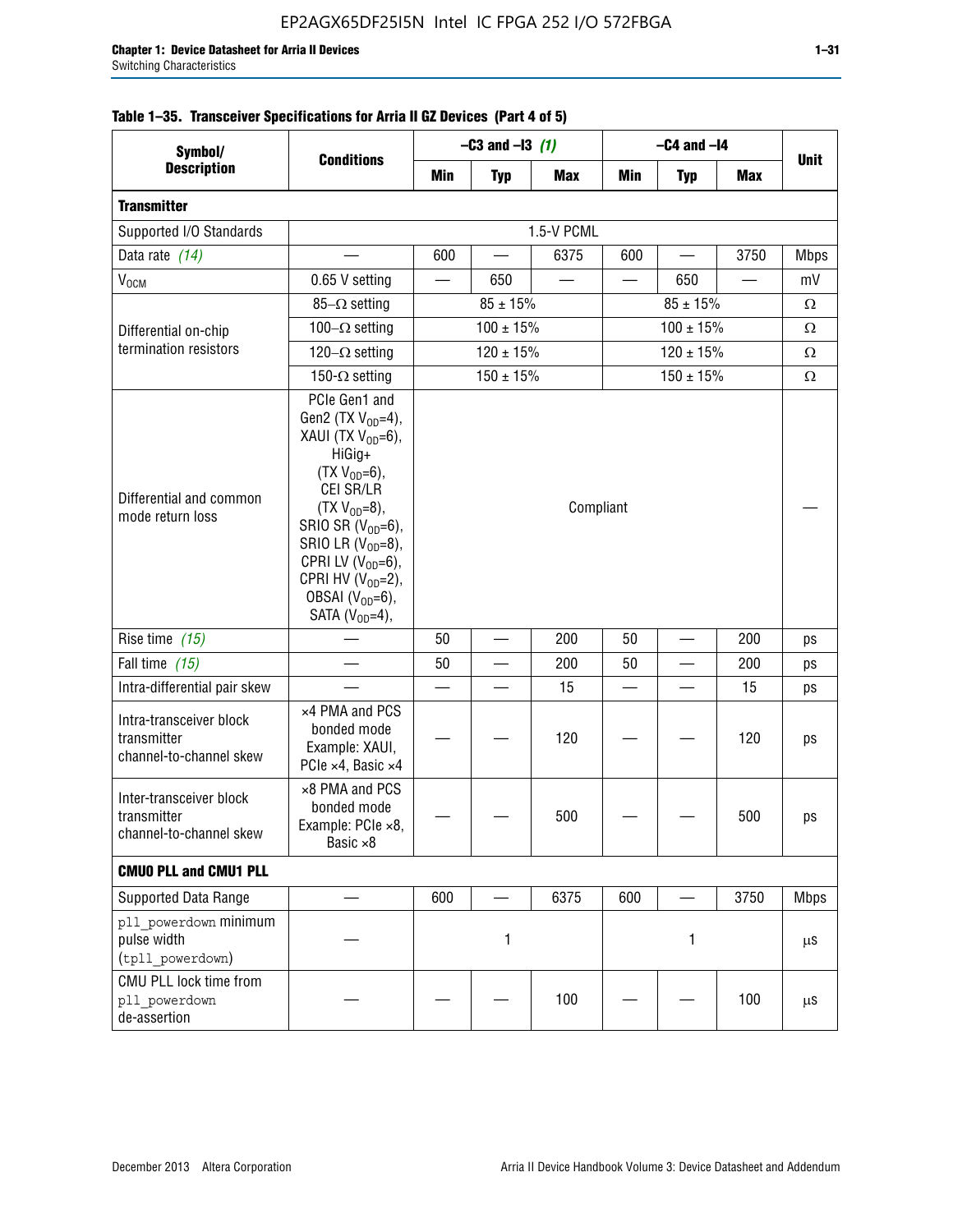**Table 1–35. Transceiver Specifications for Arria II GZ Devices (Part 4 of 5)**

| Symbol/ Description | Conditions | –C3 and –I3 *(1)* | | | –C4 and –I4 | | | Unit |
|---|---|---|---|---|---|---|---|---|
| | | Min | Typ | Max | Min | Typ | Max | |
| **Transmitter** | | | | | | | | |
| Supported I/O Standards | 1.5-V PCML | | | | | | | |
| Data rate *(14)* | — | 600 | — | 6375 | 600 | — | 3750 | Mbps |
| $V_{OCM}$ | 0.65 V setting | — | 650 | — | — | 650 | — | mV |
| Differential on-chip termination resistors | 85–Ω setting | 85 ± 15% | | | 85 ± 15% | | | Ω |
| | 100–Ω setting | 100 ± 15% | | | 100 ± 15% | | | Ω |
| | 120–Ω setting | 120 ± 15% | | | 120 ± 15% | | | Ω |
| | 150-Ω setting | 150 ± 15% | | | 150 ± 15% | | | Ω |
| Differential and common mode return loss | PCIe Gen1 and Gen2 (TX $V_{OD}$=4), XAUI (TX $V_{OD}$=6), HiGig+ (TX $V_{OD}$=6), CEI SR/LR (TX $V_{OD}$=8), SRIO SR ($V_{OD}$=6), SRIO LR ($V_{OD}$=8), CPRI LV ($V_{OD}$=6), CPRI HV ($V_{OD}$=2), OBSAI ($V_{OD}$=6), SATA ($V_{OD}$=4), | Compliant | | | | | | — |
| Rise time *(15)* | — | 50 | — | 200 | 50 | — | 200 | ps |
| Fall time *(15)* | — | 50 | — | 200 | 50 | — | 200 | ps |
| Intra-differential pair skew | — | — | — | 15 | — | — | 15 | ps |
| Intra-transceiver block transmitter channel-to-channel skew | ×4 PMA and PCS bonded mode Example: XAUI, PCIe ×4, Basic ×4 | — | — | 120 | — | — | 120 | ps |
| Inter-transceiver block transmitter channel-to-channel skew | ×8 PMA and PCS bonded mode Example: PCIe ×8, Basic ×8 | — | — | 500 | — | — | 500 | ps |
| **CMU0 PLL and CMU1 PLL** | | | | | | | | |
| Supported Data Range | — | 600 | — | 6375 | 600 | — | 3750 | Mbps |
| `pll_powerdown` minimum pulse width (`tpll_powerdown`) | — | | 1 | | | 1 | | µs |
| CMU PLL lock time from `pll_powerdown` de-assertion | — | — | — | 100 | — | — | 100 | µs |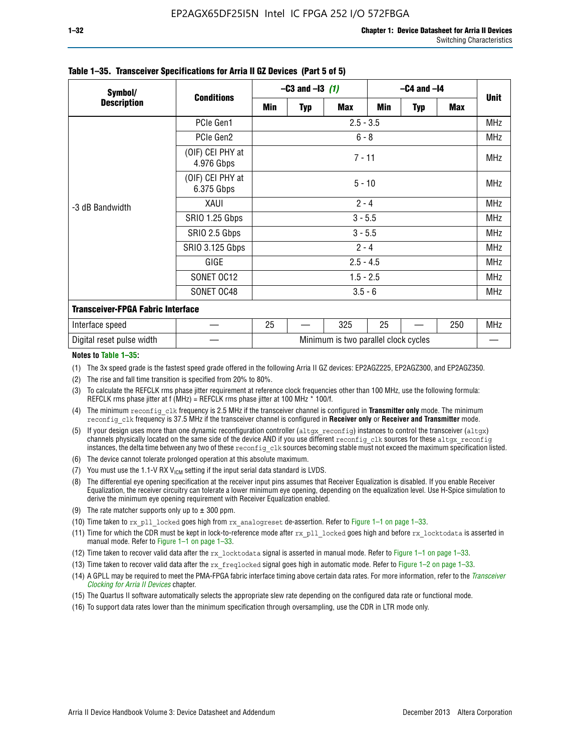**Table 1–35. Transceiver Specifications for Arria II GZ Devices (Part 5 of 5)**

| Symbol/ Description | Conditions | –C3 and –I3 *(1)* | | | –C4 and –I4 | | | Unit |
|---|---|---|---|---|---|---|---|---|
| | | Min | Typ | Max | Min | Typ | Max | |
| -3 dB Bandwidth | PCIe Gen1 | 2.5 - 3.5 | | | | | | MHz |
| | PCIe Gen2 | 6 - 8 | | | | | | MHz |
| | (OIF) CEI PHY at 4.976 Gbps | 7 - 11 | | | | | | MHz |
| | (OIF) CEI PHY at 6.375 Gbps | 5 - 10 | | | | | | MHz |
| | XAUI | 2 - 4 | | | | | | MHz |
| | SRIO 1.25 Gbps | 3 - 5.5 | | | | | | MHz |
| | SRIO 2.5 Gbps | 3 - 5.5 | | | | | | MHz |
| | SRIO 3.125 Gbps | 2 - 4 | | | | | | MHz |
| | GIGE | 2.5 - 4.5 | | | | | | MHz |
| | SONET OC12 | 1.5 - 2.5 | | | | | | MHz |
| | SONET OC48 | 3.5 - 6 | | | | | | MHz |
| **Transceiver-FPGA Fabric Interface** | | | | | | | | |
| Interface speed | — | 25 | — | 325 | 25 | — | 250 | MHz |
| Digital reset pulse width | — | Minimum is two parallel clock cycles | | | | | | — |

**Notes to Table 1–35:**

(1) The 3x speed grade is the fastest speed grade offered in the following Arria II GZ devices: EP2AGZ225, EP2AGZ300, and EP2AGZ350.

(2) The rise and fall time transition is specified from 20% to 80%.

(3) To calculate the REFCLK rms phase jitter requirement at reference clock frequencies other than 100 MHz, use the following formula: REFCLK rms phase jitter at f (MHz) = REFCLK rms phase jitter at 100 MHz * 100/f.

(4) The minimum `reconfig_clk` frequency is 2.5 MHz if the transceiver channel is configured in **Transmitter only** mode. The minimum `reconfig_clk` frequency is 37.5 MHz if the transceiver channel is configured in **Receiver only** or **Receiver and Transmitter** mode.

(5) If your design uses more than one dynamic reconfiguration controller (`altgx_reconfig`) instances to control the transceiver (`altgx`) channels physically located on the same side of the device AND if you use different `reconfig_clk` sources for these `altgx_reconfig` instances, the delta time between any two of these `reconfig_clk` sources becoming stable must not exceed the maximum specification listed.

(6) The device cannot tolerate prolonged operation at this absolute maximum.

(7) You must use the 1.1-V RX $V_{ICM}$ setting if the input serial data standard is LVDS.

(8) The differential eye opening specification at the receiver input pins assumes that Receiver Equalization is disabled. If you enable Receiver Equalization, the receiver circuitry can tolerate a lower minimum eye opening, depending on the equalization level. Use H-Spice simulation to derive the minimum eye opening requirement with Receiver Equalization enabled.

(9) The rate matcher supports only up to ± 300 ppm.

(10) Time taken to `rx_pll_locked` goes high from `rx_analogreset` de-assertion. Refer to Figure 1–1 on page 1–33.

(11) Time for which the CDR must be kept in lock-to-reference mode after `rx_pll_locked` goes high and before `rx_locktodata` is asserted in manual mode. Refer to Figure 1–1 on page 1–33.

(12) Time taken to recover valid data after the `rx_locktodata` signal is asserted in manual mode. Refer to Figure 1–1 on page 1–33.

(13) Time taken to recover valid data after the `rx_freqlocked` signal goes high in automatic mode. Refer to Figure 1–2 on page 1–33.

(14) A GPLL may be required to meet the PMA-FPGA fabric interface timing above certain data rates. For more information, refer to the *Transceiver Clocking for Arria II Devices* chapter.

(15) The Quartus II software automatically selects the appropriate slew rate depending on the configured data rate or functional mode.

(16) To support data rates lower than the minimum specification through oversampling, use the CDR in LTR mode only.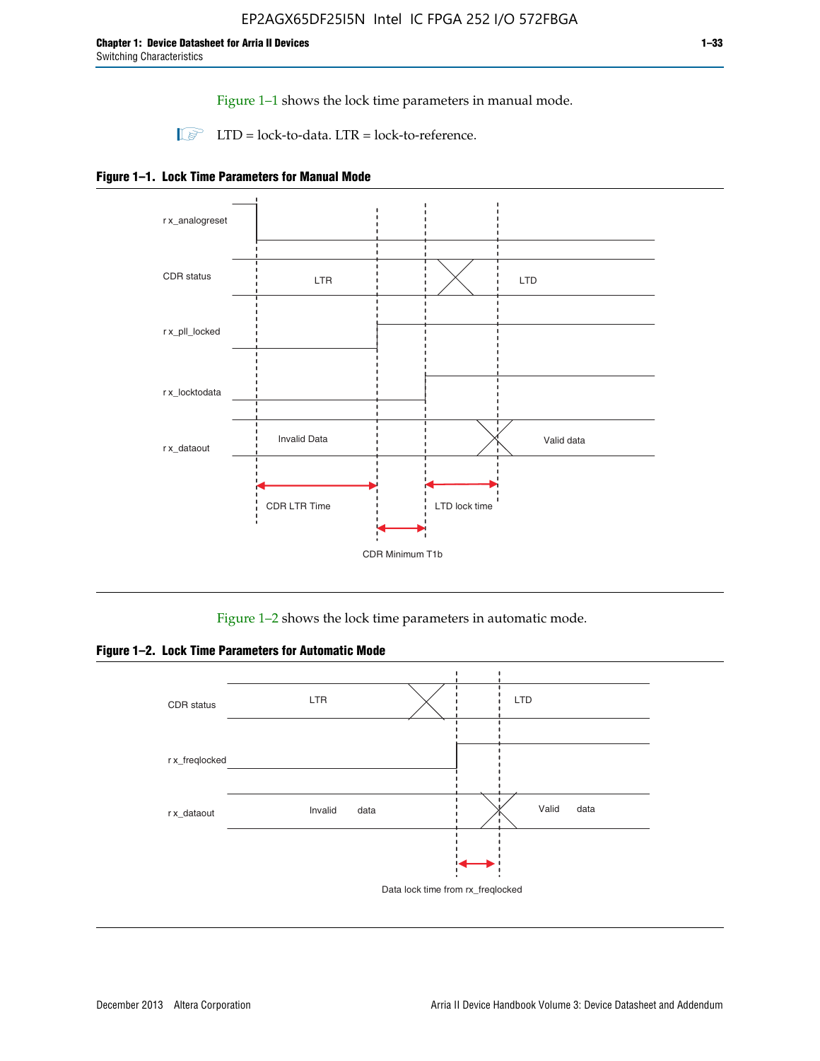Figure 1–1 shows the lock time parameters in manual mode.

LTD = lock-to-data. LTR = lock-to-reference.

**Figure 1–1. Lock Time Parameters for Manual Mode**

r x_analogreset

CDR status LTR LTD

r x_pll_locked

r x_locktodata

r x_dataout Invalid Data Valid data

CDR LTR Time LTD lock time

CDR Minimum T1b

Figure 1–2 shows the lock time parameters in automatic mode.

**Figure 1–2. Lock Time Parameters for Automatic Mode**

CDR status LTR LTD

r x_freqlocked

r x_dataout Invalid data Valid data

Data lock time from rx_freqlocked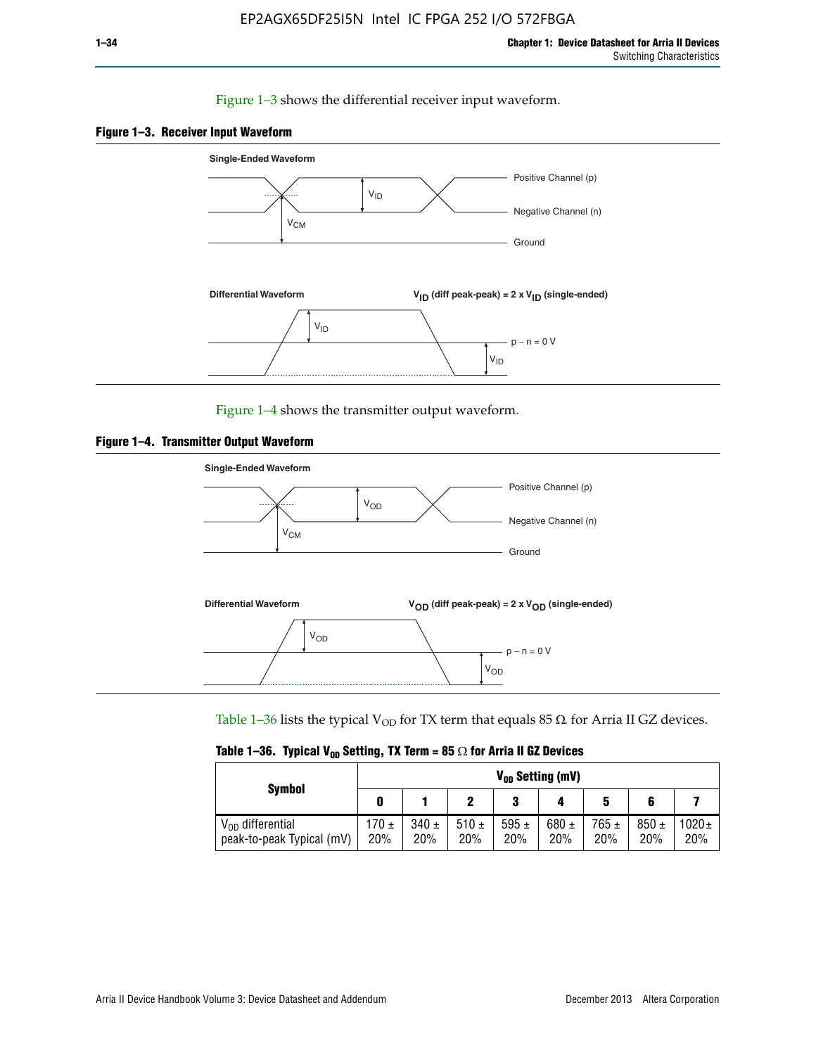Figure 1–3 shows the differential receiver input waveform.

**Figure 1–3. Receiver Input Waveform**

Single-Ended Waveform

Positive Channel (p)

Negative Channel (n)

Ground

$V_{ID}$

$V_{CM}$

Differential Waveform

$V_{ID}$ (diff peak-peak) = 2 x $V_{ID}$ (single-ended)

$V_{ID}$

p − n = 0 V

$V_{ID}$

Figure 1–4 shows the transmitter output waveform.

**Figure 1–4. Transmitter Output Waveform**

Single-Ended Waveform

Positive Channel (p)

Negative Channel (n)

Ground

$V_{OD}$

$V_{CM}$

Differential Waveform

$V_{OD}$ (diff peak-peak) = 2 x $V_{OD}$ (single-ended)

$V_{OD}$

p − n = 0 V

$V_{OD}$

Table 1–36 lists the typical $V_{OD}$ for TX term that equals 85 Ω for Arria II GZ devices.

**Table 1–36. Typical $V_{OD}$ Setting, TX Term = 85 Ω for Arria II GZ Devices**

| Symbol | $V_{OD}$ Setting (mV) | | | | | | | |
|---|---|---|---|---|---|---|---|---|
| | **0** | **1** | **2** | **3** | **4** | **5** | **6** | **7** |
| $V_{OD}$ differential peak-to-peak Typical (mV) | 170 ± 20% | 340 ± 20% | 510 ± 20% | 595 ± 20% | 680 ± 20% | 765 ± 20% | 850 ± 20% | 1020 ± 20% |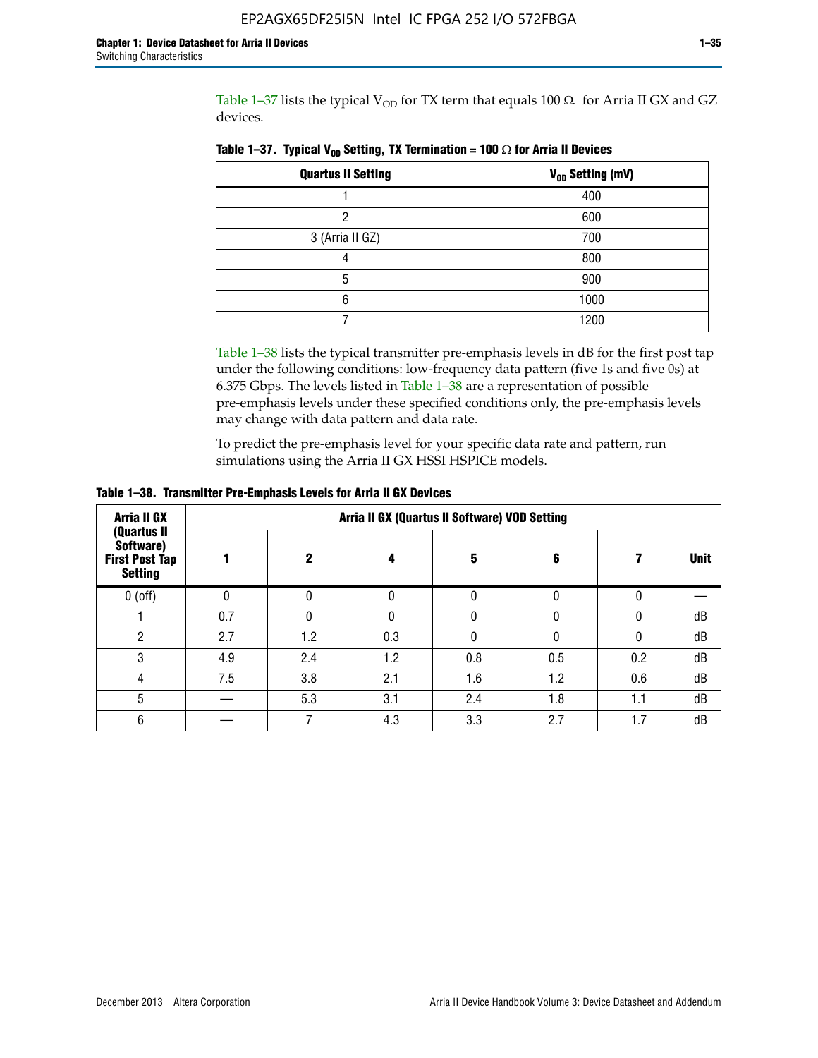Table 1–37 lists the typical $V_{OD}$ for TX term that equals 100 Ω for Arria II GX and GZ devices.

**Table 1–37. Typical $V_{OD}$ Setting, TX Termination = 100 Ω for Arria II Devices**

| Quartus II Setting | $V_{OD}$ Setting (mV) |
|---|---|
| 1 | 400 |
| 2 | 600 |
| 3 (Arria II GZ) | 700 |
| 4 | 800 |
| 5 | 900 |
| 6 | 1000 |
| 7 | 1200 |

Table 1–38 lists the typical transmitter pre-emphasis levels in dB for the first post tap under the following conditions: low-frequency data pattern (five 1s and five 0s) at 6.375 Gbps. The levels listed in Table 1–38 are a representation of possible pre-emphasis levels under these specified conditions only, the pre-emphasis levels may change with data pattern and data rate.

To predict the pre-emphasis level for your specific data rate and pattern, run simulations using the Arria II GX HSSI HSPICE models.

**Table 1–38. Transmitter Pre-Emphasis Levels for Arria II GX Devices**

| Arria II GX (Quartus II Software) First Post Tap Setting | Arria II GX (Quartus II Software) VOD Setting | | | | | | |
|---|---|---|---|---|---|---|---|
| | 1 | 2 | 4 | 5 | 6 | 7 | Unit |
| 0 (off) | 0 | 0 | 0 | 0 | 0 | 0 | — |
| 1 | 0.7 | 0 | 0 | 0 | 0 | 0 | dB |
| 2 | 2.7 | 1.2 | 0.3 | 0 | 0 | 0 | dB |
| 3 | 4.9 | 2.4 | 1.2 | 0.8 | 0.5 | 0.2 | dB |
| 4 | 7.5 | 3.8 | 2.1 | 1.6 | 1.2 | 0.6 | dB |
| 5 | — | 5.3 | 3.1 | 2.4 | 1.8 | 1.1 | dB |
| 6 | — | 7 | 4.3 | 3.3 | 2.7 | 1.7 | dB |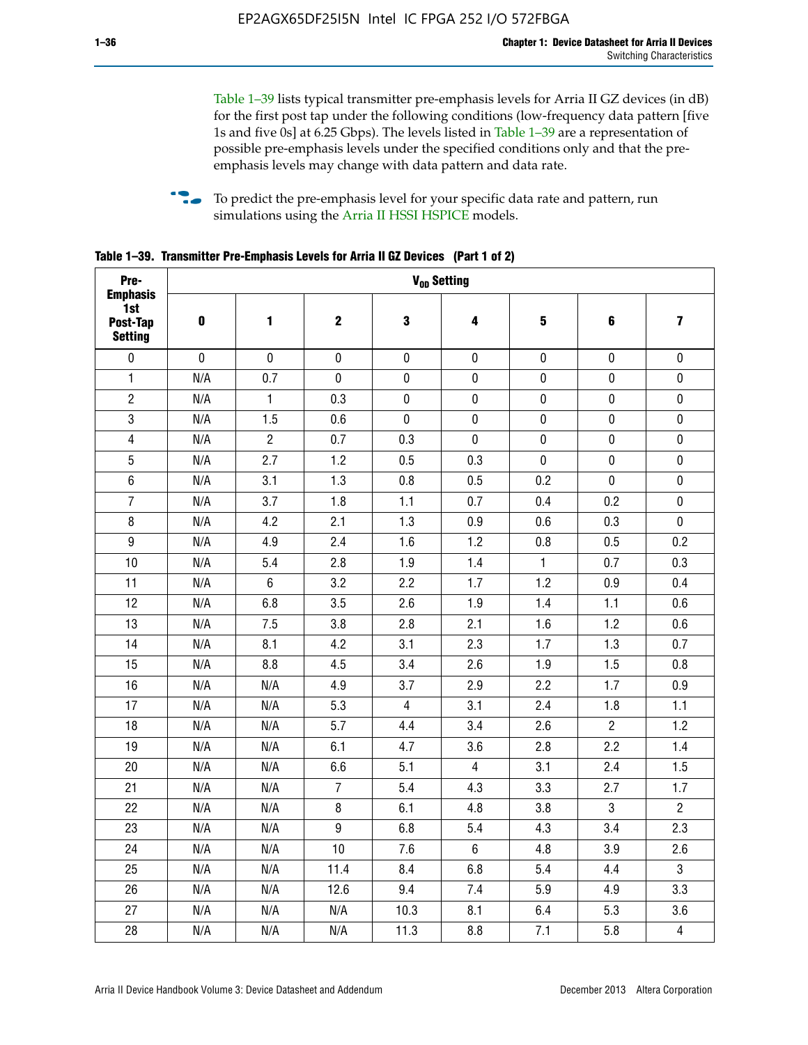Table 1–39 lists typical transmitter pre-emphasis levels for Arria II GZ devices (in dB) for the first post tap under the following conditions (low-frequency data pattern [five 1s and five 0s] at 6.25 Gbps). The levels listed in Table 1–39 are a representation of possible pre-emphasis levels under the specified conditions only and that the pre-emphasis levels may change with data pattern and data rate.

To predict the pre-emphasis level for your specific data rate and pattern, run simulations using the Arria II HSSI HSPICE models.

**Table 1–39. Transmitter Pre-Emphasis Levels for Arria II GZ Devices (Part 1 of 2)**

| Pre-Emphasis 1st Post-Tap Setting | $V_{OD}$ Setting | | | | | | | |
|---|---|---|---|---|---|---|---|---|
| | 0 | 1 | 2 | 3 | 4 | 5 | 6 | 7 |
| 0 | 0 | 0 | 0 | 0 | 0 | 0 | 0 | 0 |
| 1 | N/A | 0.7 | 0 | 0 | 0 | 0 | 0 | 0 |
| 2 | N/A | 1 | 0.3 | 0 | 0 | 0 | 0 | 0 |
| 3 | N/A | 1.5 | 0.6 | 0 | 0 | 0 | 0 | 0 |
| 4 | N/A | 2 | 0.7 | 0.3 | 0 | 0 | 0 | 0 |
| 5 | N/A | 2.7 | 1.2 | 0.5 | 0.3 | 0 | 0 | 0 |
| 6 | N/A | 3.1 | 1.3 | 0.8 | 0.5 | 0.2 | 0 | 0 |
| 7 | N/A | 3.7 | 1.8 | 1.1 | 0.7 | 0.4 | 0.2 | 0 |
| 8 | N/A | 4.2 | 2.1 | 1.3 | 0.9 | 0.6 | 0.3 | 0 |
| 9 | N/A | 4.9 | 2.4 | 1.6 | 1.2 | 0.8 | 0.5 | 0.2 |
| 10 | N/A | 5.4 | 2.8 | 1.9 | 1.4 | 1 | 0.7 | 0.3 |
| 11 | N/A | 6 | 3.2 | 2.2 | 1.7 | 1.2 | 0.9 | 0.4 |
| 12 | N/A | 6.8 | 3.5 | 2.6 | 1.9 | 1.4 | 1.1 | 0.6 |
| 13 | N/A | 7.5 | 3.8 | 2.8 | 2.1 | 1.6 | 1.2 | 0.6 |
| 14 | N/A | 8.1 | 4.2 | 3.1 | 2.3 | 1.7 | 1.3 | 0.7 |
| 15 | N/A | 8.8 | 4.5 | 3.4 | 2.6 | 1.9 | 1.5 | 0.8 |
| 16 | N/A | N/A | 4.9 | 3.7 | 2.9 | 2.2 | 1.7 | 0.9 |
| 17 | N/A | N/A | 5.3 | 4 | 3.1 | 2.4 | 1.8 | 1.1 |
| 18 | N/A | N/A | 5.7 | 4.4 | 3.4 | 2.6 | 2 | 1.2 |
| 19 | N/A | N/A | 6.1 | 4.7 | 3.6 | 2.8 | 2.2 | 1.4 |
| 20 | N/A | N/A | 6.6 | 5.1 | 4 | 3.1 | 2.4 | 1.5 |
| 21 | N/A | N/A | 7 | 5.4 | 4.3 | 3.3 | 2.7 | 1.7 |
| 22 | N/A | N/A | 8 | 6.1 | 4.8 | 3.8 | 3 | 2 |
| 23 | N/A | N/A | 9 | 6.8 | 5.4 | 4.3 | 3.4 | 2.3 |
| 24 | N/A | N/A | 10 | 7.6 | 6 | 4.8 | 3.9 | 2.6 |
| 25 | N/A | N/A | 11.4 | 8.4 | 6.8 | 5.4 | 4.4 | 3 |
| 26 | N/A | N/A | 12.6 | 9.4 | 7.4 | 5.9 | 4.9 | 3.3 |
| 27 | N/A | N/A | N/A | 10.3 | 8.1 | 6.4 | 5.3 | 3.6 |
| 28 | N/A | N/A | N/A | 11.3 | 8.8 | 7.1 | 5.8 | 4 |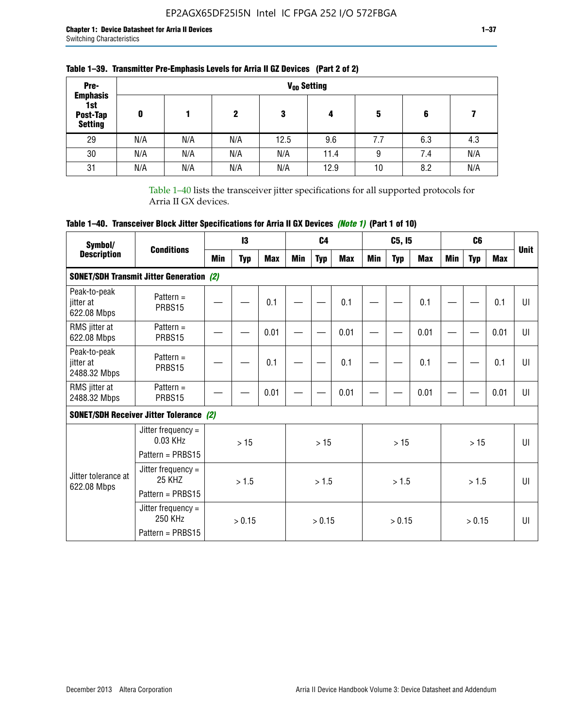**Table 1–39. Transmitter Pre-Emphasis Levels for Arria II GZ Devices (Part 2 of 2)**

| Pre-Emphasis 1st Post-Tap Setting | $V_{OD}$ Setting | | | | | | | |
|---|---|---|---|---|---|---|---|---|
| | 0 | 1 | 2 | 3 | 4 | 5 | 6 | 7 |
| 29 | N/A | N/A | N/A | 12.5 | 9.6 | 7.7 | 6.3 | 4.3 |
| 30 | N/A | N/A | N/A | N/A | 11.4 | 9 | 7.4 | N/A |
| 31 | N/A | N/A | N/A | N/A | 12.9 | 10 | 8.2 | N/A |

Table 1–40 lists the transceiver jitter specifications for all supported protocols for Arria II GX devices.

**Table 1–40. Transceiver Block Jitter Specifications for Arria II GX Devices *(Note 1)* (Part 1 of 10)**

| Symbol/ Description | Conditions | I3 | | | C4 | | | C5, I5 | | | C6 | | | Unit |
|---|---|---|---|---|---|---|---|---|---|---|---|---|---|---|
| | | Min | Typ | Max | Min | Typ | Max | Min | Typ | Max | Min | Typ | Max | |
| **SONET/SDH Transmit Jitter Generation *(2)*** | | | | | | | | | | | | | | |
| Peak-to-peak jitter at 622.08 Mbps | Pattern = PRBS15 | — | — | 0.1 | — | — | 0.1 | — | — | 0.1 | — | — | 0.1 | UI |
| RMS jitter at 622.08 Mbps | Pattern = PRBS15 | — | — | 0.01 | — | — | 0.01 | — | — | 0.01 | — | — | 0.01 | UI |
| Peak-to-peak jitter at 2488.32 Mbps | Pattern = PRBS15 | — | — | 0.1 | — | — | 0.1 | — | — | 0.1 | — | — | 0.1 | UI |
| RMS jitter at 2488.32 Mbps | Pattern = PRBS15 | — | — | 0.01 | — | — | 0.01 | — | — | 0.01 | — | — | 0.01 | UI |
| **SONET/SDH Receiver Jitter Tolerance *(2)*** | | | | | | | | | | | | | | |
| Jitter tolerance at 622.08 Mbps | Jitter frequency = 0.03 KHz Pattern = PRBS15 | > 15 | | | > 15 | | | > 15 | | | > 15 | | | UI |
| | Jitter frequency = 25 KHZ Pattern = PRBS15 | > 1.5 | | | > 1.5 | | | > 1.5 | | | > 1.5 | | | UI |
| | Jitter frequency = 250 KHz Pattern = PRBS15 | > 0.15 | | | > 0.15 | | | > 0.15 | | | > 0.15 | | | UI |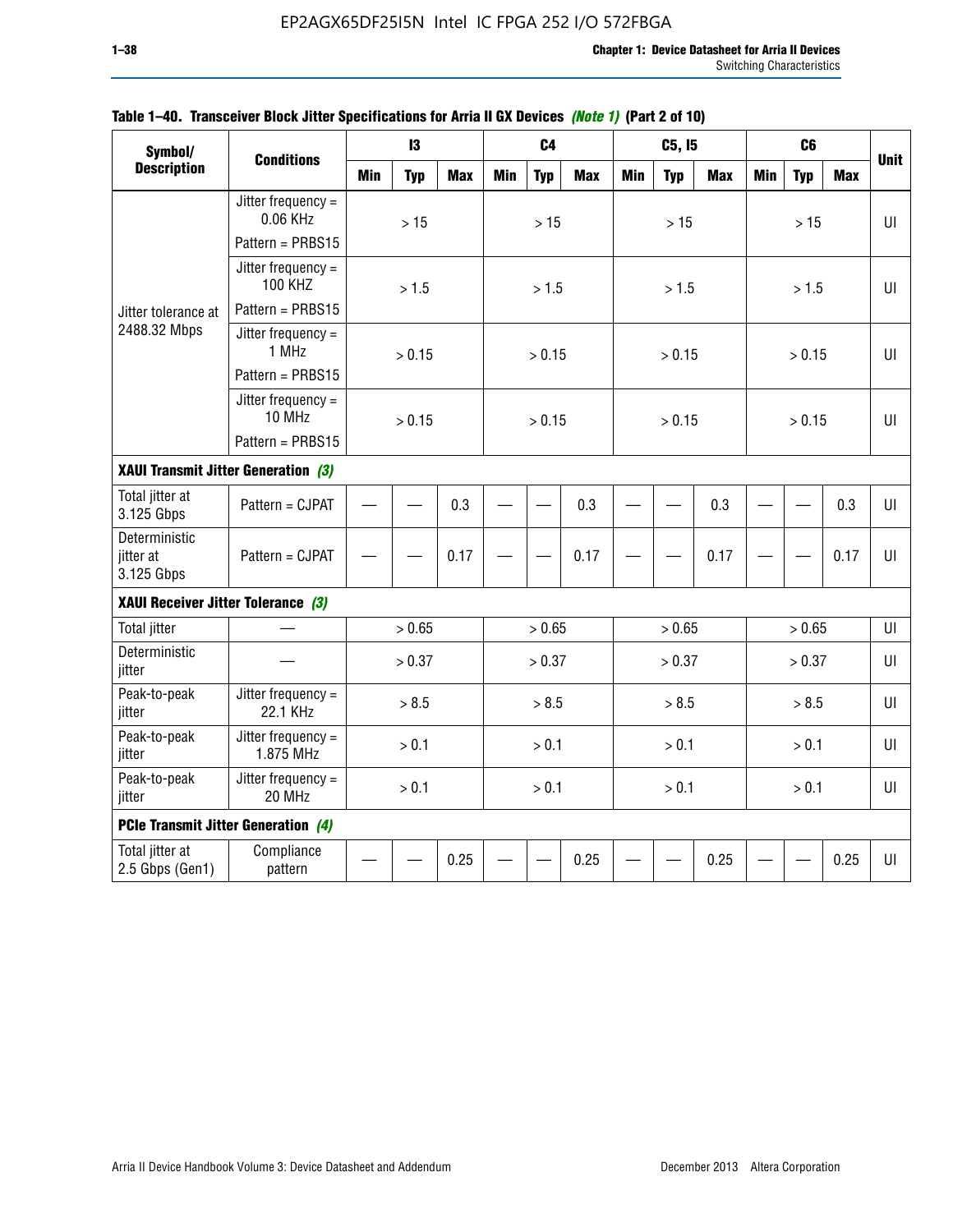**Table 1–40. Transceiver Block Jitter Specifications for Arria II GX Devices *(Note 1)* (Part 2 of 10)**

| Symbol/ Description | Conditions | I3 | | | C4 | | | C5, I5 | | | C6 | | | Unit |
|---|---|---|---|---|---|---|---|---|---|---|---|---|---|---|
| | | Min | Typ | Max | Min | Typ | Max | Min | Typ | Max | Min | Typ | Max | |
| Jitter tolerance at 2488.32 Mbps | Jitter frequency = 0.06 KHz Pattern = PRBS15 | | > 15 | | | > 15 | | | > 15 | | | > 15 | | UI |
| | Jitter frequency = 100 KHZ Pattern = PRBS15 | | > 1.5 | | | > 1.5 | | | > 1.5 | | | > 1.5 | | UI |
| | Jitter frequency = 1 MHz Pattern = PRBS15 | | > 0.15 | | | > 0.15 | | | > 0.15 | | | > 0.15 | | UI |
| | Jitter frequency = 10 MHz Pattern = PRBS15 | | > 0.15 | | | > 0.15 | | | > 0.15 | | | > 0.15 | | UI |
| **XAUI Transmit Jitter Generation *(3)*** | | | | | | | | | | | | | | |
| Total jitter at 3.125 Gbps | Pattern = CJPAT | — | — | 0.3 | — | — | 0.3 | — | — | 0.3 | — | — | 0.3 | UI |
| Deterministic jitter at 3.125 Gbps | Pattern = CJPAT | — | — | 0.17 | — | — | 0.17 | — | — | 0.17 | — | — | 0.17 | UI |
| **XAUI Receiver Jitter Tolerance *(3)*** | | | | | | | | | | | | | | |
| Total jitter | — | | > 0.65 | | | > 0.65 | | | > 0.65 | | | > 0.65 | | UI |
| Deterministic jitter | — | | > 0.37 | | | > 0.37 | | | > 0.37 | | | > 0.37 | | UI |
| Peak-to-peak jitter | Jitter frequency = 22.1 KHz | | > 8.5 | | | > 8.5 | | | > 8.5 | | | > 8.5 | | UI |
| Peak-to-peak jitter | Jitter frequency = 1.875 MHz | | > 0.1 | | | > 0.1 | | | > 0.1 | | | > 0.1 | | UI |
| Peak-to-peak jitter | Jitter frequency = 20 MHz | | > 0.1 | | | > 0.1 | | | > 0.1 | | | > 0.1 | | UI |
| **PCIe Transmit Jitter Generation *(4)*** | | | | | | | | | | | | | | |
| Total jitter at 2.5 Gbps (Gen1) | Compliance pattern | — | — | 0.25 | — | — | 0.25 | — | — | 0.25 | — | — | 0.25 | UI |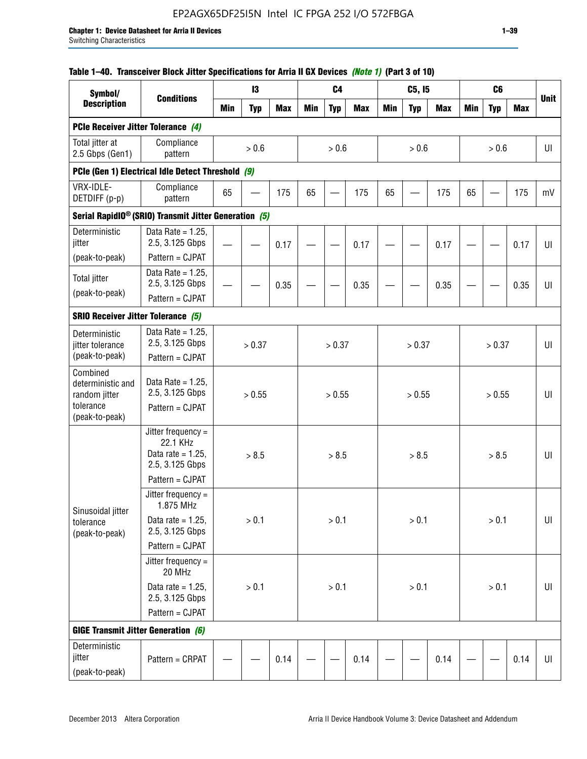**Table 1–40. Transceiver Block Jitter Specifications for Arria II GX Devices *(Note 1)* (Part 3 of 10)**

| Symbol/ Description | Conditions | I3 | | | C4 | | | C5, I5 | | | C6 | | | Unit |
|---|---|---|---|---|---|---|---|---|---|---|---|---|---|---|
| | | Min | Typ | Max | Min | Typ | Max | Min | Typ | Max | Min | Typ | Max | |
| **PCIe Receiver Jitter Tolerance** *(4)* | | | | | | | | | | | | | | |
| Total jitter at 2.5 Gbps (Gen1) | Compliance pattern | | > 0.6 | | | > 0.6 | | | > 0.6 | | | > 0.6 | | UI |
| **PCIe (Gen 1) Electrical Idle Detect Threshold** *(9)* | | | | | | | | | | | | | | |
| VRX-IDLE-DETDIFF (p-p) | Compliance pattern | 65 | — | 175 | 65 | — | 175 | 65 | — | 175 | 65 | — | 175 | mV |
| **Serial RapidIO® (SRIO) Transmit Jitter Generation** *(5)* | | | | | | | | | | | | | | |
| Deterministic jitter (peak-to-peak) | Data Rate = 1.25, 2.5, 3.125 Gbps Pattern = CJPAT | — | — | 0.17 | — | — | 0.17 | — | — | 0.17 | — | — | 0.17 | UI |
| Total jitter (peak-to-peak) | Data Rate = 1.25, 2.5, 3.125 Gbps Pattern = CJPAT | — | — | 0.35 | — | — | 0.35 | — | — | 0.35 | — | — | 0.35 | UI |
| **SRIO Receiver Jitter Tolerance** *(5)* | | | | | | | | | | | | | | |
| Deterministic jitter tolerance (peak-to-peak) | Data Rate = 1.25, 2.5, 3.125 Gbps Pattern = CJPAT | | > 0.37 | | | > 0.37 | | | > 0.37 | | | > 0.37 | | UI |
| Combined deterministic and random jitter tolerance (peak-to-peak) | Data Rate = 1.25, 2.5, 3.125 Gbps Pattern = CJPAT | | > 0.55 | | | > 0.55 | | | > 0.55 | | | > 0.55 | | UI |
| Sinusoidal jitter tolerance (peak-to-peak) | Jitter frequency = 22.1 KHz Data rate = 1.25, 2.5, 3.125 Gbps Pattern = CJPAT | | > 8.5 | | | > 8.5 | | | > 8.5 | | | > 8.5 | | UI |
| | Jitter frequency = 1.875 MHz Data rate = 1.25, 2.5, 3.125 Gbps Pattern = CJPAT | | > 0.1 | | | > 0.1 | | | > 0.1 | | | > 0.1 | | UI |
| | Jitter frequency = 20 MHz Data rate = 1.25, 2.5, 3.125 Gbps Pattern = CJPAT | | > 0.1 | | | > 0.1 | | | > 0.1 | | | > 0.1 | | UI |
| **GIGE Transmit Jitter Generation** *(6)* | | | | | | | | | | | | | | |
| Deterministic jitter (peak-to-peak) | Pattern = CRPAT | — | — | 0.14 | — | — | 0.14 | — | — | 0.14 | — | — | 0.14 | UI |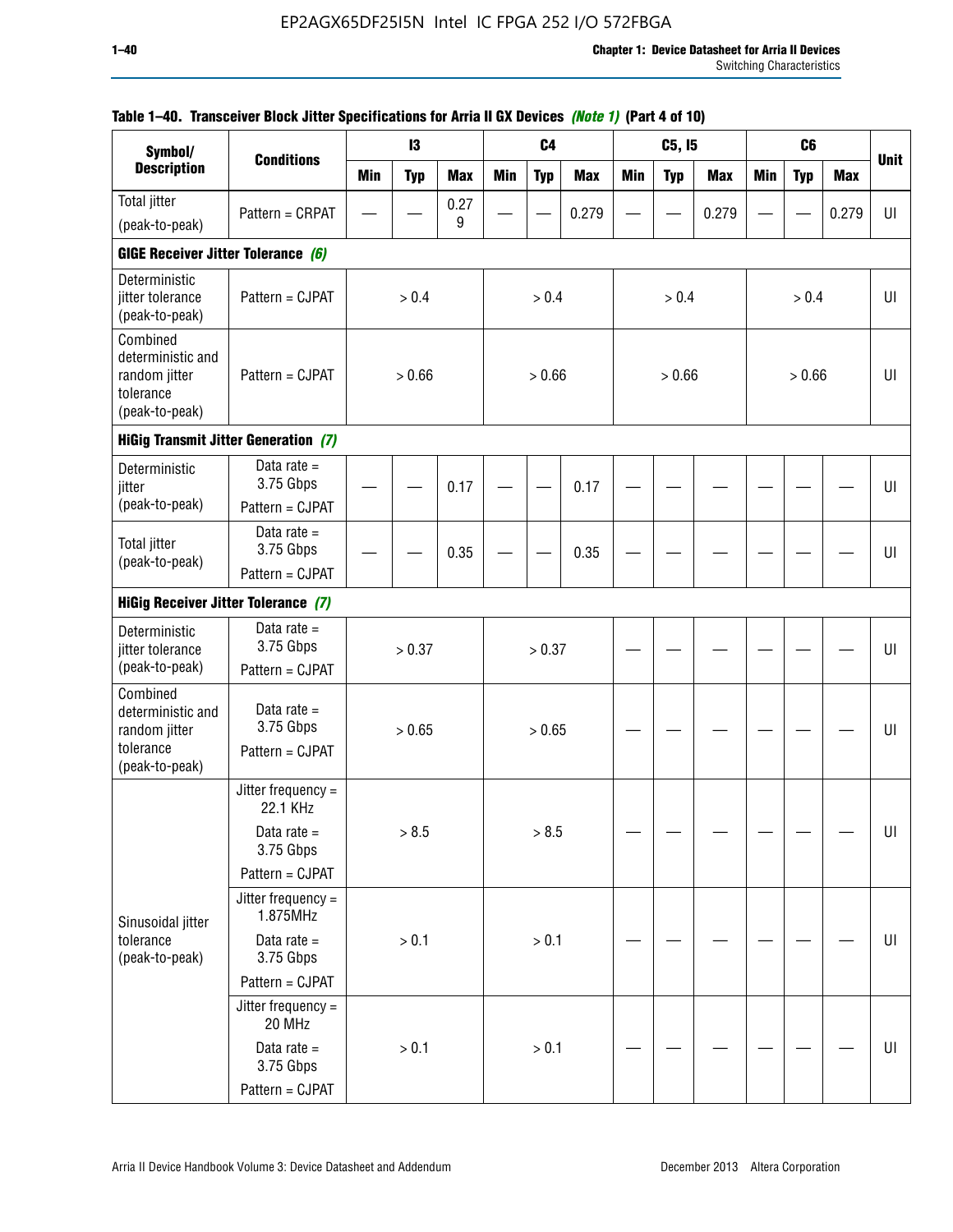**Table 1–40. Transceiver Block Jitter Specifications for Arria II GX Devices *(Note 1)* (Part 4 of 10)**

| Symbol/ Description | Conditions | I3 | | | C4 | | | C5, I5 | | | C6 | | | Unit |
|---|---|---|---|---|---|---|---|---|---|---|---|---|---|---|
| | | Min | Typ | Max | Min | Typ | Max | Min | Typ | Max | Min | Typ | Max | |
| Total jitter (peak-to-peak) | Pattern = CRPAT | — | — | 0.279 | — | — | 0.279 | — | — | 0.279 | — | — | 0.279 | UI |
| **GIGE Receiver Jitter Tolerance *(6)*** | | | | | | | | | | | | | | |
| Deterministic jitter tolerance (peak-to-peak) | Pattern = CJPAT | > 0.4 | | | > 0.4 | | | > 0.4 | | | > 0.4 | | | UI |
| Combined deterministic and random jitter tolerance (peak-to-peak) | Pattern = CJPAT | > 0.66 | | | > 0.66 | | | > 0.66 | | | > 0.66 | | | UI |
| **HiGig Transmit Jitter Generation *(7)*** | | | | | | | | | | | | | | |
| Deterministic jitter (peak-to-peak) | Data rate = 3.75 Gbps Pattern = CJPAT | — | — | 0.17 | — | — | 0.17 | — | — | — | — | — | — | UI |
| Total jitter (peak-to-peak) | Data rate = 3.75 Gbps Pattern = CJPAT | — | — | 0.35 | — | — | 0.35 | — | — | — | — | — | — | UI |
| **HiGig Receiver Jitter Tolerance *(7)*** | | | | | | | | | | | | | | |
| Deterministic jitter tolerance (peak-to-peak) | Data rate = 3.75 Gbps Pattern = CJPAT | > 0.37 | | | > 0.37 | | | — | — | — | — | — | — | UI |
| Combined deterministic and random jitter tolerance (peak-to-peak) | Data rate = 3.75 Gbps Pattern = CJPAT | > 0.65 | | | > 0.65 | | | — | — | — | — | — | — | UI |
| Sinusoidal jitter tolerance (peak-to-peak) | Jitter frequency = 22.1 KHz Data rate = 3.75 Gbps Pattern = CJPAT | > 8.5 | | | > 8.5 | | | — | — | — | — | — | — | UI |
| | Jitter frequency = 1.875MHz Data rate = 3.75 Gbps Pattern = CJPAT | > 0.1 | | | > 0.1 | | | — | — | — | — | — | — | UI |
| | Jitter frequency = 20 MHz Data rate = 3.75 Gbps Pattern = CJPAT | > 0.1 | | | > 0.1 | | | — | — | — | — | — | — | UI |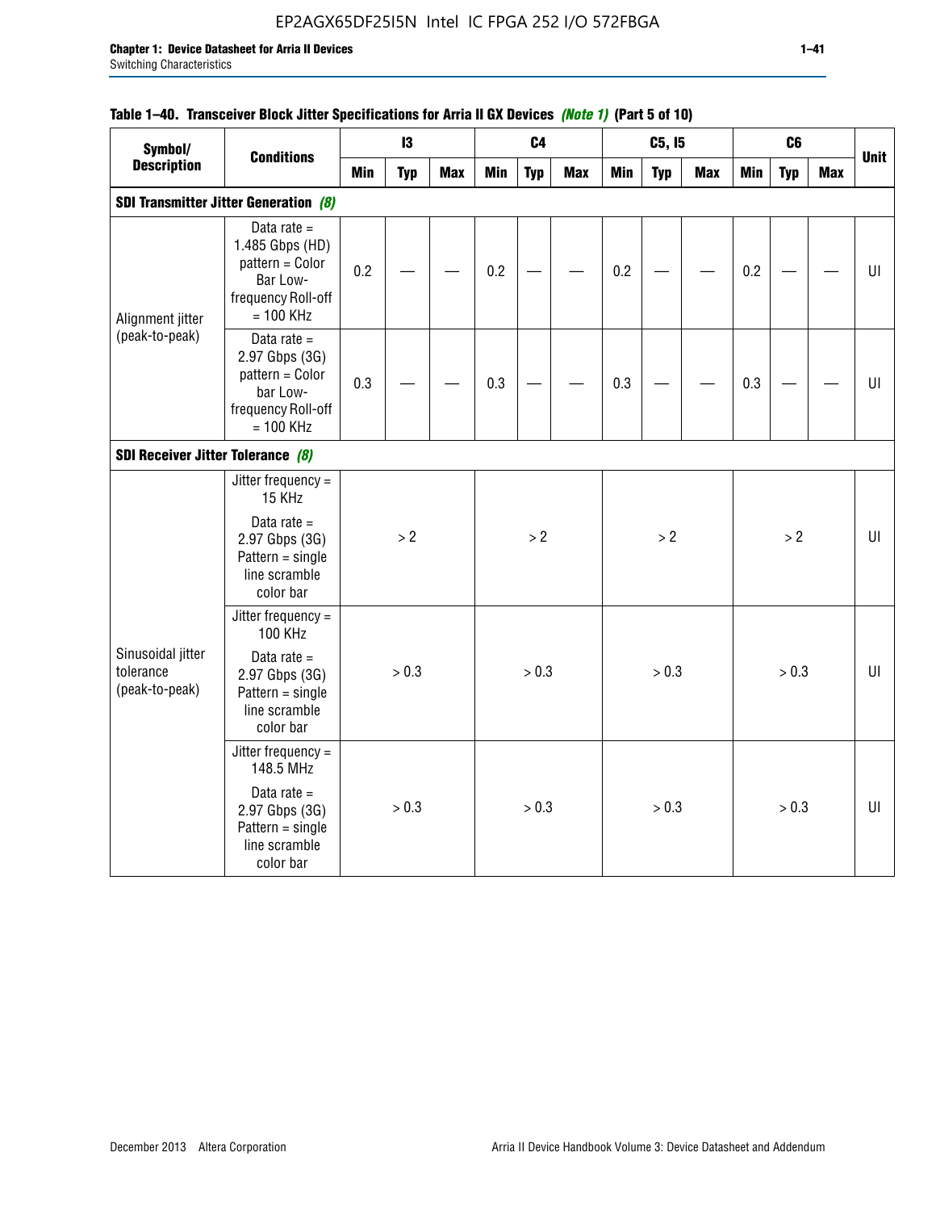## Table 1–40. Transceiver Block Jitter Specifications for Arria II GX Devices *(Note 1)* (Part 5 of 10)

| Symbol/ Description | Conditions | I3 | | | C4 | | | C5, I5 | | | C6 | | | Unit |
|---|---|---|---|---|---|---|---|---|---|---|---|---|---|---|
| | | Min | Typ | Max | Min | Typ | Max | Min | Typ | Max | Min | Typ | Max | |
| **SDI Transmitter Jitter Generation** *(8)* | | | | | | | | | | | | | | |
| Alignment jitter (peak-to-peak) | Data rate = 1.485 Gbps (HD) pattern = Color Bar Low-frequency Roll-off = 100 KHz | 0.2 | — | — | 0.2 | — | — | 0.2 | — | — | 0.2 | — | — | UI |
| | Data rate = 2.97 Gbps (3G) pattern = Color bar Low-frequency Roll-off = 100 KHz | 0.3 | — | — | 0.3 | — | — | 0.3 | — | — | 0.3 | — | — | UI |
| **SDI Receiver Jitter Tolerance** *(8)* | | | | | | | | | | | | | | |
| Sinusoidal jitter tolerance (peak-to-peak) | Jitter frequency = 15 KHz Data rate = 2.97 Gbps (3G) Pattern = single line scramble color bar | > 2 | | | > 2 | | | > 2 | | | > 2 | | | UI |
| | Jitter frequency = 100 KHz Data rate = 2.97 Gbps (3G) Pattern = single line scramble color bar | > 0.3 | | | > 0.3 | | | > 0.3 | | | > 0.3 | | | UI |
| | Jitter frequency = 148.5 MHz Data rate = 2.97 Gbps (3G) Pattern = single line scramble color bar | > 0.3 | | | > 0.3 | | | > 0.3 | | | > 0.3 | | | UI |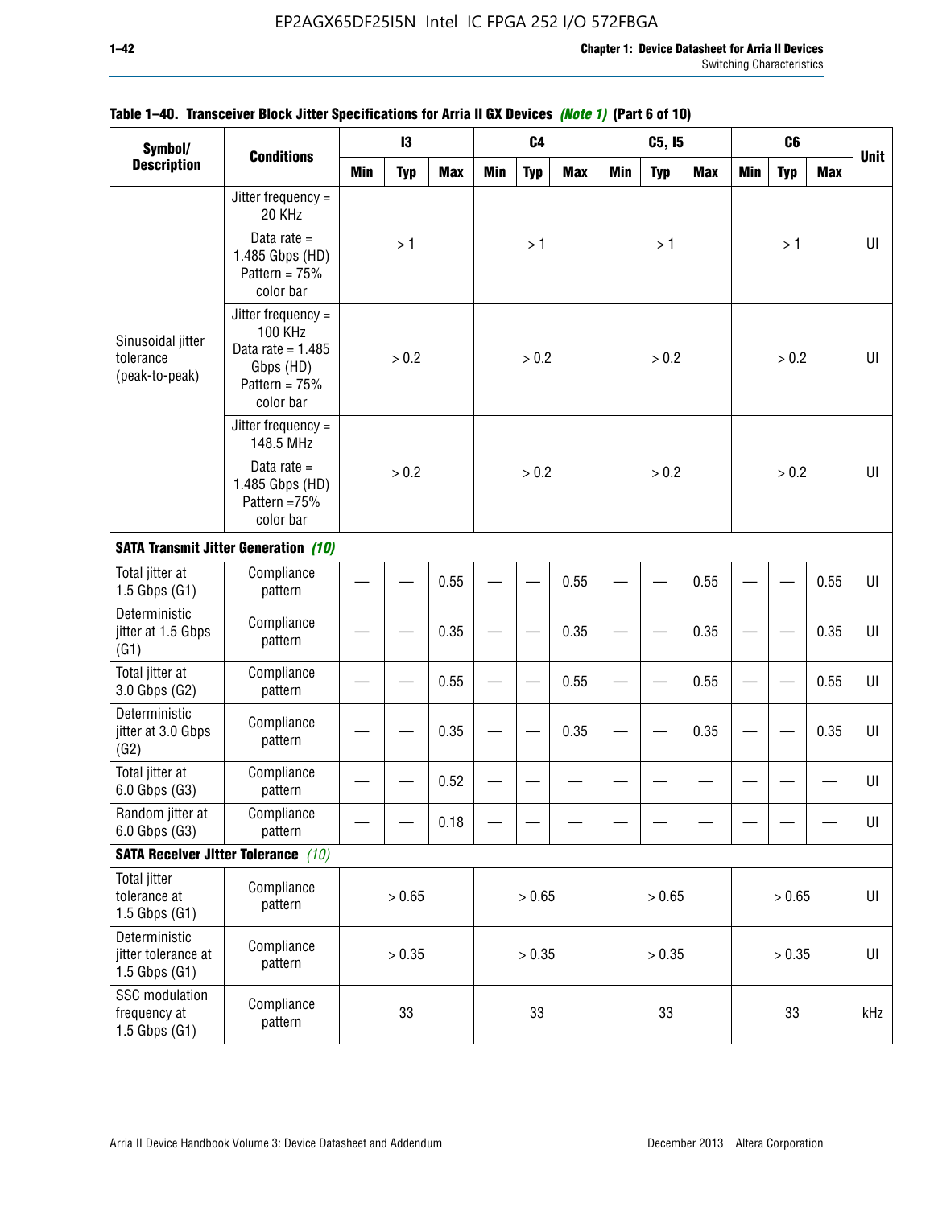**Table 1–40. Transceiver Block Jitter Specifications for Arria II GX Devices *(Note 1)* (Part 6 of 10)**

| Symbol/ Description | Conditions | I3 | | | C4 | | | C5, I5 | | | C6 | | | Unit |
|---|---|---|---|---|---|---|---|---|---|---|---|---|---|---|
| | | Min | Typ | Max | Min | Typ | Max | Min | Typ | Max | Min | Typ | Max | |
| Sinusoidal jitter tolerance (peak-to-peak) | Jitter frequency = 20 KHz<br>Data rate = 1.485 Gbps (HD) Pattern = 75% color bar | | > 1 | | | > 1 | | | > 1 | | | > 1 | | UI |
| | Jitter frequency = 100 KHz Data rate = 1.485 Gbps (HD) Pattern = 75% color bar | | > 0.2 | | | > 0.2 | | | > 0.2 | | | > 0.2 | | UI |
| | Jitter frequency = 148.5 MHz<br>Data rate = 1.485 Gbps (HD) Pattern =75% color bar | | > 0.2 | | | > 0.2 | | | > 0.2 | | | > 0.2 | | UI |
| **SATA Transmit Jitter Generation *(10)*** | | | | | | | | | | | | | | |
| Total jitter at 1.5 Gbps (G1) | Compliance pattern | — | — | 0.55 | — | — | 0.55 | — | — | 0.55 | — | — | 0.55 | UI |
| Deterministic jitter at 1.5 Gbps (G1) | Compliance pattern | — | — | 0.35 | — | — | 0.35 | — | — | 0.35 | — | — | 0.35 | UI |
| Total jitter at 3.0 Gbps (G2) | Compliance pattern | — | — | 0.55 | — | — | 0.55 | — | — | 0.55 | — | — | 0.55 | UI |
| Deterministic jitter at 3.0 Gbps (G2) | Compliance pattern | — | — | 0.35 | — | — | 0.35 | — | — | 0.35 | — | — | 0.35 | UI |
| Total jitter at 6.0 Gbps (G3) | Compliance pattern | — | — | 0.52 | — | — | — | — | — | — | — | — | — | UI |
| Random jitter at 6.0 Gbps (G3) | Compliance pattern | — | — | 0.18 | — | — | — | — | — | — | — | — | — | UI |
| **SATA Receiver Jitter Tolerance *(10)*** | | | | | | | | | | | | | | |
| Total jitter tolerance at 1.5 Gbps (G1) | Compliance pattern | | > 0.65 | | | > 0.65 | | | > 0.65 | | | > 0.65 | | UI |
| Deterministic jitter tolerance at 1.5 Gbps (G1) | Compliance pattern | | > 0.35 | | | > 0.35 | | | > 0.35 | | | > 0.35 | | UI |
| SSC modulation frequency at 1.5 Gbps (G1) | Compliance pattern | | 33 | | | 33 | | | 33 | | | 33 | | kHz |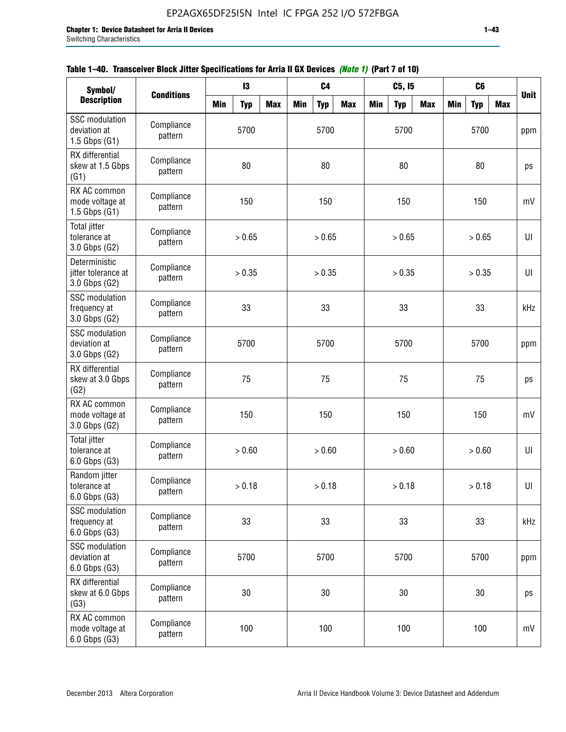**Table 1–40. Transceiver Block Jitter Specifications for Arria II GX Devices *(Note 1)* (Part 7 of 10)**

| Symbol/ Description | Conditions | I3 | | | C4 | | | C5, I5 | | | C6 | | | Unit |
|---|---|---|---|---|---|---|---|---|---|---|---|---|---|---|
| | | Min | Typ | Max | Min | Typ | Max | Min | Typ | Max | Min | Typ | Max | |
| SSC modulation deviation at 1.5 Gbps (G1) | Compliance pattern | | 5700 | | | 5700 | | | 5700 | | | 5700 | | ppm |
| RX differential skew at 1.5 Gbps (G1) | Compliance pattern | | 80 | | | 80 | | | 80 | | | 80 | | ps |
| RX AC common mode voltage at 1.5 Gbps (G1) | Compliance pattern | | 150 | | | 150 | | | 150 | | | 150 | | mV |
| Total jitter tolerance at 3.0 Gbps (G2) | Compliance pattern | | > 0.65 | | | > 0.65 | | | > 0.65 | | | > 0.65 | | UI |
| Deterministic jitter tolerance at 3.0 Gbps (G2) | Compliance pattern | | > 0.35 | | | > 0.35 | | | > 0.35 | | | > 0.35 | | UI |
| SSC modulation frequency at 3.0 Gbps (G2) | Compliance pattern | | 33 | | | 33 | | | 33 | | | 33 | | kHz |
| SSC modulation deviation at 3.0 Gbps (G2) | Compliance pattern | | 5700 | | | 5700 | | | 5700 | | | 5700 | | ppm |
| RX differential skew at 3.0 Gbps (G2) | Compliance pattern | | 75 | | | 75 | | | 75 | | | 75 | | ps |
| RX AC common mode voltage at 3.0 Gbps (G2) | Compliance pattern | | 150 | | | 150 | | | 150 | | | 150 | | mV |
| Total jitter tolerance at 6.0 Gbps (G3) | Compliance pattern | | > 0.60 | | | > 0.60 | | | > 0.60 | | | > 0.60 | | UI |
| Random jitter tolerance at 6.0 Gbps (G3) | Compliance pattern | | > 0.18 | | | > 0.18 | | | > 0.18 | | | > 0.18 | | UI |
| SSC modulation frequency at 6.0 Gbps (G3) | Compliance pattern | | 33 | | | 33 | | | 33 | | | 33 | | kHz |
| SSC modulation deviation at 6.0 Gbps (G3) | Compliance pattern | | 5700 | | | 5700 | | | 5700 | | | 5700 | | ppm |
| RX differential skew at 6.0 Gbps (G3) | Compliance pattern | | 30 | | | 30 | | | 30 | | | 30 | | ps |
| RX AC common mode voltage at 6.0 Gbps (G3) | Compliance pattern | | 100 | | | 100 | | | 100 | | | 100 | | mV |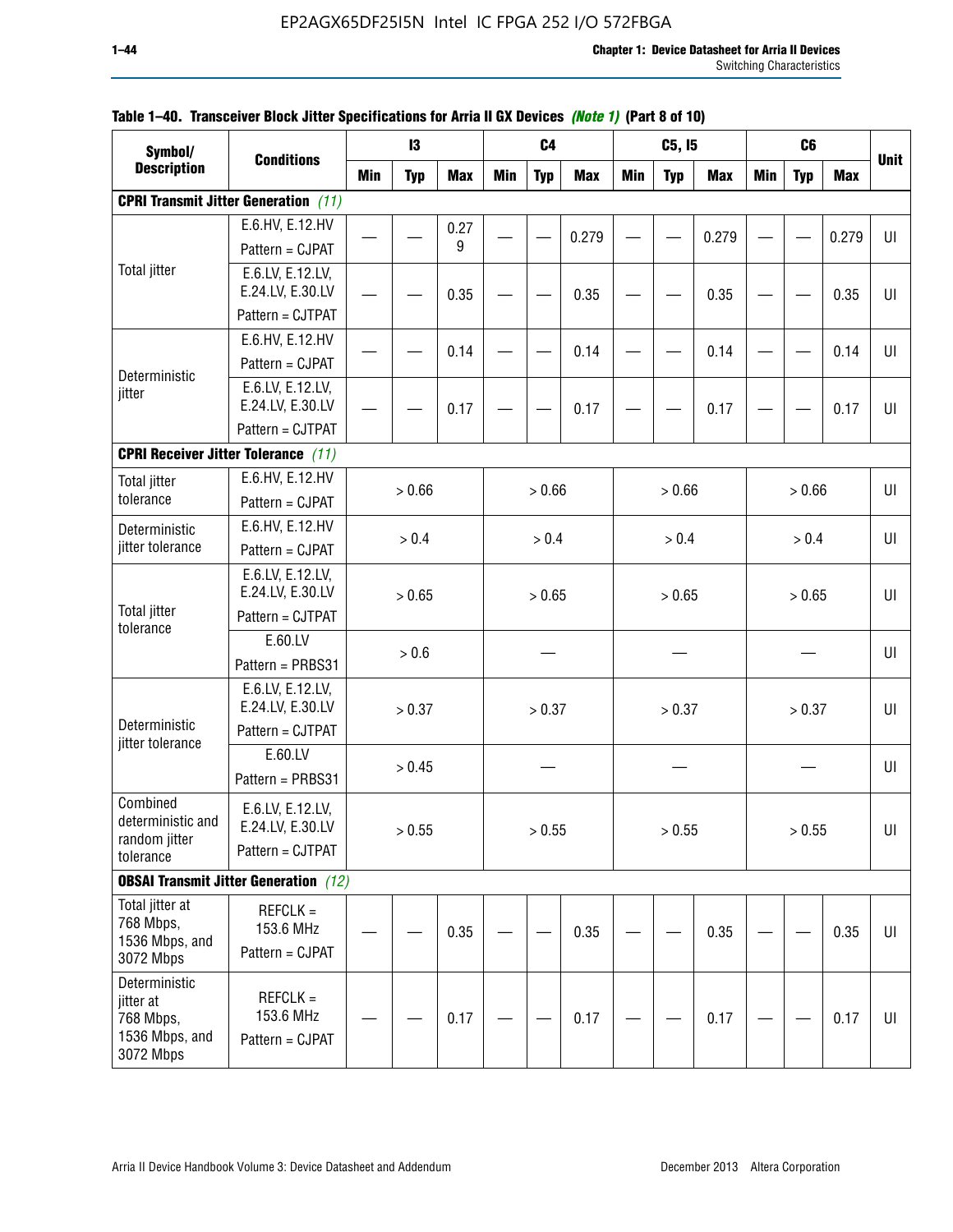**Table 1–40. Transceiver Block Jitter Specifications for Arria II GX Devices** *(Note 1)* **(Part 8 of 10)**

| Symbol/ Description | Conditions | I3 | | | C4 | | | C5, I5 | | | C6 | | | Unit |
|---|---|---|---|---|---|---|---|---|---|---|---|---|---|---|
| | | Min | Typ | Max | Min | Typ | Max | Min | Typ | Max | Min | Typ | Max | |
| **CPRI Transmit Jitter Generation** *(11)* | | | | | | | | | | | | | | |
| Total jitter | E.6.HV, E.12.HV Pattern = CJPAT | — | — | 0.279 | — | — | 0.279 | — | — | 0.279 | — | — | 0.279 | UI |
| | E.6.LV, E.12.LV, E.24.LV, E.30.LV Pattern = CJTPAT | — | — | 0.35 | — | — | 0.35 | — | — | 0.35 | — | — | 0.35 | UI |
| Deterministic jitter | E.6.HV, E.12.HV Pattern = CJPAT | — | — | 0.14 | — | — | 0.14 | — | — | 0.14 | — | — | 0.14 | UI |
| | E.6.LV, E.12.LV, E.24.LV, E.30.LV Pattern = CJTPAT | — | — | 0.17 | — | — | 0.17 | — | — | 0.17 | — | — | 0.17 | UI |
| **CPRI Receiver Jitter Tolerance** *(11)* | | | | | | | | | | | | | | |
| Total jitter tolerance | E.6.HV, E.12.HV Pattern = CJPAT | > 0.66 | | | > 0.66 | | | > 0.66 | | | > 0.66 | | | UI |
| Deterministic jitter tolerance | E.6.HV, E.12.HV Pattern = CJPAT | > 0.4 | | | > 0.4 | | | > 0.4 | | | > 0.4 | | | UI |
| Total jitter tolerance | E.6.LV, E.12.LV, E.24.LV, E.30.LV Pattern = CJTPAT | > 0.65 | | | > 0.65 | | | > 0.65 | | | > 0.65 | | | UI |
| | E.60.LV Pattern = PRBS31 | > 0.6 | | | — | | | — | | | — | | | UI |
| Deterministic jitter tolerance | E.6.LV, E.12.LV, E.24.LV, E.30.LV Pattern = CJTPAT | > 0.37 | | | > 0.37 | | | > 0.37 | | | > 0.37 | | | UI |
| | E.60.LV Pattern = PRBS31 | > 0.45 | | | — | | | — | | | — | | | UI |
| Combined deterministic and random jitter tolerance | E.6.LV, E.12.LV, E.24.LV, E.30.LV Pattern = CJTPAT | > 0.55 | | | > 0.55 | | | > 0.55 | | | > 0.55 | | | UI |
| **OBSAI Transmit Jitter Generation** *(12)* | | | | | | | | | | | | | | |
| Total jitter at 768 Mbps, 1536 Mbps, and 3072 Mbps | REFCLK = 153.6 MHz Pattern = CJPAT | — | — | 0.35 | — | — | 0.35 | — | — | 0.35 | — | — | 0.35 | UI |
| Deterministic jitter at 768 Mbps, 1536 Mbps, and 3072 Mbps | REFCLK = 153.6 MHz Pattern = CJPAT | — | — | 0.17 | — | — | 0.17 | — | — | 0.17 | — | — | 0.17 | UI |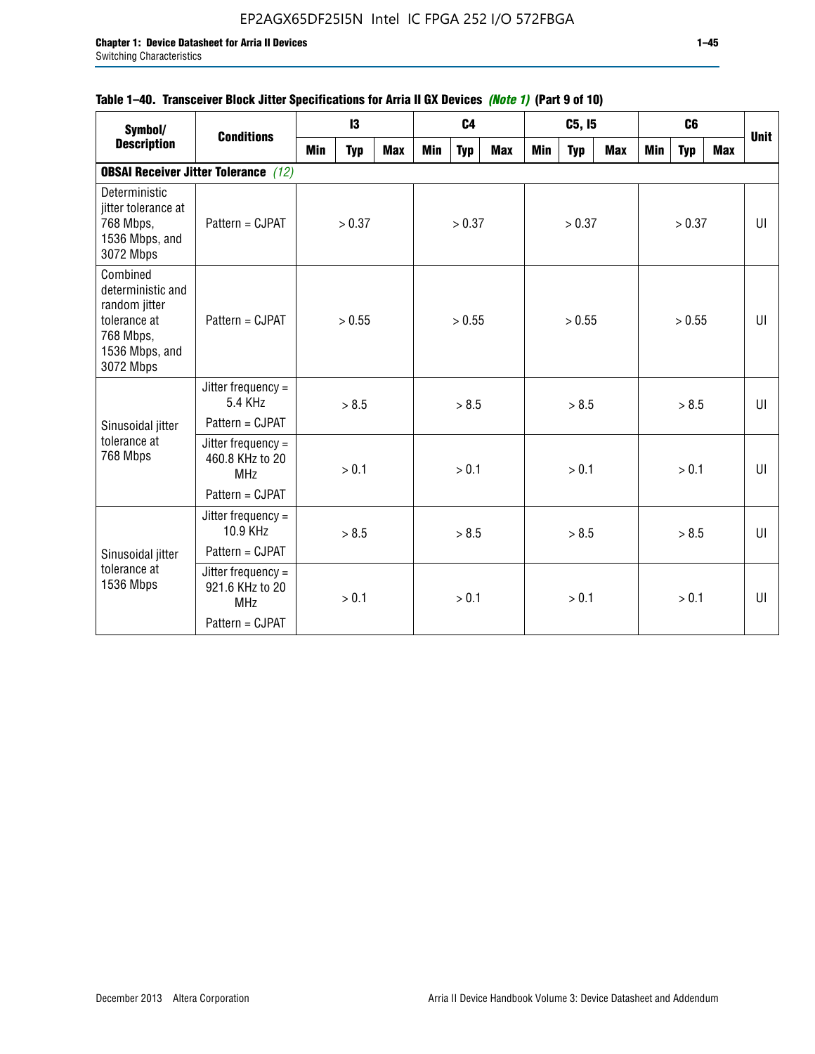**Table 1–40. Transceiver Block Jitter Specifications for Arria II GX Devices** *(Note 1)* **(Part 9 of 10)**

| Symbol/ Description | Conditions | I3 | | | C4 | | | C5, I5 | | | C6 | | | Unit |
|---|---|---|---|---|---|---|---|---|---|---|---|---|---|---|
| | | Min | Typ | Max | Min | Typ | Max | Min | Typ | Max | Min | Typ | Max | |
| **OBSAI Receiver Jitter Tolerance** *(12)* | | | | | | | | | | | | | | |
| Deterministic jitter tolerance at 768 Mbps, 1536 Mbps, and 3072 Mbps | Pattern = CJPAT | | > 0.37 | | | > 0.37 | | | > 0.37 | | | > 0.37 | | UI |
| Combined deterministic and random jitter tolerance at 768 Mbps, 1536 Mbps, and 3072 Mbps | Pattern = CJPAT | | > 0.55 | | | > 0.55 | | | > 0.55 | | | > 0.55 | | UI |
| Sinusoidal jitter tolerance at 768 Mbps | Jitter frequency = 5.4 KHz Pattern = CJPAT | | > 8.5 | | | > 8.5 | | | > 8.5 | | | > 8.5 | | UI |
| | Jitter frequency = 460.8 KHz to 20 MHz Pattern = CJPAT | | > 0.1 | | | > 0.1 | | | > 0.1 | | | > 0.1 | | UI |
| Sinusoidal jitter tolerance at 1536 Mbps | Jitter frequency = 10.9 KHz Pattern = CJPAT | | > 8.5 | | | > 8.5 | | | > 8.5 | | | > 8.5 | | UI |
| | Jitter frequency = 921.6 KHz to 20 MHz Pattern = CJPAT | | > 0.1 | | | > 0.1 | | | > 0.1 | | | > 0.1 | | UI |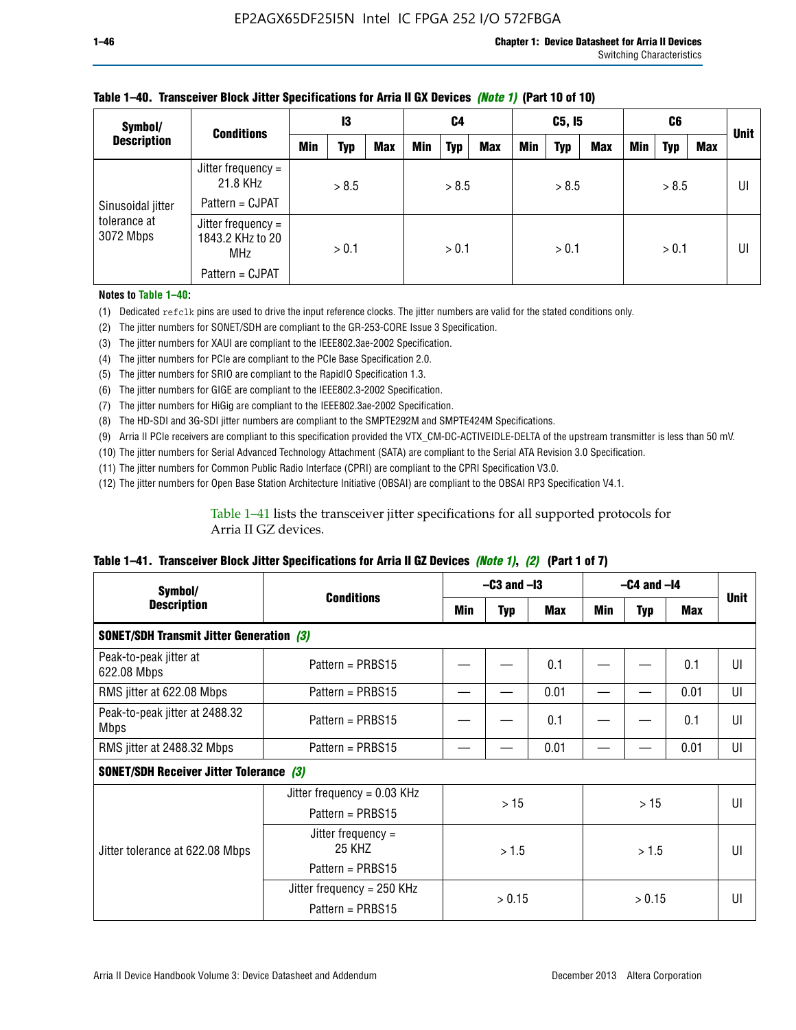**Table 1–40. Transceiver Block Jitter Specifications for Arria II GX Devices *(Note 1)* (Part 10 of 10)**

| Symbol/ Description | Conditions | I3 | | | C4 | | | C5, I5 | | | C6 | | | Unit |
|---|---|---|---|---|---|---|---|---|---|---|---|---|---|---|
| | | Min | Typ | Max | Min | Typ | Max | Min | Typ | Max | Min | Typ | Max | |
| Sinusoidal jitter tolerance at 3072 Mbps | Jitter frequency = 21.8 KHz Pattern = CJPAT | | > 8.5 | | | > 8.5 | | | > 8.5 | | | > 8.5 | | UI |
| | Jitter frequency = 1843.2 KHz to 20 MHz Pattern = CJPAT | | > 0.1 | | | > 0.1 | | | > 0.1 | | | > 0.1 | | UI |

**Notes to Table 1–40:**

(1) Dedicated `refclk` pins are used to drive the input reference clocks. The jitter numbers are valid for the stated conditions only.
(2) The jitter numbers for SONET/SDH are compliant to the GR-253-CORE Issue 3 Specification.
(3) The jitter numbers for XAUI are compliant to the IEEE802.3ae-2002 Specification.
(4) The jitter numbers for PCIe are compliant to the PCIe Base Specification 2.0.
(5) The jitter numbers for SRIO are compliant to the RapidIO Specification 1.3.
(6) The jitter numbers for GIGE are compliant to the IEEE802.3-2002 Specification.
(7) The jitter numbers for HiGig are compliant to the IEEE802.3ae-2002 Specification.
(8) The HD-SDI and 3G-SDI jitter numbers are compliant to the SMPTE292M and SMPTE424M Specifications.
(9) Arria II PCIe receivers are compliant to this specification provided the VTX_CM-DC-ACTIVEIDLE-DELTA of the upstream transmitter is less than 50 mV.
(10) The jitter numbers for Serial Advanced Technology Attachment (SATA) are compliant to the Serial ATA Revision 3.0 Specification.
(11) The jitter numbers for Common Public Radio Interface (CPRI) are compliant to the CPRI Specification V3.0.
(12) The jitter numbers for Open Base Station Architecture Initiative (OBSAI) are compliant to the OBSAI RP3 Specification V4.1.

Table 1–41 lists the transceiver jitter specifications for all supported protocols for Arria II GZ devices.

**Table 1–41. Transceiver Block Jitter Specifications for Arria II GZ Devices *(Note 1)*, *(2)* (Part 1 of 7)**

| Symbol/ Description | Conditions | –C3 and –I3 | | | –C4 and –I4 | | | Unit |
|---|---|---|---|---|---|---|---|---|
| | | Min | Typ | Max | Min | Typ | Max | |
| **SONET/SDH Transmit Jitter Generation *(3)*** | | | | | | | | |
| Peak-to-peak jitter at 622.08 Mbps | Pattern = PRBS15 | — | — | 0.1 | — | — | 0.1 | UI |
| RMS jitter at 622.08 Mbps | Pattern = PRBS15 | — | — | 0.01 | — | — | 0.01 | UI |
| Peak-to-peak jitter at 2488.32 Mbps | Pattern = PRBS15 | — | — | 0.1 | — | — | 0.1 | UI |
| RMS jitter at 2488.32 Mbps | Pattern = PRBS15 | — | — | 0.01 | — | — | 0.01 | UI |
| **SONET/SDH Receiver Jitter Tolerance *(3)*** | | | | | | | | |
| Jitter tolerance at 622.08 Mbps | Jitter frequency = 0.03 KHz Pattern = PRBS15 | | > 15 | | | > 15 | | UI |
| | Jitter frequency = 25 KHZ Pattern = PRBS15 | | > 1.5 | | | > 1.5 | | UI |
| | Jitter frequency = 250 KHz Pattern = PRBS15 | | > 0.15 | | | > 0.15 | | UI |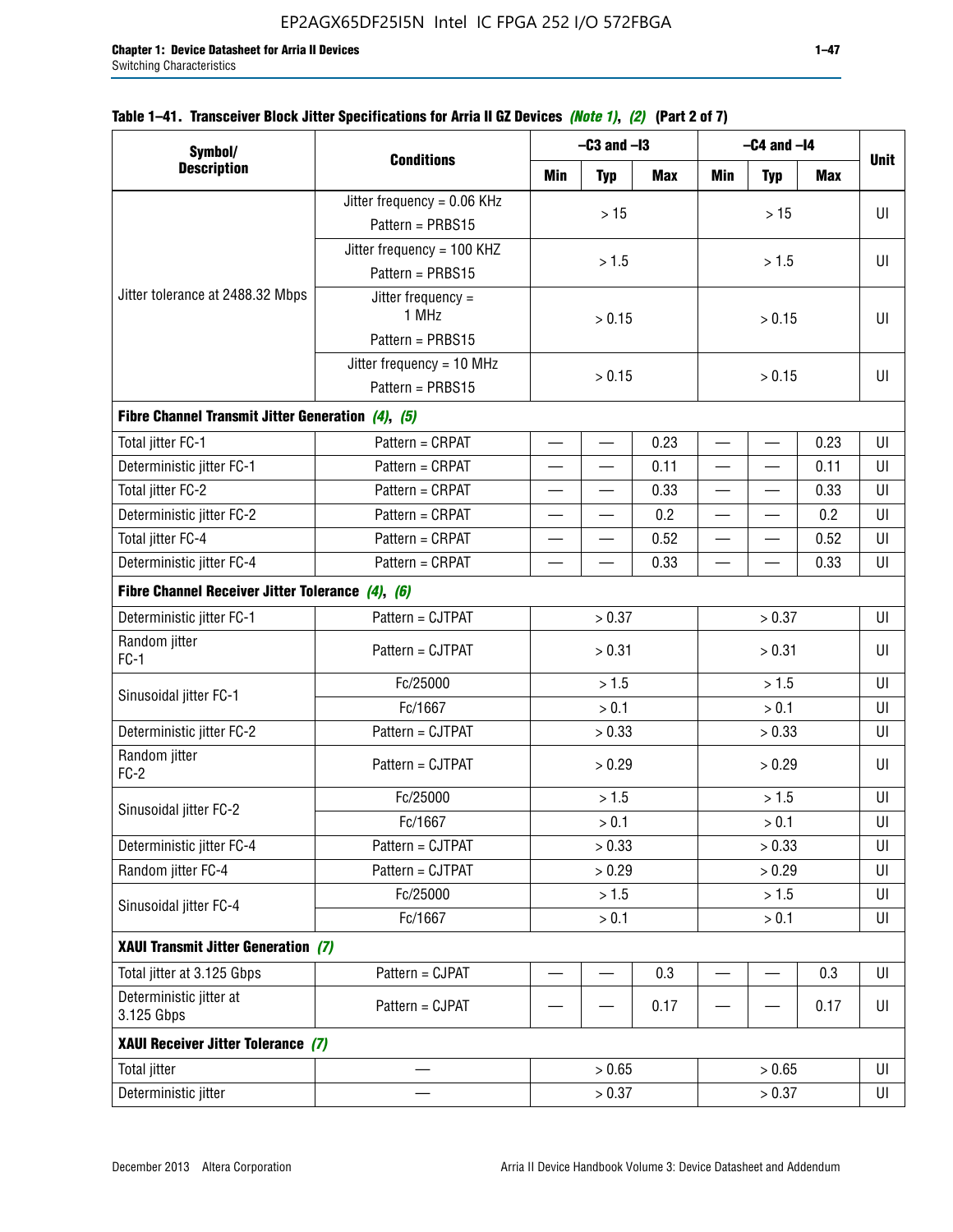**Table 1–41. Transceiver Block Jitter Specifications for Arria II GZ Devices *(Note 1)*, *(2)* (Part 2 of 7)**

| Symbol/ Description | Conditions | –C3 and –I3 | | | –C4 and –I4 | | | Unit |
|---|---|---|---|---|---|---|---|---|
| | | Min | Typ | Max | Min | Typ | Max | |
| Jitter tolerance at 2488.32 Mbps | Jitter frequency = 0.06 KHz Pattern = PRBS15 | > 15 | | | > 15 | | | UI |
| | Jitter frequency = 100 KHZ Pattern = PRBS15 | > 1.5 | | | > 1.5 | | | UI |
| | Jitter frequency = 1 MHz Pattern = PRBS15 | > 0.15 | | | > 0.15 | | | UI |
| | Jitter frequency = 10 MHz Pattern = PRBS15 | > 0.15 | | | > 0.15 | | | UI |
| **Fibre Channel Transmit Jitter Generation *(4)*, *(5)*** | | | | | | | | |
| Total jitter FC-1 | Pattern = CRPAT | — | — | 0.23 | — | — | 0.23 | UI |
| Deterministic jitter FC-1 | Pattern = CRPAT | — | — | 0.11 | — | — | 0.11 | UI |
| Total jitter FC-2 | Pattern = CRPAT | — | — | 0.33 | — | — | 0.33 | UI |
| Deterministic jitter FC-2 | Pattern = CRPAT | — | — | 0.2 | — | — | 0.2 | UI |
| Total jitter FC-4 | Pattern = CRPAT | — | — | 0.52 | — | — | 0.52 | UI |
| Deterministic jitter FC-4 | Pattern = CRPAT | — | — | 0.33 | — | — | 0.33 | UI |
| **Fibre Channel Receiver Jitter Tolerance *(4)*, *(6)*** | | | | | | | | |
| Deterministic jitter FC-1 | Pattern = CJTPAT | > 0.37 | | | > 0.37 | | | UI |
| Random jitter FC-1 | Pattern = CJTPAT | > 0.31 | | | > 0.31 | | | UI |
| Sinusoidal jitter FC-1 | Fc/25000 | > 1.5 | | | > 1.5 | | | UI |
| | Fc/1667 | > 0.1 | | | > 0.1 | | | UI |
| Deterministic jitter FC-2 | Pattern = CJTPAT | > 0.33 | | | > 0.33 | | | UI |
| Random jitter FC-2 | Pattern = CJTPAT | > 0.29 | | | > 0.29 | | | UI |
| Sinusoidal jitter FC-2 | Fc/25000 | > 1.5 | | | > 1.5 | | | UI |
| | Fc/1667 | > 0.1 | | | > 0.1 | | | UI |
| Deterministic jitter FC-4 | Pattern = CJTPAT | > 0.33 | | | > 0.33 | | | UI |
| Random jitter FC-4 | Pattern = CJTPAT | > 0.29 | | | > 0.29 | | | UI |
| Sinusoidal jitter FC-4 | Fc/25000 | > 1.5 | | | > 1.5 | | | UI |
| | Fc/1667 | > 0.1 | | | > 0.1 | | | UI |
| **XAUI Transmit Jitter Generation *(7)*** | | | | | | | | |
| Total jitter at 3.125 Gbps | Pattern = CJPAT | — | — | 0.3 | — | — | 0.3 | UI |
| Deterministic jitter at 3.125 Gbps | Pattern = CJPAT | — | — | 0.17 | — | — | 0.17 | UI |
| **XAUI Receiver Jitter Tolerance *(7)*** | | | | | | | | |
| Total jitter | — | > 0.65 | | | > 0.65 | | | UI |
| Deterministic jitter | — | > 0.37 | | | > 0.37 | | | UI |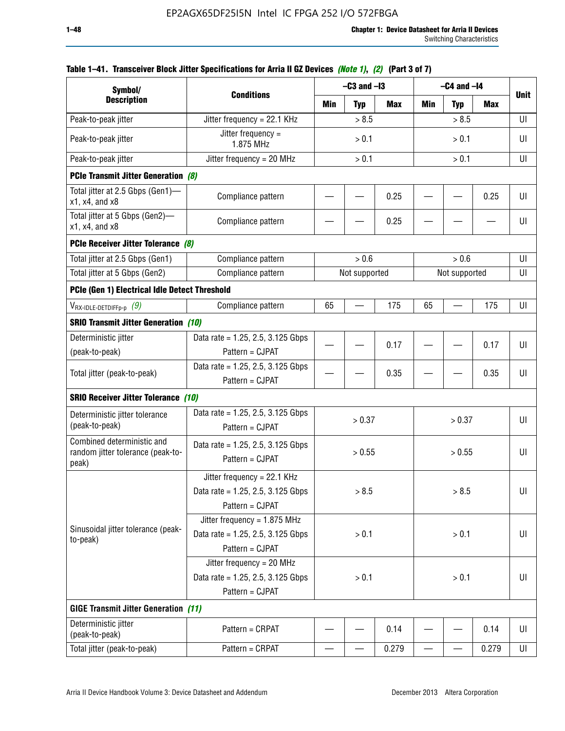**Table 1–41. Transceiver Block Jitter Specifications for Arria II GZ Devices *(Note 1)*, *(2)* (Part 3 of 7)**

| Symbol/ Description | Conditions | –C3 and –I3 | | | –C4 and –I4 | | | Unit |
|---|---|---|---|---|---|---|---|---|
| | | Min | Typ | Max | Min | Typ | Max | |
| Peak-to-peak jitter | Jitter frequency = 22.1 KHz | > 8.5 | | | > 8.5 | | | UI |
| Peak-to-peak jitter | Jitter frequency = 1.875 MHz | > 0.1 | | | > 0.1 | | | UI |
| Peak-to-peak jitter | Jitter frequency = 20 MHz | > 0.1 | | | > 0.1 | | | UI |
| **PCIe Transmit Jitter Generation *(8)*** | | | | | | | | |
| Total jitter at 2.5 Gbps (Gen1)—x1, x4, and x8 | Compliance pattern | — | — | 0.25 | — | — | 0.25 | UI |
| Total jitter at 5 Gbps (Gen2)—x1, x4, and x8 | Compliance pattern | — | — | 0.25 | — | — | — | UI |
| **PCIe Receiver Jitter Tolerance *(8)*** | | | | | | | | |
| Total jitter at 2.5 Gbps (Gen1) | Compliance pattern | > 0.6 | | | > 0.6 | | | UI |
| Total jitter at 5 Gbps (Gen2) | Compliance pattern | Not supported | | | Not supported | | | UI |
| **PCIe (Gen 1) Electrical Idle Detect Threshold** | | | | | | | | |
| $V_{RX\text{-}IDLE\text{-}DETDIFFp\text{-}p}$ *(9)* | Compliance pattern | 65 | — | 175 | 65 | — | 175 | UI |
| **SRIO Transmit Jitter Generation *(10)*** | | | | | | | | |
| Deterministic jitter (peak-to-peak) | Data rate = 1.25, 2.5, 3.125 Gbps Pattern = CJPAT | — | — | 0.17 | — | — | 0.17 | UI |
| Total jitter (peak-to-peak) | Data rate = 1.25, 2.5, 3.125 Gbps Pattern = CJPAT | — | — | 0.35 | — | — | 0.35 | UI |
| **SRIO Receiver Jitter Tolerance *(10)*** | | | | | | | | |
| Deterministic jitter tolerance (peak-to-peak) | Data rate = 1.25, 2.5, 3.125 Gbps Pattern = CJPAT | > 0.37 | | | > 0.37 | | | UI |
| Combined deterministic and random jitter tolerance (peak-to-peak) | Data rate = 1.25, 2.5, 3.125 Gbps Pattern = CJPAT | > 0.55 | | | > 0.55 | | | UI |
| Sinusoidal jitter tolerance (peak-to-peak) | Jitter frequency = 22.1 KHz Data rate = 1.25, 2.5, 3.125 Gbps Pattern = CJPAT | > 8.5 | | | > 8.5 | | | UI |
| | Jitter frequency = 1.875 MHz Data rate = 1.25, 2.5, 3.125 Gbps Pattern = CJPAT | > 0.1 | | | > 0.1 | | | UI |
| | Jitter frequency = 20 MHz Data rate = 1.25, 2.5, 3.125 Gbps Pattern = CJPAT | > 0.1 | | | > 0.1 | | | UI |
| **GIGE Transmit Jitter Generation *(11)*** | | | | | | | | |
| Deterministic jitter (peak-to-peak) | Pattern = CRPAT | — | — | 0.14 | — | — | 0.14 | UI |
| Total jitter (peak-to-peak) | Pattern = CRPAT | — | — | 0.279 | — | — | 0.279 | UI |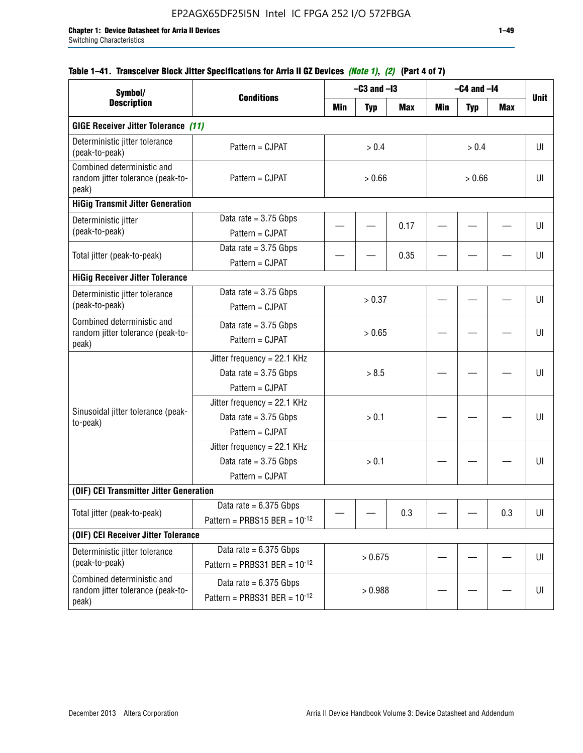#### Table 1–41. Transceiver Block Jitter Specifications for Arria II GZ Devices *(Note 1)*, *(2)* (Part 4 of 7)

| Symbol/ Description | Conditions | –C3 and –I3 | | | –C4 and –I4 | | | Unit |
|---|---|---|---|---|---|---|---|---|
| | | Min | Typ | Max | Min | Typ | Max | |
| **GIGE Receiver Jitter Tolerance** *(11)* | | | | | | | | |
| Deterministic jitter tolerance (peak-to-peak) | Pattern = CJPAT | > 0.4 | | | > 0.4 | | | UI |
| Combined deterministic and random jitter tolerance (peak-to-peak) | Pattern = CJPAT | > 0.66 | | | > 0.66 | | | UI |
| **HiGig Transmit Jitter Generation** | | | | | | | | |
| Deterministic jitter (peak-to-peak) | Data rate = 3.75 Gbps<br>Pattern = CJPAT | — | — | 0.17 | — | — | — | UI |
| Total jitter (peak-to-peak) | Data rate = 3.75 Gbps<br>Pattern = CJPAT | — | — | 0.35 | — | — | — | UI |
| **HiGig Receiver Jitter Tolerance** | | | | | | | | |
| Deterministic jitter tolerance (peak-to-peak) | Data rate = 3.75 Gbps<br>Pattern = CJPAT | > 0.37 | | | — | — | — | UI |
| Combined deterministic and random jitter tolerance (peak-to-peak) | Data rate = 3.75 Gbps<br>Pattern = CJPAT | > 0.65 | | | — | — | — | UI |
| Sinusoidal jitter tolerance (peak-to-peak) | Jitter frequency = 22.1 KHz<br>Data rate = 3.75 Gbps<br>Pattern = CJPAT | > 8.5 | | | — | — | — | UI |
| | Jitter frequency = 22.1 KHz<br>Data rate = 3.75 Gbps<br>Pattern = CJPAT | > 0.1 | | | — | — | — | UI |
| | Jitter frequency = 22.1 KHz<br>Data rate = 3.75 Gbps<br>Pattern = CJPAT | > 0.1 | | | — | — | — | UI |
| **(OIF) CEI Transmitter Jitter Generation** | | | | | | | | |
| Total jitter (peak-to-peak) | Data rate = 6.375 Gbps<br>Pattern = PRBS15 BER = $10^{-12}$ | — | — | 0.3 | — | — | 0.3 | UI |
| **(OIF) CEI Receiver Jitter Tolerance** | | | | | | | | |
| Deterministic jitter tolerance (peak-to-peak) | Data rate = 6.375 Gbps<br>Pattern = PRBS31 BER = $10^{-12}$ | > 0.675 | | | — | — | — | UI |
| Combined deterministic and random jitter tolerance (peak-to-peak) | Data rate = 6.375 Gbps<br>Pattern = PRBS31 BER = $10^{-12}$ | > 0.988 | | | — | — | — | UI |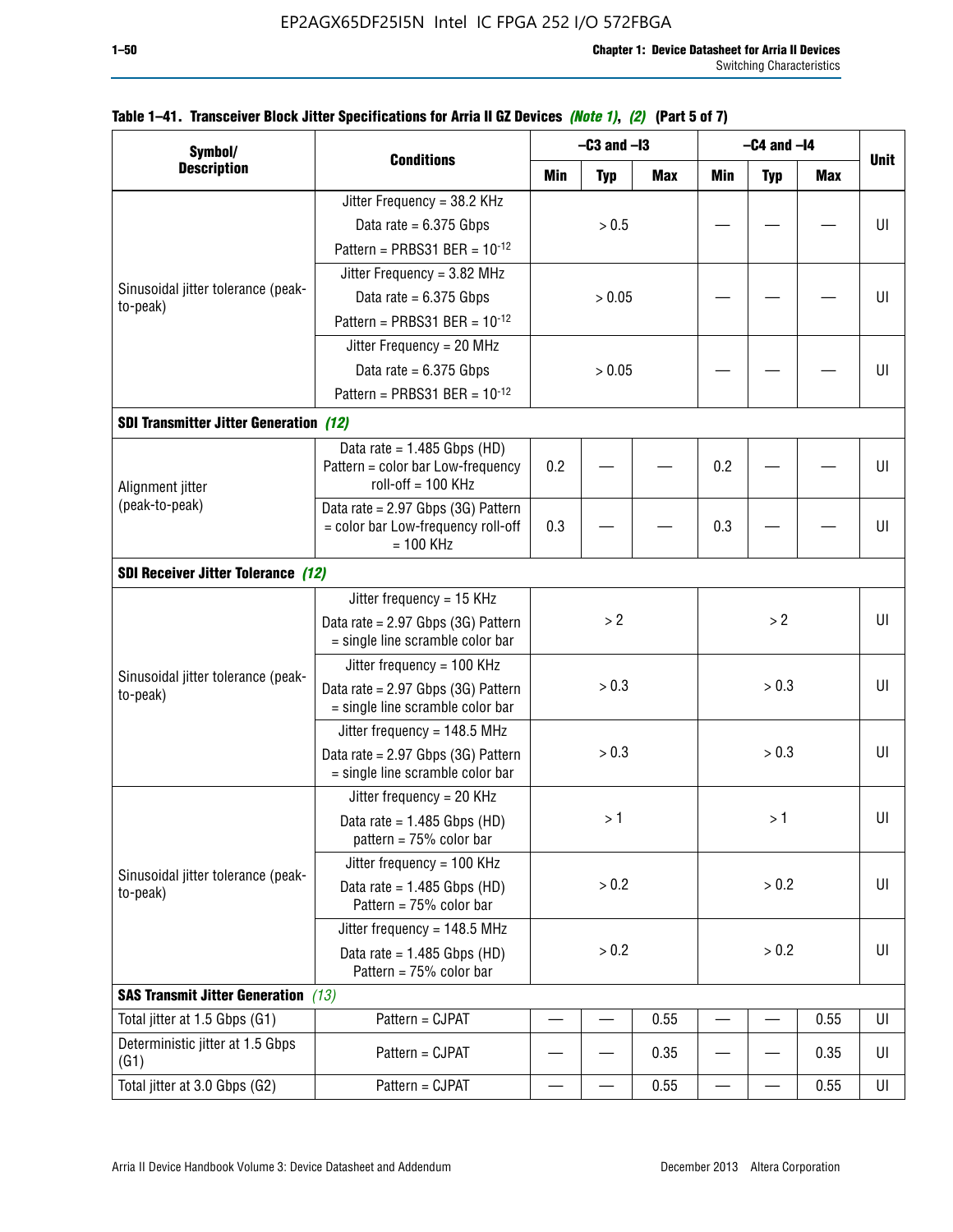**Table 1–41. Transceiver Block Jitter Specifications for Arria II GZ Devices** *(Note 1)*, *(2)* **(Part 5 of 7)**

| Symbol/ Description | Conditions | –C3 and –I3 | | | –C4 and –I4 | | | Unit |
|---|---|---|---|---|---|---|---|---|
| | | Min | Typ | Max | Min | Typ | Max | |
| Sinusoidal jitter tolerance (peak-to-peak) | Jitter Frequency = 38.2 KHz<br>Data rate = 6.375 Gbps<br>Pattern = PRBS31 BER = $10^{-12}$ | > 0.5 | | | — | — | — | UI |
| | Jitter Frequency = 3.82 MHz<br>Data rate = 6.375 Gbps<br>Pattern = PRBS31 BER = $10^{-12}$ | > 0.05 | | | — | — | — | UI |
| | Jitter Frequency = 20 MHz<br>Data rate = 6.375 Gbps<br>Pattern = PRBS31 BER = $10^{-12}$ | > 0.05 | | | — | — | — | UI |
| **SDI Transmitter Jitter Generation** *(12)* | | | | | | | | |
| Alignment jitter (peak-to-peak) | Data rate = 1.485 Gbps (HD) Pattern = color bar Low-frequency roll-off = 100 KHz | 0.2 | — | — | 0.2 | — | — | UI |
| | Data rate = 2.97 Gbps (3G) Pattern = color bar Low-frequency roll-off = 100 KHz | 0.3 | — | — | 0.3 | — | — | UI |
| **SDI Receiver Jitter Tolerance** *(12)* | | | | | | | | |
| Sinusoidal jitter tolerance (peak-to-peak) | Jitter frequency = 15 KHz<br>Data rate = 2.97 Gbps (3G) Pattern = single line scramble color bar | > 2 | | | > 2 | | | UI |
| | Jitter frequency = 100 KHz<br>Data rate = 2.97 Gbps (3G) Pattern = single line scramble color bar | > 0.3 | | | > 0.3 | | | UI |
| | Jitter frequency = 148.5 MHz<br>Data rate = 2.97 Gbps (3G) Pattern = single line scramble color bar | > 0.3 | | | > 0.3 | | | UI |
| Sinusoidal jitter tolerance (peak-to-peak) | Jitter frequency = 20 KHz<br>Data rate = 1.485 Gbps (HD) pattern = 75% color bar | > 1 | | | > 1 | | | UI |
| | Jitter frequency = 100 KHz<br>Data rate = 1.485 Gbps (HD) Pattern = 75% color bar | > 0.2 | | | > 0.2 | | | UI |
| | Jitter frequency = 148.5 MHz<br>Data rate = 1.485 Gbps (HD) Pattern = 75% color bar | > 0.2 | | | > 0.2 | | | UI |
| **SAS Transmit Jitter Generation** *(13)* | | | | | | | | |
| Total jitter at 1.5 Gbps (G1) | Pattern = CJPAT | — | — | 0.55 | — | — | 0.55 | UI |
| Deterministic jitter at 1.5 Gbps (G1) | Pattern = CJPAT | — | — | 0.35 | — | — | 0.35 | UI |
| Total jitter at 3.0 Gbps (G2) | Pattern = CJPAT | — | — | 0.55 | — | — | 0.55 | UI |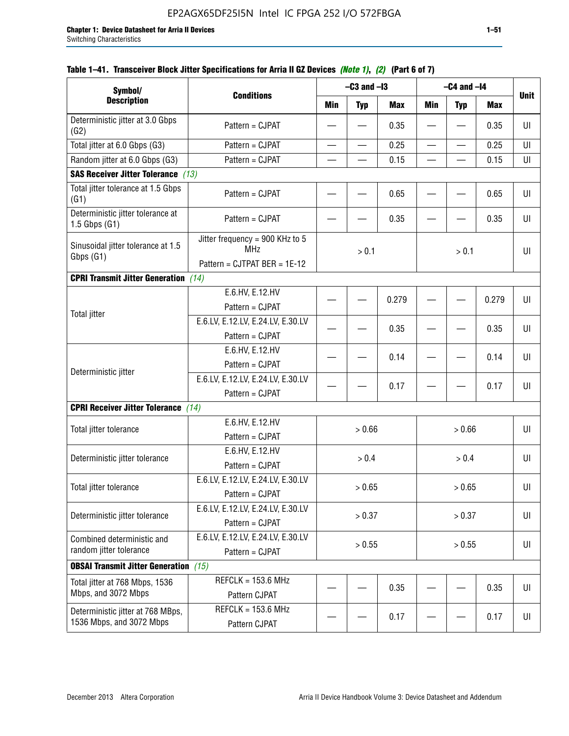**Table 1–41. Transceiver Block Jitter Specifications for Arria II GZ Devices *(Note 1)*, *(2)* (Part 6 of 7)**

| Symbol/ Description | Conditions | –C3 and –I3 | | | –C4 and –I4 | | | Unit |
|---|---|---|---|---|---|---|---|---|
| | | Min | Typ | Max | Min | Typ | Max | |
| Deterministic jitter at 3.0 Gbps (G2) | Pattern = CJPAT | — | — | 0.35 | — | — | 0.35 | UI |
| Total jitter at 6.0 Gbps (G3) | Pattern = CJPAT | — | — | 0.25 | — | — | 0.25 | UI |
| Random jitter at 6.0 Gbps (G3) | Pattern = CJPAT | — | — | 0.15 | — | — | 0.15 | UI |
| **SAS Receiver Jitter Tolerance** *(13)* | | | | | | | | |
| Total jitter tolerance at 1.5 Gbps (G1) | Pattern = CJPAT | — | — | 0.65 | — | — | 0.65 | UI |
| Deterministic jitter tolerance at 1.5 Gbps (G1) | Pattern = CJPAT | — | — | 0.35 | — | — | 0.35 | UI |
| Sinusoidal jitter tolerance at 1.5 Gbps (G1) | Jitter frequency = 900 KHz to 5 MHz<br>Pattern = CJTPAT BER = 1E-12 | > 0.1 | | | > 0.1 | | | UI |
| **CPRI Transmit Jitter Generation** *(14)* | | | | | | | | |
| Total jitter | E.6.HV, E.12.HV<br>Pattern = CJPAT | — | — | 0.279 | — | — | 0.279 | UI |
| | E.6.LV, E.12.LV, E.24.LV, E.30.LV<br>Pattern = CJPAT | — | — | 0.35 | — | — | 0.35 | UI |
| Deterministic jitter | E.6.HV, E.12.HV<br>Pattern = CJPAT | — | — | 0.14 | — | — | 0.14 | UI |
| | E.6.LV, E.12.LV, E.24.LV, E.30.LV<br>Pattern = CJPAT | — | — | 0.17 | — | — | 0.17 | UI |
| **CPRI Receiver Jitter Tolerance** *(14)* | | | | | | | | |
| Total jitter tolerance | E.6.HV, E.12.HV<br>Pattern = CJPAT | > 0.66 | | | > 0.66 | | | UI |
| Deterministic jitter tolerance | E.6.HV, E.12.HV<br>Pattern = CJPAT | > 0.4 | | | > 0.4 | | | UI |
| Total jitter tolerance | E.6.LV, E.12.LV, E.24.LV, E.30.LV<br>Pattern = CJPAT | > 0.65 | | | > 0.65 | | | UI |
| Deterministic jitter tolerance | E.6.LV, E.12.LV, E.24.LV, E.30.LV<br>Pattern = CJPAT | > 0.37 | | | > 0.37 | | | UI |
| Combined deterministic and random jitter tolerance | E.6.LV, E.12.LV, E.24.LV, E.30.LV<br>Pattern = CJPAT | > 0.55 | | | > 0.55 | | | UI |
| **OBSAI Transmit Jitter Generation** *(15)* | | | | | | | | |
| Total jitter at 768 Mbps, 1536 Mbps, and 3072 Mbps | REFCLK = 153.6 MHz<br>Pattern CJPAT | — | — | 0.35 | — | — | 0.35 | UI |
| Deterministic jitter at 768 MBps, 1536 Mbps, and 3072 Mbps | REFCLK = 153.6 MHz<br>Pattern CJPAT | — | — | 0.17 | — | — | 0.17 | UI |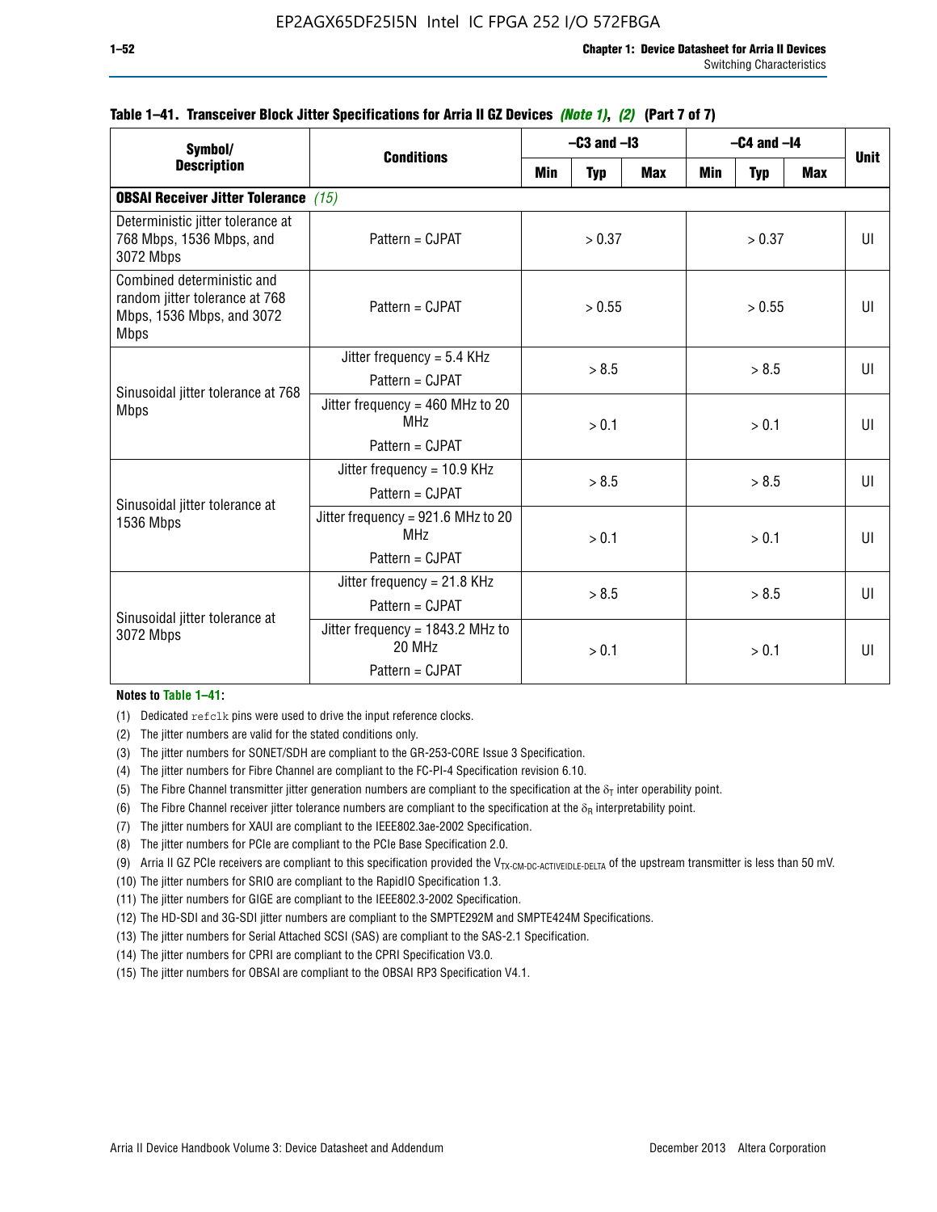**Table 1–41. Transceiver Block Jitter Specifications for Arria II GZ Devices** *(Note 1)*, *(2)* **(Part 7 of 7)**

| Symbol/ Description | Conditions | –C3 and –I3 | | | –C4 and –I4 | | | Unit |
|---|---|---|---|---|---|---|---|---|
| | | Min | Typ | Max | Min | Typ | Max | |
| **OBSAI Receiver Jitter Tolerance** *(15)* | | | | | | | | |
| Deterministic jitter tolerance at 768 Mbps, 1536 Mbps, and 3072 Mbps | Pattern = CJPAT | > 0.37 | | | > 0.37 | | | UI |
| Combined deterministic and random jitter tolerance at 768 Mbps, 1536 Mbps, and 3072 Mbps | Pattern = CJPAT | > 0.55 | | | > 0.55 | | | UI |
| Sinusoidal jitter tolerance at 768 Mbps | Jitter frequency = 5.4 KHz<br>Pattern = CJPAT | > 8.5 | | | > 8.5 | | | UI |
| | Jitter frequency = 460 MHz to 20 MHz<br>Pattern = CJPAT | > 0.1 | | | > 0.1 | | | UI |
| Sinusoidal jitter tolerance at 1536 Mbps | Jitter frequency = 10.9 KHz<br>Pattern = CJPAT | > 8.5 | | | > 8.5 | | | UI |
| | Jitter frequency = 921.6 MHz to 20 MHz<br>Pattern = CJPAT | > 0.1 | | | > 0.1 | | | UI |
| Sinusoidal jitter tolerance at 3072 Mbps | Jitter frequency = 21.8 KHz<br>Pattern = CJPAT | > 8.5 | | | > 8.5 | | | UI |
| | Jitter frequency = 1843.2 MHz to 20 MHz<br>Pattern = CJPAT | > 0.1 | | | > 0.1 | | | UI |

**Notes to Table 1–41:**

(1) Dedicated `refclk` pins were used to drive the input reference clocks.

(2) The jitter numbers are valid for the stated conditions only.

(3) The jitter numbers for SONET/SDH are compliant to the GR-253-CORE Issue 3 Specification.

(4) The jitter numbers for Fibre Channel are compliant to the FC-PI-4 Specification revision 6.10.

(5) The Fibre Channel transmitter jitter generation numbers are compliant to the specification at the $\delta_T$ inter operability point.

(6) The Fibre Channel receiver jitter tolerance numbers are compliant to the specification at the $\delta_R$ interpretability point.

(7) The jitter numbers for XAUI are compliant to the IEEE802.3ae-2002 Specification.

(8) The jitter numbers for PCIe are compliant to the PCIe Base Specification 2.0.

(9) Arria II GZ PCIe receivers are compliant to this specification provided the $V_{TX\text{-}CM\text{-}DC\text{-}ACTIVEIDLE\text{-}DELTA}$ of the upstream transmitter is less than 50 mV.

(10) The jitter numbers for SRIO are compliant to the RapidIO Specification 1.3.

(11) The jitter numbers for GIGE are compliant to the IEEE802.3-2002 Specification.

(12) The HD-SDI and 3G-SDI jitter numbers are compliant to the SMPTE292M and SMPTE424M Specifications.

(13) The jitter numbers for Serial Attached SCSI (SAS) are compliant to the SAS-2.1 Specification.

(14) The jitter numbers for CPRI are compliant to the CPRI Specification V3.0.

(15) The jitter numbers for OBSAI are compliant to the OBSAI RP3 Specification V4.1.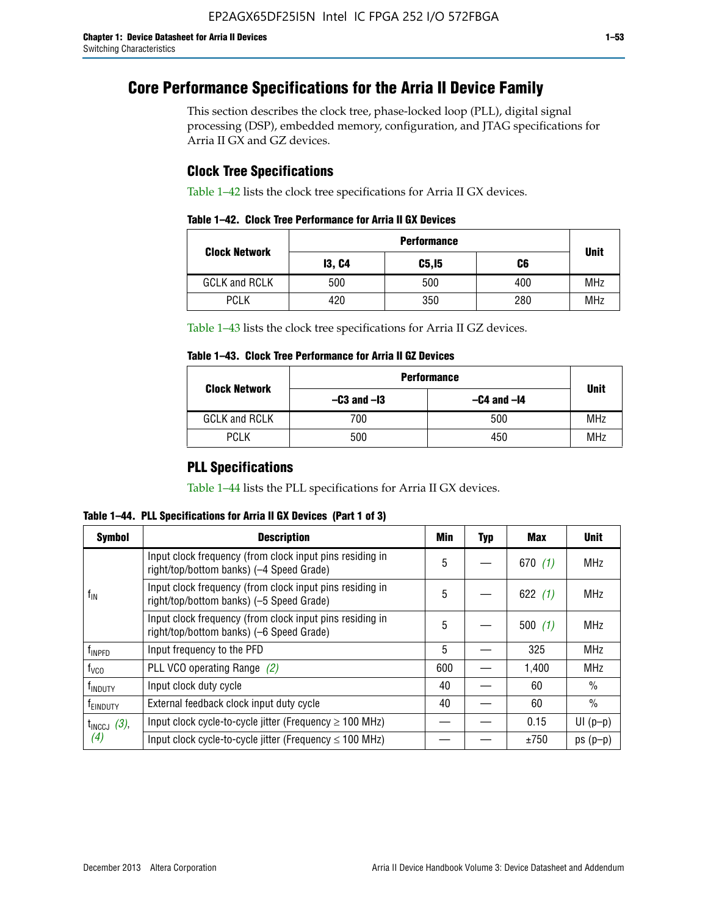# Core Performance Specifications for the Arria II Device Family

This section describes the clock tree, phase-locked loop (PLL), digital signal processing (DSP), embedded memory, configuration, and JTAG specifications for Arria II GX and GZ devices.

## Clock Tree Specifications

Table 1–42 lists the clock tree specifications for Arria II GX devices.

**Table 1–42. Clock Tree Performance for Arria II GX Devices**

| Clock Network | Performance | | | Unit |
|---|---|---|---|---|
| | I3, C4 | C5,I5 | C6 | |
| GCLK and RCLK | 500 | 500 | 400 | MHz |
| PCLK | 420 | 350 | 280 | MHz |

Table 1–43 lists the clock tree specifications for Arria II GZ devices.

**Table 1–43. Clock Tree Performance for Arria II GZ Devices**

| Clock Network | Performance | | Unit |
|---|---|---|---|
| | –C3 and –I3 | –C4 and –I4 | |
| GCLK and RCLK | 700 | 500 | MHz |
| PCLK | 500 | 450 | MHz |

## PLL Specifications

Table 1–44 lists the PLL specifications for Arria II GX devices.

**Table 1–44. PLL Specifications for Arria II GX Devices (Part 1 of 3)**

| Symbol | Description | Min | Typ | Max | Unit |
|---|---|---|---|---|---|
| $f_{IN}$ | Input clock frequency (from clock input pins residing in right/top/bottom banks) (–4 Speed Grade) | 5 | — | 670 (1) | MHz |
| | Input clock frequency (from clock input pins residing in right/top/bottom banks) (–5 Speed Grade) | 5 | — | 622 (1) | MHz |
| | Input clock frequency (from clock input pins residing in right/top/bottom banks) (–6 Speed Grade) | 5 | — | 500 (1) | MHz |
| $f_{INPFD}$ | Input frequency to the PFD | 5 | — | 325 | MHz |
| $f_{VCO}$ | PLL VCO operating Range (2) | 600 | — | 1,400 | MHz |
| $f_{INDUTY}$ | Input clock duty cycle | 40 | — | 60 | % |
| $f_{EINDUTY}$ | External feedback clock input duty cycle | 40 | — | 60 | % |
| $t_{INCCJ}$ (3), (4) | Input clock cycle-to-cycle jitter (Frequency ≥ 100 MHz) | — | — | 0.15 | UI (p–p) |
| | Input clock cycle-to-cycle jitter (Frequency ≤ 100 MHz) | — | — | ±750 | ps (p–p) |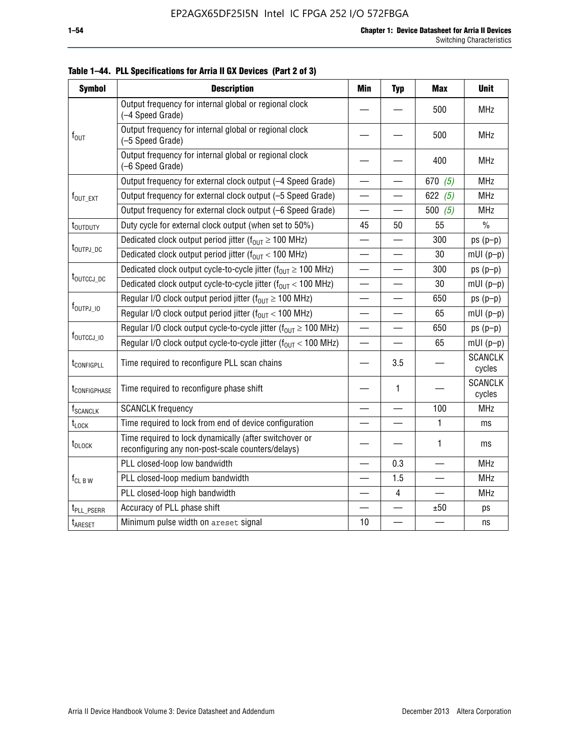**Table 1–44. PLL Specifications for Arria II GX Devices (Part 2 of 3)**

| Symbol | Description | Min | Typ | Max | Unit |
|---|---|---|---|---|---|
| $f_{OUT}$ | Output frequency for internal global or regional clock (–4 Speed Grade) | — | — | 500 | MHz |
| | Output frequency for internal global or regional clock (–5 Speed Grade) | — | — | 500 | MHz |
| | Output frequency for internal global or regional clock (–6 Speed Grade) | — | — | 400 | MHz |
| $f_{OUT\_EXT}$ | Output frequency for external clock output (–4 Speed Grade) | — | — | 670 *(5)* | MHz |
| | Output frequency for external clock output (–5 Speed Grade) | — | — | 622 *(5)* | MHz |
| | Output frequency for external clock output (–6 Speed Grade) | — | — | 500 *(5)* | MHz |
| $t_{OUTDUTY}$ | Duty cycle for external clock output (when set to 50%) | 45 | 50 | 55 | % |
| $t_{OUTPJ\_DC}$ | Dedicated clock output period jitter ($f_{OUT} \geq 100$ MHz) | — | — | 300 | ps (p–p) |
| | Dedicated clock output period jitter ($f_{OUT} < 100$ MHz) | — | — | 30 | mUI (p–p) |
| $t_{OUTCCJ\_DC}$ | Dedicated clock output cycle-to-cycle jitter ($f_{OUT} \geq 100$ MHz) | — | — | 300 | ps (p–p) |
| | Dedicated clock output cycle-to-cycle jitter ($f_{OUT} < 100$ MHz) | — | — | 30 | mUI (p–p) |
| $f_{OUTPJ\_IO}$ | Regular I/O clock output period jitter ($f_{OUT} \geq 100$ MHz) | — | — | 650 | ps (p–p) |
| | Regular I/O clock output period jitter ($f_{OUT} < 100$ MHz) | — | — | 65 | mUI (p–p) |
| $f_{OUTCCJ\_IO}$ | Regular I/O clock output cycle-to-cycle jitter ($f_{OUT} \geq 100$ MHz) | — | — | 650 | ps (p–p) |
| | Regular I/O clock output cycle-to-cycle jitter ($f_{OUT} < 100$ MHz) | — | — | 65 | mUI (p–p) |
| $t_{CONFIGPLL}$ | Time required to reconfigure PLL scan chains | — | 3.5 | — | SCANCLK cycles |
| $t_{CONFIGPHASE}$ | Time required to reconfigure phase shift | — | 1 | — | SCANCLK cycles |
| $f_{SCANCLK}$ | SCANCLK frequency | — | — | 100 | MHz |
| $t_{LOCK}$ | Time required to lock from end of device configuration | — | — | 1 | ms |
| $t_{DLOCK}$ | Time required to lock dynamically (after switchover or reconfiguring any non-post-scale counters/delays) | — | — | 1 | ms |
| $f_{CL\ B\ W}$ | PLL closed-loop low bandwidth | — | 0.3 | — | MHz |
| | PLL closed-loop medium bandwidth | — | 1.5 | — | MHz |
| | PLL closed-loop high bandwidth | — | 4 | — | MHz |
| $t_{PLL\_PSERR}$ | Accuracy of PLL phase shift | — | — | ±50 | ps |
| $t_{ARESET}$ | Minimum pulse width on `areset` signal | 10 | — | — | ns |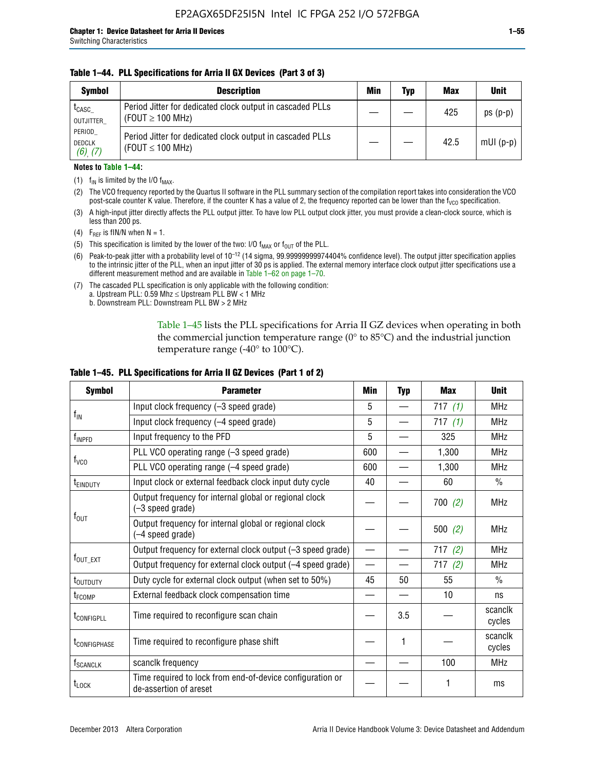**Table 1–44. PLL Specifications for Arria II GX Devices (Part 3 of 3)**

| Symbol | Description | Min | Typ | Max | Unit |
|---|---|---|---|---|---|
| $t_{CASC\_OUTJITTER\_PERIOD\_DEDCLK}$ (6), (7) | Period Jitter for dedicated clock output in cascaded PLLs ($FOUT \geq 100$ MHz) | — | — | 425 | ps (p-p) |
| | Period Jitter for dedicated clock output in cascaded PLLs ($FOUT \leq 100$ MHz) | — | — | 42.5 | mUI (p-p) |

**Notes to Table 1–44:**

(1) $f_{IN}$ is limited by the I/O $f_{MAX}$.

(2) The VCO frequency reported by the Quartus II software in the PLL summary section of the compilation report takes into consideration the VCO post-scale counter K value. Therefore, if the counter K has a value of 2, the frequency reported can be lower than the $f_{VCO}$ specification.

(3) A high-input jitter directly affects the PLL output jitter. To have low PLL output clock jitter, you must provide a clean-clock source, which is less than 200 ps.

(4) $F_{REF}$ is fIN/N when N = 1.

(5) This specification is limited by the lower of the two: I/O $f_{MAX}$ or $f_{OUT}$ of the PLL.

(6) Peak-to-peak jitter with a probability level of $10^{-12}$ (14 sigma, 99.99999999974404% confidence level). The output jitter specification applies to the intrinsic jitter of the PLL, when an input jitter of 30 ps is applied. The external memory interface clock output jitter specifications use a different measurement method and are available in Table 1–62 on page 1–70.

(7) The cascaded PLL specification is only applicable with the following condition:
a. Upstream PLL: 0.59 Mhz ≤ Upstream PLL BW < 1 MHz
b. Downstream PLL: Downstream PLL BW > 2 MHz

Table 1–45 lists the PLL specifications for Arria II GZ devices when operating in both the commercial junction temperature range (0° to 85°C) and the industrial junction temperature range (-40° to 100°C).

**Table 1–45. PLL Specifications for Arria II GZ Devices (Part 1 of 2)**

| Symbol | Parameter | Min | Typ | Max | Unit |
|---|---|---|---|---|---|
| $f_{IN}$ | Input clock frequency (–3 speed grade) | 5 | — | 717 (1) | MHz |
| | Input clock frequency (–4 speed grade) | 5 | — | 717 (1) | MHz |
| $f_{INPFD}$ | Input frequency to the PFD | 5 | — | 325 | MHz |
| $f_{VCO}$ | PLL VCO operating range (–3 speed grade) | 600 | — | 1,300 | MHz |
| | PLL VCO operating range (–4 speed grade) | 600 | — | 1,300 | MHz |
| $t_{EINDUTY}$ | Input clock or external feedback clock input duty cycle | 40 | — | 60 | % |
| $f_{OUT}$ | Output frequency for internal global or regional clock (–3 speed grade) | — | — | 700 (2) | MHz |
| | Output frequency for internal global or regional clock (–4 speed grade) | — | — | 500 (2) | MHz |
| $f_{OUT\_EXT}$ | Output frequency for external clock output (–3 speed grade) | — | — | 717 (2) | MHz |
| | Output frequency for external clock output (–4 speed grade) | — | — | 717 (2) | MHz |
| $t_{OUTDUTY}$ | Duty cycle for external clock output (when set to 50%) | 45 | 50 | 55 | % |
| $t_{FCOMP}$ | External feedback clock compensation time | — | — | 10 | ns |
| $t_{CONFIGPLL}$ | Time required to reconfigure scan chain | — | 3.5 | — | scanclk cycles |
| $t_{CONFIGPHASE}$ | Time required to reconfigure phase shift | — | 1 | — | scanclk cycles |
| $f_{SCANCLK}$ | scanclk frequency | — | — | 100 | MHz |
| $t_{LOCK}$ | Time required to lock from end-of-device configuration or de-assertion of areset | — | — | 1 | ms |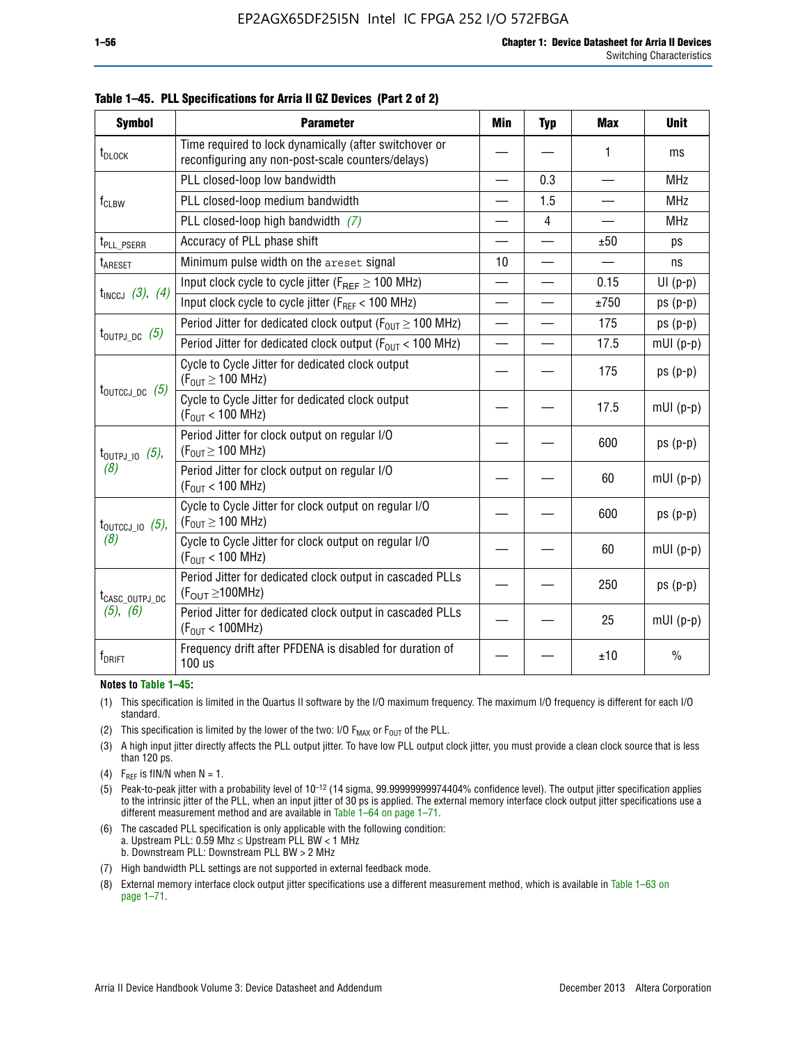**Table 1–45. PLL Specifications for Arria II GZ Devices (Part 2 of 2)**

| Symbol | Parameter | Min | Typ | Max | Unit |
|---|---|---|---|---|---|
| $t_{DLOCK}$ | Time required to lock dynamically (after switchover or reconfiguring any non-post-scale counters/delays) | — | — | 1 | ms |
| $f_{CLBW}$ | PLL closed-loop low bandwidth | — | 0.3 | — | MHz |
| | PLL closed-loop medium bandwidth | — | 1.5 | — | MHz |
| | PLL closed-loop high bandwidth *(7)* | — | 4 | — | MHz |
| $t_{PLL\_PSERR}$ | Accuracy of PLL phase shift | — | — | ±50 | ps |
| $t_{ARESET}$ | Minimum pulse width on the `areset` signal | 10 | — | — | ns |
| $t_{INCCJ}$ *(3)*, *(4)* | Input clock cycle to cycle jitter ($F_{REF} \geq 100$ MHz) | — | — | 0.15 | UI (p-p) |
| | Input clock cycle to cycle jitter ($F_{REF} < 100$ MHz) | — | — | ±750 | ps (p-p) |
| $t_{OUTPJ\_DC}$ *(5)* | Period Jitter for dedicated clock output ($F_{OUT} \geq 100$ MHz) | — | — | 175 | ps (p-p) |
| | Period Jitter for dedicated clock output ($F_{OUT} < 100$ MHz) | — | — | 17.5 | mUI (p-p) |
| $t_{OUTCCJ\_DC}$ *(5)* | Cycle to Cycle Jitter for dedicated clock output ($F_{OUT} \geq 100$ MHz) | — | — | 175 | ps (p-p) |
| | Cycle to Cycle Jitter for dedicated clock output ($F_{OUT} < 100$ MHz) | — | — | 17.5 | mUI (p-p) |
| $t_{OUTPJ\_IO}$ *(5)*, *(8)* | Period Jitter for clock output on regular I/O ($F_{OUT} \geq 100$ MHz) | — | — | 600 | ps (p-p) |
| | Period Jitter for clock output on regular I/O ($F_{OUT} < 100$ MHz) | — | — | 60 | mUI (p-p) |
| $t_{OUTCCJ\_IO}$ *(5)*, *(8)* | Cycle to Cycle Jitter for clock output on regular I/O ($F_{OUT} \geq 100$ MHz) | — | — | 600 | ps (p-p) |
| | Cycle to Cycle Jitter for clock output on regular I/O ($F_{OUT} < 100$ MHz) | — | — | 60 | mUI (p-p) |
| $t_{CASC\_OUTPJ\_DC}$ *(5)*, *(6)* | Period Jitter for dedicated clock output in cascaded PLLs ($F_{OUT} \geq 100$MHz) | — | — | 250 | ps (p-p) |
| | Period Jitter for dedicated clock output in cascaded PLLs ($F_{OUT} < 100$MHz) | — | — | 25 | mUI (p-p) |
| $f_{DRIFT}$ | Frequency drift after PFDENA is disabled for duration of 100 us | — | — | ±10 | % |

**Notes to Table 1–45:**

(1) This specification is limited in the Quartus II software by the I/O maximum frequency. The maximum I/O frequency is different for each I/O standard.

(2) This specification is limited by the lower of the two: I/O $F_{MAX}$ or $F_{OUT}$ of the PLL.

(3) A high input jitter directly affects the PLL output jitter. To have low PLL output clock jitter, you must provide a clean clock source that is less than 120 ps.

(4) $F_{REF}$ is fIN/N when N = 1.

(5) Peak-to-peak jitter with a probability level of $10^{-12}$ (14 sigma, 99.99999999974404% confidence level). The output jitter specification applies to the intrinsic jitter of the PLL, when an input jitter of 30 ps is applied. The external memory interface clock output jitter specifications use a different measurement method and are available in Table 1–64 on page 1–71.

(6) The cascaded PLL specification is only applicable with the following condition:
a. Upstream PLL: 0.59 Mhz ≤ Upstream PLL BW < 1 MHz
b. Downstream PLL: Downstream PLL BW > 2 MHz

(7) High bandwidth PLL settings are not supported in external feedback mode.

(8) External memory interface clock output jitter specifications use a different measurement method, which is available in Table 1–63 on page 1–71.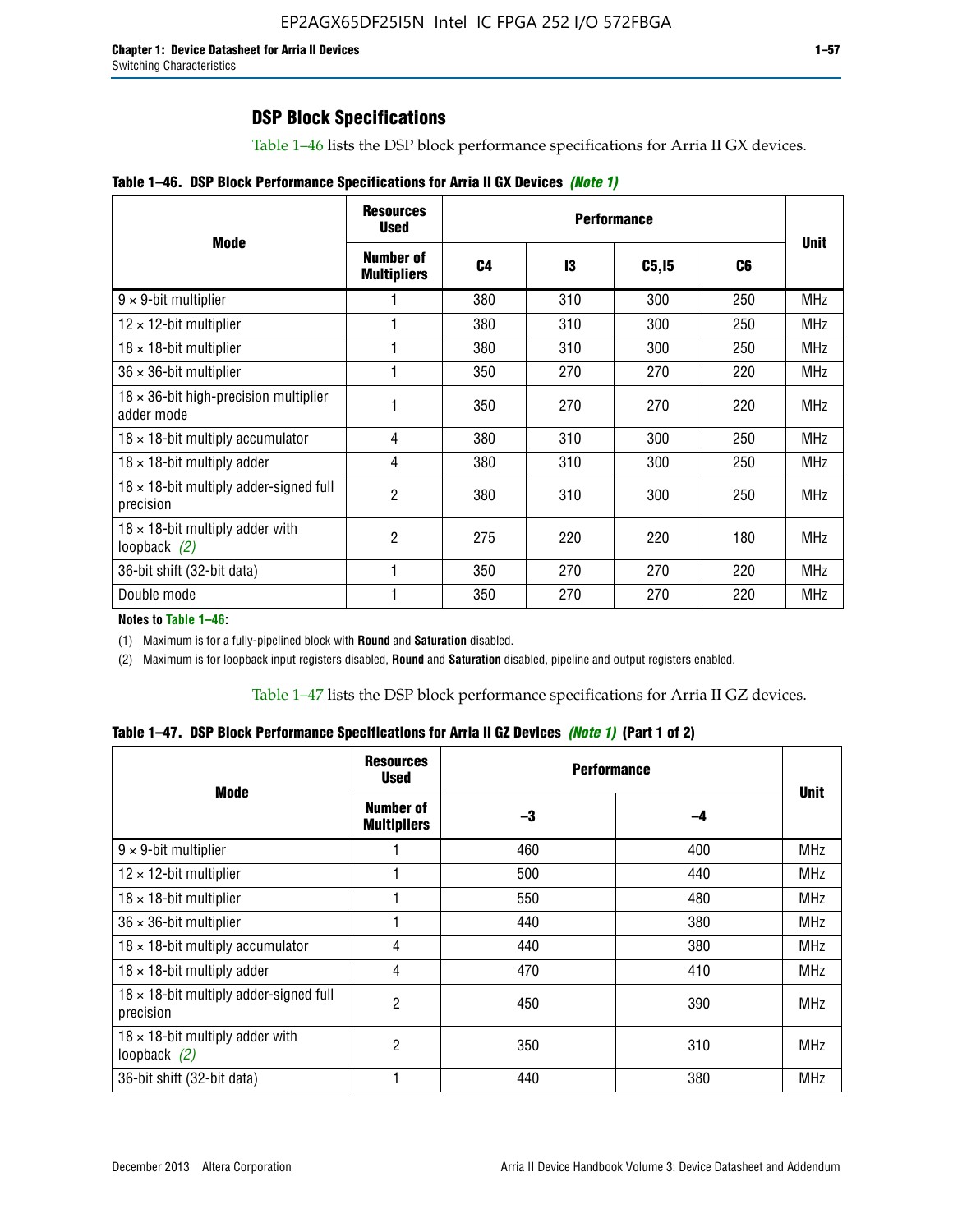### DSP Block Specifications

Table 1–46 lists the DSP block performance specifications for Arria II GX devices.

**Table 1–46. DSP Block Performance Specifications for Arria II GX Devices** ***(Note 1)***

| Mode | Resources Used | Performance | | | | Unit |
|---|---|---|---|---|---|---|
| | Number of Multipliers | C4 | I3 | C5,I5 | C6 | |
| 9 × 9-bit multiplier | 1 | 380 | 310 | 300 | 250 | MHz |
| 12 × 12-bit multiplier | 1 | 380 | 310 | 300 | 250 | MHz |
| 18 × 18-bit multiplier | 1 | 380 | 310 | 300 | 250 | MHz |
| 36 × 36-bit multiplier | 1 | 350 | 270 | 270 | 220 | MHz |
| 18 × 36-bit high-precision multiplier adder mode | 1 | 350 | 270 | 270 | 220 | MHz |
| 18 × 18-bit multiply accumulator | 4 | 380 | 310 | 300 | 250 | MHz |
| 18 × 18-bit multiply adder | 4 | 380 | 310 | 300 | 250 | MHz |
| 18 × 18-bit multiply adder-signed full precision | 2 | 380 | 310 | 300 | 250 | MHz |
| 18 × 18-bit multiply adder with loopback *(2)* | 2 | 275 | 220 | 220 | 180 | MHz |
| 36-bit shift (32-bit data) | 1 | 350 | 270 | 270 | 220 | MHz |
| Double mode | 1 | 350 | 270 | 270 | 220 | MHz |

**Notes to Table 1–46:**

(1) Maximum is for a fully-pipelined block with **Round** and **Saturation** disabled.

(2) Maximum is for loopback input registers disabled, **Round** and **Saturation** disabled, pipeline and output registers enabled.

Table 1–47 lists the DSP block performance specifications for Arria II GZ devices.

**Table 1–47. DSP Block Performance Specifications for Arria II GZ Devices** ***(Note 1)*** **(Part 1 of 2)**

| Mode | Resources Used | Performance | | Unit |
|---|---|---|---|---|
| | Number of Multipliers | –3 | –4 | |
| 9 × 9-bit multiplier | 1 | 460 | 400 | MHz |
| 12 × 12-bit multiplier | 1 | 500 | 440 | MHz |
| 18 × 18-bit multiplier | 1 | 550 | 480 | MHz |
| 36 × 36-bit multiplier | 1 | 440 | 380 | MHz |
| 18 × 18-bit multiply accumulator | 4 | 440 | 380 | MHz |
| 18 × 18-bit multiply adder | 4 | 470 | 410 | MHz |
| 18 × 18-bit multiply adder-signed full precision | 2 | 450 | 390 | MHz |
| 18 × 18-bit multiply adder with loopback *(2)* | 2 | 350 | 310 | MHz |
| 36-bit shift (32-bit data) | 1 | 440 | 380 | MHz |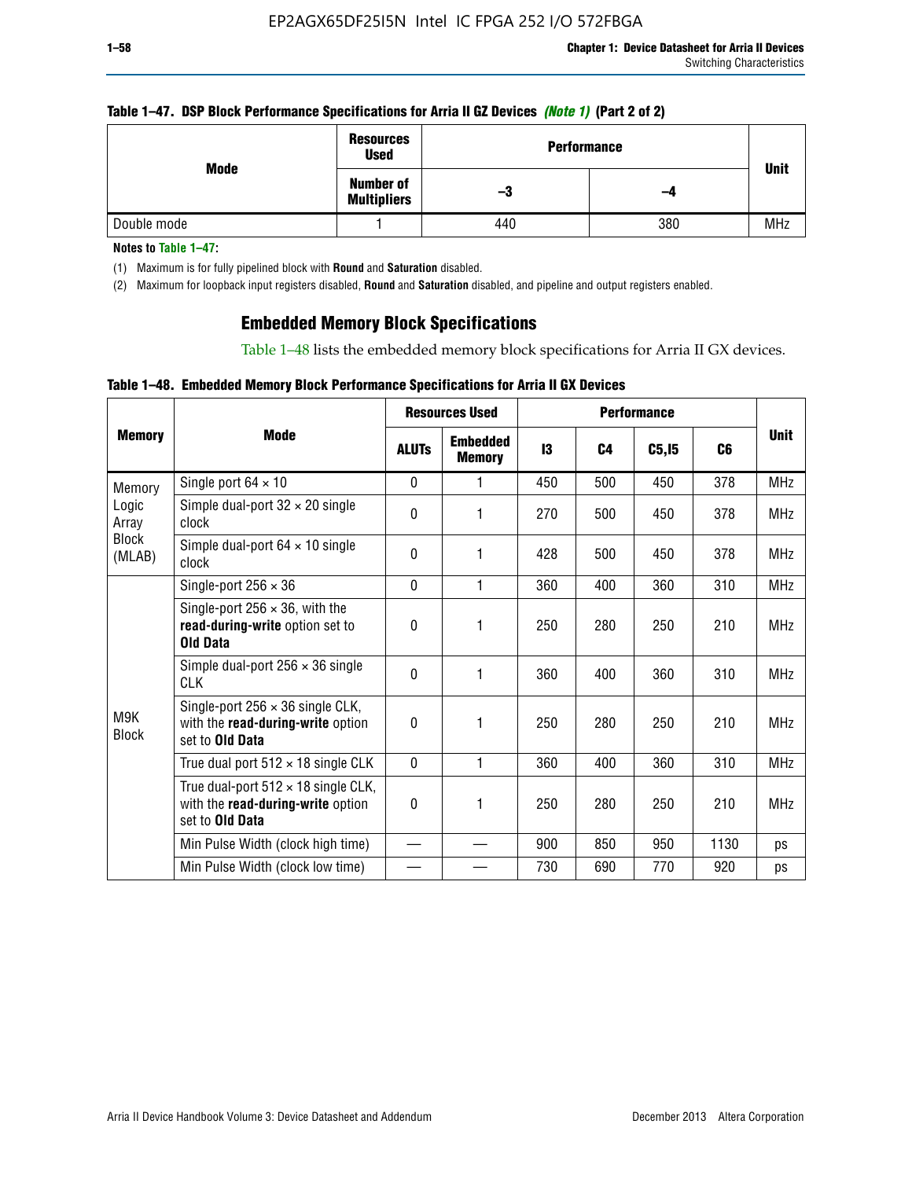**Table 1–47. DSP Block Performance Specifications for Arria II GZ Devices *(Note 1)* (Part 2 of 2)**

| Mode | Resources Used | Performance | | Unit |
|---|---|---|---|---|
| | Number of Multipliers | –3 | –4 | |
| Double mode | 1 | 440 | 380 | MHz |

**Notes to Table 1–47:**

(1) Maximum is for fully pipelined block with **Round** and **Saturation** disabled.

(2) Maximum for loopback input registers disabled, **Round** and **Saturation** disabled, and pipeline and output registers enabled.

## Embedded Memory Block Specifications

Table 1–48 lists the embedded memory block specifications for Arria II GX devices.

**Table 1–48. Embedded Memory Block Performance Specifications for Arria II GX Devices**

| Memory | Mode | Resources Used | | Performance | | | | Unit |
|---|---|---|---|---|---|---|---|---|
| | | ALUTs | Embedded Memory | I3 | C4 | C5,I5 | C6 | |
| Memory Logic Array Block (MLAB) | Single port 64 × 10 | 0 | 1 | 450 | 500 | 450 | 378 | MHz |
| | Simple dual-port 32 × 20 single clock | 0 | 1 | 270 | 500 | 450 | 378 | MHz |
| | Simple dual-port 64 × 10 single clock | 0 | 1 | 428 | 500 | 450 | 378 | MHz |
| M9K Block | Single-port 256 × 36 | 0 | 1 | 360 | 400 | 360 | 310 | MHz |
| | Single-port 256 × 36, with the **read-during-write** option set to **Old Data** | 0 | 1 | 250 | 280 | 250 | 210 | MHz |
| | Simple dual-port 256 × 36 single CLK | 0 | 1 | 360 | 400 | 360 | 310 | MHz |
| | Single-port 256 × 36 single CLK, with the **read-during-write** option set to **Old Data** | 0 | 1 | 250 | 280 | 250 | 210 | MHz |
| | True dual port 512 × 18 single CLK | 0 | 1 | 360 | 400 | 360 | 310 | MHz |
| | True dual-port 512 × 18 single CLK, with the **read-during-write** option set to **Old Data** | 0 | 1 | 250 | 280 | 250 | 210 | MHz |
| | Min Pulse Width (clock high time) | — | — | 900 | 850 | 950 | 1130 | ps |
| | Min Pulse Width (clock low time) | — | — | 730 | 690 | 770 | 920 | ps |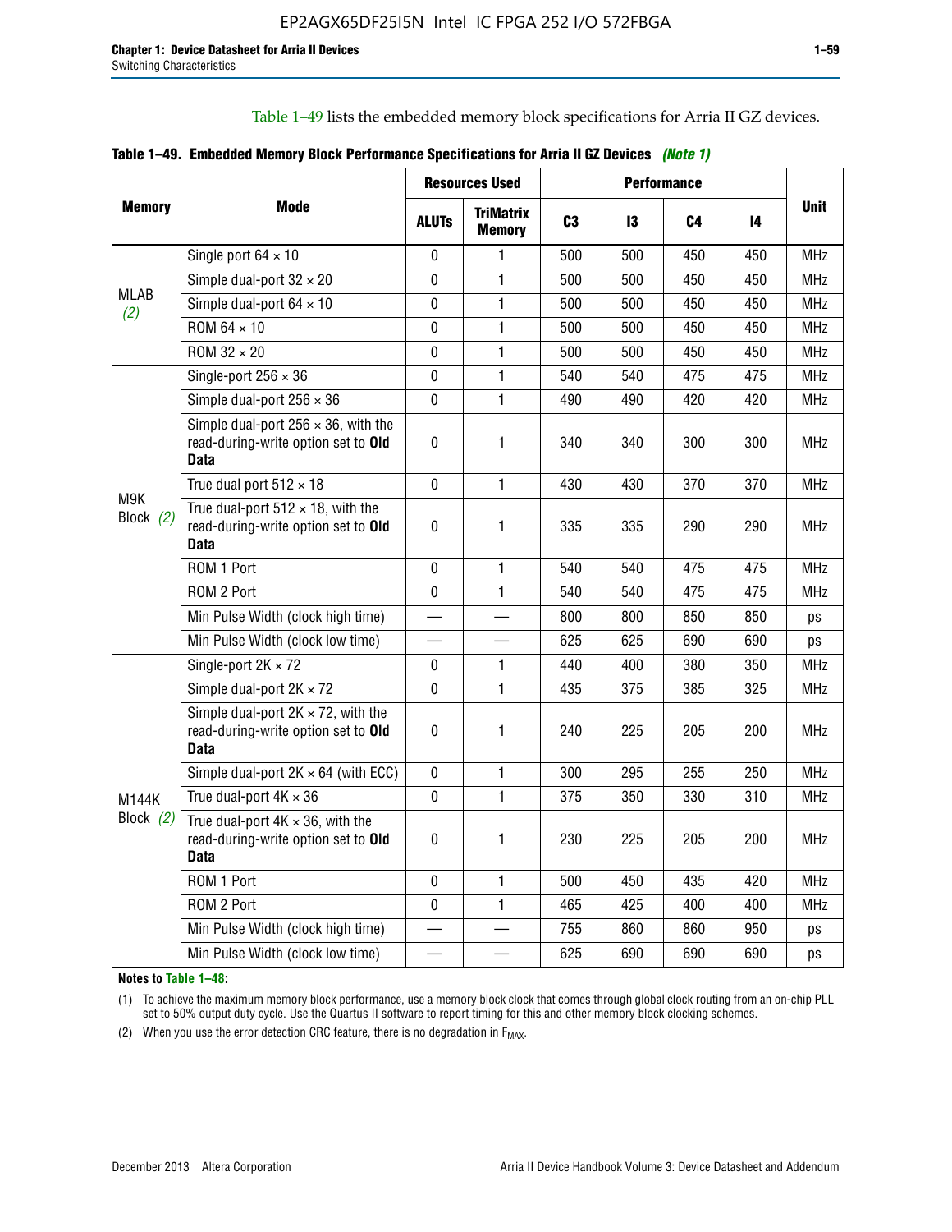Table 1–49 lists the embedded memory block specifications for Arria II GZ devices.

**Table 1–49. Embedded Memory Block Performance Specifications for Arria II GZ Devices** *(Note 1)*

| Memory | Mode | Resources Used | | Performance | | | | Unit |
|---|---|---|---|---|---|---|---|---|
| | | ALUTs | TriMatrix Memory | C3 | I3 | C4 | I4 | |
| MLAB *(2)* | Single port 64 × 10 | 0 | 1 | 500 | 500 | 450 | 450 | MHz |
| | Simple dual-port 32 × 20 | 0 | 1 | 500 | 500 | 450 | 450 | MHz |
| | Simple dual-port 64 × 10 | 0 | 1 | 500 | 500 | 450 | 450 | MHz |
| | ROM 64 × 10 | 0 | 1 | 500 | 500 | 450 | 450 | MHz |
| | ROM 32 × 20 | 0 | 1 | 500 | 500 | 450 | 450 | MHz |
| M9K Block *(2)* | Single-port 256 × 36 | 0 | 1 | 540 | 540 | 475 | 475 | MHz |
| | Simple dual-port 256 × 36 | 0 | 1 | 490 | 490 | 420 | 420 | MHz |
| | Simple dual-port 256 × 36, with the read-during-write option set to **Old Data** | 0 | 1 | 340 | 340 | 300 | 300 | MHz |
| | True dual port 512 × 18 | 0 | 1 | 430 | 430 | 370 | 370 | MHz |
| | True dual-port 512 × 18, with the read-during-write option set to **Old Data** | 0 | 1 | 335 | 335 | 290 | 290 | MHz |
| | ROM 1 Port | 0 | 1 | 540 | 540 | 475 | 475 | MHz |
| | ROM 2 Port | 0 | 1 | 540 | 540 | 475 | 475 | MHz |
| | Min Pulse Width (clock high time) | — | — | 800 | 800 | 850 | 850 | ps |
| | Min Pulse Width (clock low time) | — | — | 625 | 625 | 690 | 690 | ps |
| M144K Block *(2)* | Single-port 2K × 72 | 0 | 1 | 440 | 400 | 380 | 350 | MHz |
| | Simple dual-port 2K × 72 | 0 | 1 | 435 | 375 | 385 | 325 | MHz |
| | Simple dual-port 2K × 72, with the read-during-write option set to **Old Data** | 0 | 1 | 240 | 225 | 205 | 200 | MHz |
| | Simple dual-port 2K × 64 (with ECC) | 0 | 1 | 300 | 295 | 255 | 250 | MHz |
| | True dual-port 4K × 36 | 0 | 1 | 375 | 350 | 330 | 310 | MHz |
| | True dual-port 4K × 36, with the read-during-write option set to **Old Data** | 0 | 1 | 230 | 225 | 205 | 200 | MHz |
| | ROM 1 Port | 0 | 1 | 500 | 450 | 435 | 420 | MHz |
| | ROM 2 Port | 0 | 1 | 465 | 425 | 400 | 400 | MHz |
| | Min Pulse Width (clock high time) | — | — | 755 | 860 | 860 | 950 | ps |
| | Min Pulse Width (clock low time) | — | — | 625 | 690 | 690 | 690 | ps |

**Notes to Table 1–48:**

(1) To achieve the maximum memory block performance, use a memory block clock that comes through global clock routing from an on-chip PLL set to 50% output duty cycle. Use the Quartus II software to report timing for this and other memory block clocking schemes.

(2) When you use the error detection CRC feature, there is no degradation in $F_{MAX}$.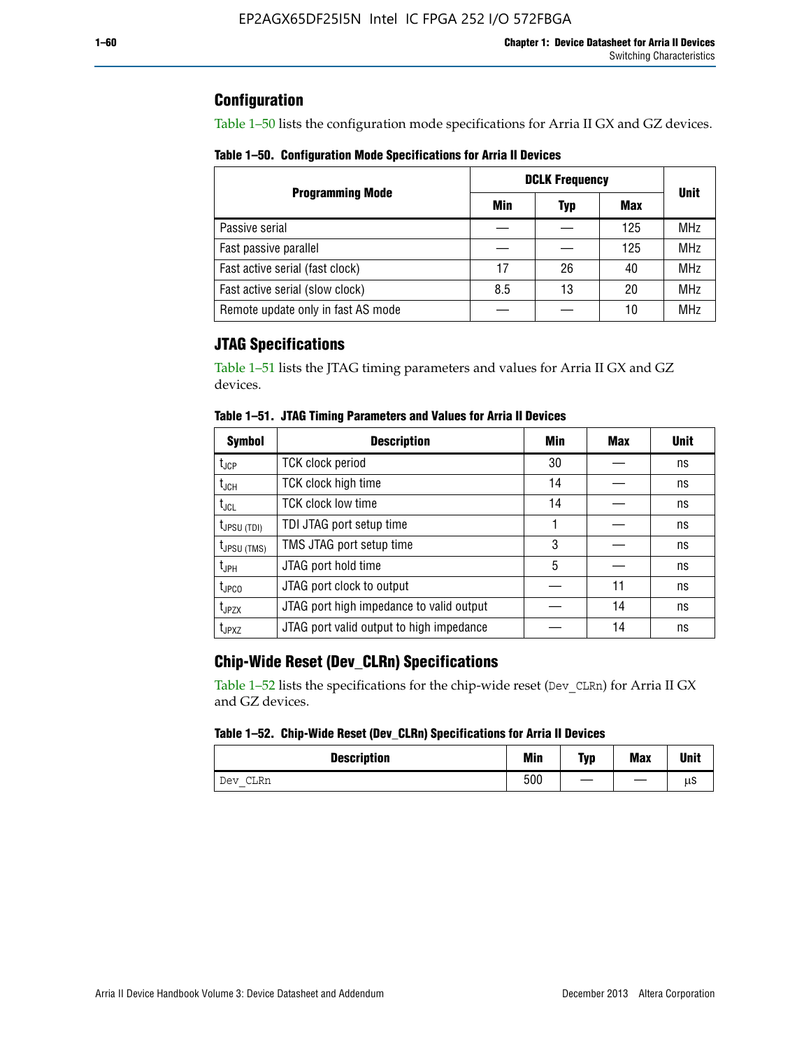## Configuration

Table 1–50 lists the configuration mode specifications for Arria II GX and GZ devices.

**Table 1–50. Configuration Mode Specifications for Arria II Devices**

| Programming Mode | DCLK Frequency | | | Unit |
|---|---|---|---|---|
| | Min | Typ | Max | |
| Passive serial | — | — | 125 | MHz |
| Fast passive parallel | — | — | 125 | MHz |
| Fast active serial (fast clock) | 17 | 26 | 40 | MHz |
| Fast active serial (slow clock) | 8.5 | 13 | 20 | MHz |
| Remote update only in fast AS mode | — | — | 10 | MHz |

## JTAG Specifications

Table 1–51 lists the JTAG timing parameters and values for Arria II GX and GZ devices.

**Table 1–51. JTAG Timing Parameters and Values for Arria II Devices**

| Symbol | Description | Min | Max | Unit |
|---|---|---|---|---|
| $t_{JCP}$ | TCK clock period | 30 | — | ns |
| $t_{JCH}$ | TCK clock high time | 14 | — | ns |
| $t_{JCL}$ | TCK clock low time | 14 | — | ns |
| $t_{JPSU\ (TDI)}$ | TDI JTAG port setup time | 1 | — | ns |
| $t_{JPSU\ (TMS)}$ | TMS JTAG port setup time | 3 | — | ns |
| $t_{JPH}$ | JTAG port hold time | 5 | — | ns |
| $t_{JPCO}$ | JTAG port clock to output | — | 11 | ns |
| $t_{JPZX}$ | JTAG port high impedance to valid output | — | 14 | ns |
| $t_{JPXZ}$ | JTAG port valid output to high impedance | — | 14 | ns |

## Chip-Wide Reset (Dev_CLRn) Specifications

Table 1–52 lists the specifications for the chip-wide reset (`Dev_CLRn`) for Arria II GX and GZ devices.

**Table 1–52. Chip-Wide Reset (Dev_CLRn) Specifications for Arria II Devices**

| Description | Min | Typ | Max | Unit |
|---|---|---|---|---|
| `Dev_CLRn` | 500 | — | — | µs |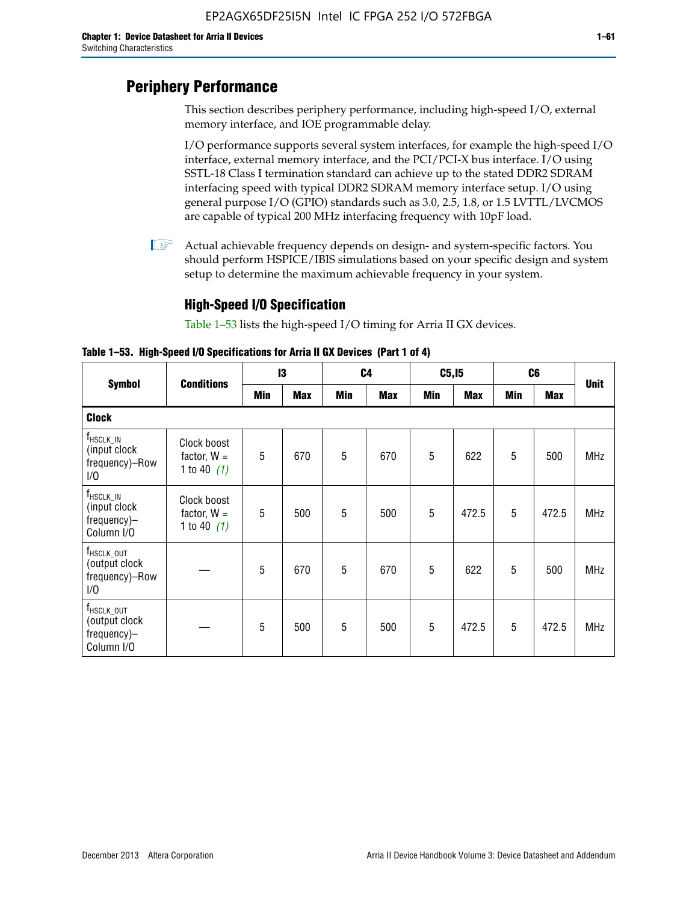## Periphery Performance

This section describes periphery performance, including high-speed I/O, external memory interface, and IOE programmable delay.

I/O performance supports several system interfaces, for example the high-speed I/O interface, external memory interface, and the PCI/PCI-X bus interface. I/O using SSTL-18 Class I termination standard can achieve up to the stated DDR2 SDRAM interfacing speed with typical DDR2 SDRAM memory interface setup. I/O using general purpose I/O (GPIO) standards such as 3.0, 2.5, 1.8, or 1.5 LVTTL/LVCMOS are capable of typical 200 MHz interfacing frequency with 10pF load.

Actual achievable frequency depends on design- and system-specific factors. You should perform HSPICE/IBIS simulations based on your specific design and system setup to determine the maximum achievable frequency in your system.

### High-Speed I/O Specification

Table 1–53 lists the high-speed I/O timing for Arria II GX devices.

**Table 1–53. High-Speed I/O Specifications for Arria II GX Devices (Part 1 of 4)**

| Symbol | Conditions | I3 | | C4 | | C5,I5 | | C6 | | Unit |
|---|---|---|---|---|---|---|---|---|---|---|
| | | Min | Max | Min | Max | Min | Max | Min | Max | |
| **Clock** | | | | | | | | | | |
| $f_{HSCLK\_IN}$ (input clock frequency)–Row I/O | Clock boost factor, W = 1 to 40 *(1)* | 5 | 670 | 5 | 670 | 5 | 622 | 5 | 500 | MHz |
| $f_{HSCLK\_IN}$ (input clock frequency)–Column I/O | Clock boost factor, W = 1 to 40 *(1)* | 5 | 500 | 5 | 500 | 5 | 472.5 | 5 | 472.5 | MHz |
| $f_{HSCLK\_OUT}$ (output clock frequency)–Row I/O | — | 5 | 670 | 5 | 670 | 5 | 622 | 5 | 500 | MHz |
| $f_{HSCLK\_OUT}$ (output clock frequency)–Column I/O | — | 5 | 500 | 5 | 500 | 5 | 472.5 | 5 | 472.5 | MHz |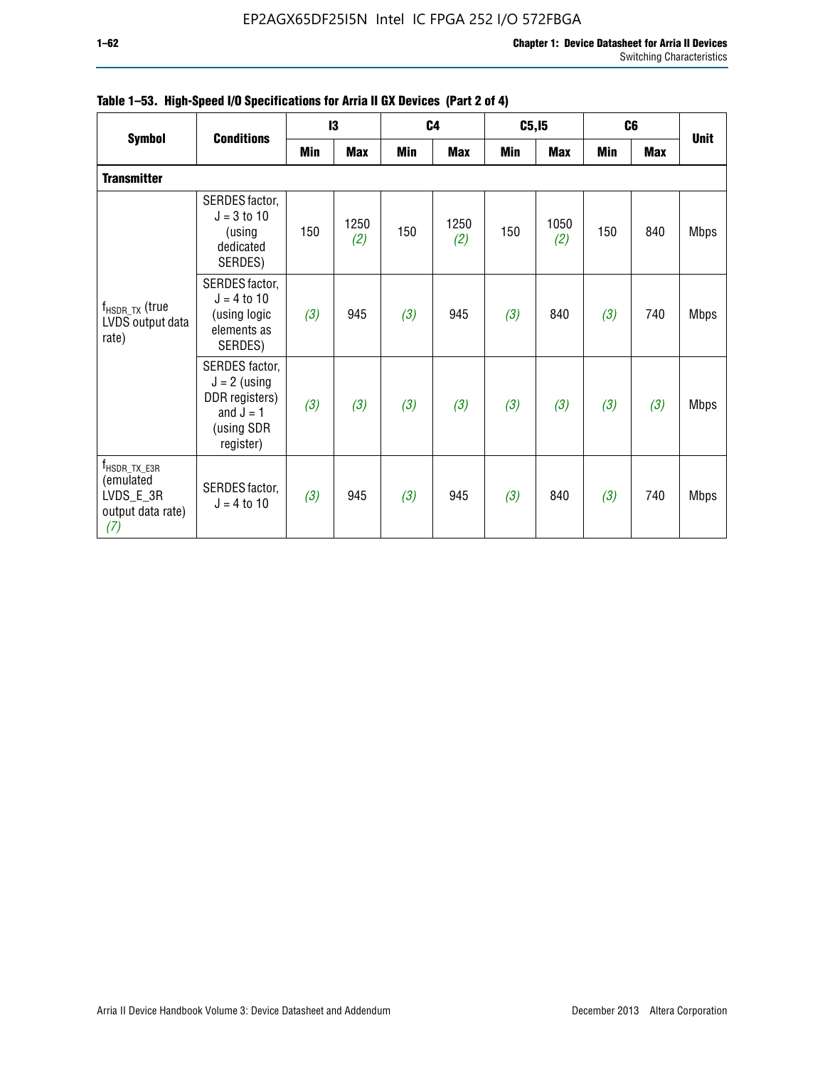**Table 1–53. High-Speed I/O Specifications for Arria II GX Devices (Part 2 of 4)**

| Symbol | Conditions | I3 | | C4 | | C5,I5 | | C6 | | Unit |
|---|---|---|---|---|---|---|---|---|---|---|
| | | Min | Max | Min | Max | Min | Max | Min | Max | |
| **Transmitter** | | | | | | | | | | |
| $f_{HSDR\_TX}$ (true LVDS output data rate) | SERDES factor, J = 3 to 10 (using dedicated SERDES) | 150 | 1250 *(2)* | 150 | 1250 *(2)* | 150 | 1050 *(2)* | 150 | 840 | Mbps |
| | SERDES factor, J = 4 to 10 (using logic elements as SERDES) | *(3)* | 945 | *(3)* | 945 | *(3)* | 840 | *(3)* | 740 | Mbps |
| | SERDES factor, J = 2 (using DDR registers) and J = 1 (using SDR register) | *(3)* | *(3)* | *(3)* | *(3)* | *(3)* | *(3)* | *(3)* | *(3)* | Mbps |
| $f_{HSDR\_TX\_E3R}$ (emulated LVDS_E_3R output data rate) *(7)* | SERDES factor, J = 4 to 10 | *(3)* | 945 | *(3)* | 945 | *(3)* | 840 | *(3)* | 740 | Mbps |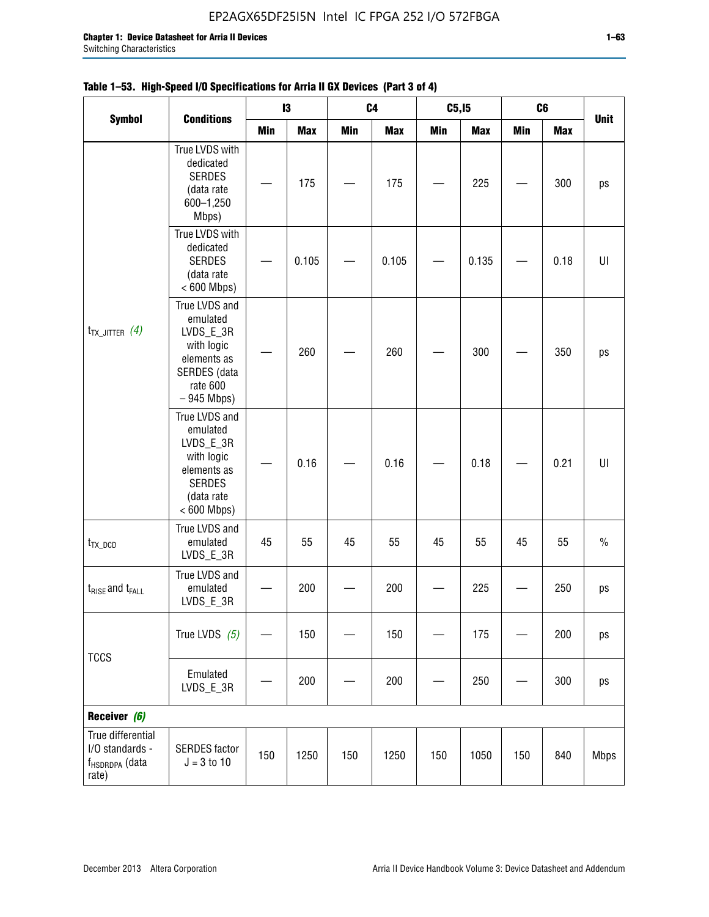**Table 1–53. High-Speed I/O Specifications for Arria II GX Devices (Part 3 of 4)**

| Symbol | Conditions | I3 | | C4 | | C5,I5 | | C6 | | Unit |
|---|---|---|---|---|---|---|---|---|---|---|
| | | Min | Max | Min | Max | Min | Max | Min | Max | |
| $t_{TX\_JITTER}$ *(4)* | True LVDS with dedicated SERDES (data rate 600–1,250 Mbps) | — | 175 | — | 175 | — | 225 | — | 300 | ps |
| | True LVDS with dedicated SERDES (data rate < 600 Mbps) | — | 0.105 | — | 0.105 | — | 0.135 | — | 0.18 | UI |
| | True LVDS and emulated LVDS_E_3R with logic elements as SERDES (data rate 600 – 945 Mbps) | — | 260 | — | 260 | — | 300 | — | 350 | ps |
| | True LVDS and emulated LVDS_E_3R with logic elements as SERDES (data rate < 600 Mbps) | — | 0.16 | — | 0.16 | — | 0.18 | — | 0.21 | UI |
| $t_{TX\_DCD}$ | True LVDS and emulated LVDS_E_3R | 45 | 55 | 45 | 55 | 45 | 55 | 45 | 55 | % |
| $t_{RISE}$ and $t_{FALL}$ | True LVDS and emulated LVDS_E_3R | — | 200 | — | 200 | — | 225 | — | 250 | ps |
| TCCS | True LVDS *(5)* | — | 150 | — | 150 | — | 175 | — | 200 | ps |
| | Emulated LVDS_E_3R | — | 200 | — | 200 | — | 250 | — | 300 | ps |
| **Receiver** *(6)* | | | | | | | | | | |
| True differential I/O standards - $f_{HSDRDPA}$ (data rate) | SERDES factor J = 3 to 10 | 150 | 1250 | 150 | 1250 | 150 | 1050 | 150 | 840 | Mbps |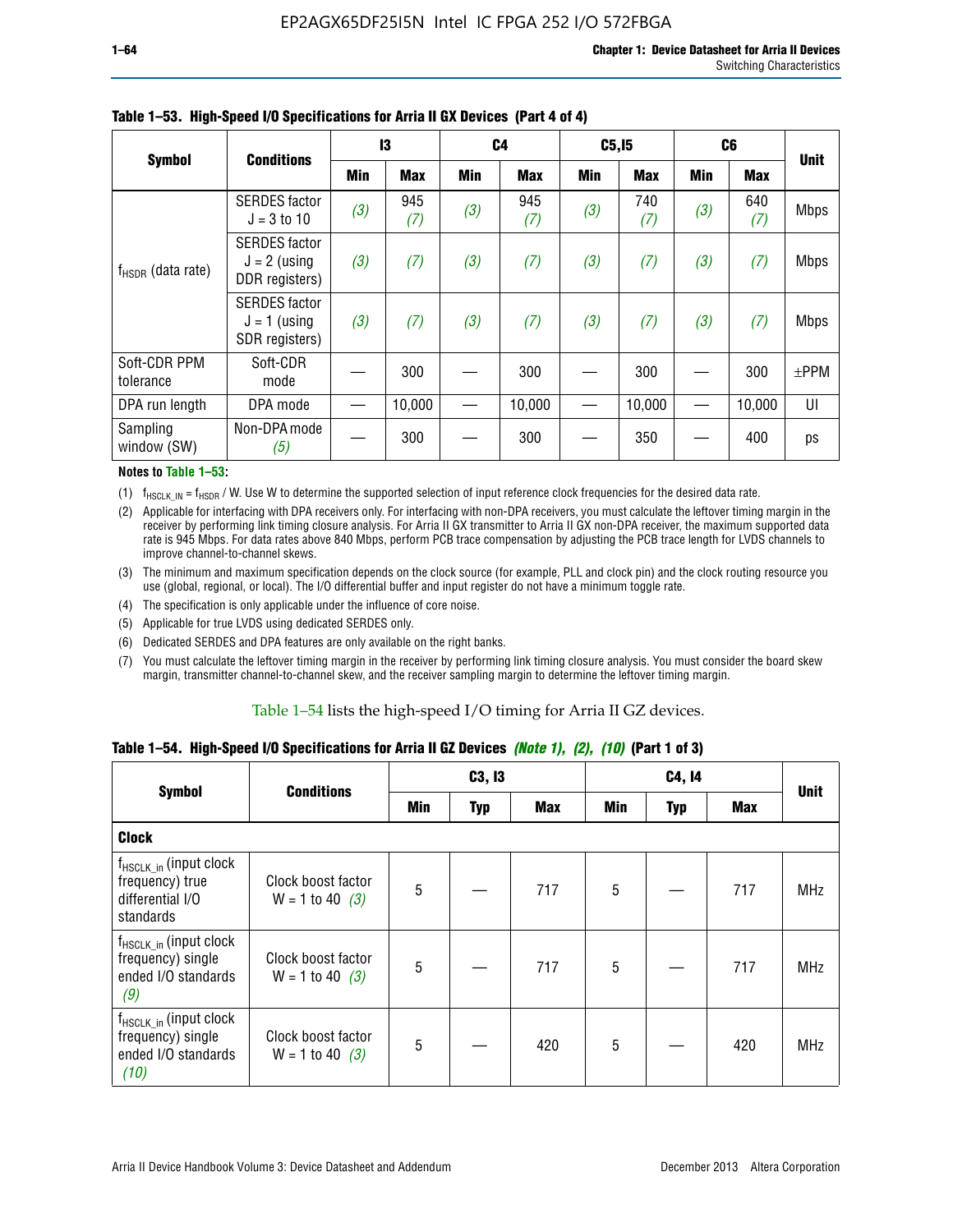**Table 1–53. High-Speed I/O Specifications for Arria II GX Devices (Part 4 of 4)**

| Symbol | Conditions | I3 | | C4 | | C5,I5 | | C6 | | Unit |
|---|---|---|---|---|---|---|---|---|---|---|
| | | Min | Max | Min | Max | Min | Max | Min | Max | |
| $f_{HSDR}$ (data rate) | SERDES factor J = 3 to 10 | *(3)* | 945 *(7)* | *(3)* | 945 *(7)* | *(3)* | 740 *(7)* | *(3)* | 640 *(7)* | Mbps |
| | SERDES factor J = 2 (using DDR registers) | *(3)* | *(7)* | *(3)* | *(7)* | *(3)* | *(7)* | *(3)* | *(7)* | Mbps |
| | SERDES factor J = 1 (using SDR registers) | *(3)* | *(7)* | *(3)* | *(7)* | *(3)* | *(7)* | *(3)* | *(7)* | Mbps |
| Soft-CDR PPM tolerance | Soft-CDR mode | — | 300 | — | 300 | — | 300 | — | 300 | ±PPM |
| DPA run length | DPA mode | — | 10,000 | — | 10,000 | — | 10,000 | — | 10,000 | UI |
| Sampling window (SW) | Non-DPA mode *(5)* | — | 300 | — | 300 | — | 350 | — | 400 | ps |

**Notes to Table 1–53:**

(1) $f_{HSCLK\_IN} = f_{HSDR} / W$. Use W to determine the supported selection of input reference clock frequencies for the desired data rate.

(2) Applicable for interfacing with DPA receivers only. For interfacing with non-DPA receivers, you must calculate the leftover timing margin in the receiver by performing link timing closure analysis. For Arria II GX transmitter to Arria II GX non-DPA receiver, the maximum supported data rate is 945 Mbps. For data rates above 840 Mbps, perform PCB trace compensation by adjusting the PCB trace length for LVDS channels to improve channel-to-channel skews.

(3) The minimum and maximum specification depends on the clock source (for example, PLL and clock pin) and the clock routing resource you use (global, regional, or local). The I/O differential buffer and input register do not have a minimum toggle rate.

(4) The specification is only applicable under the influence of core noise.

(5) Applicable for true LVDS using dedicated SERDES only.

(6) Dedicated SERDES and DPA features are only available on the right banks.

(7) You must calculate the leftover timing margin in the receiver by performing link timing closure analysis. You must consider the board skew margin, transmitter channel-to-channel skew, and the receiver sampling margin to determine the leftover timing margin.

Table 1–54 lists the high-speed I/O timing for Arria II GZ devices.

**Table 1–54. High-Speed I/O Specifications for Arria II GZ Devices *(Note 1), (2), (10)* (Part 1 of 3)**

| Symbol | Conditions | C3, I3 | | | C4, I4 | | | Unit |
|---|---|---|---|---|---|---|---|---|
| | | Min | Typ | Max | Min | Typ | Max | |
| **Clock** | | | | | | | | |
| $f_{HSCLK\_in}$ (input clock frequency) true differential I/O standards | Clock boost factor W = 1 to 40 *(3)* | 5 | — | 717 | 5 | — | 717 | MHz |
| $f_{HSCLK\_in}$ (input clock frequency) single ended I/O standards *(9)* | Clock boost factor W = 1 to 40 *(3)* | 5 | — | 717 | 5 | — | 717 | MHz |
| $f_{HSCLK\_in}$ (input clock frequency) single ended I/O standards *(10)* | Clock boost factor W = 1 to 40 *(3)* | 5 | — | 420 | 5 | — | 420 | MHz |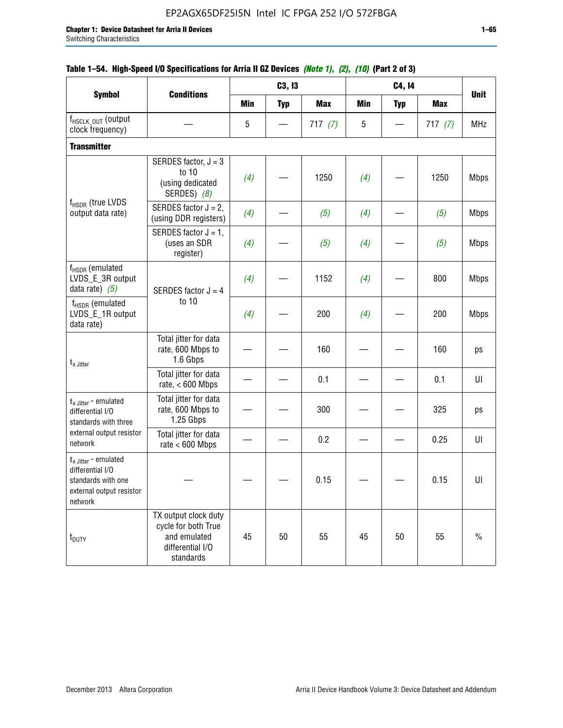**Table 1–54. High-Speed I/O Specifications for Arria II GZ Devices *(Note 1), (2), (10)* (Part 2 of 3)**

| Symbol | Conditions | C3, I3 | | | C4, I4 | | | Unit |
|---|---|---|---|---|---|---|---|---|
| | | Min | Typ | Max | Min | Typ | Max | |
| $f_{HSCLK\_OUT}$ (output clock frequency) | — | 5 | — | 717 *(7)* | 5 | — | 717 *(7)* | MHz |
| **Transmitter** | | | | | | | | |
| $f_{HSDR}$ (true LVDS output data rate) | SERDES factor, J = 3 to 10 (using dedicated SERDES) *(8)* | *(4)* | — | 1250 | *(4)* | — | 1250 | Mbps |
| | SERDES factor J = 2, (using DDR registers) | *(4)* | — | *(5)* | *(4)* | — | *(5)* | Mbps |
| | SERDES factor J = 1, (uses an SDR register) | *(4)* | — | *(5)* | *(4)* | — | *(5)* | Mbps |
| $f_{HSDR}$ (emulated LVDS_E_3R output data rate) *(5)* | SERDES factor J = 4 to 10 | *(4)* | — | 1152 | *(4)* | — | 800 | Mbps |
| $f_{HSDR}$ (emulated LVDS_E_1R output data rate) | | *(4)* | — | 200 | *(4)* | — | 200 | Mbps |
| $t_{x\ Jitter}$ | Total jitter for data rate, 600 Mbps to 1.6 Gbps | — | — | 160 | — | — | 160 | ps |
| | Total jitter for data rate, < 600 Mbps | — | — | 0.1 | — | — | 0.1 | UI |
| $t_{x\ Jitter}$ - emulated differential I/O standards with three external output resistor network | Total jitter for data rate, 600 Mbps to 1.25 Gbps | — | — | 300 | — | — | 325 | ps |
| | Total jitter for data rate < 600 Mbps | — | — | 0.2 | — | — | 0.25 | UI |
| $t_{x\ Jitter}$ - emulated differential I/O standards with one external output resistor network | — | — | — | 0.15 | — | — | 0.15 | UI |
| $t_{DUTY}$ | TX output clock duty cycle for both True and emulated differential I/O standards | 45 | 50 | 55 | 45 | 50 | 55 | % |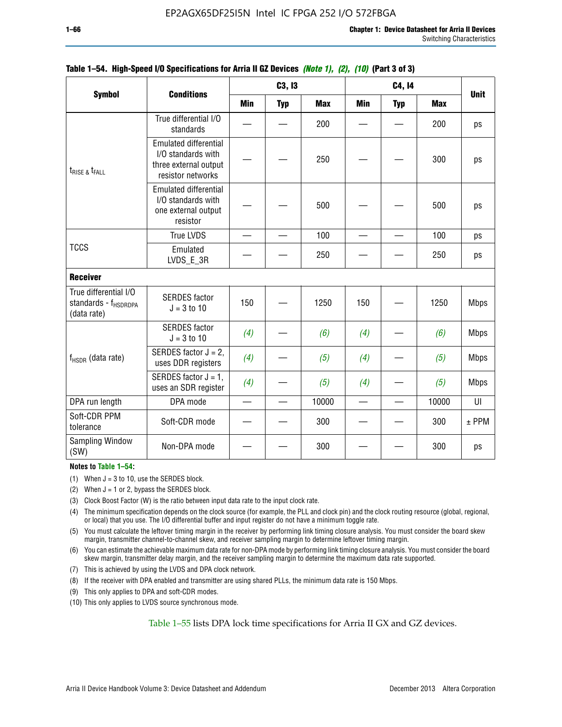**Table 1–54. High-Speed I/O Specifications for Arria II GZ Devices *(Note 1), (2), (10)* (Part 3 of 3)**

| Symbol | Conditions | C3, I3 | | | C4, I4 | | | Unit |
|---|---|---|---|---|---|---|---|---|
| | | Min | Typ | Max | Min | Typ | Max | |
| $t_{RISE}$ & $t_{FALL}$ | True differential I/O standards | — | — | 200 | — | — | 200 | ps |
| | Emulated differential I/O standards with three external output resistor networks | — | — | 250 | — | — | 300 | ps |
| | Emulated differential I/O standards with one external output resistor | — | — | 500 | — | — | 500 | ps |
| TCCS | True LVDS | — | — | 100 | — | — | 100 | ps |
| | Emulated LVDS_E_3R | — | — | 250 | — | — | 250 | ps |
| **Receiver** | | | | | | | | |
| True differential I/O standards - $f_{HSDRDPA}$ (data rate) | SERDES factor J = 3 to 10 | 150 | — | 1250 | 150 | — | 1250 | Mbps |
| $f_{HSDR}$ (data rate) | SERDES factor J = 3 to 10 | *(4)* | — | *(6)* | *(4)* | — | *(6)* | Mbps |
| | SERDES factor J = 2, uses DDR registers | *(4)* | — | *(5)* | *(4)* | — | *(5)* | Mbps |
| | SERDES factor J = 1, uses an SDR register | *(4)* | — | *(5)* | *(4)* | — | *(5)* | Mbps |
| DPA run length | DPA mode | — | — | 10000 | — | — | 10000 | UI |
| Soft-CDR PPM tolerance | Soft-CDR mode | — | — | 300 | — | — | 300 | ± PPM |
| Sampling Window (SW) | Non-DPA mode | — | — | 300 | — | — | 300 | ps |

**Notes to Table 1–54:**

(1) When J = 3 to 10, use the SERDES block.

(2) When J = 1 or 2, bypass the SERDES block.

(3) Clock Boost Factor (W) is the ratio between input data rate to the input clock rate.

(4) The minimum specification depends on the clock source (for example, the PLL and clock pin) and the clock routing resource (global, regional, or local) that you use. The I/O differential buffer and input register do not have a minimum toggle rate.

(5) You must calculate the leftover timing margin in the receiver by performing link timing closure analysis. You must consider the board skew margin, transmitter channel-to-channel skew, and receiver sampling margin to determine leftover timing margin.

(6) You can estimate the achievable maximum data rate for non-DPA mode by performing link timing closure analysis. You must consider the board skew margin, transmitter delay margin, and the receiver sampling margin to determine the maximum data rate supported.

(7) This is achieved by using the LVDS and DPA clock network.

(8) If the receiver with DPA enabled and transmitter are using shared PLLs, the minimum data rate is 150 Mbps.

(9) This only applies to DPA and soft-CDR modes.

(10) This only applies to LVDS source synchronous mode.

Table 1–55 lists DPA lock time specifications for Arria II GX and GZ devices.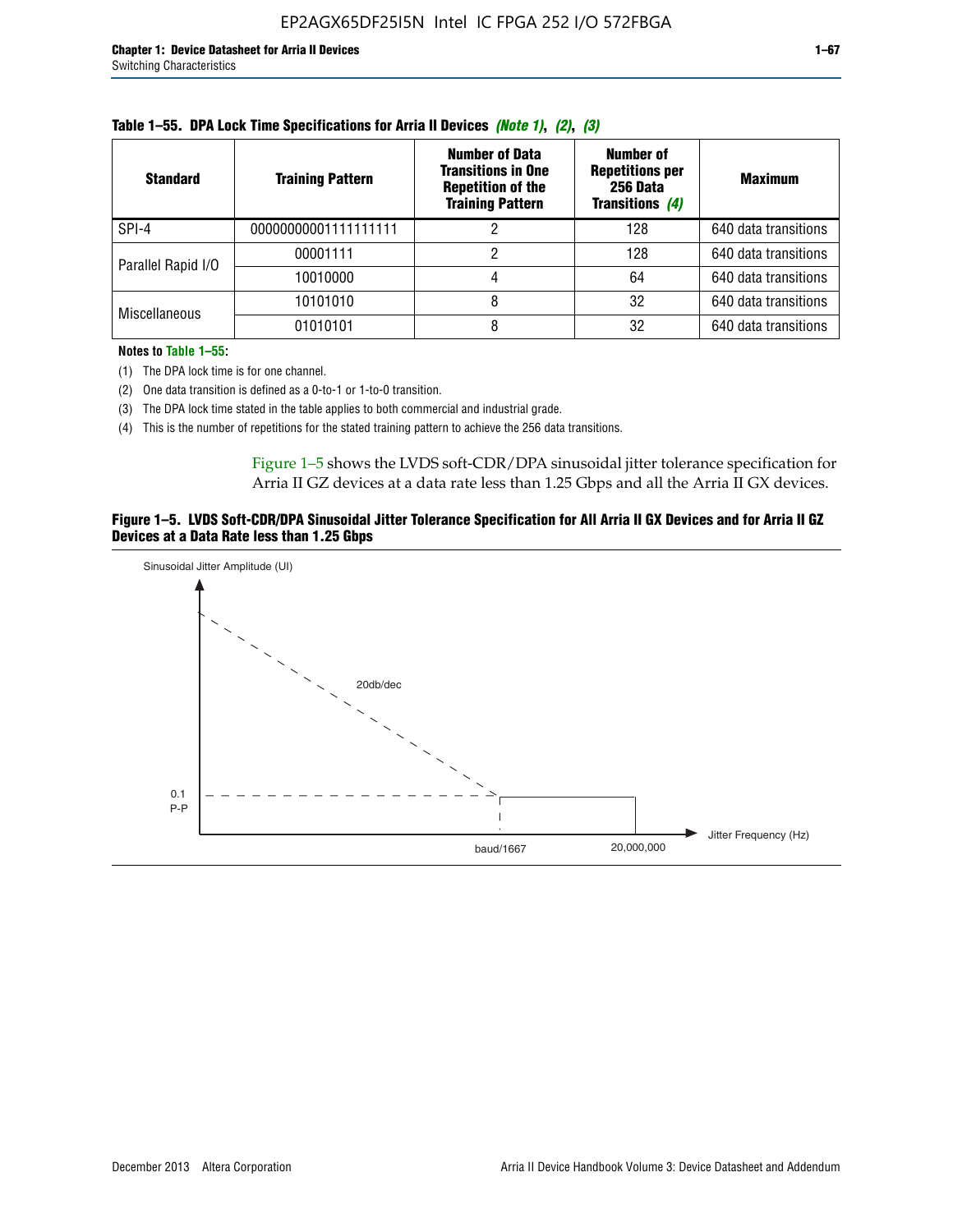**Table 1–55. DPA Lock Time Specifications for Arria II Devices *(Note 1)*, *(2)*, *(3)***

| Standard | Training Pattern | Number of Data Transitions in One Repetition of the Training Pattern | Number of Repetitions per 256 Data Transitions *(4)* | Maximum |
|---|---|---|---|---|
| SPI-4 | 00000000001111111111 | 2 | 128 | 640 data transitions |
| Parallel Rapid I/O | 00001111 | 2 | 128 | 640 data transitions |
| | 10010000 | 4 | 64 | 640 data transitions |
| Miscellaneous | 10101010 | 8 | 32 | 640 data transitions |
| | 01010101 | 8 | 32 | 640 data transitions |

**Notes to Table 1–55:**

(1) The DPA lock time is for one channel.

(2) One data transition is defined as a 0-to-1 or 1-to-0 transition.

(3) The DPA lock time stated in the table applies to both commercial and industrial grade.

(4) This is the number of repetitions for the stated training pattern to achieve the 256 data transitions.

Figure 1–5 shows the LVDS soft-CDR/DPA sinusoidal jitter tolerance specification for Arria II GZ devices at a data rate less than 1.25 Gbps and all the Arria II GX devices.

**Figure 1–5. LVDS Soft-CDR/DPA Sinusoidal Jitter Tolerance Specification for All Arria II GX Devices and for Arria II GZ Devices at a Data Rate less than 1.25 Gbps**

Sinusoidal Jitter Amplitude (UI)

20db/dec

0.1 P-P

baud/1667

20,000,000

Jitter Frequency (Hz)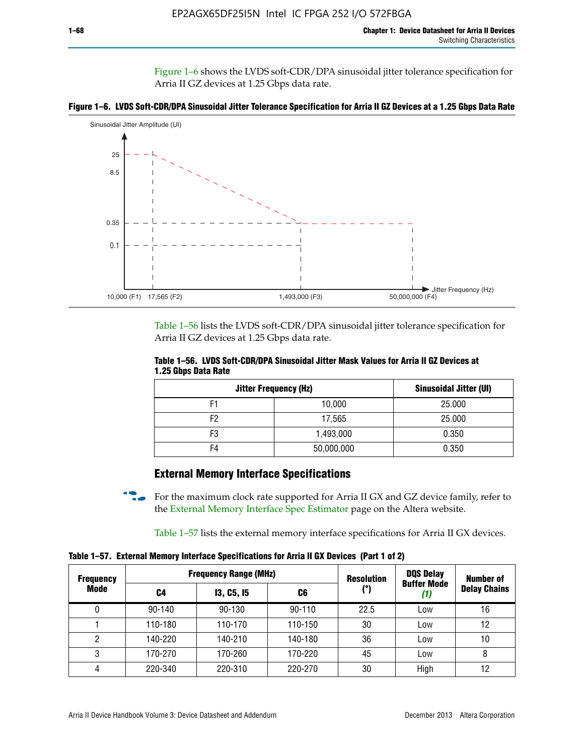Figure 1–6 shows the LVDS soft-CDR/DPA sinusoidal jitter tolerance specification for Arria II GZ devices at 1.25 Gbps data rate.

**Figure 1–6. LVDS Soft-CDR/DPA Sinusoidal Jitter Tolerance Specification for Arria II GZ Devices at a 1.25 Gbps Data Rate**

Table 1–56 lists the LVDS soft-CDR/DPA sinusoidal jitter tolerance specification for Arria II GZ devices at 1.25 Gbps data rate.

**Table 1–56. LVDS Soft-CDR/DPA Sinusoidal Jitter Mask Values for Arria II GZ Devices at 1.25 Gbps Data Rate**

| Jitter Frequency (Hz) | | Sinusoidal Jitter (UI) |
|---|---|---|
| F1 | 10,000 | 25.000 |
| F2 | 17,565 | 25.000 |
| F3 | 1,493,000 | 0.350 |
| F4 | 50,000,000 | 0.350 |

## External Memory Interface Specifications

For the maximum clock rate supported for Arria II GX and GZ device family, refer to the External Memory Interface Spec Estimator page on the Altera website.

Table 1–57 lists the external memory interface specifications for Arria II GX devices.

**Table 1–57. External Memory Interface Specifications for Arria II GX Devices (Part 1 of 2)**

| Frequency Mode | Frequency Range (MHz) | | | Resolution (°) | DQS Delay Buffer Mode *(1)* | Number of Delay Chains |
|---|---|---|---|---|---|---|
| | C4 | I3, C5, I5 | C6 | | | |
| 0 | 90-140 | 90-130 | 90-110 | 22.5 | Low | 16 |
| 1 | 110-180 | 110-170 | 110-150 | 30 | Low | 12 |
| 2 | 140-220 | 140-210 | 140-180 | 36 | Low | 10 |
| 3 | 170-270 | 170-260 | 170-220 | 45 | Low | 8 |
| 4 | 220-340 | 220-310 | 220-270 | 30 | High | 12 |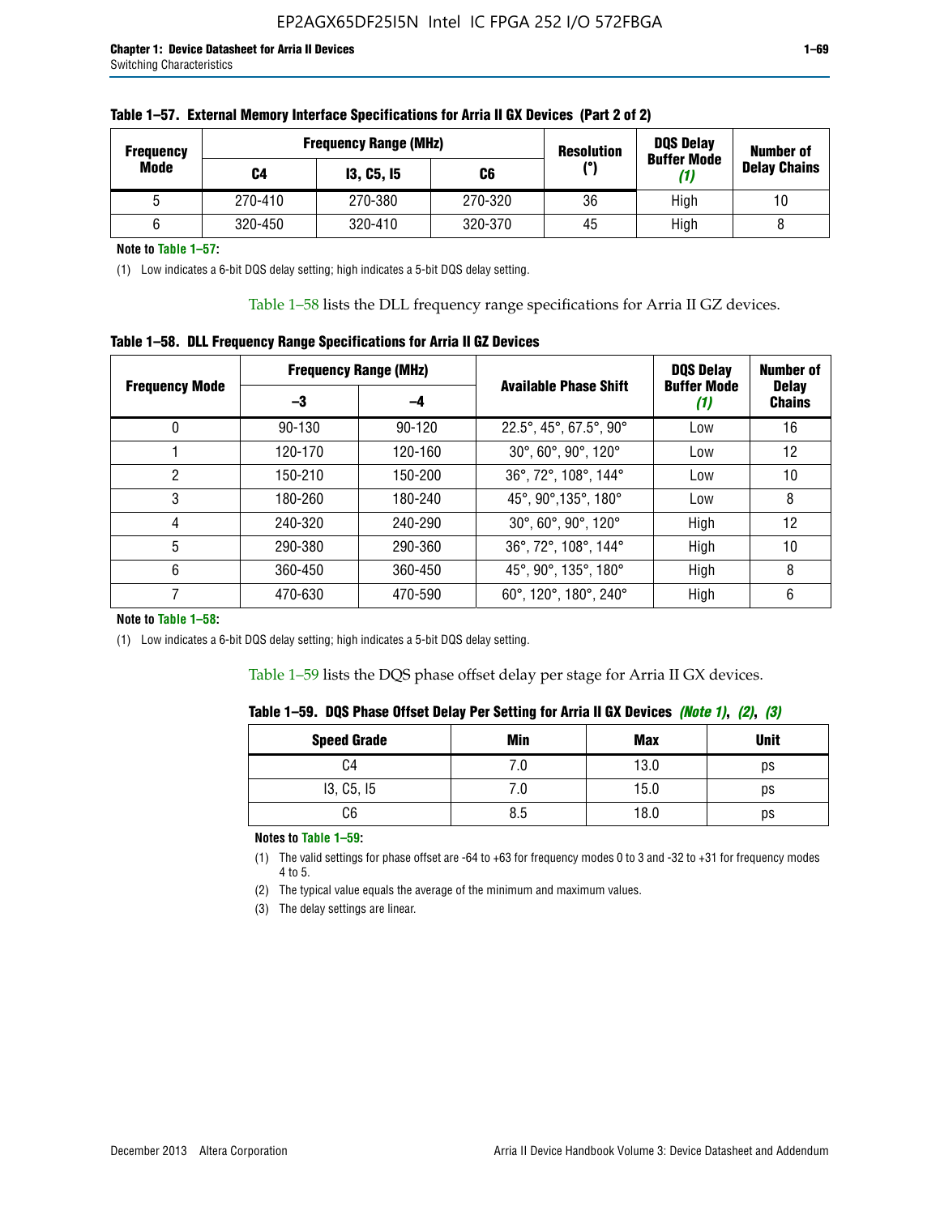**Table 1–57. External Memory Interface Specifications for Arria II GX Devices (Part 2 of 2)**

| Frequency Mode | Frequency Range (MHz) | | | Resolution (°) | DQS Delay Buffer Mode (1) | Number of Delay Chains |
|---|---|---|---|---|---|---|
| | C4 | I3, C5, I5 | C6 | | | |
| 5 | 270-410 | 270-380 | 270-320 | 36 | High | 10 |
| 6 | 320-450 | 320-410 | 320-370 | 45 | High | 8 |

**Note to Table 1–57:**

(1) Low indicates a 6-bit DQS delay setting; high indicates a 5-bit DQS delay setting.

Table 1–58 lists the DLL frequency range specifications for Arria II GZ devices.

**Table 1–58. DLL Frequency Range Specifications for Arria II GZ Devices**

| Frequency Mode | Frequency Range (MHz) | | Available Phase Shift | DQS Delay Buffer Mode (1) | Number of Delay Chains |
|---|---|---|---|---|---|
| | –3 | –4 | | | |
| 0 | 90-130 | 90-120 | 22.5°, 45°, 67.5°, 90° | Low | 16 |
| 1 | 120-170 | 120-160 | 30°, 60°, 90°, 120° | Low | 12 |
| 2 | 150-210 | 150-200 | 36°, 72°, 108°, 144° | Low | 10 |
| 3 | 180-260 | 180-240 | 45°, 90°,135°, 180° | Low | 8 |
| 4 | 240-320 | 240-290 | 30°, 60°, 90°, 120° | High | 12 |
| 5 | 290-380 | 290-360 | 36°, 72°, 108°, 144° | High | 10 |
| 6 | 360-450 | 360-450 | 45°, 90°, 135°, 180° | High | 8 |
| 7 | 470-630 | 470-590 | 60°, 120°, 180°, 240° | High | 6 |

**Note to Table 1–58:**

(1) Low indicates a 6-bit DQS delay setting; high indicates a 5-bit DQS delay setting.

Table 1–59 lists the DQS phase offset delay per stage for Arria II GX devices.

**Table 1–59. DQS Phase Offset Delay Per Setting for Arria II GX Devices** *(Note 1), (2), (3)*

| Speed Grade | Min | Max | Unit |
|---|---|---|---|
| C4 | 7.0 | 13.0 | ps |
| I3, C5, I5 | 7.0 | 15.0 | ps |
| C6 | 8.5 | 18.0 | ps |

**Notes to Table 1–59:**

(1) The valid settings for phase offset are -64 to +63 for frequency modes 0 to 3 and -32 to +31 for frequency modes 4 to 5.

(2) The typical value equals the average of the minimum and maximum values.

(3) The delay settings are linear.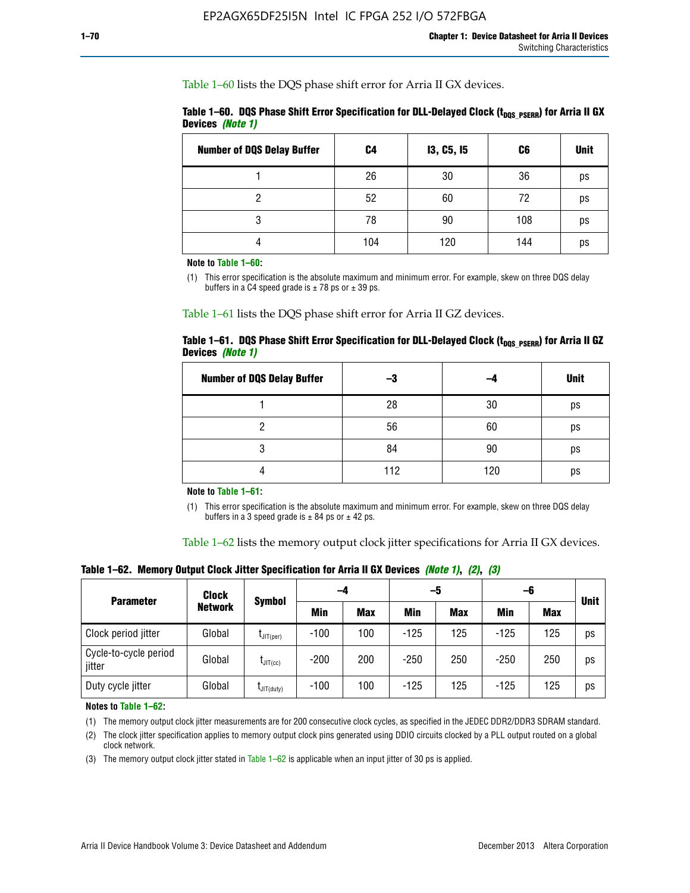Table 1–60 lists the DQS phase shift error for Arria II GX devices.

**Table 1–60. DQS Phase Shift Error Specification for DLL-Delayed Clock ($t_{DQS\_PSERR}$) for Arria II GX Devices *(Note 1)***

| Number of DQS Delay Buffer | C4 | I3, C5, I5 | C6 | Unit |
|---|---|---|---|---|
| 1 | 26 | 30 | 36 | ps |
| 2 | 52 | 60 | 72 | ps |
| 3 | 78 | 90 | 108 | ps |
| 4 | 104 | 120 | 144 | ps |

**Note to Table 1–60:**

(1) This error specification is the absolute maximum and minimum error. For example, skew on three DQS delay buffers in a C4 speed grade is ± 78 ps or ± 39 ps.

Table 1–61 lists the DQS phase shift error for Arria II GZ devices.

**Table 1–61. DQS Phase Shift Error Specification for DLL-Delayed Clock ($t_{DQS\_PSERR}$) for Arria II GZ Devices *(Note 1)***

| Number of DQS Delay Buffer | –3 | –4 | Unit |
|---|---|---|---|
| 1 | 28 | 30 | ps |
| 2 | 56 | 60 | ps |
| 3 | 84 | 90 | ps |
| 4 | 112 | 120 | ps |

**Note to Table 1–61:**

(1) This error specification is the absolute maximum and minimum error. For example, skew on three DQS delay buffers in a 3 speed grade is ± 84 ps or ± 42 ps.

Table 1–62 lists the memory output clock jitter specifications for Arria II GX devices.

**Table 1–62. Memory Output Clock Jitter Specification for Arria II GX Devices *(Note 1)*, *(2)*, *(3)***

| Parameter | Clock Network | Symbol | –4 | | –5 | | –6 | | Unit |
|---|---|---|---|---|---|---|---|---|---|
| | | | Min | Max | Min | Max | Min | Max | |
| Clock period jitter | Global | $t_{JIT(per)}$ | -100 | 100 | -125 | 125 | -125 | 125 | ps |
| Cycle-to-cycle period jitter | Global | $t_{JIT(cc)}$ | -200 | 200 | -250 | 250 | -250 | 250 | ps |
| Duty cycle jitter | Global | $t_{JIT(duty)}$ | -100 | 100 | -125 | 125 | -125 | 125 | ps |

**Notes to Table 1–62:**

(1) The memory output clock jitter measurements are for 200 consecutive clock cycles, as specified in the JEDEC DDR2/DDR3 SDRAM standard.

(2) The clock jitter specification applies to memory output clock pins generated using DDIO circuits clocked by a PLL output routed on a global clock network.

(3) The memory output clock jitter stated in Table 1–62 is applicable when an input jitter of 30 ps is applied.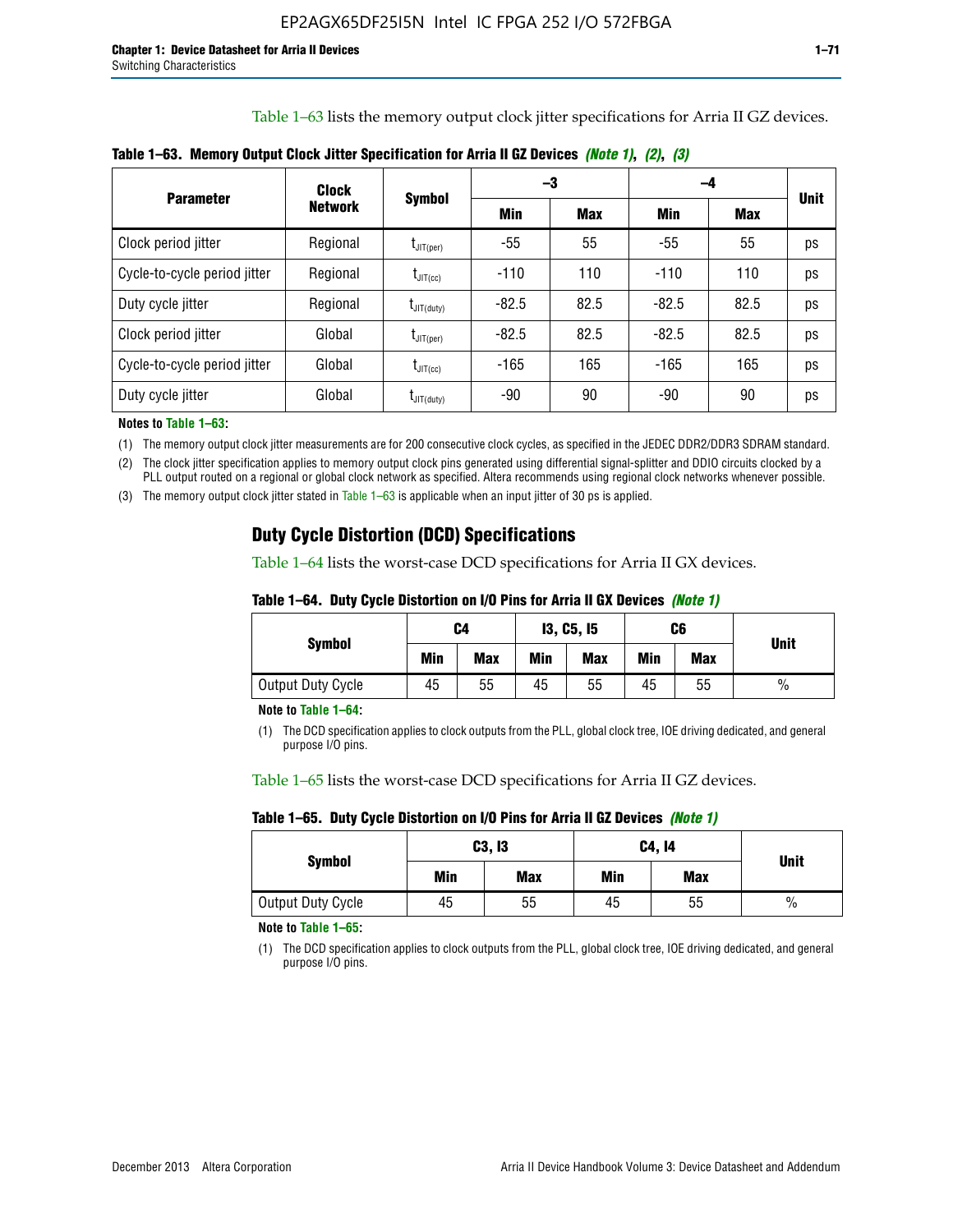Table 1–63 lists the memory output clock jitter specifications for Arria II GZ devices.

**Table 1–63. Memory Output Clock Jitter Specification for Arria II GZ Devices** *(Note 1)*, *(2)*, *(3)*

| Parameter | Clock Network | Symbol | –3 | | –4 | | Unit |
|---|---|---|---|---|---|---|---|
| | | | Min | Max | Min | Max | |
| Clock period jitter | Regional | $t_{JIT(per)}$ | -55 | 55 | -55 | 55 | ps |
| Cycle-to-cycle period jitter | Regional | $t_{JIT(cc)}$ | -110 | 110 | -110 | 110 | ps |
| Duty cycle jitter | Regional | $t_{JIT(duty)}$ | -82.5 | 82.5 | -82.5 | 82.5 | ps |
| Clock period jitter | Global | $t_{JIT(per)}$ | -82.5 | 82.5 | -82.5 | 82.5 | ps |
| Cycle-to-cycle period jitter | Global | $t_{JIT(cc)}$ | -165 | 165 | -165 | 165 | ps |
| Duty cycle jitter | Global | $t_{JIT(duty)}$ | -90 | 90 | -90 | 90 | ps |

**Notes to Table 1–63:**

(1) The memory output clock jitter measurements are for 200 consecutive clock cycles, as specified in the JEDEC DDR2/DDR3 SDRAM standard.

(2) The clock jitter specification applies to memory output clock pins generated using differential signal-splitter and DDIO circuits clocked by a PLL output routed on a regional or global clock network as specified. Altera recommends using regional clock networks whenever possible.

(3) The memory output clock jitter stated in Table 1–63 is applicable when an input jitter of 30 ps is applied.

## Duty Cycle Distortion (DCD) Specifications

Table 1–64 lists the worst-case DCD specifications for Arria II GX devices.

**Table 1–64. Duty Cycle Distortion on I/O Pins for Arria II GX Devices** *(Note 1)*

| Symbol | C4 | | I3, C5, I5 | | C6 | | Unit |
|---|---|---|---|---|---|---|---|
| | Min | Max | Min | Max | Min | Max | |
| Output Duty Cycle | 45 | 55 | 45 | 55 | 45 | 55 | % |

**Note to Table 1–64:**

(1) The DCD specification applies to clock outputs from the PLL, global clock tree, IOE driving dedicated, and general purpose I/O pins.

Table 1–65 lists the worst-case DCD specifications for Arria II GZ devices.

**Table 1–65. Duty Cycle Distortion on I/O Pins for Arria II GZ Devices** *(Note 1)*

| Symbol | C3, I3 | | C4, I4 | | Unit |
|---|---|---|---|---|---|
| | Min | Max | Min | Max | |
| Output Duty Cycle | 45 | 55 | 45 | 55 | % |

**Note to Table 1–65:**

(1) The DCD specification applies to clock outputs from the PLL, global clock tree, IOE driving dedicated, and general purpose I/O pins.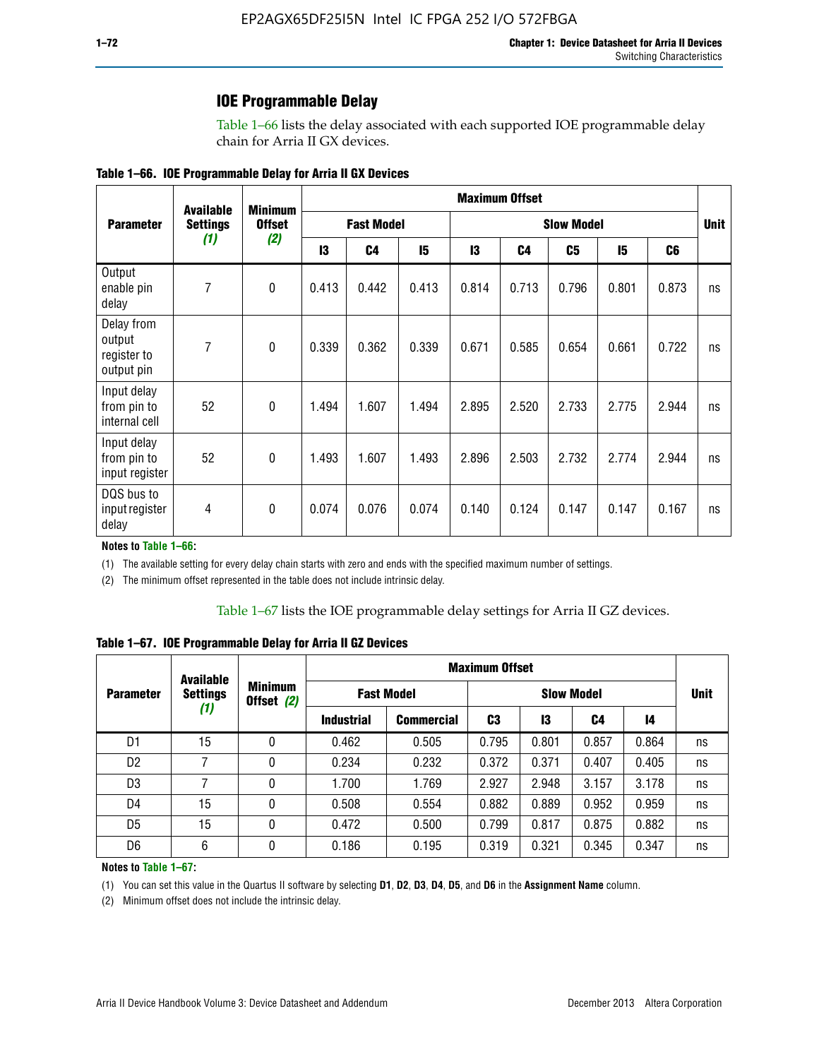## IOE Programmable Delay

Table 1–66 lists the delay associated with each supported IOE programmable delay chain for Arria II GX devices.

**Table 1–66. IOE Programmable Delay for Arria II GX Devices**

| Parameter | Available Settings *(1)* | Minimum Offset *(2)* | Maximum Offset | | | | | | | | Unit |
|---|---|---|---|---|---|---|---|---|---|---|---|
| | | | Fast Model | | | Slow Model | | | | | |
| | | | I3 | C4 | I5 | I3 | C4 | C5 | I5 | C6 | |
| Output enable pin delay | 7 | 0 | 0.413 | 0.442 | 0.413 | 0.814 | 0.713 | 0.796 | 0.801 | 0.873 | ns |
| Delay from output register to output pin | 7 | 0 | 0.339 | 0.362 | 0.339 | 0.671 | 0.585 | 0.654 | 0.661 | 0.722 | ns |
| Input delay from pin to internal cell | 52 | 0 | 1.494 | 1.607 | 1.494 | 2.895 | 2.520 | 2.733 | 2.775 | 2.944 | ns |
| Input delay from pin to input register | 52 | 0 | 1.493 | 1.607 | 1.493 | 2.896 | 2.503 | 2.732 | 2.774 | 2.944 | ns |
| DQS bus to input register delay | 4 | 0 | 0.074 | 0.076 | 0.074 | 0.140 | 0.124 | 0.147 | 0.147 | 0.167 | ns |

**Notes to Table 1–66:**

(1) The available setting for every delay chain starts with zero and ends with the specified maximum number of settings.

(2) The minimum offset represented in the table does not include intrinsic delay.

Table 1–67 lists the IOE programmable delay settings for Arria II GZ devices.

**Table 1–67. IOE Programmable Delay for Arria II GZ Devices**

| Parameter | Available Settings *(1)* | Minimum Offset *(2)* | Maximum Offset | | | | | | Unit |
|---|---|---|---|---|---|---|---|---|---|
| | | | Fast Model | | Slow Model | | | | |
| | | | Industrial | Commercial | C3 | I3 | C4 | I4 | |
| D1 | 15 | 0 | 0.462 | 0.505 | 0.795 | 0.801 | 0.857 | 0.864 | ns |
| D2 | 7 | 0 | 0.234 | 0.232 | 0.372 | 0.371 | 0.407 | 0.405 | ns |
| D3 | 7 | 0 | 1.700 | 1.769 | 2.927 | 2.948 | 3.157 | 3.178 | ns |
| D4 | 15 | 0 | 0.508 | 0.554 | 0.882 | 0.889 | 0.952 | 0.959 | ns |
| D5 | 15 | 0 | 0.472 | 0.500 | 0.799 | 0.817 | 0.875 | 0.882 | ns |
| D6 | 6 | 0 | 0.186 | 0.195 | 0.319 | 0.321 | 0.345 | 0.347 | ns |

**Notes to Table 1–67:**

(1) You can set this value in the Quartus II software by selecting **D1**, **D2**, **D3**, **D4**, **D5**, and **D6** in the **Assignment Name** column.

(2) Minimum offset does not include the intrinsic delay.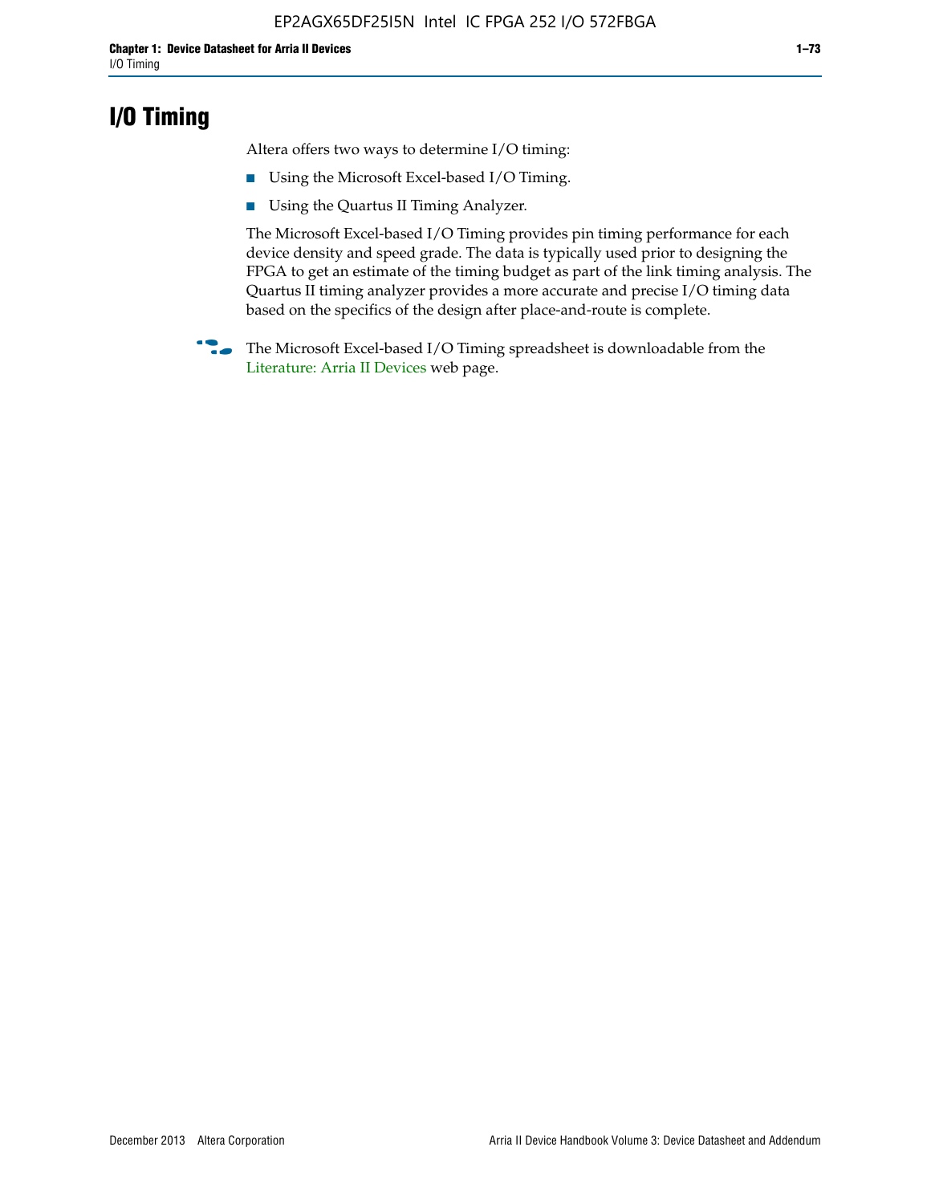# I/O Timing

Altera offers two ways to determine I/O timing:

- Using the Microsoft Excel-based I/O Timing.
- Using the Quartus II Timing Analyzer.

The Microsoft Excel-based I/O Timing provides pin timing performance for each device density and speed grade. The data is typically used prior to designing the FPGA to get an estimate of the timing budget as part of the link timing analysis. The Quartus II timing analyzer provides a more accurate and precise I/O timing data based on the specifics of the design after place-and-route is complete.

The Microsoft Excel-based I/O Timing spreadsheet is downloadable from the Literature: Arria II Devices web page.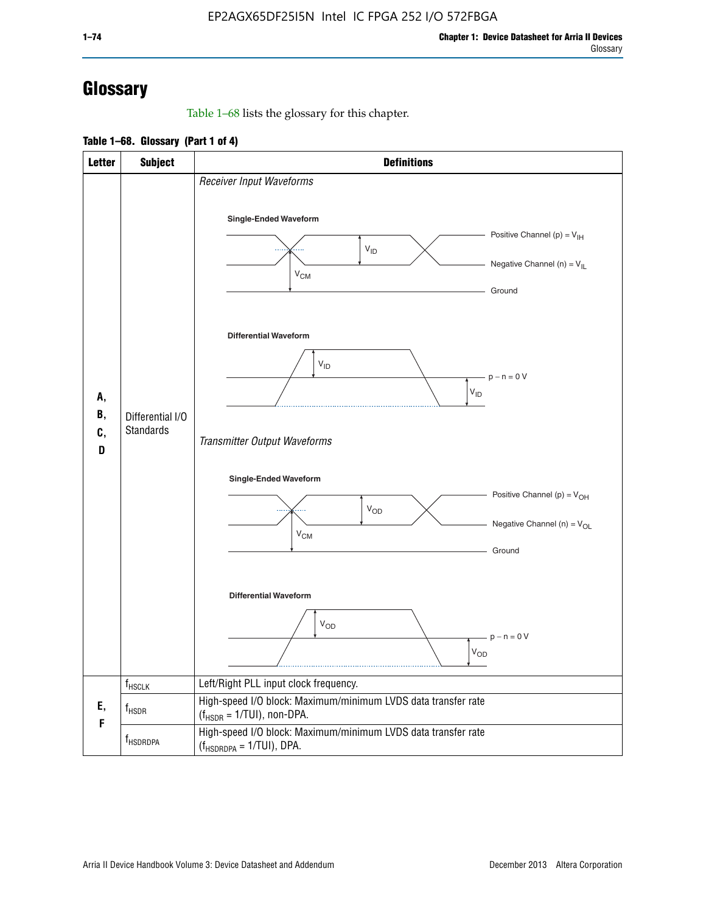# Glossary

Table 1–68 lists the glossary for this chapter.

**Table 1–68. Glossary (Part 1 of 4)**

| Letter | Subject | Definitions |
|---|---|---|
| A, B, C, D | Differential I/O Standards | *Receiver Input Waveforms*<br>Single-Ended Waveform: Positive Channel (p) = $V_{IH}$; Negative Channel (n) = $V_{IL}$; Ground; $V_{ID}$; $V_{CM}$<br>Differential Waveform: $V_{ID}$; p − n = 0 V; $V_{ID}$<br>*Transmitter Output Waveforms*<br>Single-Ended Waveform: Positive Channel (p) = $V_{OH}$; Negative Channel (n) = $V_{OL}$; Ground; $V_{OD}$; $V_{CM}$<br>Differential Waveform: $V_{OD}$; p − n = 0 V; $V_{OD}$ |
| E, F | $f_{HSCLK}$ | Left/Right PLL input clock frequency. |
| | $f_{HSDR}$ | High-speed I/O block: Maximum/minimum LVDS data transfer rate ($f_{HSDR}$ = 1/TUI), non-DPA. |
| | $f_{HSDRDPA}$ | High-speed I/O block: Maximum/minimum LVDS data transfer rate ($f_{HSDRDPA}$ = 1/TUI), DPA. |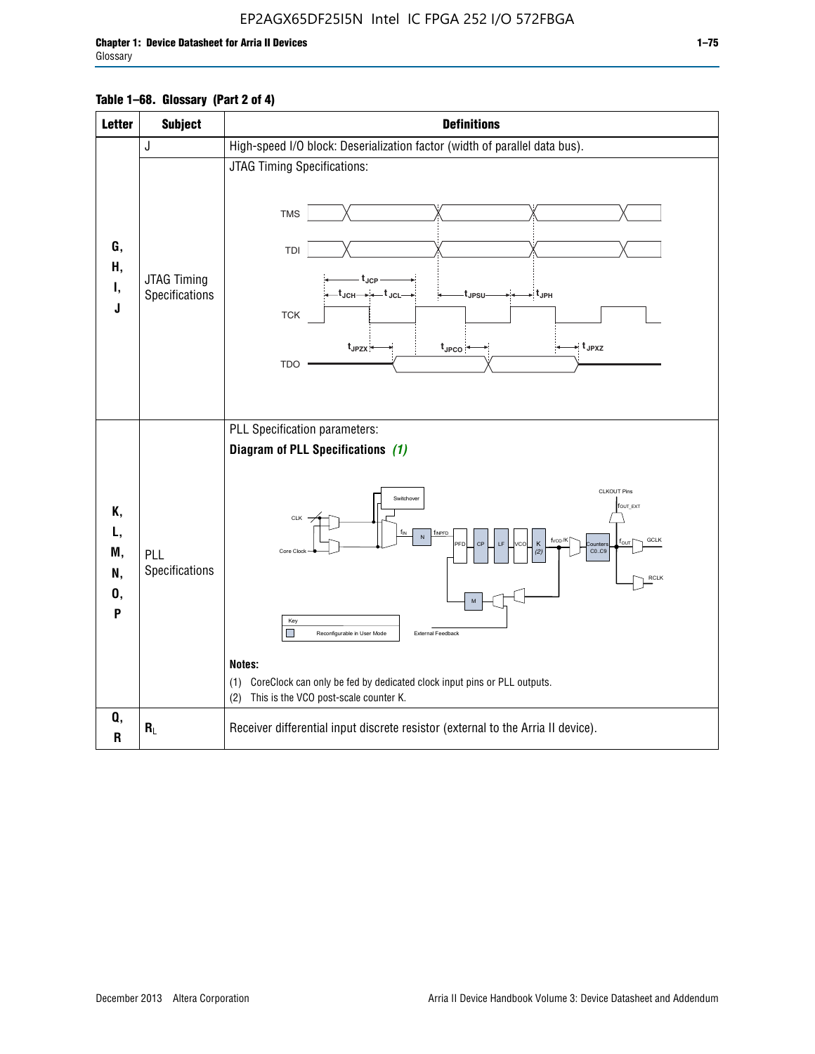**Table 1–68. Glossary (Part 2 of 4)**

| Letter | Subject | Definitions |
|---|---|---|
| G, H, I, J | J | High-speed I/O block: Deserialization factor (width of parallel data bus). |
| | JTAG Timing Specifications | JTAG Timing Specifications: |
| K, L, M, N, O, P | PLL Specifications | PLL Specification parameters: **Diagram of PLL Specifications** *(1)* **Notes:** (1) CoreClock can only be fed by dedicated clock input pins or PLL outputs. (2) This is the VCO post-scale counter K. |
| Q, R | $R_L$ | Receiver differential input discrete resistor (external to the Arria II device). |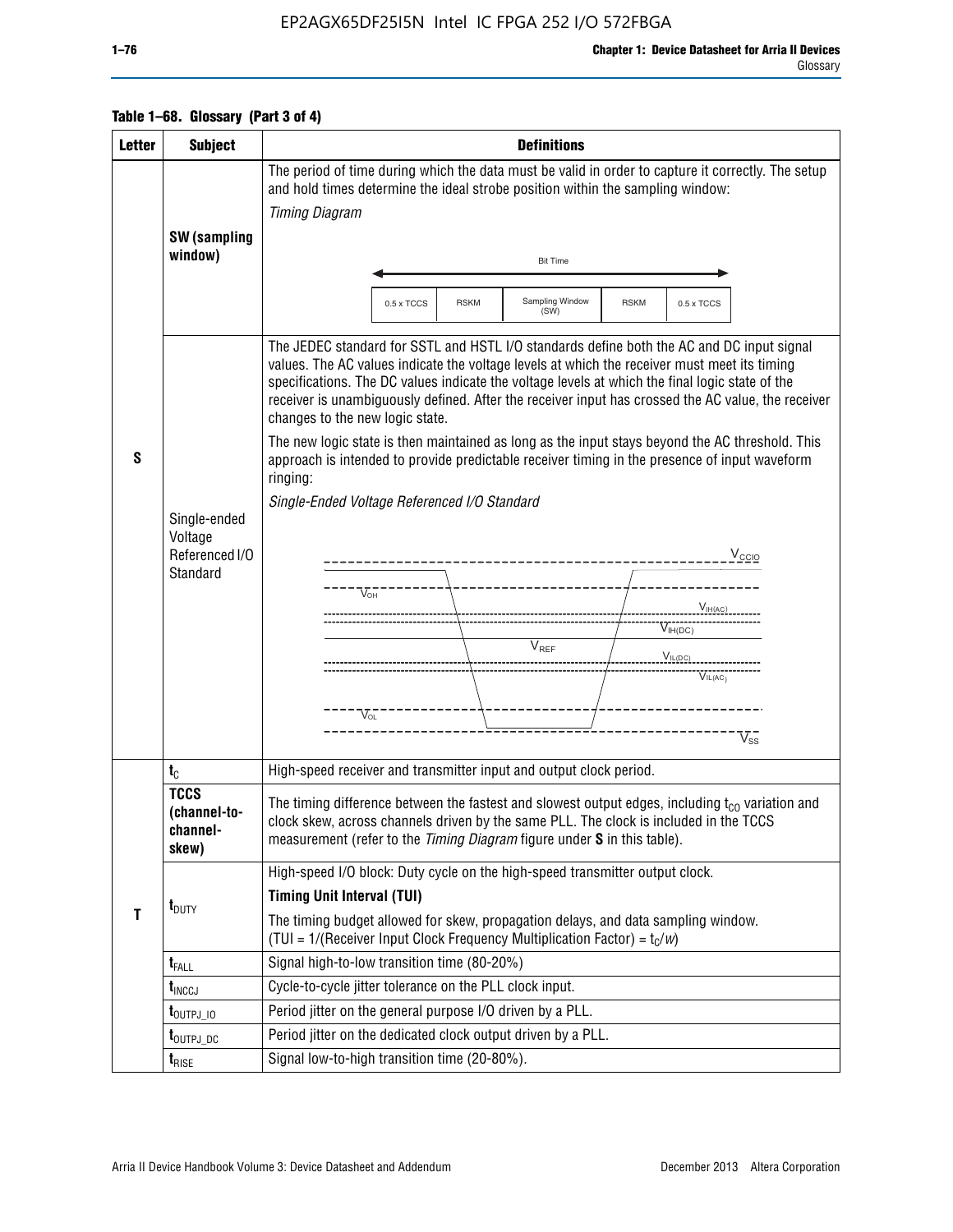**Table 1–68. Glossary (Part 3 of 4)**

| Letter | Subject | Definitions |
|---|---|---|
| S | **SW (sampling window)** | The period of time during which the data must be valid in order to capture it correctly. The setup and hold times determine the ideal strobe position within the sampling window: *Timing Diagram* Bit Time: 0.5 x TCCS, RSKM, Sampling Window (SW), RSKM, 0.5 x TCCS |
| | Single-ended Voltage Referenced I/O Standard | The JEDEC standard for SSTL and HSTL I/O standards define both the AC and DC input signal values. The AC values indicate the voltage levels at which the receiver must meet its timing specifications. The DC values indicate the voltage levels at which the final logic state of the receiver is unambiguously defined. After the receiver input has crossed the AC value, the receiver changes to the new logic state. The new logic state is then maintained as long as the input stays beyond the AC threshold. This approach is intended to provide predictable receiver timing in the presence of input waveform ringing: *Single-Ended Voltage Referenced I/O Standard* ($V_{CCIO}$, $V_{OH}$, $V_{IH(AC)}$, $V_{IH(DC)}$, $V_{REF}$, $V_{IL(DC)}$, $V_{IL(AC)}$, $V_{OL}$, $V_{SS}$) |
| T | $t_C$ | High-speed receiver and transmitter input and output clock period. |
| | **TCCS (channel-to-channel-skew)** | The timing difference between the fastest and slowest output edges, including $t_{CO}$ variation and clock skew, across channels driven by the same PLL. The clock is included in the TCCS measurement (refer to the *Timing Diagram* figure under **S** in this table). |
| | $t_{DUTY}$ | High-speed I/O block: Duty cycle on the high-speed transmitter output clock. **Timing Unit Interval (TUI)** The timing budget allowed for skew, propagation delays, and data sampling window. (TUI = 1/(Receiver Input Clock Frequency Multiplication Factor) = $t_C/w$) |
| | $t_{FALL}$ | Signal high-to-low transition time (80-20%) |
| | $t_{INCCJ}$ | Cycle-to-cycle jitter tolerance on the PLL clock input. |
| | $t_{OUTPJ\_IO}$ | Period jitter on the general purpose I/O driven by a PLL. |
| | $t_{OUTPJ\_DC}$ | Period jitter on the dedicated clock output driven by a PLL. |
| | $t_{RISE}$ | Signal low-to-high transition time (20-80%). |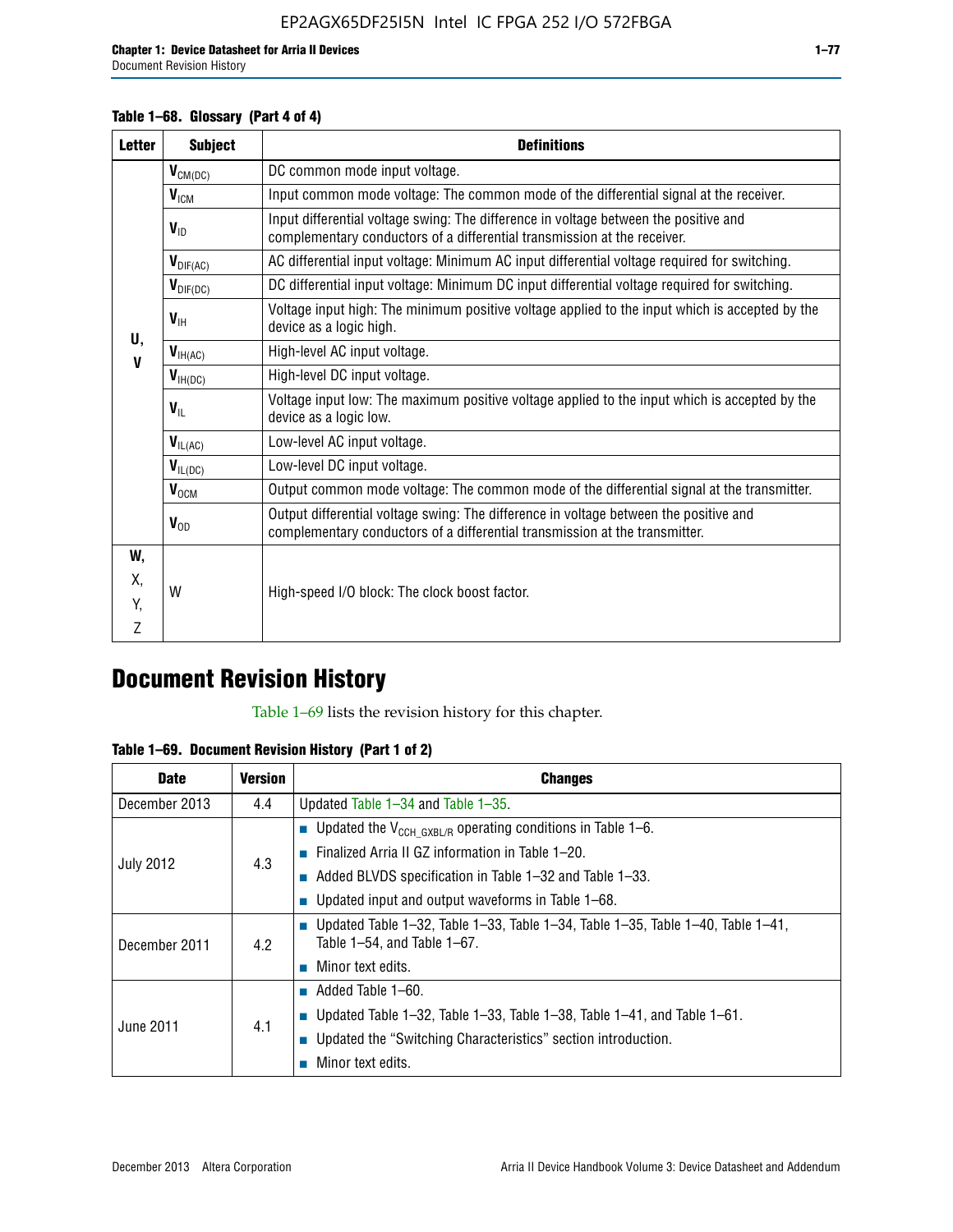**Table 1–68. Glossary (Part 4 of 4)**

| Letter | Subject | Definitions |
|---|---|---|
| U, V | $V_{CM(DC)}$ | DC common mode input voltage. |
| | $V_{ICM}$ | Input common mode voltage: The common mode of the differential signal at the receiver. |
| | $V_{ID}$ | Input differential voltage swing: The difference in voltage between the positive and complementary conductors of a differential transmission at the receiver. |
| | $V_{DIF(AC)}$ | AC differential input voltage: Minimum AC input differential voltage required for switching. |
| | $V_{DIF(DC)}$ | DC differential input voltage: Minimum DC input differential voltage required for switching. |
| | $V_{IH}$ | Voltage input high: The minimum positive voltage applied to the input which is accepted by the device as a logic high. |
| | $V_{IH(AC)}$ | High-level AC input voltage. |
| | $V_{IH(DC)}$ | High-level DC input voltage. |
| | $V_{IL}$ | Voltage input low: The maximum positive voltage applied to the input which is accepted by the device as a logic low. |
| | $V_{IL(AC)}$ | Low-level AC input voltage. |
| | $V_{IL(DC)}$ | Low-level DC input voltage. |
| | $V_{OCM}$ | Output common mode voltage: The common mode of the differential signal at the transmitter. |
| | $V_{OD}$ | Output differential voltage swing: The difference in voltage between the positive and complementary conductors of a differential transmission at the transmitter. |
| W, X, Y, Z | W | High-speed I/O block: The clock boost factor. |

# Document Revision History

Table 1–69 lists the revision history for this chapter.

**Table 1–69. Document Revision History (Part 1 of 2)**

| Date | Version | Changes |
|---|---|---|
| December 2013 | 4.4 | Updated Table 1–34 and Table 1–35. |
| July 2012 | 4.3 | ■ Updated the $V_{CCH\_GXBL/R}$ operating conditions in Table 1–6.<br>■ Finalized Arria II GZ information in Table 1–20.<br>■ Added BLVDS specification in Table 1–32 and Table 1–33.<br>■ Updated input and output waveforms in Table 1–68. |
| December 2011 | 4.2 | ■ Updated Table 1–32, Table 1–33, Table 1–34, Table 1–35, Table 1–40, Table 1–41, Table 1–54, and Table 1–67.<br>■ Minor text edits. |
| June 2011 | 4.1 | ■ Added Table 1–60.<br>■ Updated Table 1–32, Table 1–33, Table 1–38, Table 1–41, and Table 1–61.<br>■ Updated the "Switching Characteristics" section introduction.<br>■ Minor text edits. |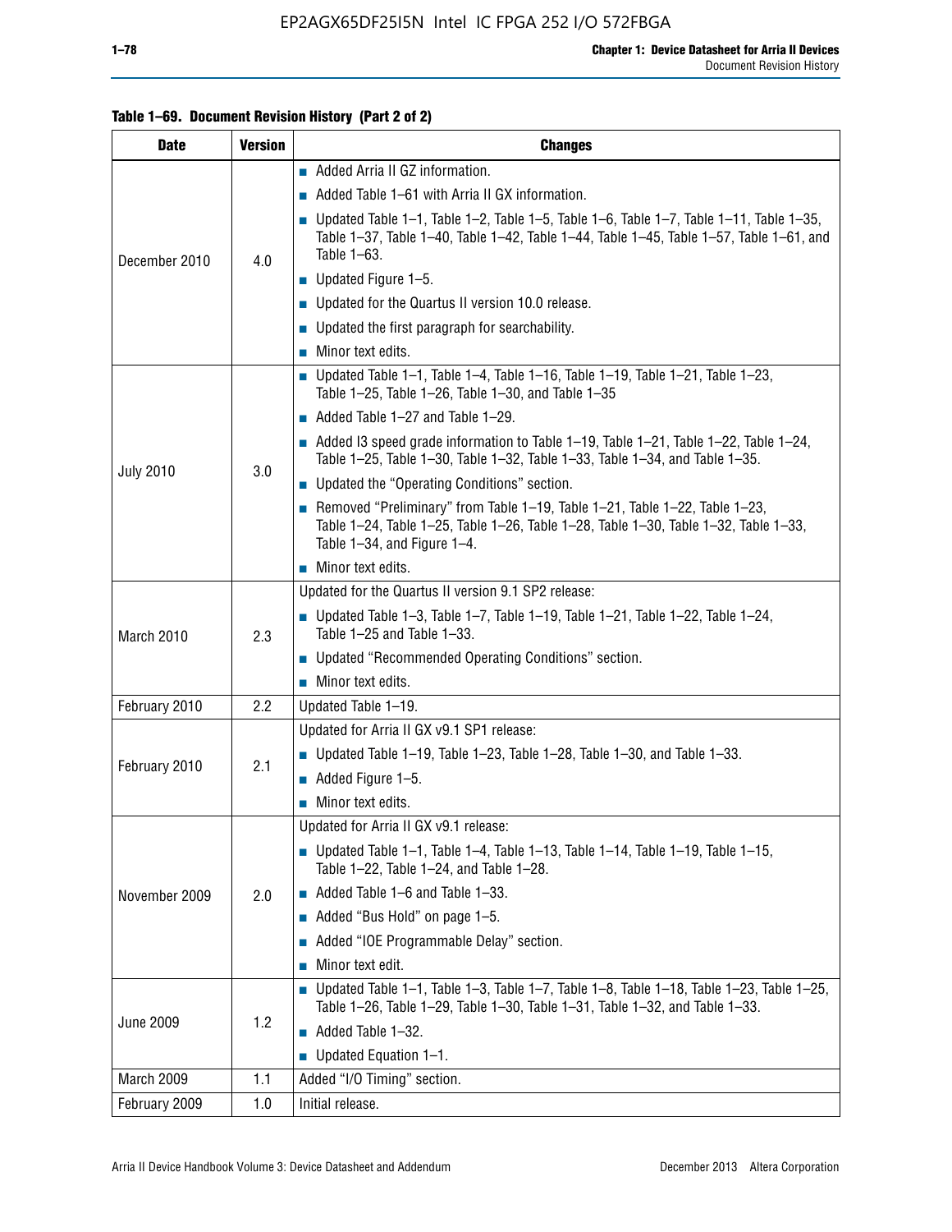**Table 1–69. Document Revision History (Part 2 of 2)**

| Date | Version | Changes |
|---|---|---|
| December 2010 | 4.0 | ■ Added Arria II GZ information.<br>■ Added Table 1–61 with Arria II GX information.<br>■ Updated Table 1–1, Table 1–2, Table 1–5, Table 1–6, Table 1–7, Table 1–11, Table 1–35, Table 1–37, Table 1–40, Table 1–42, Table 1–44, Table 1–45, Table 1–57, Table 1–61, and Table 1–63.<br>■ Updated Figure 1–5.<br>■ Updated for the Quartus II version 10.0 release.<br>■ Updated the first paragraph for searchability.<br>■ Minor text edits. |
| July 2010 | 3.0 | ■ Updated Table 1–1, Table 1–4, Table 1–16, Table 1–19, Table 1–21, Table 1–23, Table 1–25, Table 1–26, Table 1–30, and Table 1–35<br>■ Added Table 1–27 and Table 1–29.<br>■ Added I3 speed grade information to Table 1–19, Table 1–21, Table 1–22, Table 1–24, Table 1–25, Table 1–30, Table 1–32, Table 1–33, Table 1–34, and Table 1–35.<br>■ Updated the “Operating Conditions” section.<br>■ Removed “Preliminary” from Table 1–19, Table 1–21, Table 1–22, Table 1–23, Table 1–24, Table 1–25, Table 1–26, Table 1–28, Table 1–30, Table 1–32, Table 1–33, Table 1–34, and Figure 1–4.<br>■ Minor text edits. |
| March 2010 | 2.3 | Updated for the Quartus II version 9.1 SP2 release:<br>■ Updated Table 1–3, Table 1–7, Table 1–19, Table 1–21, Table 1–22, Table 1–24, Table 1–25 and Table 1–33.<br>■ Updated “Recommended Operating Conditions” section.<br>■ Minor text edits. |
| February 2010 | 2.2 | Updated Table 1–19. |
| February 2010 | 2.1 | Updated for Arria II GX v9.1 SP1 release:<br>■ Updated Table 1–19, Table 1–23, Table 1–28, Table 1–30, and Table 1–33.<br>■ Added Figure 1–5.<br>■ Minor text edits. |
| November 2009 | 2.0 | Updated for Arria II GX v9.1 release:<br>■ Updated Table 1–1, Table 1–4, Table 1–13, Table 1–14, Table 1–19, Table 1–15, Table 1–22, Table 1–24, and Table 1–28.<br>■ Added Table 1–6 and Table 1–33.<br>■ Added “Bus Hold” on page 1–5.<br>■ Added “IOE Programmable Delay” section.<br>■ Minor text edit. |
| June 2009 | 1.2 | ■ Updated Table 1–1, Table 1–3, Table 1–7, Table 1–8, Table 1–18, Table 1–23, Table 1–25, Table 1–26, Table 1–29, Table 1–30, Table 1–31, Table 1–32, and Table 1–33.<br>■ Added Table 1–32.<br>■ Updated Equation 1–1. |
| March 2009 | 1.1 | Added “I/O Timing” section. |
| February 2009 | 1.0 | Initial release. |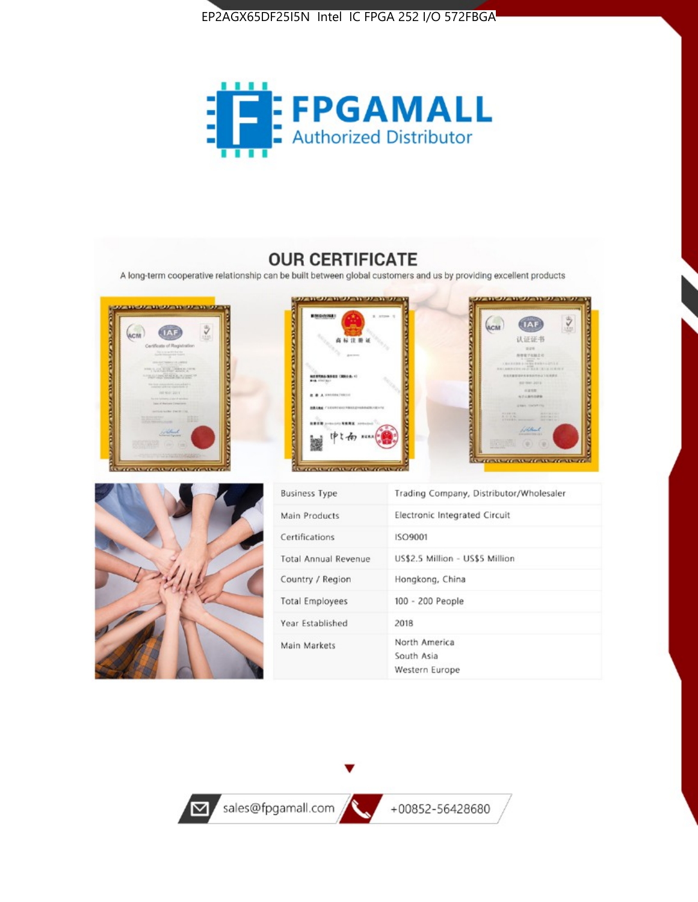# FPGAMALL

Authorized Distributor

## OUR CERTIFICATE

A long-term cooperative relationship can be built between global customers and us by providing excellent products

| | |
|---|---|
| Business Type | Trading Company, Distributor/Wholesaler |
| Main Products | Electronic Integrated Circuit |
| Certifications | ISO9001 |
| Total Annual Revenue | US$2.5 Million - US$5 Million |
| Country / Region | Hongkong, China |
| Total Employees | 100 - 200 People |
| Year Established | 2018 |
| Main Markets | North America<br>South Asia<br>Western Europe |

sales@fpgamall.com

+00852-56428680